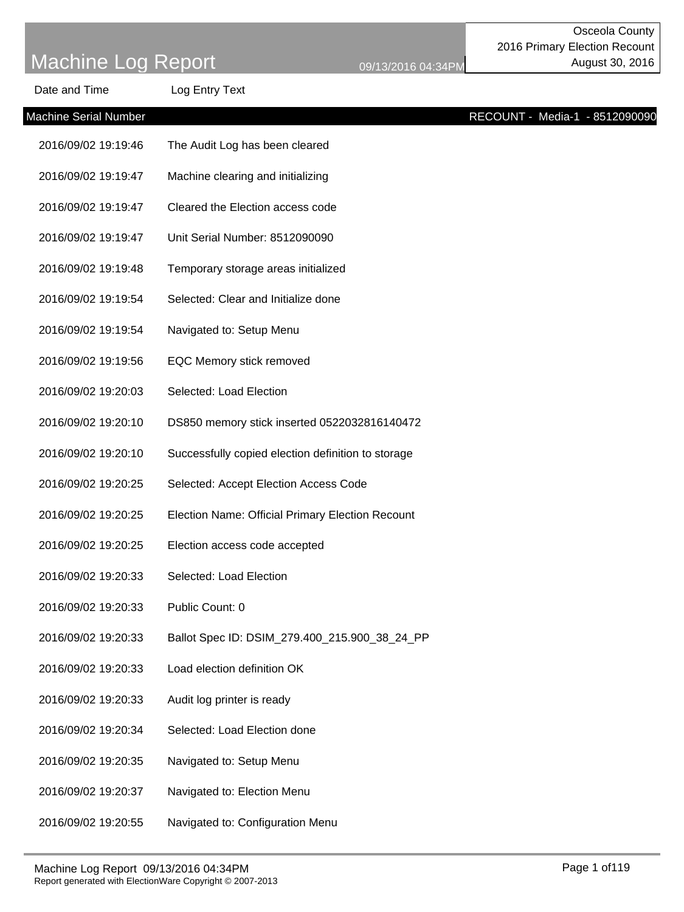# Machine Log Report

09/13/2016 04:34PM

Osceola County
2016 Primary Election Recount
August 30, 2016

| Date and Time | Log Entry Text |
|---|---|
| **Machine Serial Number** | **RECOUNT - Media-1 - 8512090090** |
| 2016/09/02 19:19:46 | The Audit Log has been cleared |
| 2016/09/02 19:19:47 | Machine clearing and initializing |
| 2016/09/02 19:19:47 | Cleared the Election access code |
| 2016/09/02 19:19:47 | Unit Serial Number: 8512090090 |
| 2016/09/02 19:19:48 | Temporary storage areas initialized |
| 2016/09/02 19:19:54 | Selected: Clear and Initialize done |
| 2016/09/02 19:19:54 | Navigated to: Setup Menu |
| 2016/09/02 19:19:56 | EQC Memory stick removed |
| 2016/09/02 19:20:03 | Selected: Load Election |
| 2016/09/02 19:20:10 | DS850 memory stick inserted 0522032816140472 |
| 2016/09/02 19:20:10 | Successfully copied election definition to storage |
| 2016/09/02 19:20:25 | Selected: Accept Election Access Code |
| 2016/09/02 19:20:25 | Election Name: Official Primary Election Recount |
| 2016/09/02 19:20:25 | Election access code accepted |
| 2016/09/02 19:20:33 | Selected: Load Election |
| 2016/09/02 19:20:33 | Public Count: 0 |
| 2016/09/02 19:20:33 | Ballot Spec ID: DSIM_279.400_215.900_38_24_PP |
| 2016/09/02 19:20:33 | Load election definition OK |
| 2016/09/02 19:20:33 | Audit log printer is ready |
| 2016/09/02 19:20:34 | Selected: Load Election done |
| 2016/09/02 19:20:35 | Navigated to: Setup Menu |
| 2016/09/02 19:20:37 | Navigated to: Election Menu |
| 2016/09/02 19:20:55 | Navigated to: Configuration Menu |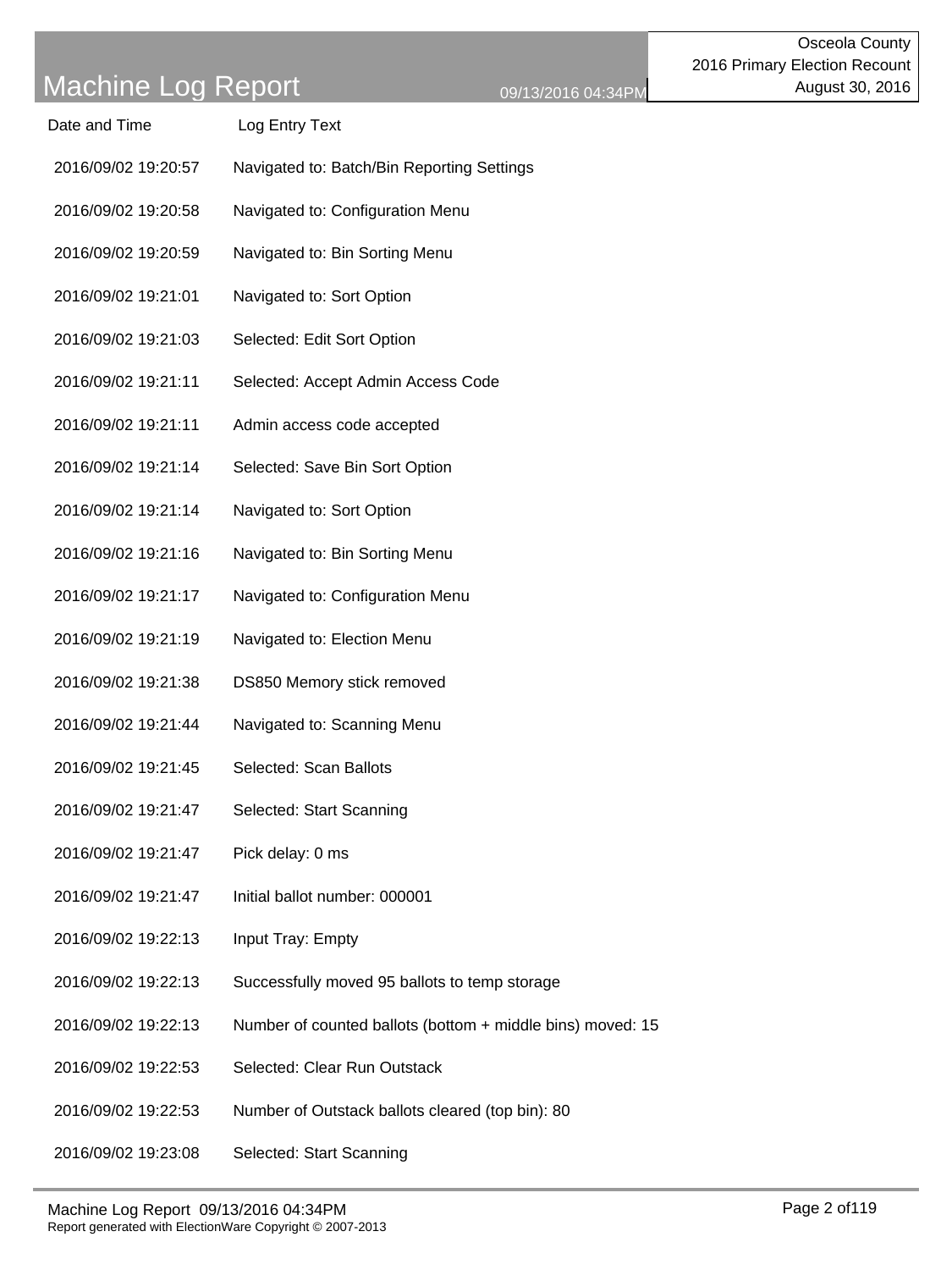| Date and Time | Log Entry Text |
| --- | --- |
| 2016/09/02 19:20:57 | Navigated to: Batch/Bin Reporting Settings |
| 2016/09/02 19:20:58 | Navigated to: Configuration Menu |
| 2016/09/02 19:20:59 | Navigated to: Bin Sorting Menu |
| 2016/09/02 19:21:01 | Navigated to: Sort Option |
| 2016/09/02 19:21:03 | Selected: Edit Sort Option |
| 2016/09/02 19:21:11 | Selected: Accept Admin Access Code |
| 2016/09/02 19:21:11 | Admin access code accepted |
| 2016/09/02 19:21:14 | Selected: Save Bin Sort Option |
| 2016/09/02 19:21:14 | Navigated to: Sort Option |
| 2016/09/02 19:21:16 | Navigated to: Bin Sorting Menu |
| 2016/09/02 19:21:17 | Navigated to: Configuration Menu |
| 2016/09/02 19:21:19 | Navigated to: Election Menu |
| 2016/09/02 19:21:38 | DS850 Memory stick removed |
| 2016/09/02 19:21:44 | Navigated to: Scanning Menu |
| 2016/09/02 19:21:45 | Selected: Scan Ballots |
| 2016/09/02 19:21:47 | Selected: Start Scanning |
| 2016/09/02 19:21:47 | Pick delay: 0 ms |
| 2016/09/02 19:21:47 | Initial ballot number: 000001 |
| 2016/09/02 19:22:13 | Input Tray: Empty |
| 2016/09/02 19:22:13 | Successfully moved 95 ballots to temp storage |
| 2016/09/02 19:22:13 | Number of counted ballots (bottom + middle bins) moved: 15 |
| 2016/09/02 19:22:53 | Selected: Clear Run Outstack |
| 2016/09/02 19:22:53 | Number of Outstack ballots cleared (top bin): 80 |
| 2016/09/02 19:23:08 | Selected: Start Scanning |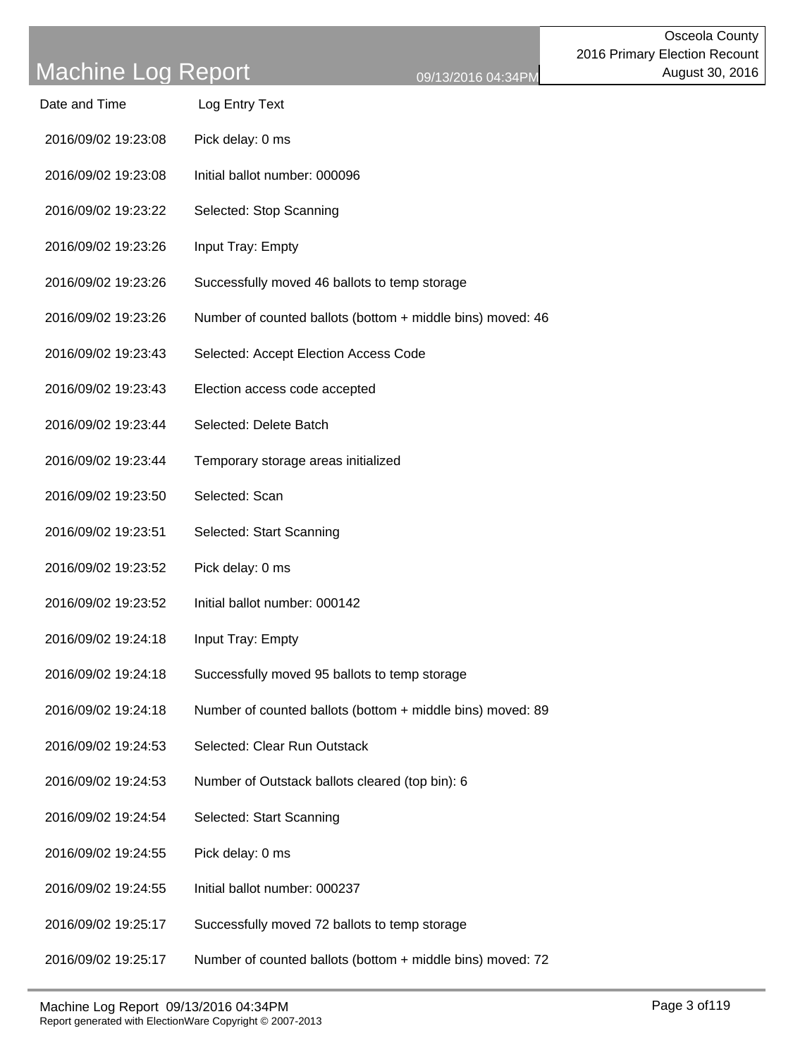| Date and Time | Log Entry Text |
| --- | --- |
| 2016/09/02 19:23:08 | Pick delay: 0 ms |
| 2016/09/02 19:23:08 | Initial ballot number: 000096 |
| 2016/09/02 19:23:22 | Selected: Stop Scanning |
| 2016/09/02 19:23:26 | Input Tray: Empty |
| 2016/09/02 19:23:26 | Successfully moved 46 ballots to temp storage |
| 2016/09/02 19:23:26 | Number of counted ballots (bottom + middle bins) moved: 46 |
| 2016/09/02 19:23:43 | Selected: Accept Election Access Code |
| 2016/09/02 19:23:43 | Election access code accepted |
| 2016/09/02 19:23:44 | Selected: Delete Batch |
| 2016/09/02 19:23:44 | Temporary storage areas initialized |
| 2016/09/02 19:23:50 | Selected: Scan |
| 2016/09/02 19:23:51 | Selected: Start Scanning |
| 2016/09/02 19:23:52 | Pick delay: 0 ms |
| 2016/09/02 19:23:52 | Initial ballot number: 000142 |
| 2016/09/02 19:24:18 | Input Tray: Empty |
| 2016/09/02 19:24:18 | Successfully moved 95 ballots to temp storage |
| 2016/09/02 19:24:18 | Number of counted ballots (bottom + middle bins) moved: 89 |
| 2016/09/02 19:24:53 | Selected: Clear Run Outstack |
| 2016/09/02 19:24:53 | Number of Outstack ballots cleared (top bin): 6 |
| 2016/09/02 19:24:54 | Selected: Start Scanning |
| 2016/09/02 19:24:55 | Pick delay: 0 ms |
| 2016/09/02 19:24:55 | Initial ballot number: 000237 |
| 2016/09/02 19:25:17 | Successfully moved 72 ballots to temp storage |
| 2016/09/02 19:25:17 | Number of counted ballots (bottom + middle bins) moved: 72 |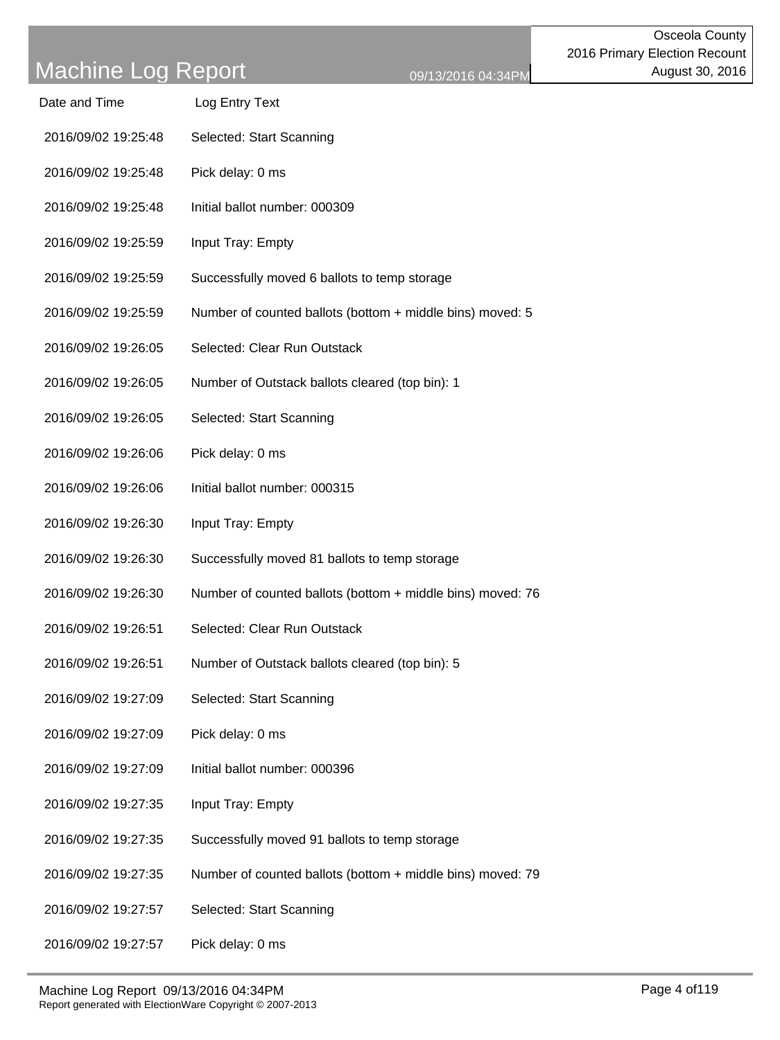| Date and Time | Log Entry Text |
|---|---|
| 2016/09/02 19:25:48 | Selected: Start Scanning |
| 2016/09/02 19:25:48 | Pick delay: 0 ms |
| 2016/09/02 19:25:48 | Initial ballot number: 000309 |
| 2016/09/02 19:25:59 | Input Tray: Empty |
| 2016/09/02 19:25:59 | Successfully moved 6 ballots to temp storage |
| 2016/09/02 19:25:59 | Number of counted ballots (bottom + middle bins) moved: 5 |
| 2016/09/02 19:26:05 | Selected: Clear Run Outstack |
| 2016/09/02 19:26:05 | Number of Outstack ballots cleared (top bin): 1 |
| 2016/09/02 19:26:05 | Selected: Start Scanning |
| 2016/09/02 19:26:06 | Pick delay: 0 ms |
| 2016/09/02 19:26:06 | Initial ballot number: 000315 |
| 2016/09/02 19:26:30 | Input Tray: Empty |
| 2016/09/02 19:26:30 | Successfully moved 81 ballots to temp storage |
| 2016/09/02 19:26:30 | Number of counted ballots (bottom + middle bins) moved: 76 |
| 2016/09/02 19:26:51 | Selected: Clear Run Outstack |
| 2016/09/02 19:26:51 | Number of Outstack ballots cleared (top bin): 5 |
| 2016/09/02 19:27:09 | Selected: Start Scanning |
| 2016/09/02 19:27:09 | Pick delay: 0 ms |
| 2016/09/02 19:27:09 | Initial ballot number: 000396 |
| 2016/09/02 19:27:35 | Input Tray: Empty |
| 2016/09/02 19:27:35 | Successfully moved 91 ballots to temp storage |
| 2016/09/02 19:27:35 | Number of counted ballots (bottom + middle bins) moved: 79 |
| 2016/09/02 19:27:57 | Selected: Start Scanning |
| 2016/09/02 19:27:57 | Pick delay: 0 ms |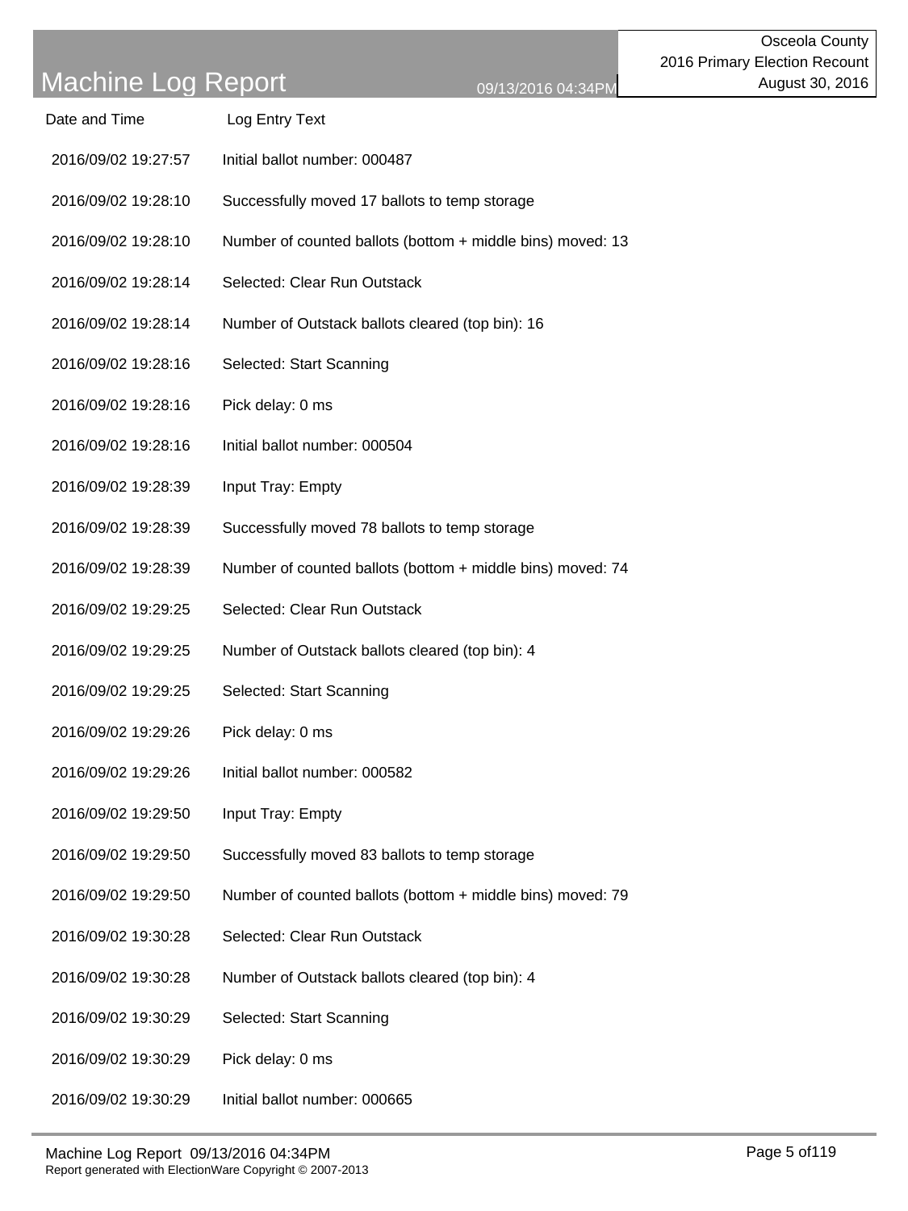# Machine Log Report

09/13/2016 04:34PM

Osceola County
2016 Primary Election Recount
August 30, 2016

| Date and Time | Log Entry Text |
|---|---|
| 2016/09/02 19:27:57 | Initial ballot number: 000487 |
| 2016/09/02 19:28:10 | Successfully moved 17 ballots to temp storage |
| 2016/09/02 19:28:10 | Number of counted ballots (bottom + middle bins) moved: 13 |
| 2016/09/02 19:28:14 | Selected: Clear Run Outstack |
| 2016/09/02 19:28:14 | Number of Outstack ballots cleared (top bin): 16 |
| 2016/09/02 19:28:16 | Selected: Start Scanning |
| 2016/09/02 19:28:16 | Pick delay: 0 ms |
| 2016/09/02 19:28:16 | Initial ballot number: 000504 |
| 2016/09/02 19:28:39 | Input Tray: Empty |
| 2016/09/02 19:28:39 | Successfully moved 78 ballots to temp storage |
| 2016/09/02 19:28:39 | Number of counted ballots (bottom + middle bins) moved: 74 |
| 2016/09/02 19:29:25 | Selected: Clear Run Outstack |
| 2016/09/02 19:29:25 | Number of Outstack ballots cleared (top bin): 4 |
| 2016/09/02 19:29:25 | Selected: Start Scanning |
| 2016/09/02 19:29:26 | Pick delay: 0 ms |
| 2016/09/02 19:29:26 | Initial ballot number: 000582 |
| 2016/09/02 19:29:50 | Input Tray: Empty |
| 2016/09/02 19:29:50 | Successfully moved 83 ballots to temp storage |
| 2016/09/02 19:29:50 | Number of counted ballots (bottom + middle bins) moved: 79 |
| 2016/09/02 19:30:28 | Selected: Clear Run Outstack |
| 2016/09/02 19:30:28 | Number of Outstack ballots cleared (top bin): 4 |
| 2016/09/02 19:30:29 | Selected: Start Scanning |
| 2016/09/02 19:30:29 | Pick delay: 0 ms |
| 2016/09/02 19:30:29 | Initial ballot number: 000665 |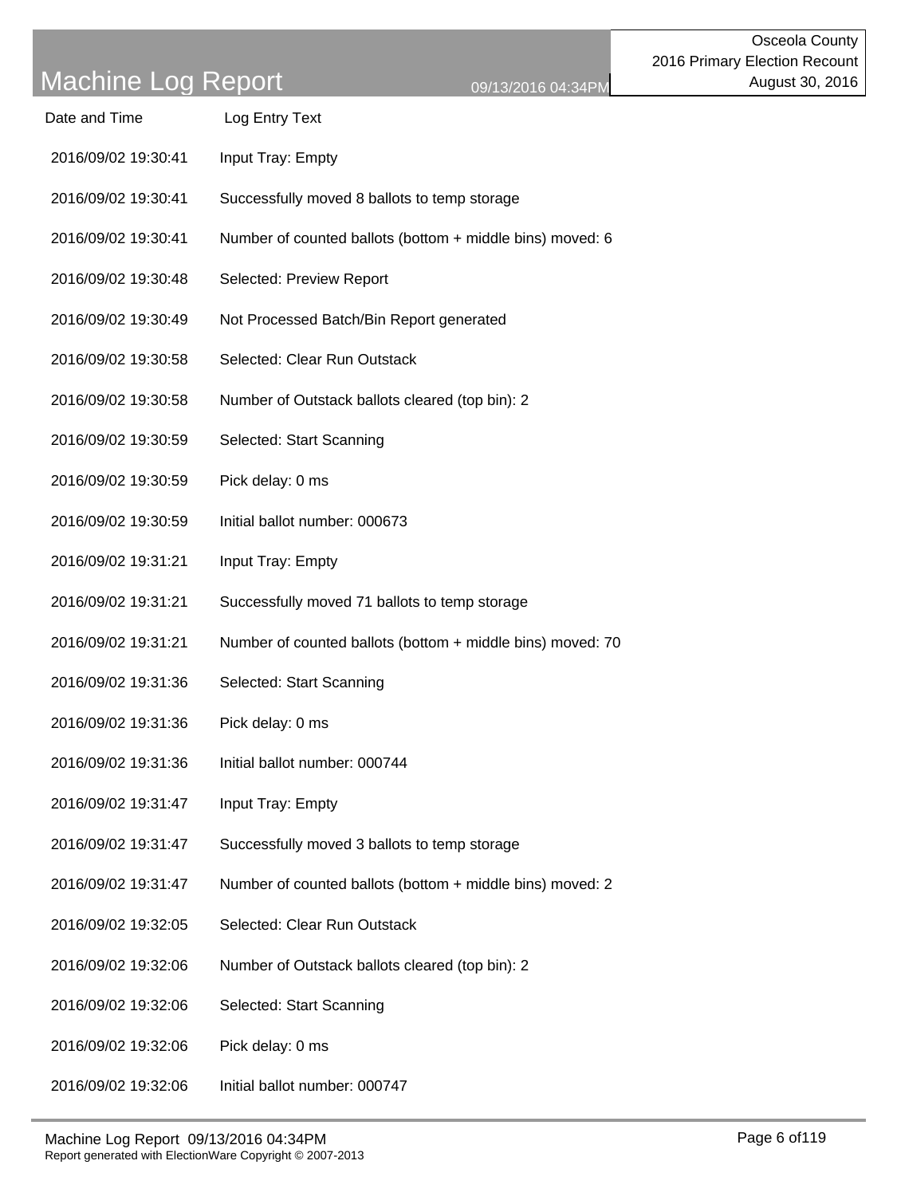# Machine Log Report

Osceola County
2016 Primary Election Recount
August 30, 2016

| Date and Time | Log Entry Text |
| --- | --- |
| 2016/09/02 19:30:41 | Input Tray: Empty |
| 2016/09/02 19:30:41 | Successfully moved 8 ballots to temp storage |
| 2016/09/02 19:30:41 | Number of counted ballots (bottom + middle bins) moved: 6 |
| 2016/09/02 19:30:48 | Selected: Preview Report |
| 2016/09/02 19:30:49 | Not Processed Batch/Bin Report generated |
| 2016/09/02 19:30:58 | Selected: Clear Run Outstack |
| 2016/09/02 19:30:58 | Number of Outstack ballots cleared (top bin): 2 |
| 2016/09/02 19:30:59 | Selected: Start Scanning |
| 2016/09/02 19:30:59 | Pick delay: 0 ms |
| 2016/09/02 19:30:59 | Initial ballot number: 000673 |
| 2016/09/02 19:31:21 | Input Tray: Empty |
| 2016/09/02 19:31:21 | Successfully moved 71 ballots to temp storage |
| 2016/09/02 19:31:21 | Number of counted ballots (bottom + middle bins) moved: 70 |
| 2016/09/02 19:31:36 | Selected: Start Scanning |
| 2016/09/02 19:31:36 | Pick delay: 0 ms |
| 2016/09/02 19:31:36 | Initial ballot number: 000744 |
| 2016/09/02 19:31:47 | Input Tray: Empty |
| 2016/09/02 19:31:47 | Successfully moved 3 ballots to temp storage |
| 2016/09/02 19:31:47 | Number of counted ballots (bottom + middle bins) moved: 2 |
| 2016/09/02 19:32:05 | Selected: Clear Run Outstack |
| 2016/09/02 19:32:06 | Number of Outstack ballots cleared (top bin): 2 |
| 2016/09/02 19:32:06 | Selected: Start Scanning |
| 2016/09/02 19:32:06 | Pick delay: 0 ms |
| 2016/09/02 19:32:06 | Initial ballot number: 000747 |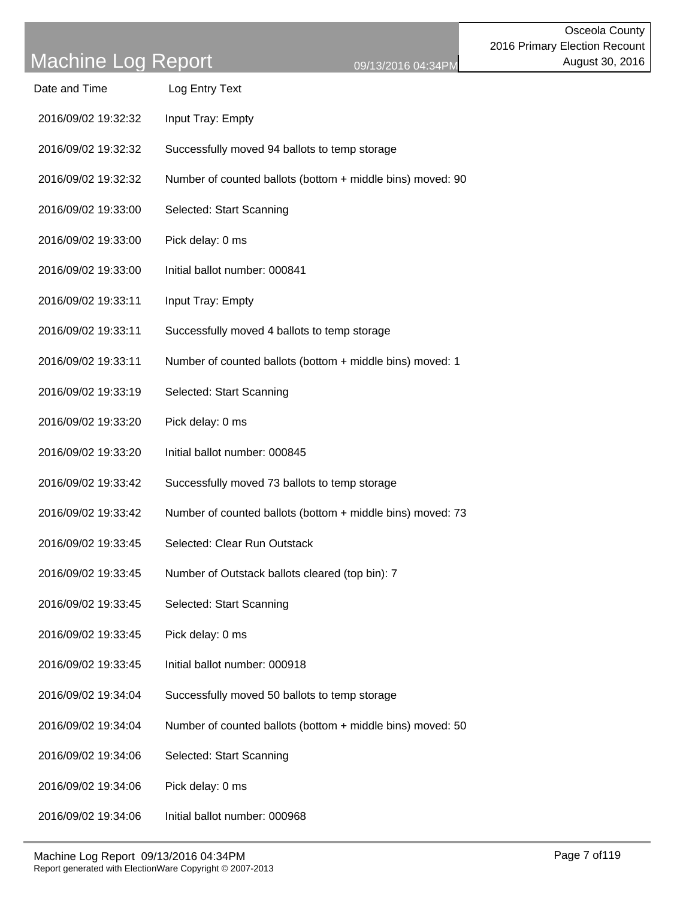| Date and Time | Log Entry Text |
| --- | --- |
| 2016/09/02 19:32:32 | Input Tray: Empty |
| 2016/09/02 19:32:32 | Successfully moved 94 ballots to temp storage |
| 2016/09/02 19:32:32 | Number of counted ballots (bottom + middle bins) moved: 90 |
| 2016/09/02 19:33:00 | Selected: Start Scanning |
| 2016/09/02 19:33:00 | Pick delay: 0 ms |
| 2016/09/02 19:33:00 | Initial ballot number: 000841 |
| 2016/09/02 19:33:11 | Input Tray: Empty |
| 2016/09/02 19:33:11 | Successfully moved 4 ballots to temp storage |
| 2016/09/02 19:33:11 | Number of counted ballots (bottom + middle bins) moved: 1 |
| 2016/09/02 19:33:19 | Selected: Start Scanning |
| 2016/09/02 19:33:20 | Pick delay: 0 ms |
| 2016/09/02 19:33:20 | Initial ballot number: 000845 |
| 2016/09/02 19:33:42 | Successfully moved 73 ballots to temp storage |
| 2016/09/02 19:33:42 | Number of counted ballots (bottom + middle bins) moved: 73 |
| 2016/09/02 19:33:45 | Selected: Clear Run Outstack |
| 2016/09/02 19:33:45 | Number of Outstack ballots cleared (top bin): 7 |
| 2016/09/02 19:33:45 | Selected: Start Scanning |
| 2016/09/02 19:33:45 | Pick delay: 0 ms |
| 2016/09/02 19:33:45 | Initial ballot number: 000918 |
| 2016/09/02 19:34:04 | Successfully moved 50 ballots to temp storage |
| 2016/09/02 19:34:04 | Number of counted ballots (bottom + middle bins) moved: 50 |
| 2016/09/02 19:34:06 | Selected: Start Scanning |
| 2016/09/02 19:34:06 | Pick delay: 0 ms |
| 2016/09/02 19:34:06 | Initial ballot number: 000968 |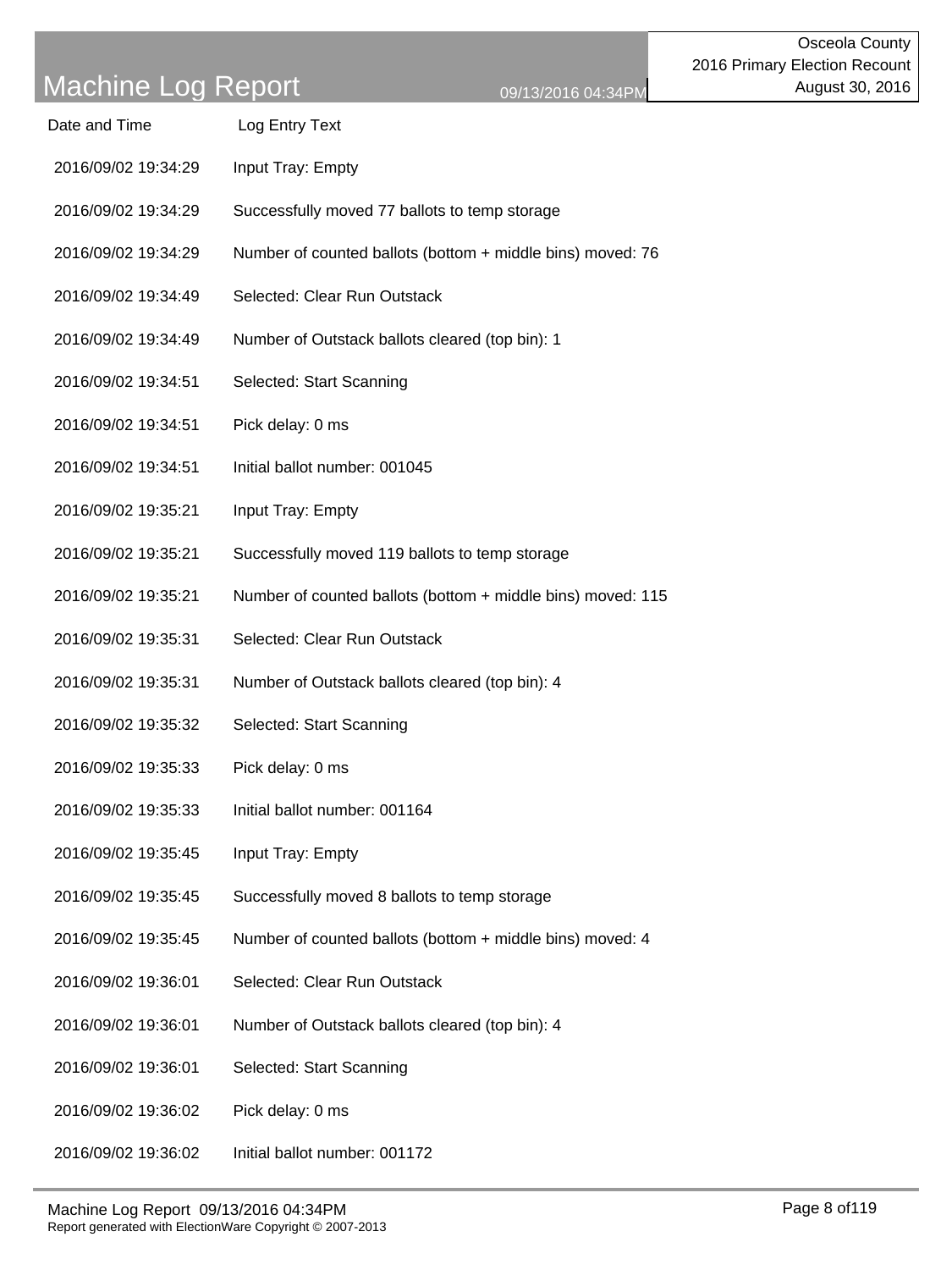# Machine Log Report

Osceola County
2016 Primary Election Recount
August 30, 2016

09/13/2016 04:34PM

| Date and Time | Log Entry Text |
|---|---|
| 2016/09/02 19:34:29 | Input Tray: Empty |
| 2016/09/02 19:34:29 | Successfully moved 77 ballots to temp storage |
| 2016/09/02 19:34:29 | Number of counted ballots (bottom + middle bins) moved: 76 |
| 2016/09/02 19:34:49 | Selected: Clear Run Outstack |
| 2016/09/02 19:34:49 | Number of Outstack ballots cleared (top bin): 1 |
| 2016/09/02 19:34:51 | Selected: Start Scanning |
| 2016/09/02 19:34:51 | Pick delay: 0 ms |
| 2016/09/02 19:34:51 | Initial ballot number: 001045 |
| 2016/09/02 19:35:21 | Input Tray: Empty |
| 2016/09/02 19:35:21 | Successfully moved 119 ballots to temp storage |
| 2016/09/02 19:35:21 | Number of counted ballots (bottom + middle bins) moved: 115 |
| 2016/09/02 19:35:31 | Selected: Clear Run Outstack |
| 2016/09/02 19:35:31 | Number of Outstack ballots cleared (top bin): 4 |
| 2016/09/02 19:35:32 | Selected: Start Scanning |
| 2016/09/02 19:35:33 | Pick delay: 0 ms |
| 2016/09/02 19:35:33 | Initial ballot number: 001164 |
| 2016/09/02 19:35:45 | Input Tray: Empty |
| 2016/09/02 19:35:45 | Successfully moved 8 ballots to temp storage |
| 2016/09/02 19:35:45 | Number of counted ballots (bottom + middle bins) moved: 4 |
| 2016/09/02 19:36:01 | Selected: Clear Run Outstack |
| 2016/09/02 19:36:01 | Number of Outstack ballots cleared (top bin): 4 |
| 2016/09/02 19:36:01 | Selected: Start Scanning |
| 2016/09/02 19:36:02 | Pick delay: 0 ms |
| 2016/09/02 19:36:02 | Initial ballot number: 001172 |

Report generated with ElectionWare Copyright © 2007-2013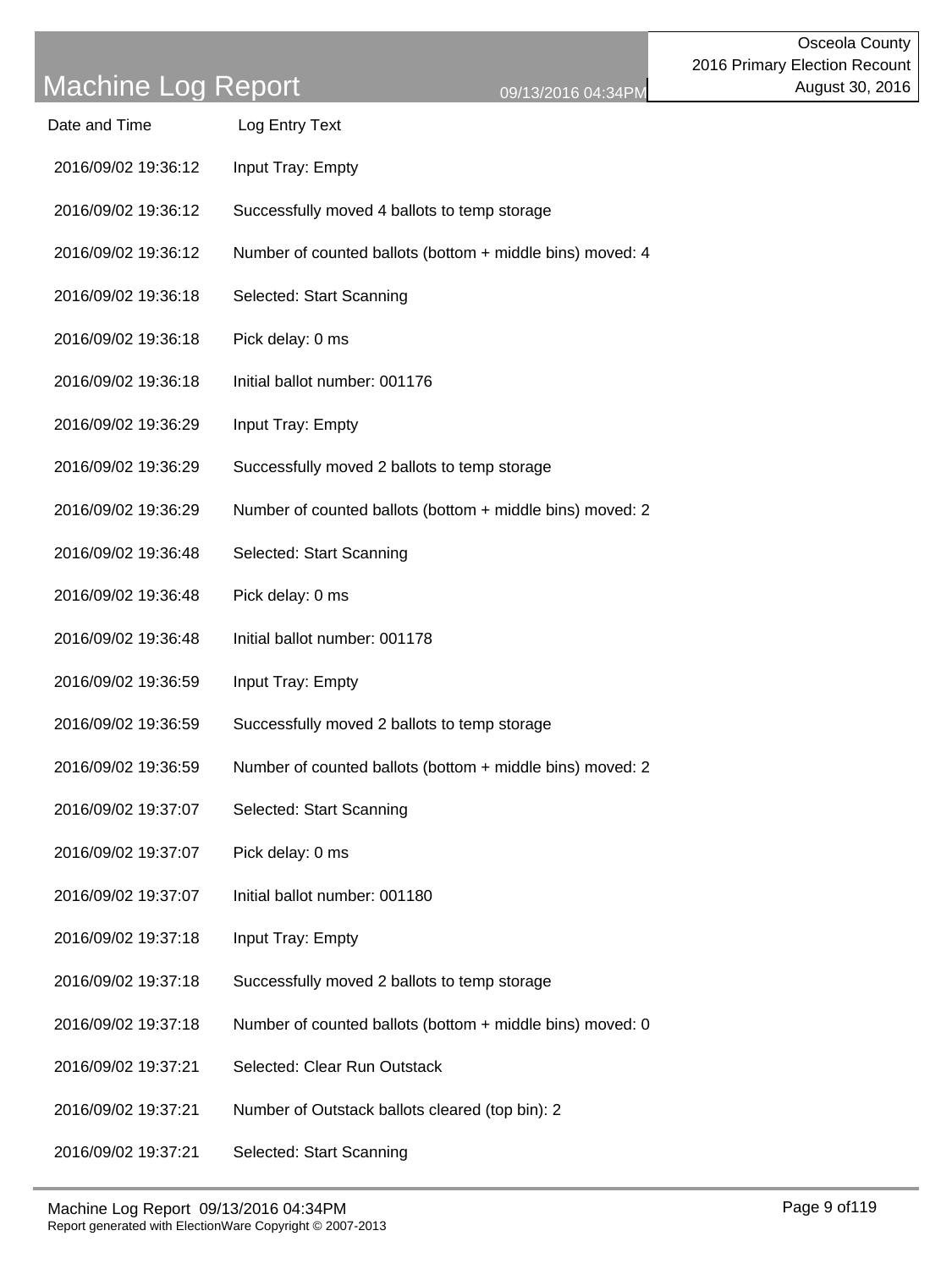# Machine Log Report

Osceola County
2016 Primary Election Recount
August 30, 2016

09/13/2016 04:34PM

| Date and Time | Log Entry Text |
|---|---|
| 2016/09/02 19:36:12 | Input Tray: Empty |
| 2016/09/02 19:36:12 | Successfully moved 4 ballots to temp storage |
| 2016/09/02 19:36:12 | Number of counted ballots (bottom + middle bins) moved: 4 |
| 2016/09/02 19:36:18 | Selected: Start Scanning |
| 2016/09/02 19:36:18 | Pick delay: 0 ms |
| 2016/09/02 19:36:18 | Initial ballot number: 001176 |
| 2016/09/02 19:36:29 | Input Tray: Empty |
| 2016/09/02 19:36:29 | Successfully moved 2 ballots to temp storage |
| 2016/09/02 19:36:29 | Number of counted ballots (bottom + middle bins) moved: 2 |
| 2016/09/02 19:36:48 | Selected: Start Scanning |
| 2016/09/02 19:36:48 | Pick delay: 0 ms |
| 2016/09/02 19:36:48 | Initial ballot number: 001178 |
| 2016/09/02 19:36:59 | Input Tray: Empty |
| 2016/09/02 19:36:59 | Successfully moved 2 ballots to temp storage |
| 2016/09/02 19:36:59 | Number of counted ballots (bottom + middle bins) moved: 2 |
| 2016/09/02 19:37:07 | Selected: Start Scanning |
| 2016/09/02 19:37:07 | Pick delay: 0 ms |
| 2016/09/02 19:37:07 | Initial ballot number: 001180 |
| 2016/09/02 19:37:18 | Input Tray: Empty |
| 2016/09/02 19:37:18 | Successfully moved 2 ballots to temp storage |
| 2016/09/02 19:37:18 | Number of counted ballots (bottom + middle bins) moved: 0 |
| 2016/09/02 19:37:21 | Selected: Clear Run Outstack |
| 2016/09/02 19:37:21 | Number of Outstack ballots cleared (top bin): 2 |
| 2016/09/02 19:37:21 | Selected: Start Scanning |

Machine Log Report 09/13/2016 04:34PM
Report generated with ElectionWare Copyright © 2007-2013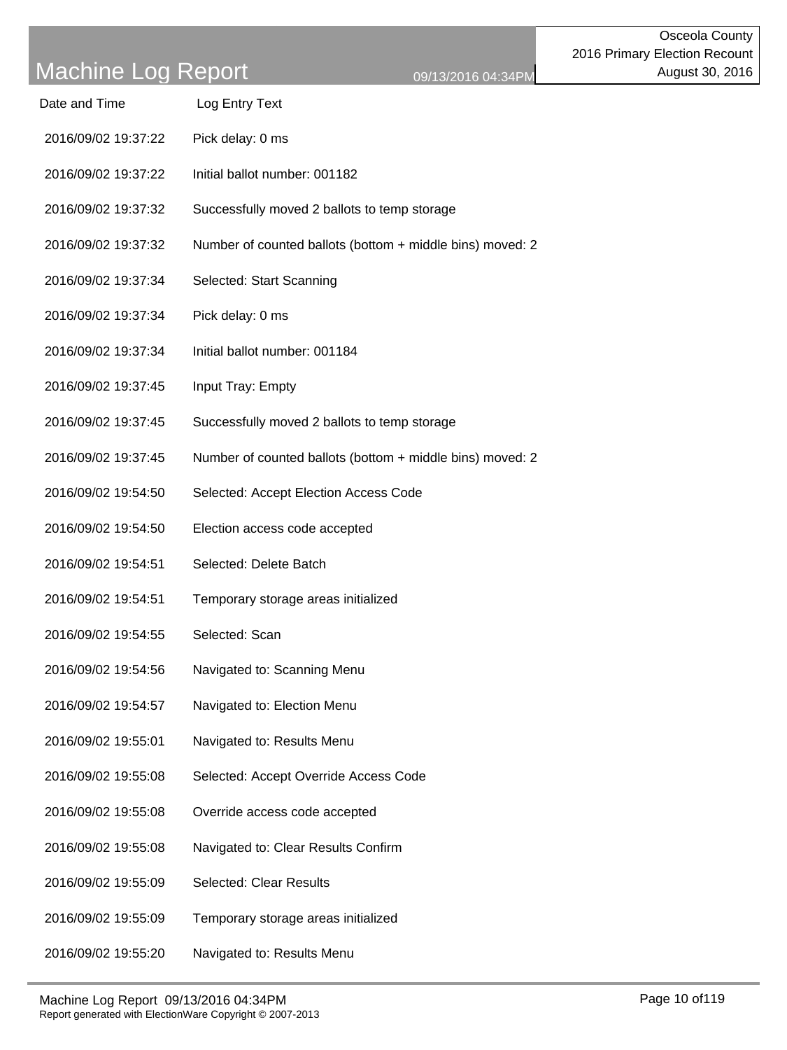# Machine Log Report

Osceola County
2016 Primary Election Recount
August 30, 2016

09/13/2016 04:34PM

| Date and Time | Log Entry Text |
| --- | --- |
| 2016/09/02 19:37:22 | Pick delay: 0 ms |
| 2016/09/02 19:37:22 | Initial ballot number: 001182 |
| 2016/09/02 19:37:32 | Successfully moved 2 ballots to temp storage |
| 2016/09/02 19:37:32 | Number of counted ballots (bottom + middle bins) moved: 2 |
| 2016/09/02 19:37:34 | Selected: Start Scanning |
| 2016/09/02 19:37:34 | Pick delay: 0 ms |
| 2016/09/02 19:37:34 | Initial ballot number: 001184 |
| 2016/09/02 19:37:45 | Input Tray: Empty |
| 2016/09/02 19:37:45 | Successfully moved 2 ballots to temp storage |
| 2016/09/02 19:37:45 | Number of counted ballots (bottom + middle bins) moved: 2 |
| 2016/09/02 19:54:50 | Selected: Accept Election Access Code |
| 2016/09/02 19:54:50 | Election access code accepted |
| 2016/09/02 19:54:51 | Selected: Delete Batch |
| 2016/09/02 19:54:51 | Temporary storage areas initialized |
| 2016/09/02 19:54:55 | Selected: Scan |
| 2016/09/02 19:54:56 | Navigated to: Scanning Menu |
| 2016/09/02 19:54:57 | Navigated to: Election Menu |
| 2016/09/02 19:55:01 | Navigated to: Results Menu |
| 2016/09/02 19:55:08 | Selected: Accept Override Access Code |
| 2016/09/02 19:55:08 | Override access code accepted |
| 2016/09/02 19:55:08 | Navigated to: Clear Results Confirm |
| 2016/09/02 19:55:09 | Selected: Clear Results |
| 2016/09/02 19:55:09 | Temporary storage areas initialized |
| 2016/09/02 19:55:20 | Navigated to: Results Menu |

Report generated with ElectionWare Copyright © 2007-2013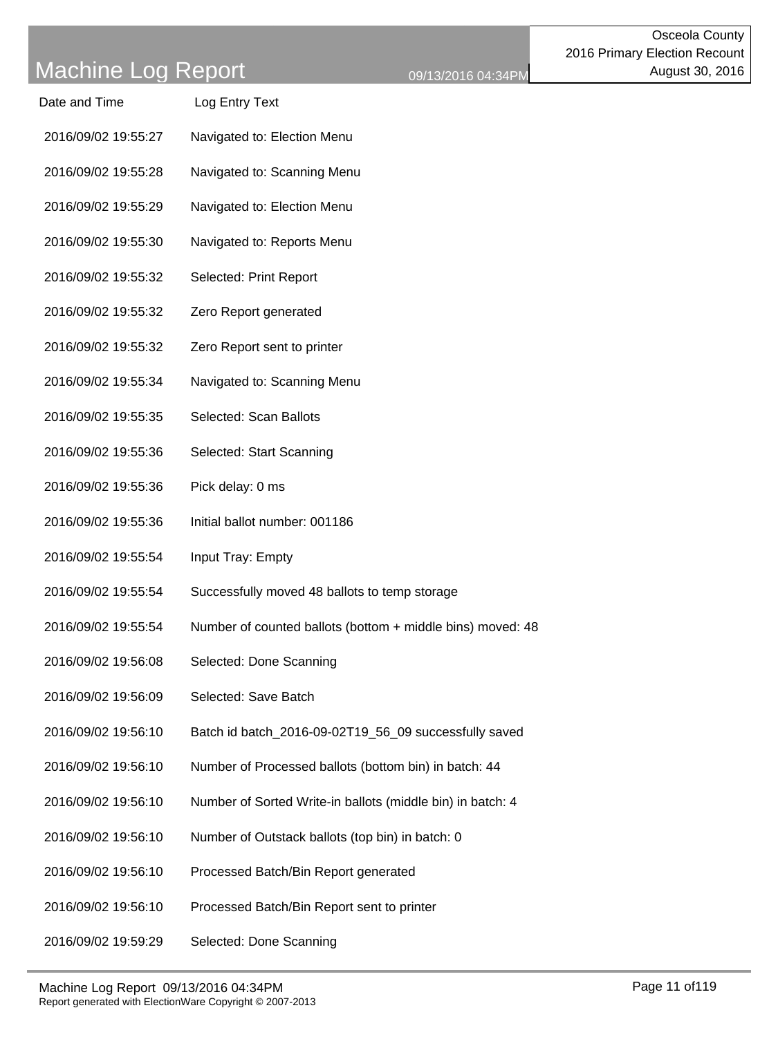# Machine Log Report

09/13/2016 04:34PM

Osceola County
2016 Primary Election Recount
August 30, 2016

| Date and Time | Log Entry Text |
|---|---|
| 2016/09/02 19:55:27 | Navigated to: Election Menu |
| 2016/09/02 19:55:28 | Navigated to: Scanning Menu |
| 2016/09/02 19:55:29 | Navigated to: Election Menu |
| 2016/09/02 19:55:30 | Navigated to: Reports Menu |
| 2016/09/02 19:55:32 | Selected: Print Report |
| 2016/09/02 19:55:32 | Zero Report generated |
| 2016/09/02 19:55:32 | Zero Report sent to printer |
| 2016/09/02 19:55:34 | Navigated to: Scanning Menu |
| 2016/09/02 19:55:35 | Selected: Scan Ballots |
| 2016/09/02 19:55:36 | Selected: Start Scanning |
| 2016/09/02 19:55:36 | Pick delay: 0 ms |
| 2016/09/02 19:55:36 | Initial ballot number: 001186 |
| 2016/09/02 19:55:54 | Input Tray: Empty |
| 2016/09/02 19:55:54 | Successfully moved 48 ballots to temp storage |
| 2016/09/02 19:55:54 | Number of counted ballots (bottom + middle bins) moved: 48 |
| 2016/09/02 19:56:08 | Selected: Done Scanning |
| 2016/09/02 19:56:09 | Selected: Save Batch |
| 2016/09/02 19:56:10 | Batch id batch_2016-09-02T19_56_09 successfully saved |
| 2016/09/02 19:56:10 | Number of Processed ballots (bottom bin) in batch: 44 |
| 2016/09/02 19:56:10 | Number of Sorted Write-in ballots (middle bin) in batch: 4 |
| 2016/09/02 19:56:10 | Number of Outstack ballots (top bin) in batch: 0 |
| 2016/09/02 19:56:10 | Processed Batch/Bin Report generated |
| 2016/09/02 19:56:10 | Processed Batch/Bin Report sent to printer |
| 2016/09/02 19:59:29 | Selected: Done Scanning |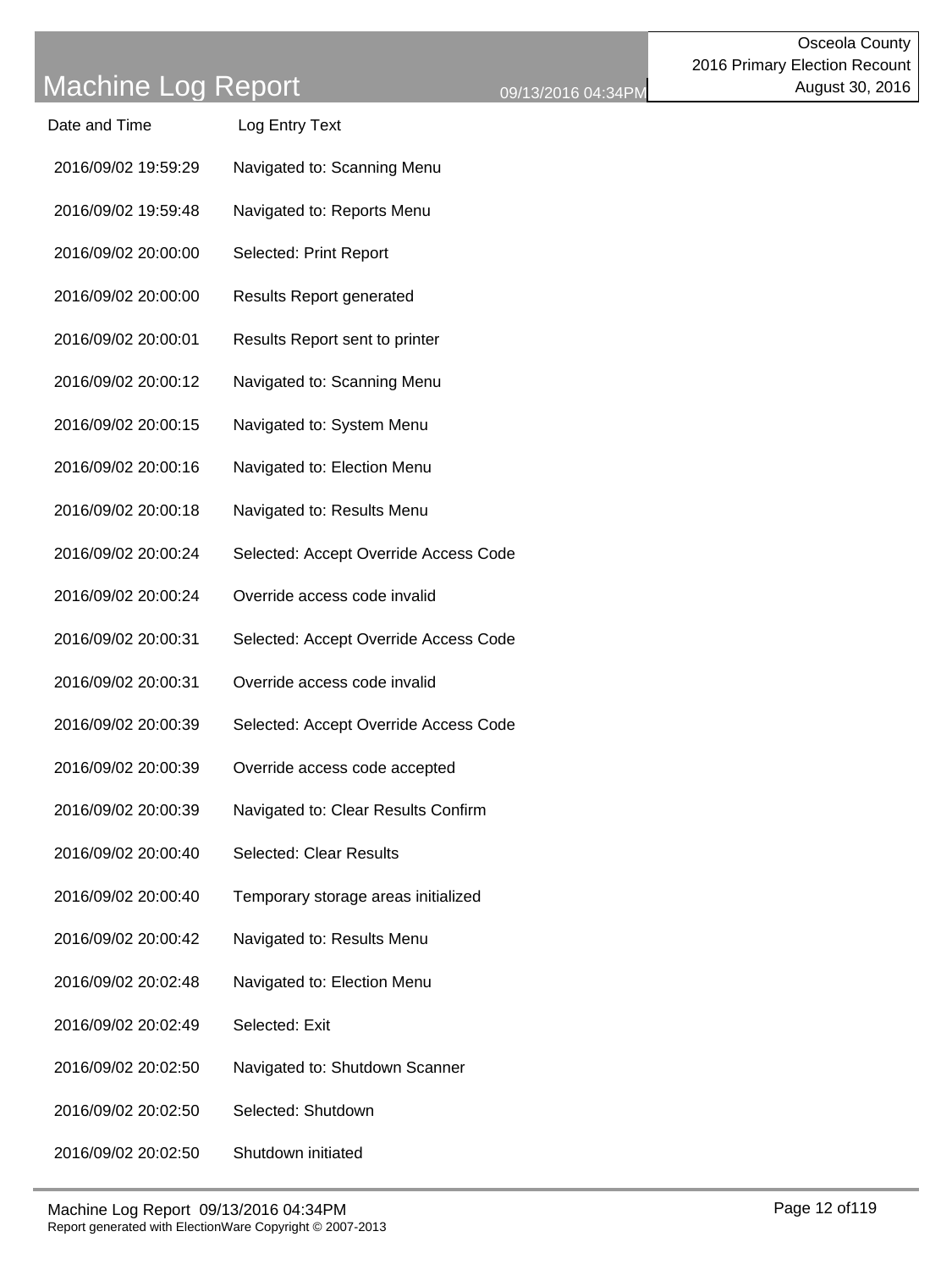# Machine Log Report

Osceola County
2016 Primary Election Recount
August 30, 2016

| Date and Time | Log Entry Text |
|---|---|
| 2016/09/02 19:59:29 | Navigated to: Scanning Menu |
| 2016/09/02 19:59:48 | Navigated to: Reports Menu |
| 2016/09/02 20:00:00 | Selected: Print Report |
| 2016/09/02 20:00:00 | Results Report generated |
| 2016/09/02 20:00:01 | Results Report sent to printer |
| 2016/09/02 20:00:12 | Navigated to: Scanning Menu |
| 2016/09/02 20:00:15 | Navigated to: System Menu |
| 2016/09/02 20:00:16 | Navigated to: Election Menu |
| 2016/09/02 20:00:18 | Navigated to: Results Menu |
| 2016/09/02 20:00:24 | Selected: Accept Override Access Code |
| 2016/09/02 20:00:24 | Override access code invalid |
| 2016/09/02 20:00:31 | Selected: Accept Override Access Code |
| 2016/09/02 20:00:31 | Override access code invalid |
| 2016/09/02 20:00:39 | Selected: Accept Override Access Code |
| 2016/09/02 20:00:39 | Override access code accepted |
| 2016/09/02 20:00:39 | Navigated to: Clear Results Confirm |
| 2016/09/02 20:00:40 | Selected: Clear Results |
| 2016/09/02 20:00:40 | Temporary storage areas initialized |
| 2016/09/02 20:00:42 | Navigated to: Results Menu |
| 2016/09/02 20:02:48 | Navigated to: Election Menu |
| 2016/09/02 20:02:49 | Selected: Exit |
| 2016/09/02 20:02:50 | Navigated to: Shutdown Scanner |
| 2016/09/02 20:02:50 | Selected: Shutdown |
| 2016/09/02 20:02:50 | Shutdown initiated |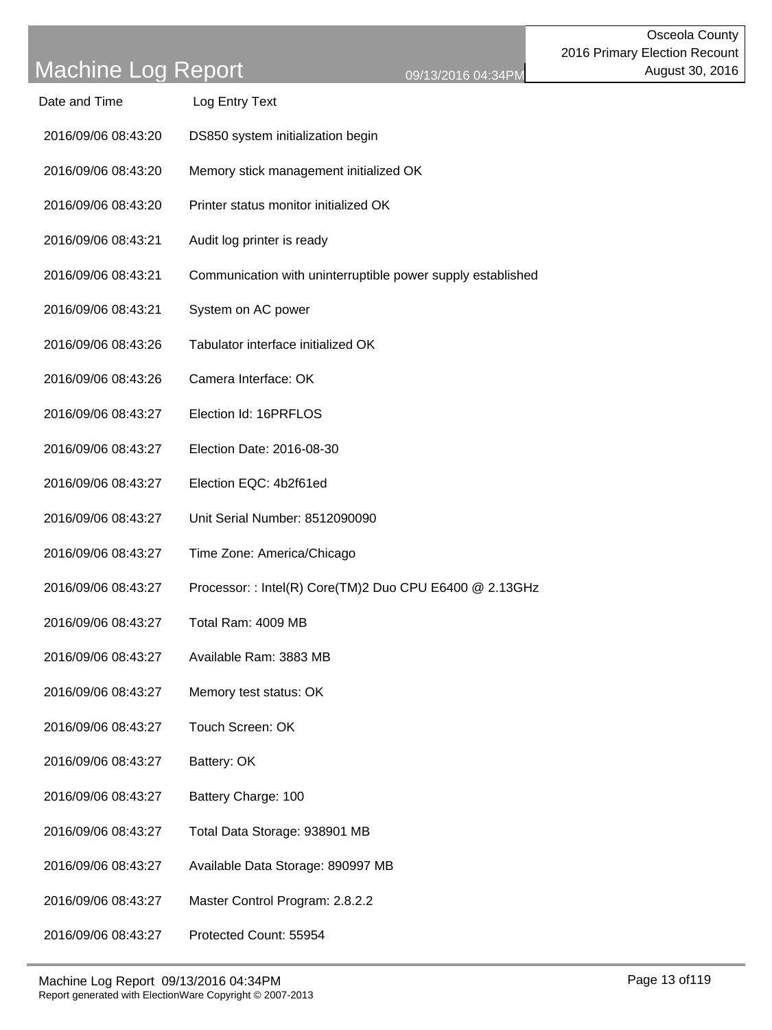| Date and Time | Log Entry Text |
| --- | --- |
| 2016/09/06 08:43:20 | DS850 system initialization begin |
| 2016/09/06 08:43:20 | Memory stick management initialized OK |
| 2016/09/06 08:43:20 | Printer status monitor initialized OK |
| 2016/09/06 08:43:21 | Audit log printer is ready |
| 2016/09/06 08:43:21 | Communication with uninterruptible power supply established |
| 2016/09/06 08:43:21 | System on AC power |
| 2016/09/06 08:43:26 | Tabulator interface initialized OK |
| 2016/09/06 08:43:26 | Camera Interface: OK |
| 2016/09/06 08:43:27 | Election Id: 16PRFLOS |
| 2016/09/06 08:43:27 | Election Date: 2016-08-30 |
| 2016/09/06 08:43:27 | Election EQC: 4b2f61ed |
| 2016/09/06 08:43:27 | Unit Serial Number: 8512090090 |
| 2016/09/06 08:43:27 | Time Zone: America/Chicago |
| 2016/09/06 08:43:27 | Processor: : Intel(R) Core(TM)2 Duo CPU E6400 @ 2.13GHz |
| 2016/09/06 08:43:27 | Total Ram: 4009 MB |
| 2016/09/06 08:43:27 | Available Ram: 3883 MB |
| 2016/09/06 08:43:27 | Memory test status: OK |
| 2016/09/06 08:43:27 | Touch Screen: OK |
| 2016/09/06 08:43:27 | Battery: OK |
| 2016/09/06 08:43:27 | Battery Charge: 100 |
| 2016/09/06 08:43:27 | Total Data Storage: 938901 MB |
| 2016/09/06 08:43:27 | Available Data Storage: 890997 MB |
| 2016/09/06 08:43:27 | Master Control Program: 2.8.2.2 |
| 2016/09/06 08:43:27 | Protected Count: 55954 |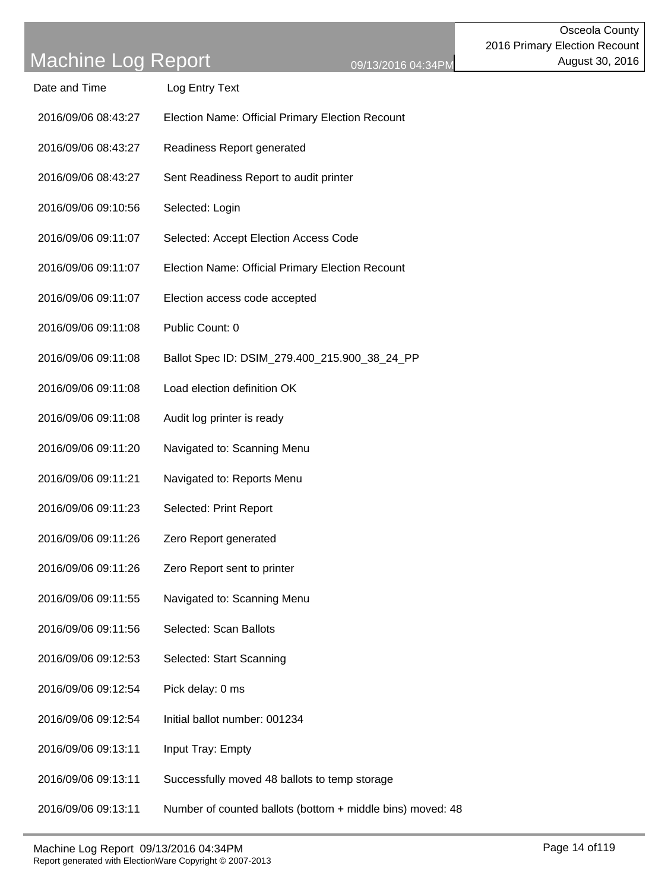# Machine Log Report

09/13/2016 04:34PM

Osceola County
2016 Primary Election Recount
August 30, 2016

| Date and Time | Log Entry Text |
|---|---|
| 2016/09/06 08:43:27 | Election Name: Official Primary Election Recount |
| 2016/09/06 08:43:27 | Readiness Report generated |
| 2016/09/06 08:43:27 | Sent Readiness Report to audit printer |
| 2016/09/06 09:10:56 | Selected: Login |
| 2016/09/06 09:11:07 | Selected: Accept Election Access Code |
| 2016/09/06 09:11:07 | Election Name: Official Primary Election Recount |
| 2016/09/06 09:11:07 | Election access code accepted |
| 2016/09/06 09:11:08 | Public Count: 0 |
| 2016/09/06 09:11:08 | Ballot Spec ID: DSIM_279.400_215.900_38_24_PP |
| 2016/09/06 09:11:08 | Load election definition OK |
| 2016/09/06 09:11:08 | Audit log printer is ready |
| 2016/09/06 09:11:20 | Navigated to: Scanning Menu |
| 2016/09/06 09:11:21 | Navigated to: Reports Menu |
| 2016/09/06 09:11:23 | Selected: Print Report |
| 2016/09/06 09:11:26 | Zero Report generated |
| 2016/09/06 09:11:26 | Zero Report sent to printer |
| 2016/09/06 09:11:55 | Navigated to: Scanning Menu |
| 2016/09/06 09:11:56 | Selected: Scan Ballots |
| 2016/09/06 09:12:53 | Selected: Start Scanning |
| 2016/09/06 09:12:54 | Pick delay: 0 ms |
| 2016/09/06 09:12:54 | Initial ballot number: 001234 |
| 2016/09/06 09:13:11 | Input Tray: Empty |
| 2016/09/06 09:13:11 | Successfully moved 48 ballots to temp storage |
| 2016/09/06 09:13:11 | Number of counted ballots (bottom + middle bins) moved: 48 |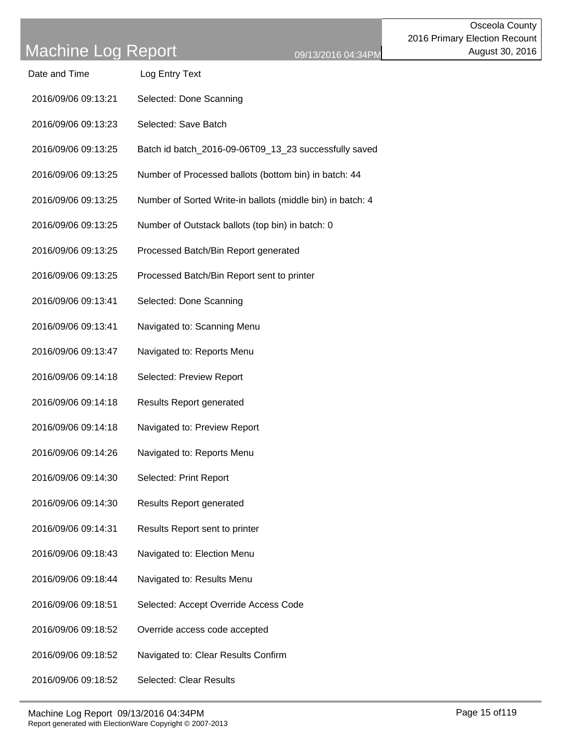| Date and Time | Log Entry Text |
|---|---|
| 2016/09/06 09:13:21 | Selected: Done Scanning |
| 2016/09/06 09:13:23 | Selected: Save Batch |
| 2016/09/06 09:13:25 | Batch id batch_2016-09-06T09_13_23 successfully saved |
| 2016/09/06 09:13:25 | Number of Processed ballots (bottom bin) in batch: 44 |
| 2016/09/06 09:13:25 | Number of Sorted Write-in ballots (middle bin) in batch: 4 |
| 2016/09/06 09:13:25 | Number of Outstack ballots (top bin) in batch: 0 |
| 2016/09/06 09:13:25 | Processed Batch/Bin Report generated |
| 2016/09/06 09:13:25 | Processed Batch/Bin Report sent to printer |
| 2016/09/06 09:13:41 | Selected: Done Scanning |
| 2016/09/06 09:13:41 | Navigated to: Scanning Menu |
| 2016/09/06 09:13:47 | Navigated to: Reports Menu |
| 2016/09/06 09:14:18 | Selected: Preview Report |
| 2016/09/06 09:14:18 | Results Report generated |
| 2016/09/06 09:14:18 | Navigated to: Preview Report |
| 2016/09/06 09:14:26 | Navigated to: Reports Menu |
| 2016/09/06 09:14:30 | Selected: Print Report |
| 2016/09/06 09:14:30 | Results Report generated |
| 2016/09/06 09:14:31 | Results Report sent to printer |
| 2016/09/06 09:18:43 | Navigated to: Election Menu |
| 2016/09/06 09:18:44 | Navigated to: Results Menu |
| 2016/09/06 09:18:51 | Selected: Accept Override Access Code |
| 2016/09/06 09:18:52 | Override access code accepted |
| 2016/09/06 09:18:52 | Navigated to: Clear Results Confirm |
| 2016/09/06 09:18:52 | Selected: Clear Results |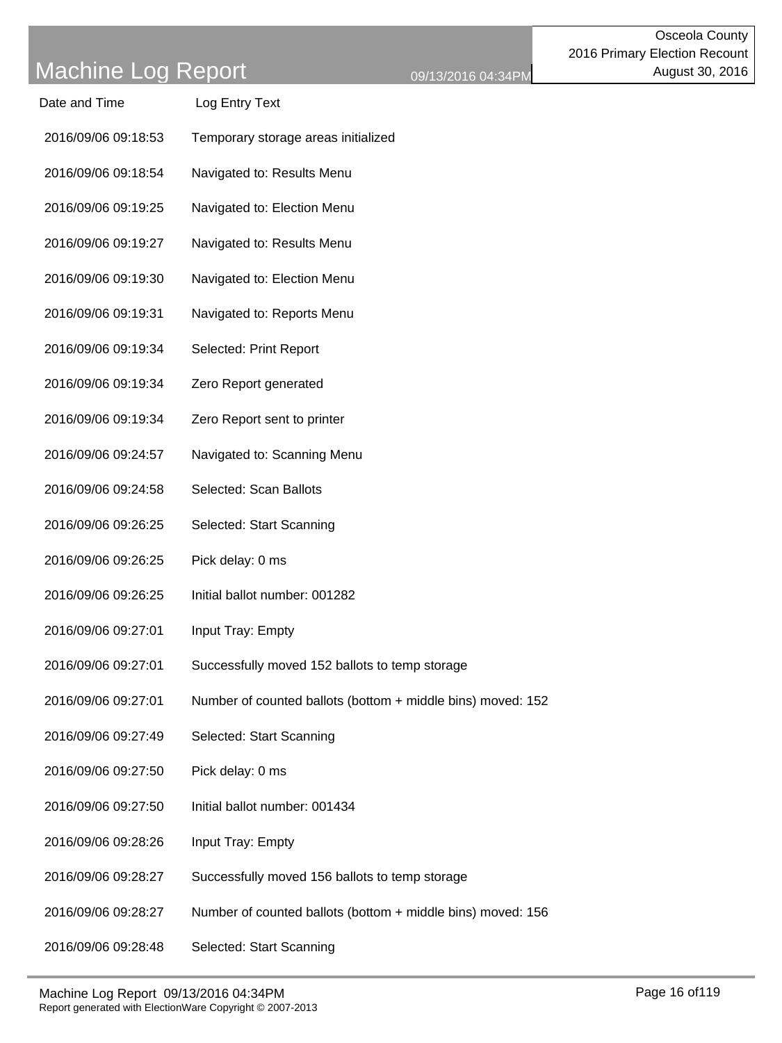# Machine Log Report

09/13/2016 04:34PM

Osceola County
2016 Primary Election Recount
August 30, 2016

| Date and Time | Log Entry Text |
|---|---|
| 2016/09/06 09:18:53 | Temporary storage areas initialized |
| 2016/09/06 09:18:54 | Navigated to: Results Menu |
| 2016/09/06 09:19:25 | Navigated to: Election Menu |
| 2016/09/06 09:19:27 | Navigated to: Results Menu |
| 2016/09/06 09:19:30 | Navigated to: Election Menu |
| 2016/09/06 09:19:31 | Navigated to: Reports Menu |
| 2016/09/06 09:19:34 | Selected: Print Report |
| 2016/09/06 09:19:34 | Zero Report generated |
| 2016/09/06 09:19:34 | Zero Report sent to printer |
| 2016/09/06 09:24:57 | Navigated to: Scanning Menu |
| 2016/09/06 09:24:58 | Selected: Scan Ballots |
| 2016/09/06 09:26:25 | Selected: Start Scanning |
| 2016/09/06 09:26:25 | Pick delay: 0 ms |
| 2016/09/06 09:26:25 | Initial ballot number: 001282 |
| 2016/09/06 09:27:01 | Input Tray: Empty |
| 2016/09/06 09:27:01 | Successfully moved 152 ballots to temp storage |
| 2016/09/06 09:27:01 | Number of counted ballots (bottom + middle bins) moved: 152 |
| 2016/09/06 09:27:49 | Selected: Start Scanning |
| 2016/09/06 09:27:50 | Pick delay: 0 ms |
| 2016/09/06 09:27:50 | Initial ballot number: 001434 |
| 2016/09/06 09:28:26 | Input Tray: Empty |
| 2016/09/06 09:28:27 | Successfully moved 156 ballots to temp storage |
| 2016/09/06 09:28:27 | Number of counted ballots (bottom + middle bins) moved: 156 |
| 2016/09/06 09:28:48 | Selected: Start Scanning |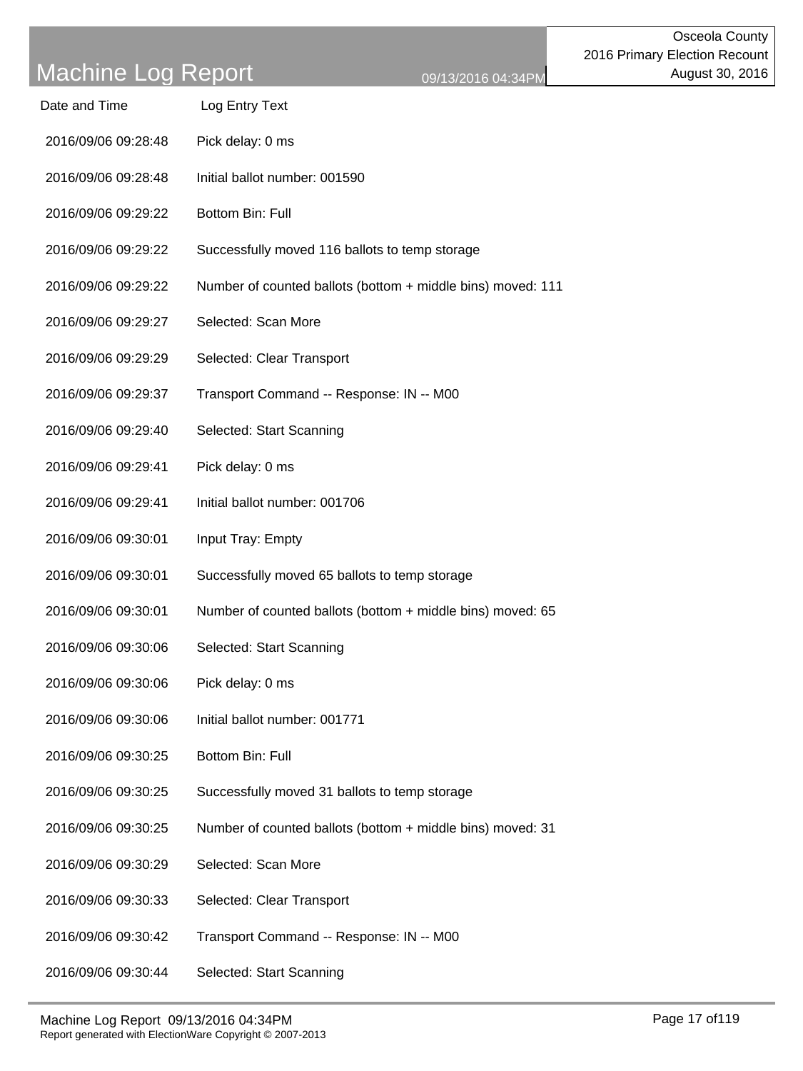| Date and Time | Log Entry Text |
| --- | --- |
| 2016/09/06 09:28:48 | Pick delay: 0 ms |
| 2016/09/06 09:28:48 | Initial ballot number: 001590 |
| 2016/09/06 09:29:22 | Bottom Bin: Full |
| 2016/09/06 09:29:22 | Successfully moved 116 ballots to temp storage |
| 2016/09/06 09:29:22 | Number of counted ballots (bottom + middle bins) moved: 111 |
| 2016/09/06 09:29:27 | Selected: Scan More |
| 2016/09/06 09:29:29 | Selected: Clear Transport |
| 2016/09/06 09:29:37 | Transport Command -- Response: IN -- M00 |
| 2016/09/06 09:29:40 | Selected: Start Scanning |
| 2016/09/06 09:29:41 | Pick delay: 0 ms |
| 2016/09/06 09:29:41 | Initial ballot number: 001706 |
| 2016/09/06 09:30:01 | Input Tray: Empty |
| 2016/09/06 09:30:01 | Successfully moved 65 ballots to temp storage |
| 2016/09/06 09:30:01 | Number of counted ballots (bottom + middle bins) moved: 65 |
| 2016/09/06 09:30:06 | Selected: Start Scanning |
| 2016/09/06 09:30:06 | Pick delay: 0 ms |
| 2016/09/06 09:30:06 | Initial ballot number: 001771 |
| 2016/09/06 09:30:25 | Bottom Bin: Full |
| 2016/09/06 09:30:25 | Successfully moved 31 ballots to temp storage |
| 2016/09/06 09:30:25 | Number of counted ballots (bottom + middle bins) moved: 31 |
| 2016/09/06 09:30:29 | Selected: Scan More |
| 2016/09/06 09:30:33 | Selected: Clear Transport |
| 2016/09/06 09:30:42 | Transport Command -- Response: IN -- M00 |
| 2016/09/06 09:30:44 | Selected: Start Scanning |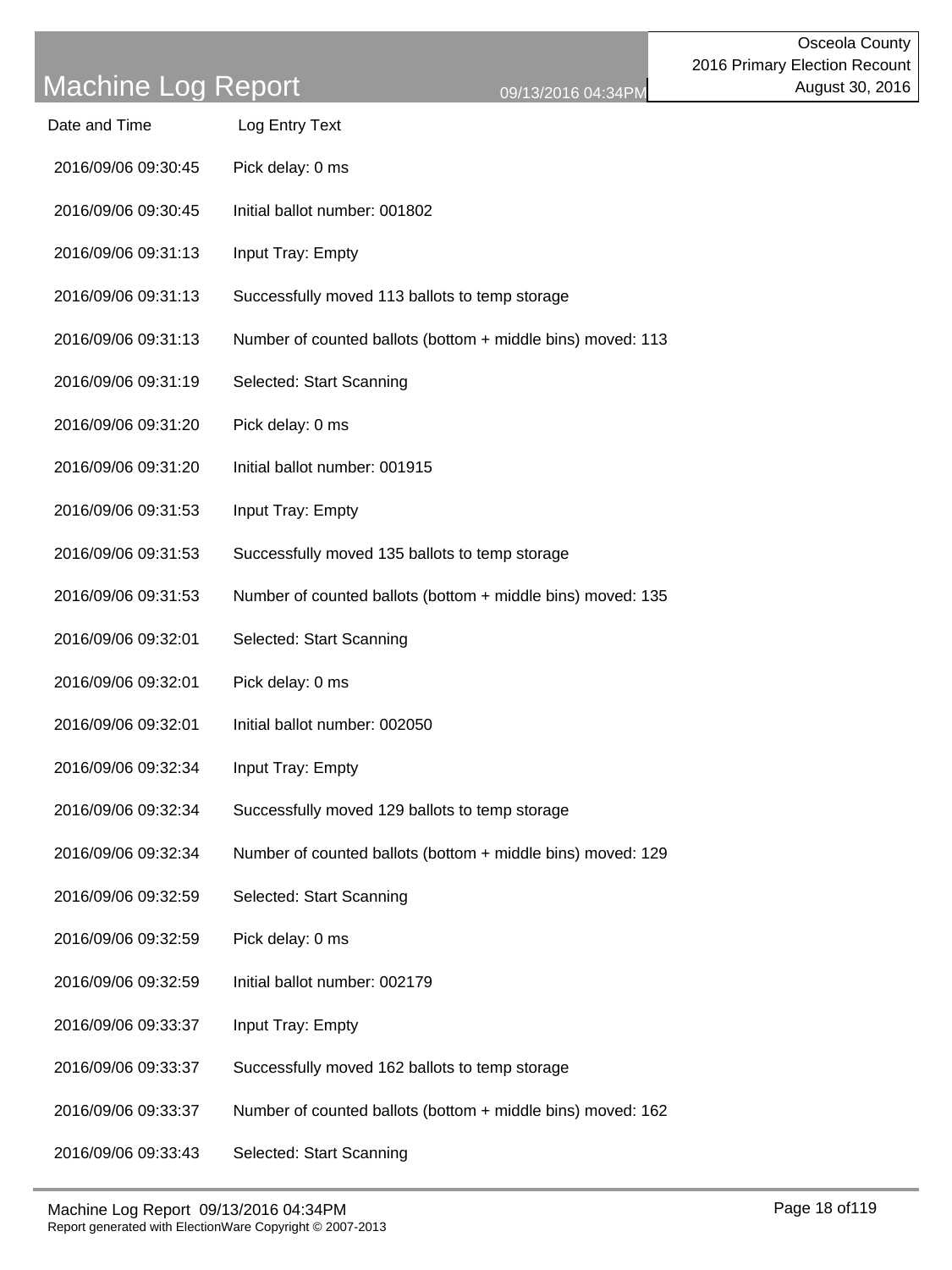# Machine Log Report

09/13/2016 04:34PM

Osceola County
2016 Primary Election Recount
August 30, 2016

| Date and Time | Log Entry Text |
|---|---|
| 2016/09/06 09:30:45 | Pick delay: 0 ms |
| 2016/09/06 09:30:45 | Initial ballot number: 001802 |
| 2016/09/06 09:31:13 | Input Tray: Empty |
| 2016/09/06 09:31:13 | Successfully moved 113 ballots to temp storage |
| 2016/09/06 09:31:13 | Number of counted ballots (bottom + middle bins) moved: 113 |
| 2016/09/06 09:31:19 | Selected: Start Scanning |
| 2016/09/06 09:31:20 | Pick delay: 0 ms |
| 2016/09/06 09:31:20 | Initial ballot number: 001915 |
| 2016/09/06 09:31:53 | Input Tray: Empty |
| 2016/09/06 09:31:53 | Successfully moved 135 ballots to temp storage |
| 2016/09/06 09:31:53 | Number of counted ballots (bottom + middle bins) moved: 135 |
| 2016/09/06 09:32:01 | Selected: Start Scanning |
| 2016/09/06 09:32:01 | Pick delay: 0 ms |
| 2016/09/06 09:32:01 | Initial ballot number: 002050 |
| 2016/09/06 09:32:34 | Input Tray: Empty |
| 2016/09/06 09:32:34 | Successfully moved 129 ballots to temp storage |
| 2016/09/06 09:32:34 | Number of counted ballots (bottom + middle bins) moved: 129 |
| 2016/09/06 09:32:59 | Selected: Start Scanning |
| 2016/09/06 09:32:59 | Pick delay: 0 ms |
| 2016/09/06 09:32:59 | Initial ballot number: 002179 |
| 2016/09/06 09:33:37 | Input Tray: Empty |
| 2016/09/06 09:33:37 | Successfully moved 162 ballots to temp storage |
| 2016/09/06 09:33:37 | Number of counted ballots (bottom + middle bins) moved: 162 |
| 2016/09/06 09:33:43 | Selected: Start Scanning |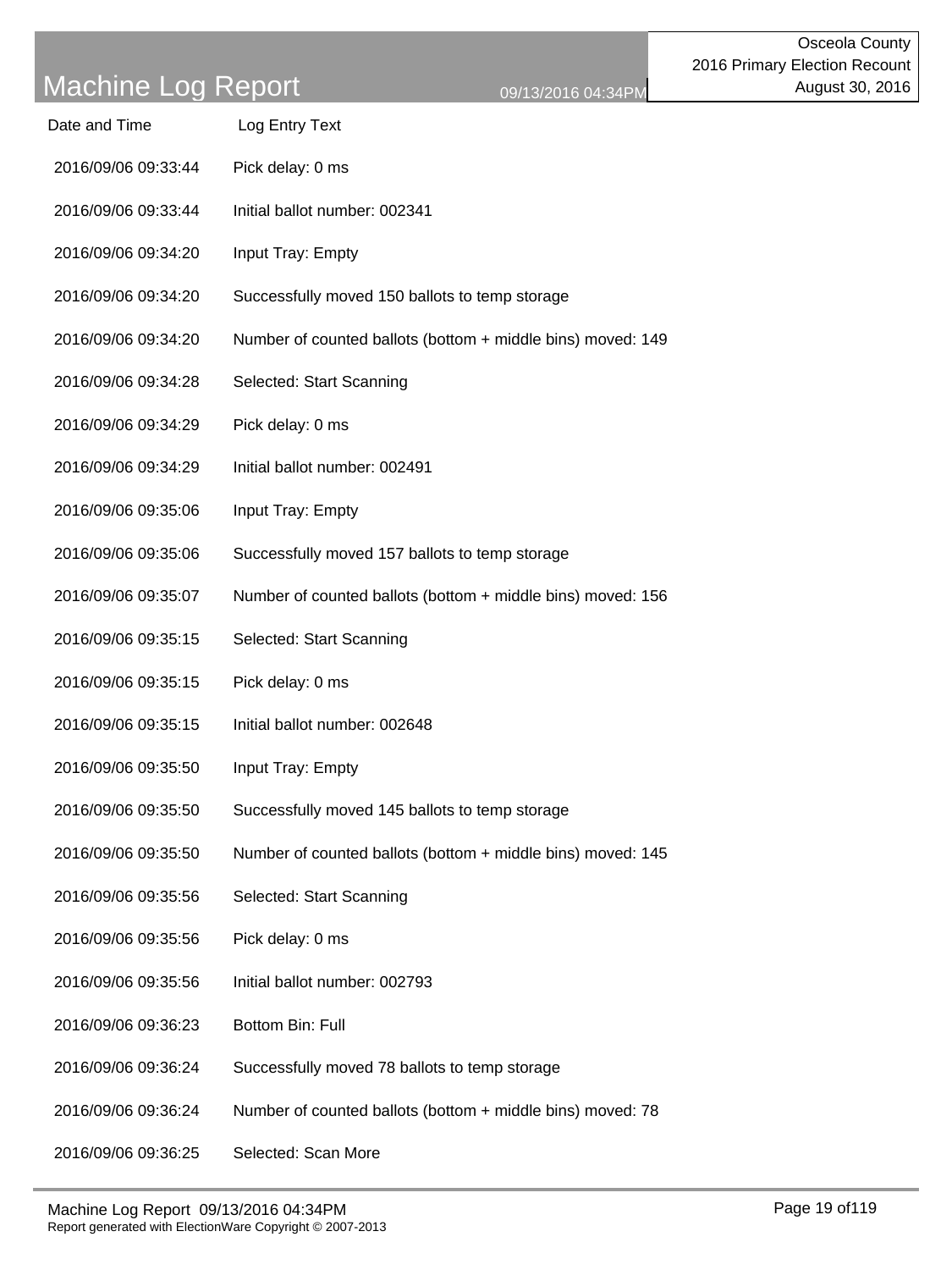# Machine Log Report

09/13/2016 04:34PM

Osceola County
2016 Primary Election Recount
August 30, 2016

| Date and Time | Log Entry Text |
|---|---|
| 2016/09/06 09:33:44 | Pick delay: 0 ms |
| 2016/09/06 09:33:44 | Initial ballot number: 002341 |
| 2016/09/06 09:34:20 | Input Tray: Empty |
| 2016/09/06 09:34:20 | Successfully moved 150 ballots to temp storage |
| 2016/09/06 09:34:20 | Number of counted ballots (bottom + middle bins) moved: 149 |
| 2016/09/06 09:34:28 | Selected: Start Scanning |
| 2016/09/06 09:34:29 | Pick delay: 0 ms |
| 2016/09/06 09:34:29 | Initial ballot number: 002491 |
| 2016/09/06 09:35:06 | Input Tray: Empty |
| 2016/09/06 09:35:06 | Successfully moved 157 ballots to temp storage |
| 2016/09/06 09:35:07 | Number of counted ballots (bottom + middle bins) moved: 156 |
| 2016/09/06 09:35:15 | Selected: Start Scanning |
| 2016/09/06 09:35:15 | Pick delay: 0 ms |
| 2016/09/06 09:35:15 | Initial ballot number: 002648 |
| 2016/09/06 09:35:50 | Input Tray: Empty |
| 2016/09/06 09:35:50 | Successfully moved 145 ballots to temp storage |
| 2016/09/06 09:35:50 | Number of counted ballots (bottom + middle bins) moved: 145 |
| 2016/09/06 09:35:56 | Selected: Start Scanning |
| 2016/09/06 09:35:56 | Pick delay: 0 ms |
| 2016/09/06 09:35:56 | Initial ballot number: 002793 |
| 2016/09/06 09:36:23 | Bottom Bin: Full |
| 2016/09/06 09:36:24 | Successfully moved 78 ballots to temp storage |
| 2016/09/06 09:36:24 | Number of counted ballots (bottom + middle bins) moved: 78 |
| 2016/09/06 09:36:25 | Selected: Scan More |

Report generated with ElectionWare Copyright © 2007-2013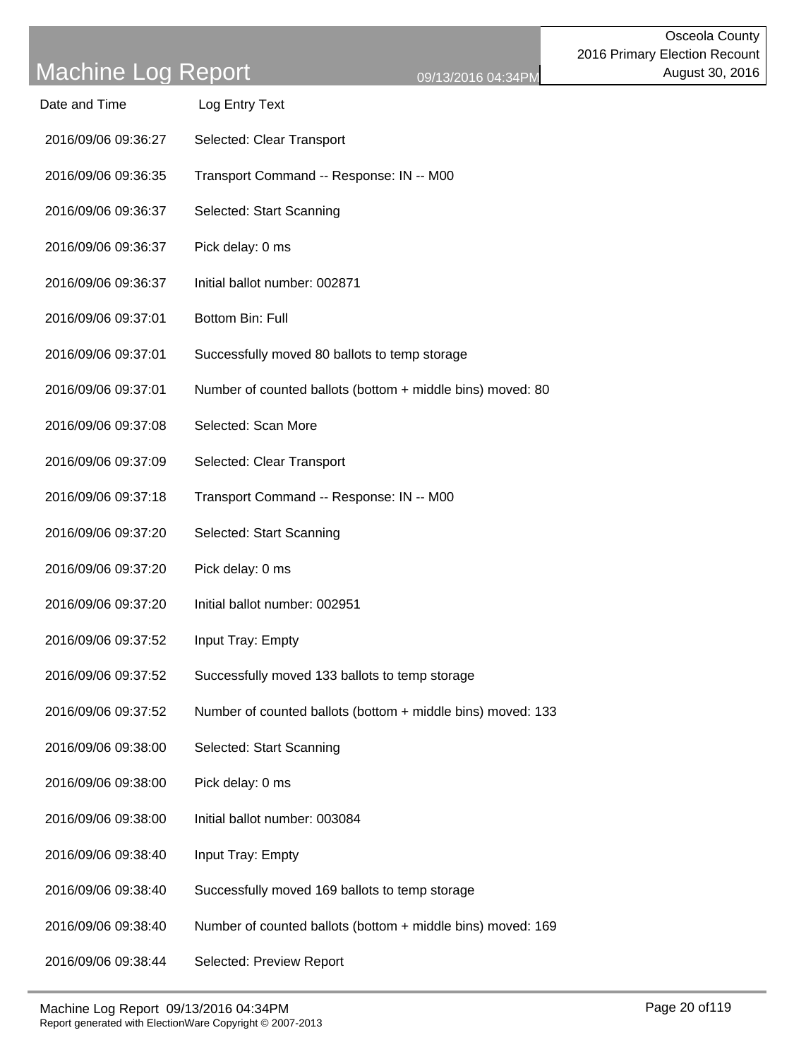# Machine Log Report

09/13/2016 04:34PM

Osceola County
2016 Primary Election Recount
August 30, 2016

| Date and Time | Log Entry Text |
| --- | --- |
| 2016/09/06 09:36:27 | Selected: Clear Transport |
| 2016/09/06 09:36:35 | Transport Command -- Response: IN -- M00 |
| 2016/09/06 09:36:37 | Selected: Start Scanning |
| 2016/09/06 09:36:37 | Pick delay: 0 ms |
| 2016/09/06 09:36:37 | Initial ballot number: 002871 |
| 2016/09/06 09:37:01 | Bottom Bin: Full |
| 2016/09/06 09:37:01 | Successfully moved 80 ballots to temp storage |
| 2016/09/06 09:37:01 | Number of counted ballots (bottom + middle bins) moved: 80 |
| 2016/09/06 09:37:08 | Selected: Scan More |
| 2016/09/06 09:37:09 | Selected: Clear Transport |
| 2016/09/06 09:37:18 | Transport Command -- Response: IN -- M00 |
| 2016/09/06 09:37:20 | Selected: Start Scanning |
| 2016/09/06 09:37:20 | Pick delay: 0 ms |
| 2016/09/06 09:37:20 | Initial ballot number: 002951 |
| 2016/09/06 09:37:52 | Input Tray: Empty |
| 2016/09/06 09:37:52 | Successfully moved 133 ballots to temp storage |
| 2016/09/06 09:37:52 | Number of counted ballots (bottom + middle bins) moved: 133 |
| 2016/09/06 09:38:00 | Selected: Start Scanning |
| 2016/09/06 09:38:00 | Pick delay: 0 ms |
| 2016/09/06 09:38:00 | Initial ballot number: 003084 |
| 2016/09/06 09:38:40 | Input Tray: Empty |
| 2016/09/06 09:38:40 | Successfully moved 169 ballots to temp storage |
| 2016/09/06 09:38:40 | Number of counted ballots (bottom + middle bins) moved: 169 |
| 2016/09/06 09:38:44 | Selected: Preview Report |

Report generated with ElectionWare Copyright © 2007-2013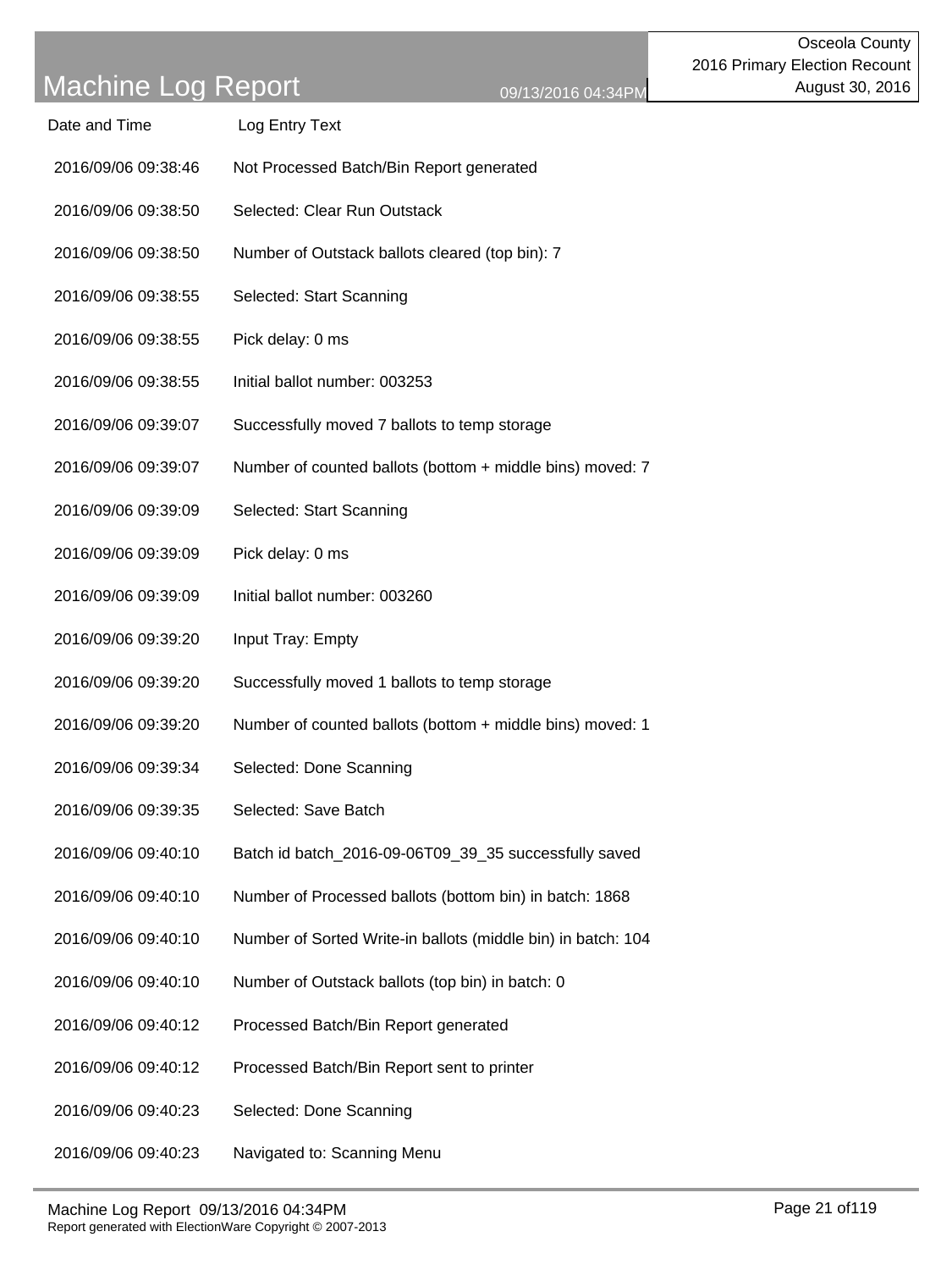# Machine Log Report

09/13/2016 04:34PM

Osceola County
2016 Primary Election Recount
August 30, 2016

| Date and Time | Log Entry Text |
|---|---|
| 2016/09/06 09:38:46 | Not Processed Batch/Bin Report generated |
| 2016/09/06 09:38:50 | Selected: Clear Run Outstack |
| 2016/09/06 09:38:50 | Number of Outstack ballots cleared (top bin): 7 |
| 2016/09/06 09:38:55 | Selected: Start Scanning |
| 2016/09/06 09:38:55 | Pick delay: 0 ms |
| 2016/09/06 09:38:55 | Initial ballot number: 003253 |
| 2016/09/06 09:39:07 | Successfully moved 7 ballots to temp storage |
| 2016/09/06 09:39:07 | Number of counted ballots (bottom + middle bins) moved: 7 |
| 2016/09/06 09:39:09 | Selected: Start Scanning |
| 2016/09/06 09:39:09 | Pick delay: 0 ms |
| 2016/09/06 09:39:09 | Initial ballot number: 003260 |
| 2016/09/06 09:39:20 | Input Tray: Empty |
| 2016/09/06 09:39:20 | Successfully moved 1 ballots to temp storage |
| 2016/09/06 09:39:20 | Number of counted ballots (bottom + middle bins) moved: 1 |
| 2016/09/06 09:39:34 | Selected: Done Scanning |
| 2016/09/06 09:39:35 | Selected: Save Batch |
| 2016/09/06 09:40:10 | Batch id batch_2016-09-06T09_39_35 successfully saved |
| 2016/09/06 09:40:10 | Number of Processed ballots (bottom bin) in batch: 1868 |
| 2016/09/06 09:40:10 | Number of Sorted Write-in ballots (middle bin) in batch: 104 |
| 2016/09/06 09:40:10 | Number of Outstack ballots (top bin) in batch: 0 |
| 2016/09/06 09:40:12 | Processed Batch/Bin Report generated |
| 2016/09/06 09:40:12 | Processed Batch/Bin Report sent to printer |
| 2016/09/06 09:40:23 | Selected: Done Scanning |
| 2016/09/06 09:40:23 | Navigated to: Scanning Menu |

Report generated with ElectionWare Copyright © 2007-2013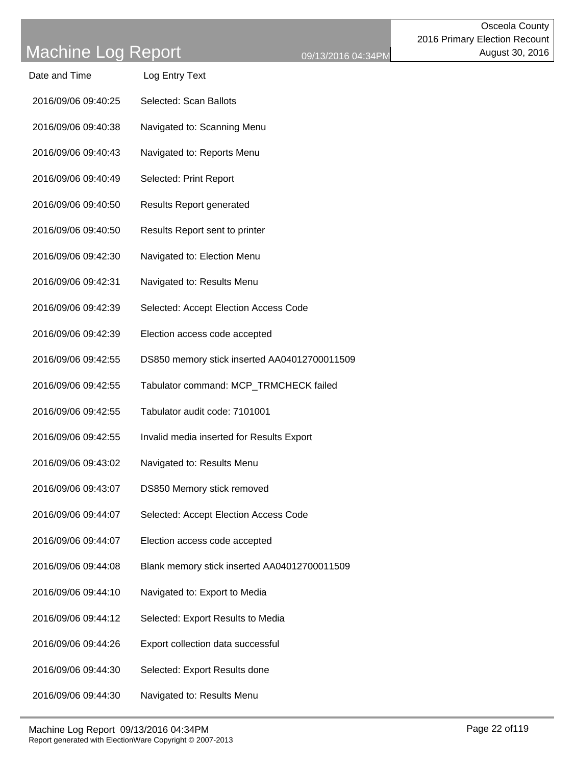# Machine Log Report

Osceola County
2016 Primary Election Recount
August 30, 2016

| Date and Time | Log Entry Text |
| --- | --- |
| 2016/09/06 09:40:25 | Selected: Scan Ballots |
| 2016/09/06 09:40:38 | Navigated to: Scanning Menu |
| 2016/09/06 09:40:43 | Navigated to: Reports Menu |
| 2016/09/06 09:40:49 | Selected: Print Report |
| 2016/09/06 09:40:50 | Results Report generated |
| 2016/09/06 09:40:50 | Results Report sent to printer |
| 2016/09/06 09:42:30 | Navigated to: Election Menu |
| 2016/09/06 09:42:31 | Navigated to: Results Menu |
| 2016/09/06 09:42:39 | Selected: Accept Election Access Code |
| 2016/09/06 09:42:39 | Election access code accepted |
| 2016/09/06 09:42:55 | DS850 memory stick inserted AA04012700011509 |
| 2016/09/06 09:42:55 | Tabulator command: MCP_TRMCHECK failed |
| 2016/09/06 09:42:55 | Tabulator audit code: 7101001 |
| 2016/09/06 09:42:55 | Invalid media inserted for Results Export |
| 2016/09/06 09:43:02 | Navigated to: Results Menu |
| 2016/09/06 09:43:07 | DS850 Memory stick removed |
| 2016/09/06 09:44:07 | Selected: Accept Election Access Code |
| 2016/09/06 09:44:07 | Election access code accepted |
| 2016/09/06 09:44:08 | Blank memory stick inserted AA04012700011509 |
| 2016/09/06 09:44:10 | Navigated to: Export to Media |
| 2016/09/06 09:44:12 | Selected: Export Results to Media |
| 2016/09/06 09:44:26 | Export collection data successful |
| 2016/09/06 09:44:30 | Selected: Export Results done |
| 2016/09/06 09:44:30 | Navigated to: Results Menu |

Report generated with ElectionWare Copyright © 2007-2013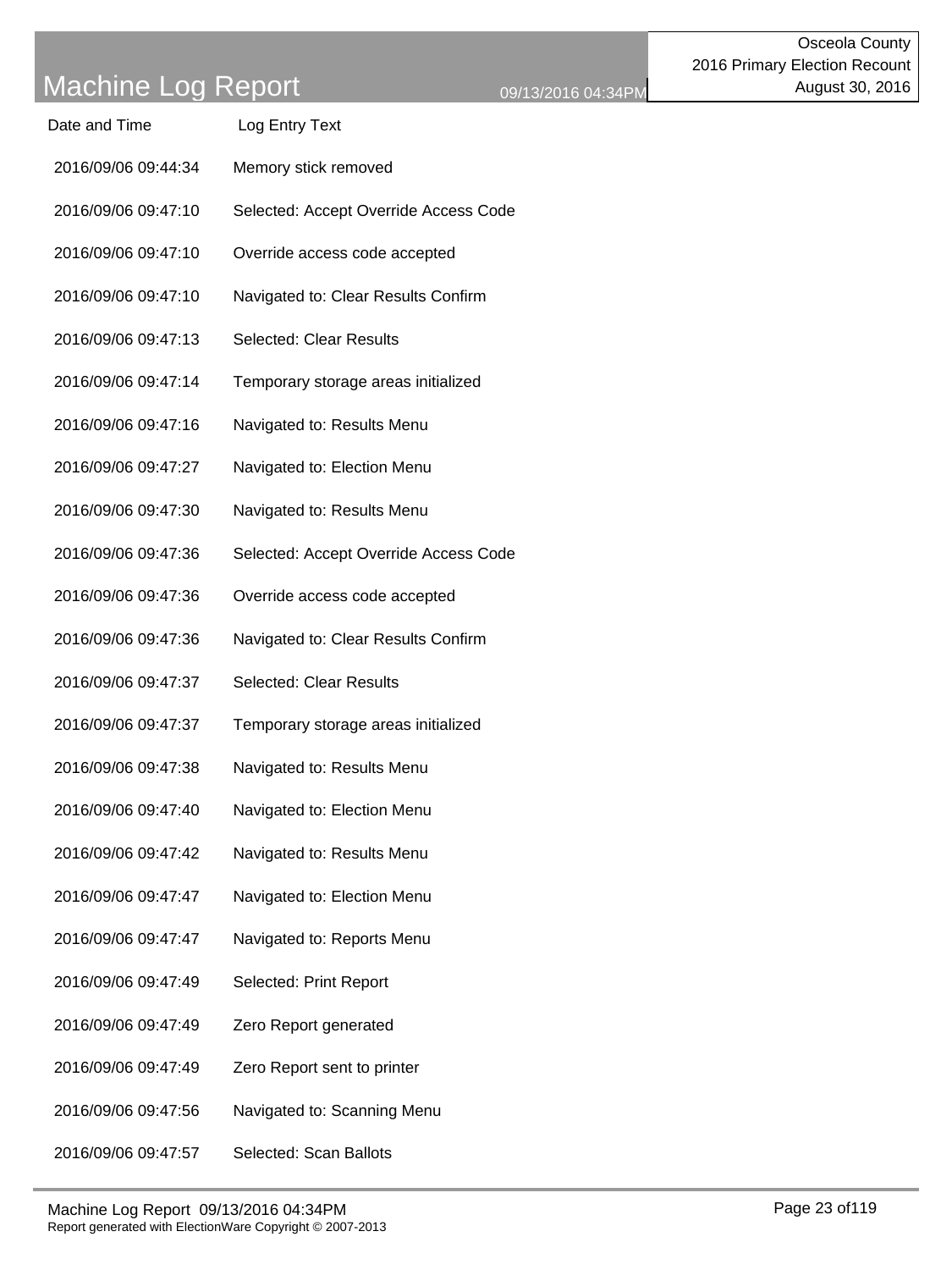# Machine Log Report

Osceola County
2016 Primary Election Recount
August 30, 2016

09/13/2016 04:34PM

| Date and Time | Log Entry Text |
|---|---|
| 2016/09/06 09:44:34 | Memory stick removed |
| 2016/09/06 09:47:10 | Selected: Accept Override Access Code |
| 2016/09/06 09:47:10 | Override access code accepted |
| 2016/09/06 09:47:10 | Navigated to: Clear Results Confirm |
| 2016/09/06 09:47:13 | Selected: Clear Results |
| 2016/09/06 09:47:14 | Temporary storage areas initialized |
| 2016/09/06 09:47:16 | Navigated to: Results Menu |
| 2016/09/06 09:47:27 | Navigated to: Election Menu |
| 2016/09/06 09:47:30 | Navigated to: Results Menu |
| 2016/09/06 09:47:36 | Selected: Accept Override Access Code |
| 2016/09/06 09:47:36 | Override access code accepted |
| 2016/09/06 09:47:36 | Navigated to: Clear Results Confirm |
| 2016/09/06 09:47:37 | Selected: Clear Results |
| 2016/09/06 09:47:37 | Temporary storage areas initialized |
| 2016/09/06 09:47:38 | Navigated to: Results Menu |
| 2016/09/06 09:47:40 | Navigated to: Election Menu |
| 2016/09/06 09:47:42 | Navigated to: Results Menu |
| 2016/09/06 09:47:47 | Navigated to: Election Menu |
| 2016/09/06 09:47:47 | Navigated to: Reports Menu |
| 2016/09/06 09:47:49 | Selected: Print Report |
| 2016/09/06 09:47:49 | Zero Report generated |
| 2016/09/06 09:47:49 | Zero Report sent to printer |
| 2016/09/06 09:47:56 | Navigated to: Scanning Menu |
| 2016/09/06 09:47:57 | Selected: Scan Ballots |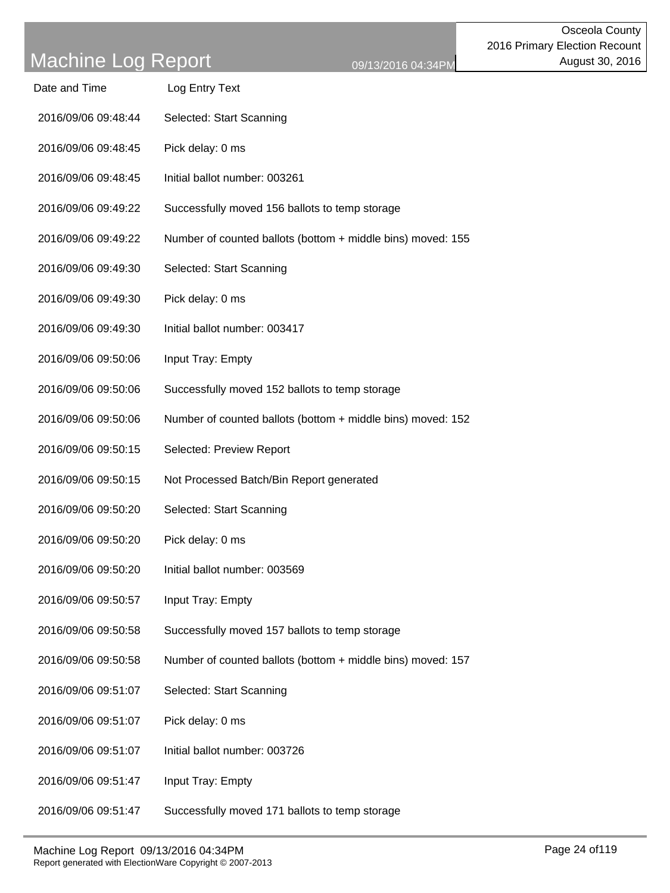# Machine Log Report

09/13/2016 04:34PM

Osceola County
2016 Primary Election Recount
August 30, 2016

| Date and Time | Log Entry Text |
|---|---|
| 2016/09/06 09:48:44 | Selected: Start Scanning |
| 2016/09/06 09:48:45 | Pick delay: 0 ms |
| 2016/09/06 09:48:45 | Initial ballot number: 003261 |
| 2016/09/06 09:49:22 | Successfully moved 156 ballots to temp storage |
| 2016/09/06 09:49:22 | Number of counted ballots (bottom + middle bins) moved: 155 |
| 2016/09/06 09:49:30 | Selected: Start Scanning |
| 2016/09/06 09:49:30 | Pick delay: 0 ms |
| 2016/09/06 09:49:30 | Initial ballot number: 003417 |
| 2016/09/06 09:50:06 | Input Tray: Empty |
| 2016/09/06 09:50:06 | Successfully moved 152 ballots to temp storage |
| 2016/09/06 09:50:06 | Number of counted ballots (bottom + middle bins) moved: 152 |
| 2016/09/06 09:50:15 | Selected: Preview Report |
| 2016/09/06 09:50:15 | Not Processed Batch/Bin Report generated |
| 2016/09/06 09:50:20 | Selected: Start Scanning |
| 2016/09/06 09:50:20 | Pick delay: 0 ms |
| 2016/09/06 09:50:20 | Initial ballot number: 003569 |
| 2016/09/06 09:50:57 | Input Tray: Empty |
| 2016/09/06 09:50:58 | Successfully moved 157 ballots to temp storage |
| 2016/09/06 09:50:58 | Number of counted ballots (bottom + middle bins) moved: 157 |
| 2016/09/06 09:51:07 | Selected: Start Scanning |
| 2016/09/06 09:51:07 | Pick delay: 0 ms |
| 2016/09/06 09:51:07 | Initial ballot number: 003726 |
| 2016/09/06 09:51:47 | Input Tray: Empty |
| 2016/09/06 09:51:47 | Successfully moved 171 ballots to temp storage |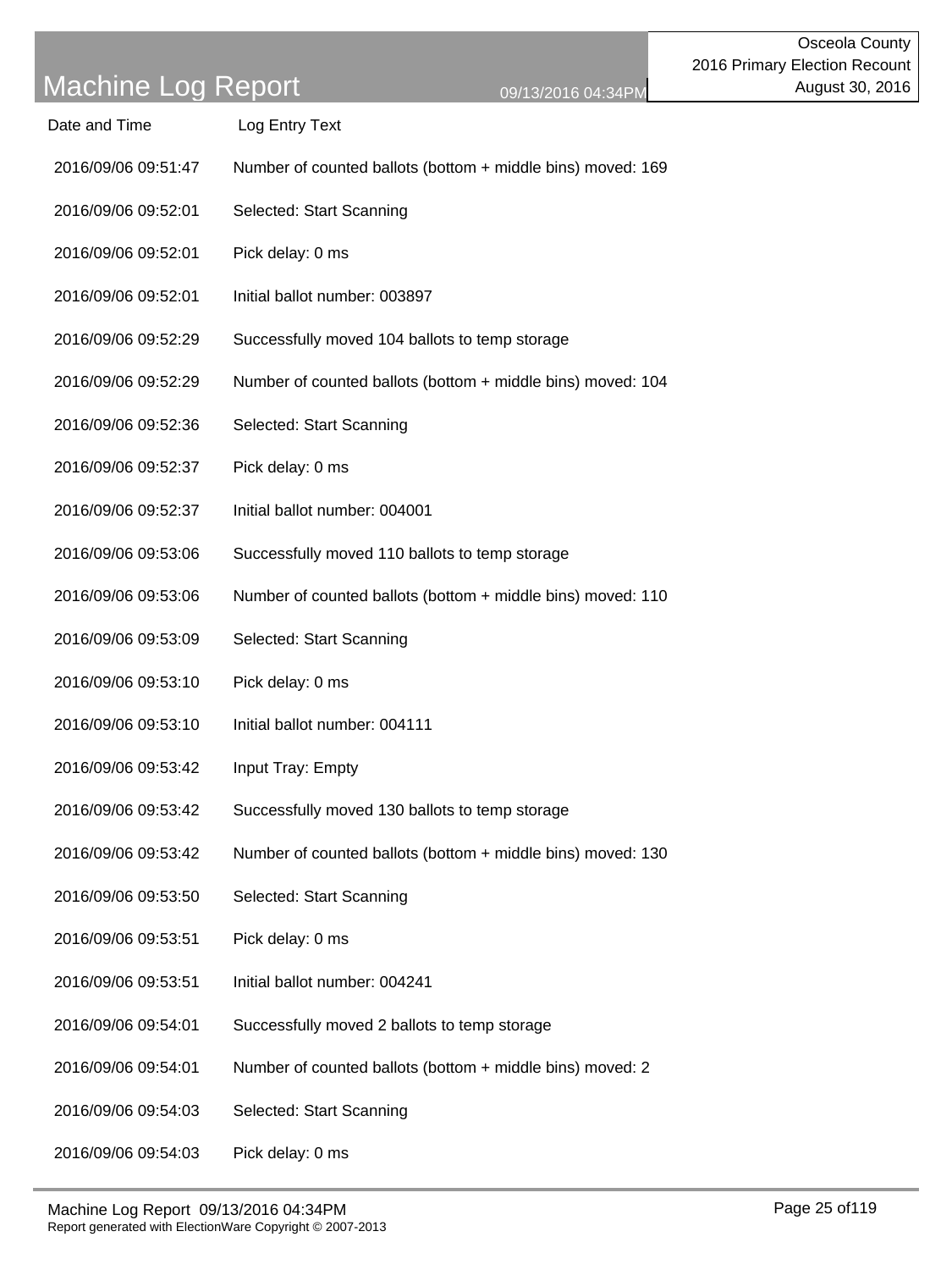# Machine Log Report

09/13/2016 04:34PM

Osceola County
2016 Primary Election Recount
August 30, 2016

| Date and Time | Log Entry Text |
|---|---|
| 2016/09/06 09:51:47 | Number of counted ballots (bottom + middle bins) moved: 169 |
| 2016/09/06 09:52:01 | Selected: Start Scanning |
| 2016/09/06 09:52:01 | Pick delay: 0 ms |
| 2016/09/06 09:52:01 | Initial ballot number: 003897 |
| 2016/09/06 09:52:29 | Successfully moved 104 ballots to temp storage |
| 2016/09/06 09:52:29 | Number of counted ballots (bottom + middle bins) moved: 104 |
| 2016/09/06 09:52:36 | Selected: Start Scanning |
| 2016/09/06 09:52:37 | Pick delay: 0 ms |
| 2016/09/06 09:52:37 | Initial ballot number: 004001 |
| 2016/09/06 09:53:06 | Successfully moved 110 ballots to temp storage |
| 2016/09/06 09:53:06 | Number of counted ballots (bottom + middle bins) moved: 110 |
| 2016/09/06 09:53:09 | Selected: Start Scanning |
| 2016/09/06 09:53:10 | Pick delay: 0 ms |
| 2016/09/06 09:53:10 | Initial ballot number: 004111 |
| 2016/09/06 09:53:42 | Input Tray: Empty |
| 2016/09/06 09:53:42 | Successfully moved 130 ballots to temp storage |
| 2016/09/06 09:53:42 | Number of counted ballots (bottom + middle bins) moved: 130 |
| 2016/09/06 09:53:50 | Selected: Start Scanning |
| 2016/09/06 09:53:51 | Pick delay: 0 ms |
| 2016/09/06 09:53:51 | Initial ballot number: 004241 |
| 2016/09/06 09:54:01 | Successfully moved 2 ballots to temp storage |
| 2016/09/06 09:54:01 | Number of counted ballots (bottom + middle bins) moved: 2 |
| 2016/09/06 09:54:03 | Selected: Start Scanning |
| 2016/09/06 09:54:03 | Pick delay: 0 ms |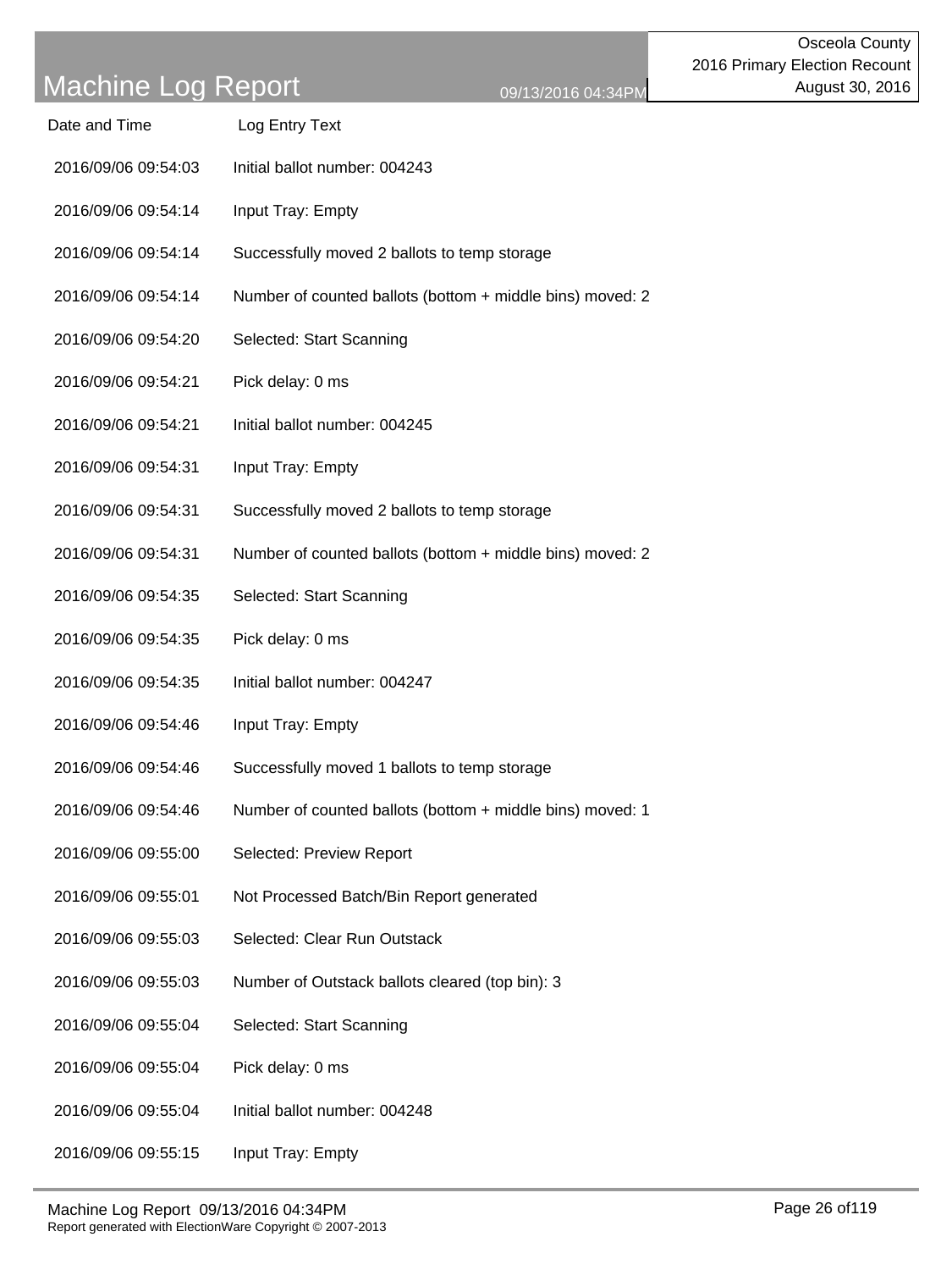# Machine Log Report

Osceola County
2016 Primary Election Recount
August 30, 2016

09/13/2016 04:34PM

| Date and Time | Log Entry Text |
| --- | --- |
| 2016/09/06 09:54:03 | Initial ballot number: 004243 |
| 2016/09/06 09:54:14 | Input Tray: Empty |
| 2016/09/06 09:54:14 | Successfully moved 2 ballots to temp storage |
| 2016/09/06 09:54:14 | Number of counted ballots (bottom + middle bins) moved: 2 |
| 2016/09/06 09:54:20 | Selected: Start Scanning |
| 2016/09/06 09:54:21 | Pick delay: 0 ms |
| 2016/09/06 09:54:21 | Initial ballot number: 004245 |
| 2016/09/06 09:54:31 | Input Tray: Empty |
| 2016/09/06 09:54:31 | Successfully moved 2 ballots to temp storage |
| 2016/09/06 09:54:31 | Number of counted ballots (bottom + middle bins) moved: 2 |
| 2016/09/06 09:54:35 | Selected: Start Scanning |
| 2016/09/06 09:54:35 | Pick delay: 0 ms |
| 2016/09/06 09:54:35 | Initial ballot number: 004247 |
| 2016/09/06 09:54:46 | Input Tray: Empty |
| 2016/09/06 09:54:46 | Successfully moved 1 ballots to temp storage |
| 2016/09/06 09:54:46 | Number of counted ballots (bottom + middle bins) moved: 1 |
| 2016/09/06 09:55:00 | Selected: Preview Report |
| 2016/09/06 09:55:01 | Not Processed Batch/Bin Report generated |
| 2016/09/06 09:55:03 | Selected: Clear Run Outstack |
| 2016/09/06 09:55:03 | Number of Outstack ballots cleared (top bin): 3 |
| 2016/09/06 09:55:04 | Selected: Start Scanning |
| 2016/09/06 09:55:04 | Pick delay: 0 ms |
| 2016/09/06 09:55:04 | Initial ballot number: 004248 |
| 2016/09/06 09:55:15 | Input Tray: Empty |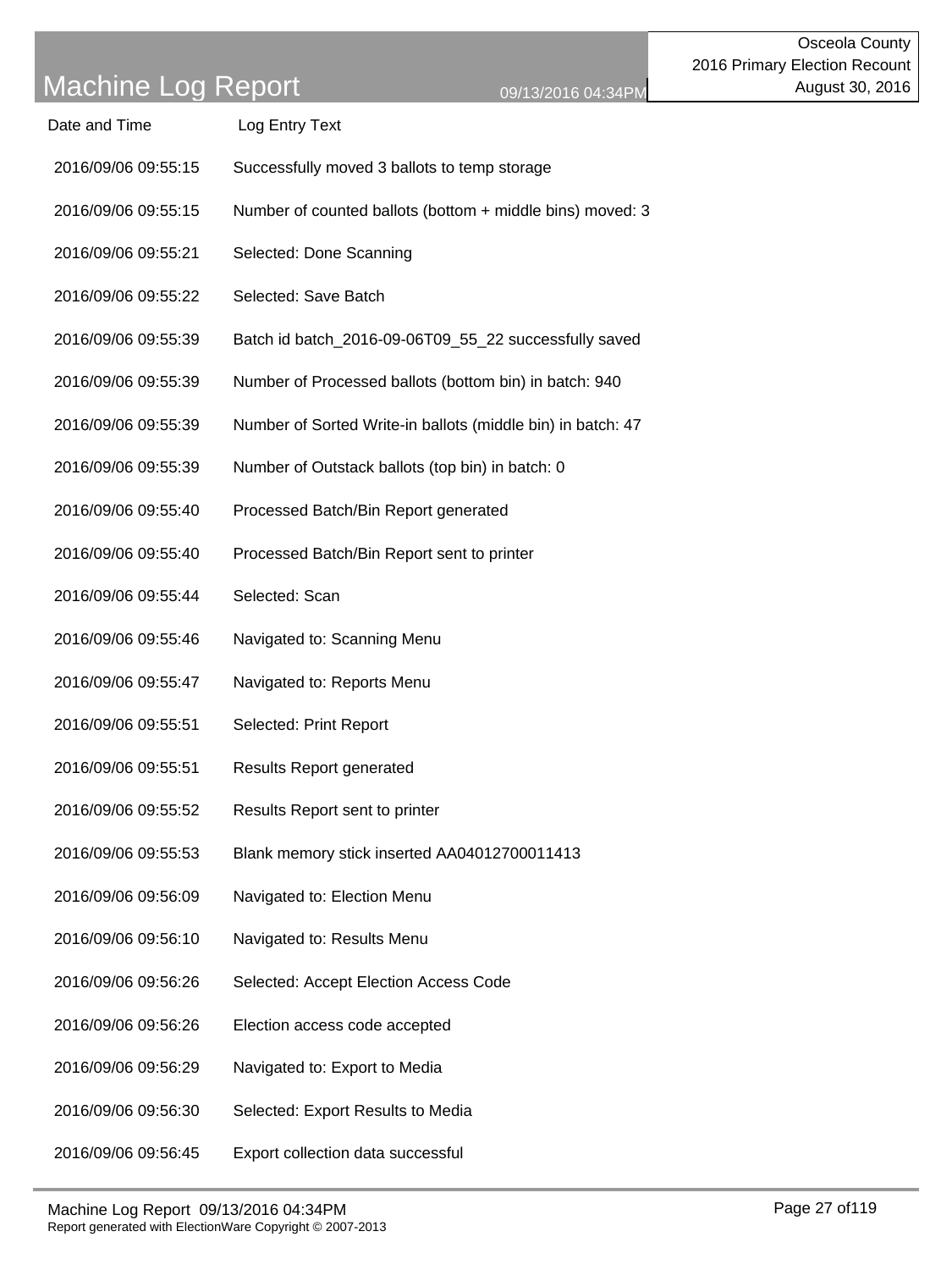| Date and Time | Log Entry Text |
| --- | --- |
| 2016/09/06 09:55:15 | Successfully moved 3 ballots to temp storage |
| 2016/09/06 09:55:15 | Number of counted ballots (bottom + middle bins) moved: 3 |
| 2016/09/06 09:55:21 | Selected: Done Scanning |
| 2016/09/06 09:55:22 | Selected: Save Batch |
| 2016/09/06 09:55:39 | Batch id batch_2016-09-06T09_55_22 successfully saved |
| 2016/09/06 09:55:39 | Number of Processed ballots (bottom bin) in batch: 940 |
| 2016/09/06 09:55:39 | Number of Sorted Write-in ballots (middle bin) in batch: 47 |
| 2016/09/06 09:55:39 | Number of Outstack ballots (top bin) in batch: 0 |
| 2016/09/06 09:55:40 | Processed Batch/Bin Report generated |
| 2016/09/06 09:55:40 | Processed Batch/Bin Report sent to printer |
| 2016/09/06 09:55:44 | Selected: Scan |
| 2016/09/06 09:55:46 | Navigated to: Scanning Menu |
| 2016/09/06 09:55:47 | Navigated to: Reports Menu |
| 2016/09/06 09:55:51 | Selected: Print Report |
| 2016/09/06 09:55:51 | Results Report generated |
| 2016/09/06 09:55:52 | Results Report sent to printer |
| 2016/09/06 09:55:53 | Blank memory stick inserted AA04012700011413 |
| 2016/09/06 09:56:09 | Navigated to: Election Menu |
| 2016/09/06 09:56:10 | Navigated to: Results Menu |
| 2016/09/06 09:56:26 | Selected: Accept Election Access Code |
| 2016/09/06 09:56:26 | Election access code accepted |
| 2016/09/06 09:56:29 | Navigated to: Export to Media |
| 2016/09/06 09:56:30 | Selected: Export Results to Media |
| 2016/09/06 09:56:45 | Export collection data successful |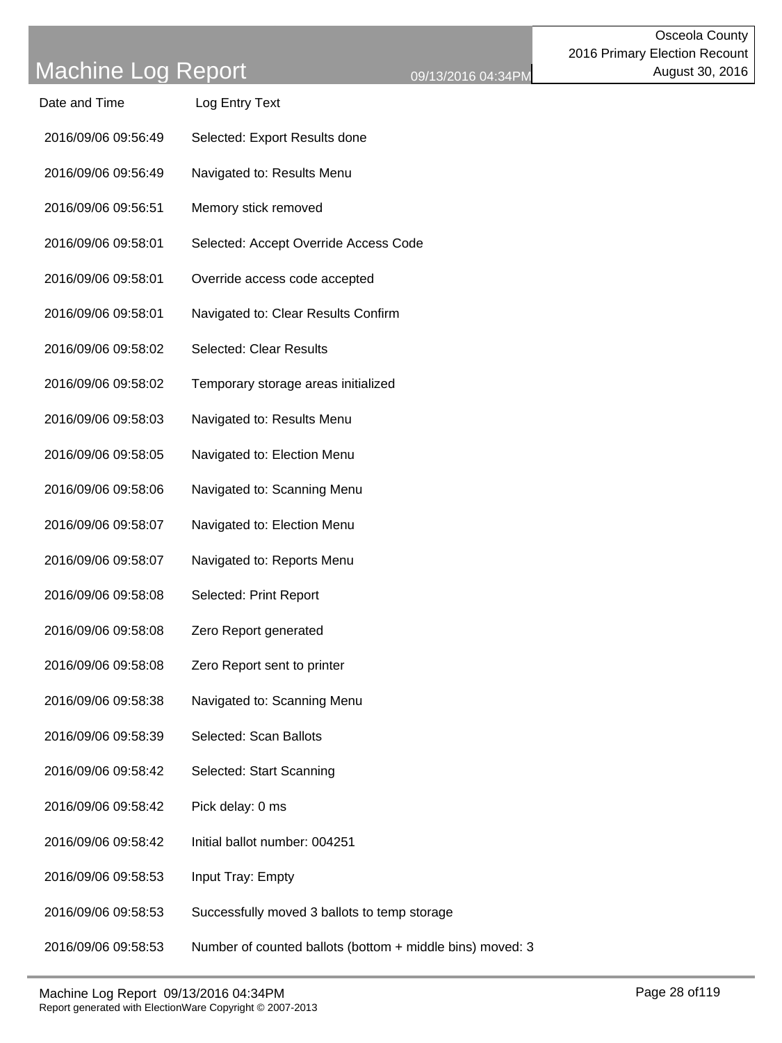| Date and Time | Log Entry Text |
| --- | --- |
| 2016/09/06 09:56:49 | Selected: Export Results done |
| 2016/09/06 09:56:49 | Navigated to: Results Menu |
| 2016/09/06 09:56:51 | Memory stick removed |
| 2016/09/06 09:58:01 | Selected: Accept Override Access Code |
| 2016/09/06 09:58:01 | Override access code accepted |
| 2016/09/06 09:58:01 | Navigated to: Clear Results Confirm |
| 2016/09/06 09:58:02 | Selected: Clear Results |
| 2016/09/06 09:58:02 | Temporary storage areas initialized |
| 2016/09/06 09:58:03 | Navigated to: Results Menu |
| 2016/09/06 09:58:05 | Navigated to: Election Menu |
| 2016/09/06 09:58:06 | Navigated to: Scanning Menu |
| 2016/09/06 09:58:07 | Navigated to: Election Menu |
| 2016/09/06 09:58:07 | Navigated to: Reports Menu |
| 2016/09/06 09:58:08 | Selected: Print Report |
| 2016/09/06 09:58:08 | Zero Report generated |
| 2016/09/06 09:58:08 | Zero Report sent to printer |
| 2016/09/06 09:58:38 | Navigated to: Scanning Menu |
| 2016/09/06 09:58:39 | Selected: Scan Ballots |
| 2016/09/06 09:58:42 | Selected: Start Scanning |
| 2016/09/06 09:58:42 | Pick delay: 0 ms |
| 2016/09/06 09:58:42 | Initial ballot number: 004251 |
| 2016/09/06 09:58:53 | Input Tray: Empty |
| 2016/09/06 09:58:53 | Successfully moved 3 ballots to temp storage |
| 2016/09/06 09:58:53 | Number of counted ballots (bottom + middle bins) moved: 3 |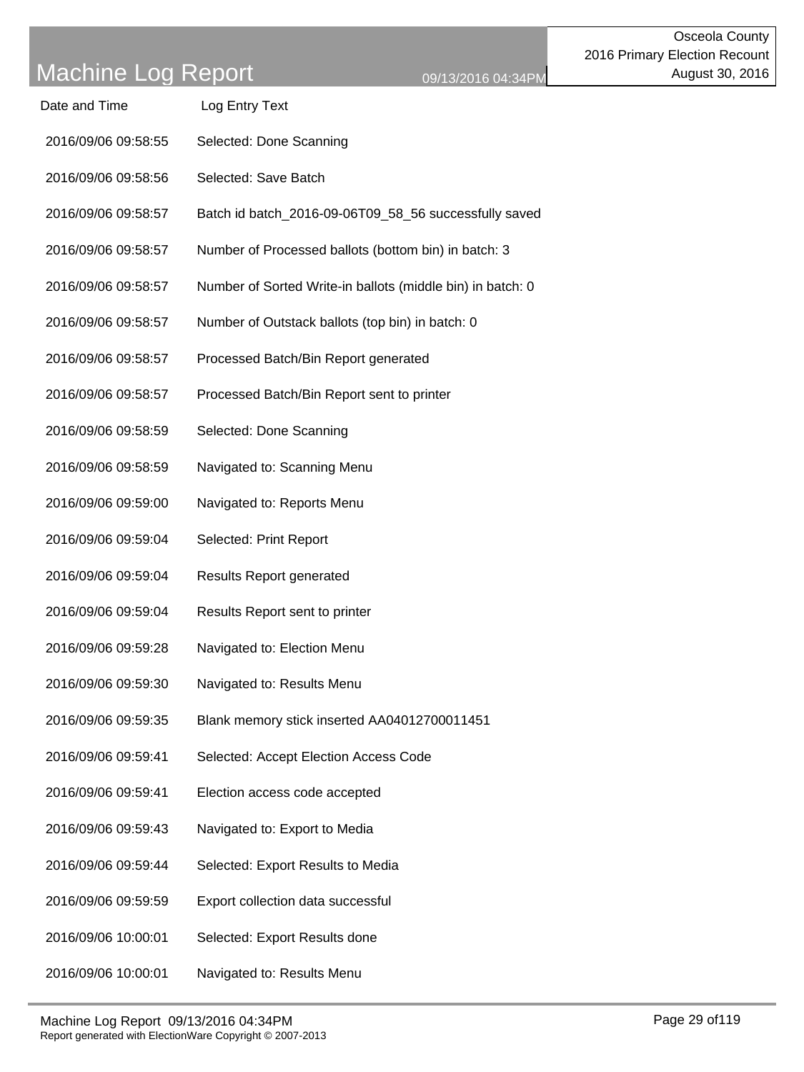# Machine Log Report

Osceola County
2016 Primary Election Recount
August 30, 2016

| Date and Time | Log Entry Text |
|---|---|
| 2016/09/06 09:58:55 | Selected: Done Scanning |
| 2016/09/06 09:58:56 | Selected: Save Batch |
| 2016/09/06 09:58:57 | Batch id batch_2016-09-06T09_58_56 successfully saved |
| 2016/09/06 09:58:57 | Number of Processed ballots (bottom bin) in batch: 3 |
| 2016/09/06 09:58:57 | Number of Sorted Write-in ballots (middle bin) in batch: 0 |
| 2016/09/06 09:58:57 | Number of Outstack ballots (top bin) in batch: 0 |
| 2016/09/06 09:58:57 | Processed Batch/Bin Report generated |
| 2016/09/06 09:58:57 | Processed Batch/Bin Report sent to printer |
| 2016/09/06 09:58:59 | Selected: Done Scanning |
| 2016/09/06 09:58:59 | Navigated to: Scanning Menu |
| 2016/09/06 09:59:00 | Navigated to: Reports Menu |
| 2016/09/06 09:59:04 | Selected: Print Report |
| 2016/09/06 09:59:04 | Results Report generated |
| 2016/09/06 09:59:04 | Results Report sent to printer |
| 2016/09/06 09:59:28 | Navigated to: Election Menu |
| 2016/09/06 09:59:30 | Navigated to: Results Menu |
| 2016/09/06 09:59:35 | Blank memory stick inserted AA04012700011451 |
| 2016/09/06 09:59:41 | Selected: Accept Election Access Code |
| 2016/09/06 09:59:41 | Election access code accepted |
| 2016/09/06 09:59:43 | Navigated to: Export to Media |
| 2016/09/06 09:59:44 | Selected: Export Results to Media |
| 2016/09/06 09:59:59 | Export collection data successful |
| 2016/09/06 10:00:01 | Selected: Export Results done |
| 2016/09/06 10:00:01 | Navigated to: Results Menu |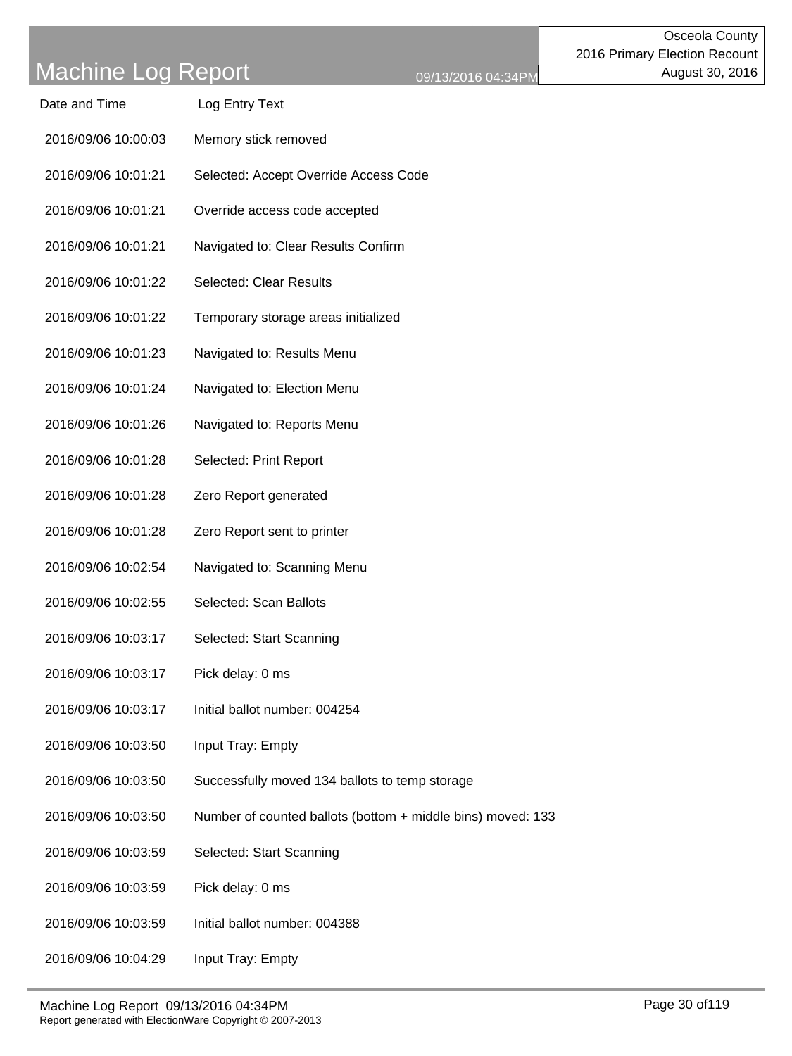# Machine Log Report

09/13/2016 04:34PM

Osceola County
2016 Primary Election Recount
August 30, 2016

| Date and Time | Log Entry Text |
|---|---|
| 2016/09/06 10:00:03 | Memory stick removed |
| 2016/09/06 10:01:21 | Selected: Accept Override Access Code |
| 2016/09/06 10:01:21 | Override access code accepted |
| 2016/09/06 10:01:21 | Navigated to: Clear Results Confirm |
| 2016/09/06 10:01:22 | Selected: Clear Results |
| 2016/09/06 10:01:22 | Temporary storage areas initialized |
| 2016/09/06 10:01:23 | Navigated to: Results Menu |
| 2016/09/06 10:01:24 | Navigated to: Election Menu |
| 2016/09/06 10:01:26 | Navigated to: Reports Menu |
| 2016/09/06 10:01:28 | Selected: Print Report |
| 2016/09/06 10:01:28 | Zero Report generated |
| 2016/09/06 10:01:28 | Zero Report sent to printer |
| 2016/09/06 10:02:54 | Navigated to: Scanning Menu |
| 2016/09/06 10:02:55 | Selected: Scan Ballots |
| 2016/09/06 10:03:17 | Selected: Start Scanning |
| 2016/09/06 10:03:17 | Pick delay: 0 ms |
| 2016/09/06 10:03:17 | Initial ballot number: 004254 |
| 2016/09/06 10:03:50 | Input Tray: Empty |
| 2016/09/06 10:03:50 | Successfully moved 134 ballots to temp storage |
| 2016/09/06 10:03:50 | Number of counted ballots (bottom + middle bins) moved: 133 |
| 2016/09/06 10:03:59 | Selected: Start Scanning |
| 2016/09/06 10:03:59 | Pick delay: 0 ms |
| 2016/09/06 10:03:59 | Initial ballot number: 004388 |
| 2016/09/06 10:04:29 | Input Tray: Empty |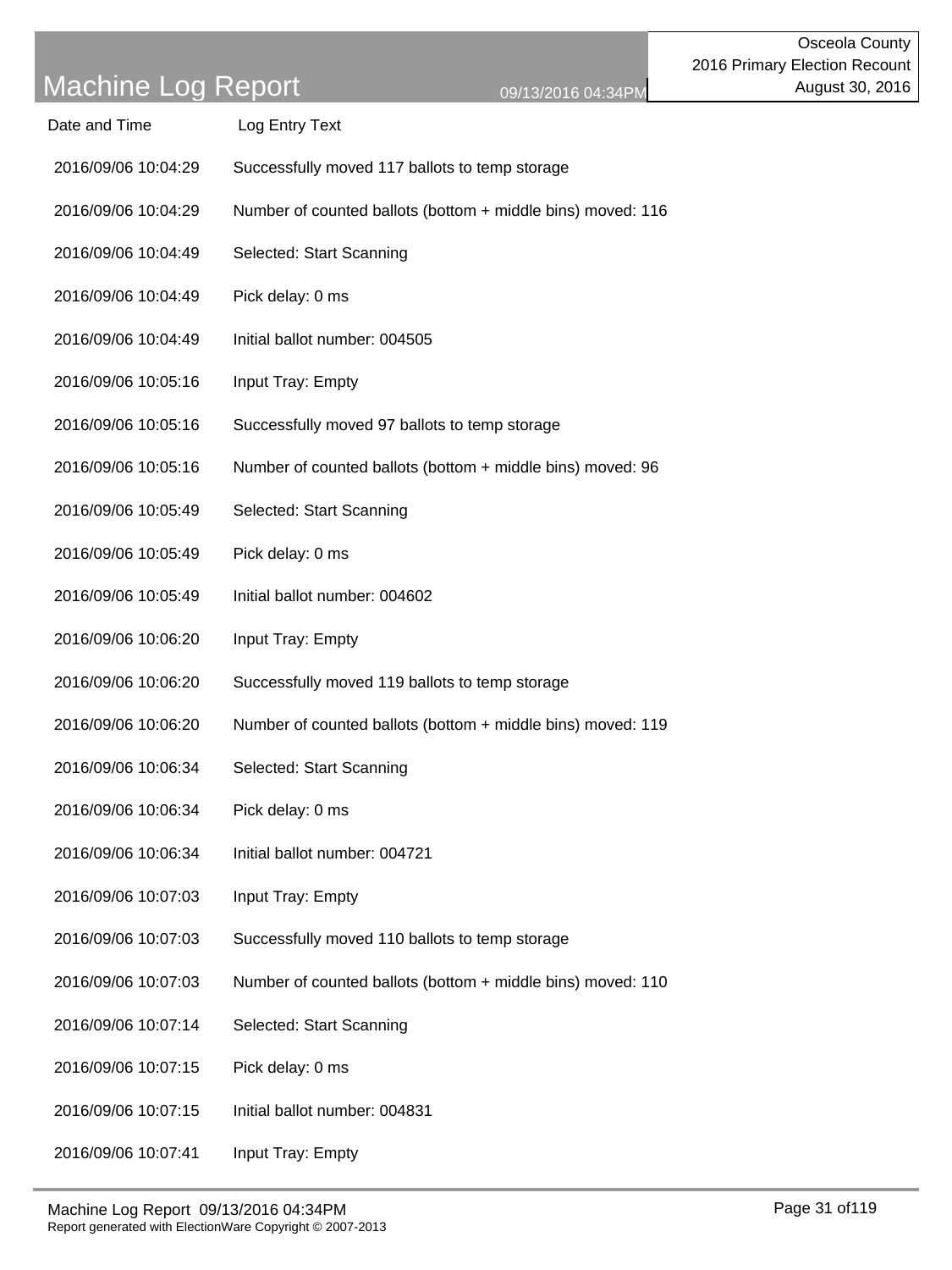# Machine Log Report

Osceola County
2016 Primary Election Recount
August 30, 2016

| Date and Time | Log Entry Text |
| --- | --- |
| 2016/09/06 10:04:29 | Successfully moved 117 ballots to temp storage |
| 2016/09/06 10:04:29 | Number of counted ballots (bottom + middle bins) moved: 116 |
| 2016/09/06 10:04:49 | Selected: Start Scanning |
| 2016/09/06 10:04:49 | Pick delay: 0 ms |
| 2016/09/06 10:04:49 | Initial ballot number: 004505 |
| 2016/09/06 10:05:16 | Input Tray: Empty |
| 2016/09/06 10:05:16 | Successfully moved 97 ballots to temp storage |
| 2016/09/06 10:05:16 | Number of counted ballots (bottom + middle bins) moved: 96 |
| 2016/09/06 10:05:49 | Selected: Start Scanning |
| 2016/09/06 10:05:49 | Pick delay: 0 ms |
| 2016/09/06 10:05:49 | Initial ballot number: 004602 |
| 2016/09/06 10:06:20 | Input Tray: Empty |
| 2016/09/06 10:06:20 | Successfully moved 119 ballots to temp storage |
| 2016/09/06 10:06:20 | Number of counted ballots (bottom + middle bins) moved: 119 |
| 2016/09/06 10:06:34 | Selected: Start Scanning |
| 2016/09/06 10:06:34 | Pick delay: 0 ms |
| 2016/09/06 10:06:34 | Initial ballot number: 004721 |
| 2016/09/06 10:07:03 | Input Tray: Empty |
| 2016/09/06 10:07:03 | Successfully moved 110 ballots to temp storage |
| 2016/09/06 10:07:03 | Number of counted ballots (bottom + middle bins) moved: 110 |
| 2016/09/06 10:07:14 | Selected: Start Scanning |
| 2016/09/06 10:07:15 | Pick delay: 0 ms |
| 2016/09/06 10:07:15 | Initial ballot number: 004831 |
| 2016/09/06 10:07:41 | Input Tray: Empty |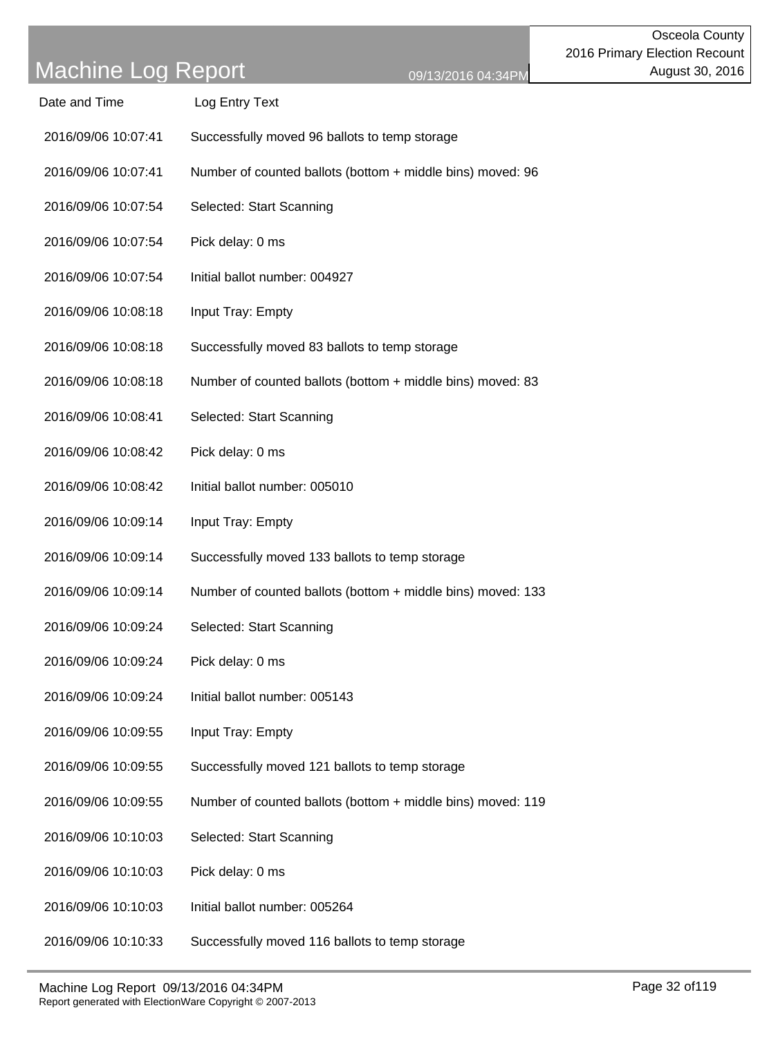# Machine Log Report

Osceola County
2016 Primary Election Recount
August 30, 2016

| Date and Time | Log Entry Text |
| --- | --- |
| 2016/09/06 10:07:41 | Successfully moved 96 ballots to temp storage |
| 2016/09/06 10:07:41 | Number of counted ballots (bottom + middle bins) moved: 96 |
| 2016/09/06 10:07:54 | Selected: Start Scanning |
| 2016/09/06 10:07:54 | Pick delay: 0 ms |
| 2016/09/06 10:07:54 | Initial ballot number: 004927 |
| 2016/09/06 10:08:18 | Input Tray: Empty |
| 2016/09/06 10:08:18 | Successfully moved 83 ballots to temp storage |
| 2016/09/06 10:08:18 | Number of counted ballots (bottom + middle bins) moved: 83 |
| 2016/09/06 10:08:41 | Selected: Start Scanning |
| 2016/09/06 10:08:42 | Pick delay: 0 ms |
| 2016/09/06 10:08:42 | Initial ballot number: 005010 |
| 2016/09/06 10:09:14 | Input Tray: Empty |
| 2016/09/06 10:09:14 | Successfully moved 133 ballots to temp storage |
| 2016/09/06 10:09:14 | Number of counted ballots (bottom + middle bins) moved: 133 |
| 2016/09/06 10:09:24 | Selected: Start Scanning |
| 2016/09/06 10:09:24 | Pick delay: 0 ms |
| 2016/09/06 10:09:24 | Initial ballot number: 005143 |
| 2016/09/06 10:09:55 | Input Tray: Empty |
| 2016/09/06 10:09:55 | Successfully moved 121 ballots to temp storage |
| 2016/09/06 10:09:55 | Number of counted ballots (bottom + middle bins) moved: 119 |
| 2016/09/06 10:10:03 | Selected: Start Scanning |
| 2016/09/06 10:10:03 | Pick delay: 0 ms |
| 2016/09/06 10:10:03 | Initial ballot number: 005264 |
| 2016/09/06 10:10:33 | Successfully moved 116 ballots to temp storage |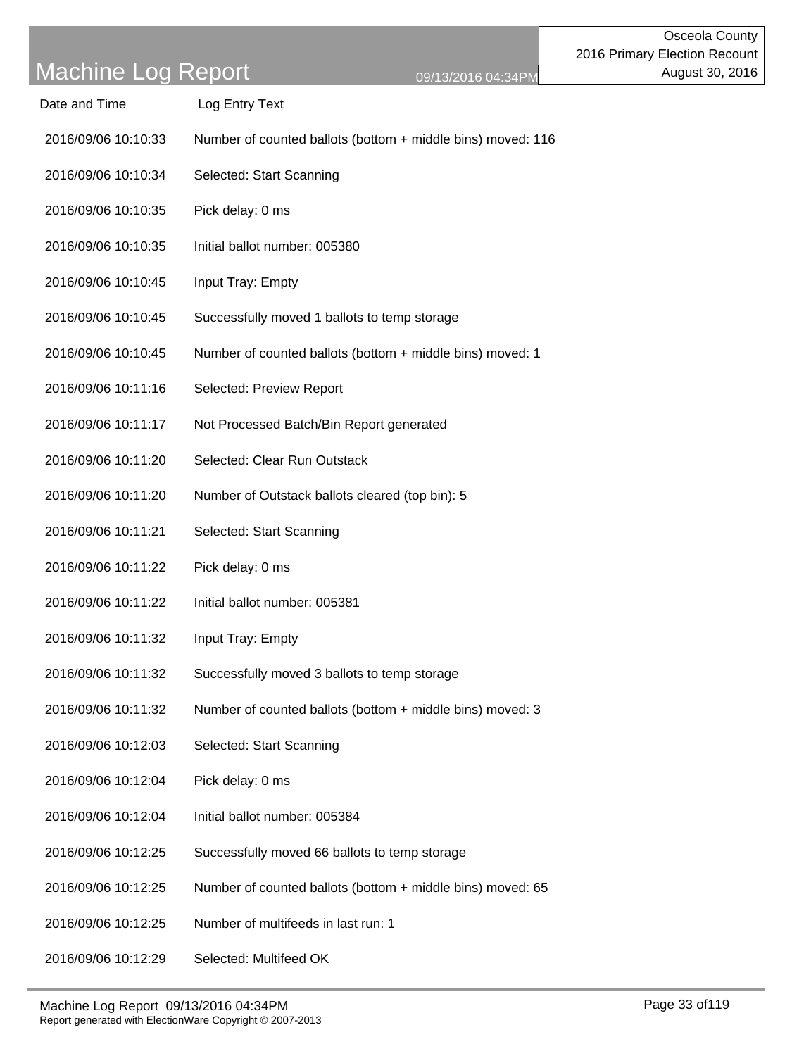# Machine Log Report

09/13/2016 04:34PM

Osceola County
2016 Primary Election Recount
August 30, 2016

| Date and Time | Log Entry Text |
| --- | --- |
| 2016/09/06 10:10:33 | Number of counted ballots (bottom + middle bins) moved: 116 |
| 2016/09/06 10:10:34 | Selected: Start Scanning |
| 2016/09/06 10:10:35 | Pick delay: 0 ms |
| 2016/09/06 10:10:35 | Initial ballot number: 005380 |
| 2016/09/06 10:10:45 | Input Tray: Empty |
| 2016/09/06 10:10:45 | Successfully moved 1 ballots to temp storage |
| 2016/09/06 10:10:45 | Number of counted ballots (bottom + middle bins) moved: 1 |
| 2016/09/06 10:11:16 | Selected: Preview Report |
| 2016/09/06 10:11:17 | Not Processed Batch/Bin Report generated |
| 2016/09/06 10:11:20 | Selected: Clear Run Outstack |
| 2016/09/06 10:11:20 | Number of Outstack ballots cleared (top bin): 5 |
| 2016/09/06 10:11:21 | Selected: Start Scanning |
| 2016/09/06 10:11:22 | Pick delay: 0 ms |
| 2016/09/06 10:11:22 | Initial ballot number: 005381 |
| 2016/09/06 10:11:32 | Input Tray: Empty |
| 2016/09/06 10:11:32 | Successfully moved 3 ballots to temp storage |
| 2016/09/06 10:11:32 | Number of counted ballots (bottom + middle bins) moved: 3 |
| 2016/09/06 10:12:03 | Selected: Start Scanning |
| 2016/09/06 10:12:04 | Pick delay: 0 ms |
| 2016/09/06 10:12:04 | Initial ballot number: 005384 |
| 2016/09/06 10:12:25 | Successfully moved 66 ballots to temp storage |
| 2016/09/06 10:12:25 | Number of counted ballots (bottom + middle bins) moved: 65 |
| 2016/09/06 10:12:25 | Number of multifeeds in last run: 1 |
| 2016/09/06 10:12:29 | Selected: Multifeed OK |

Report generated with ElectionWare Copyright © 2007-2013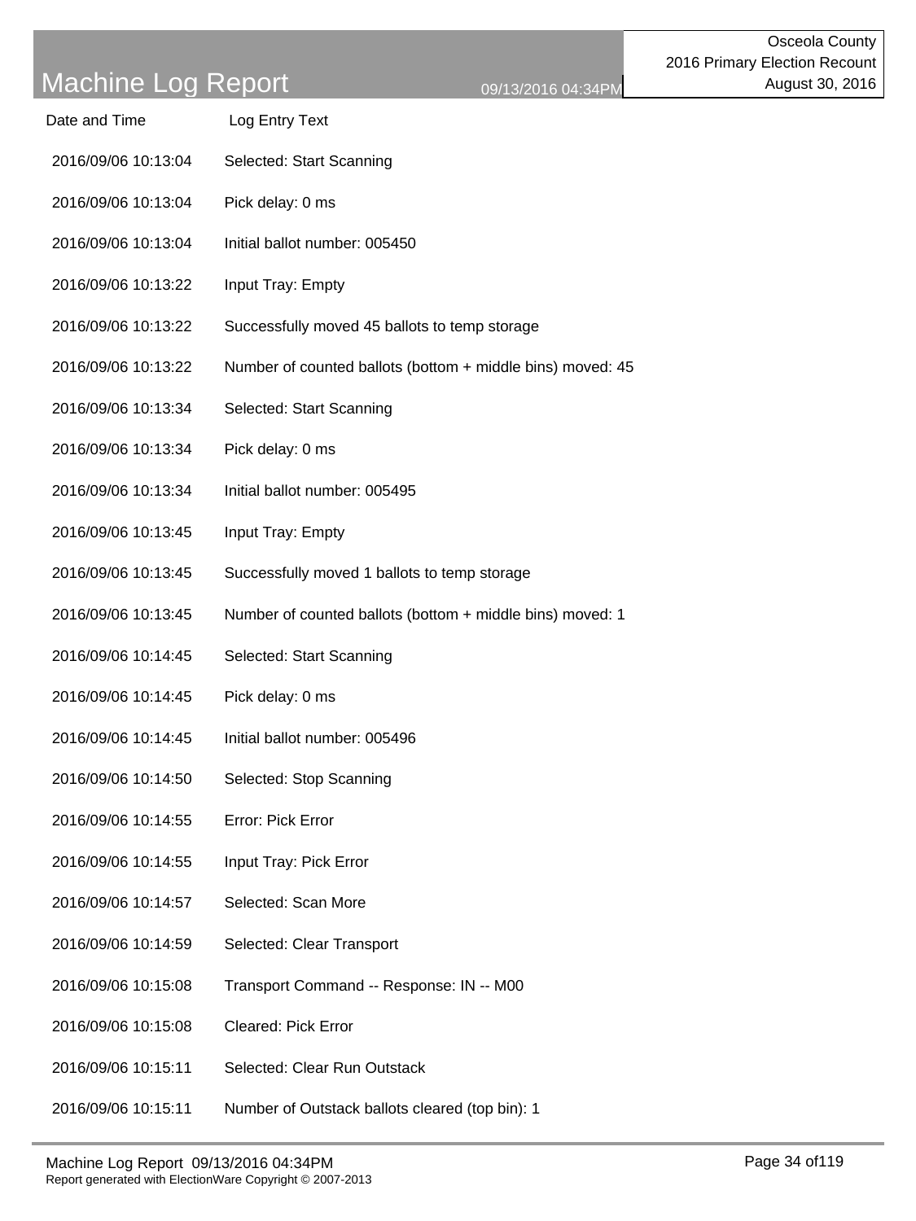| Date and Time | Log Entry Text |
| --- | --- |
| 2016/09/06 10:13:04 | Selected: Start Scanning |
| 2016/09/06 10:13:04 | Pick delay: 0 ms |
| 2016/09/06 10:13:04 | Initial ballot number: 005450 |
| 2016/09/06 10:13:22 | Input Tray: Empty |
| 2016/09/06 10:13:22 | Successfully moved 45 ballots to temp storage |
| 2016/09/06 10:13:22 | Number of counted ballots (bottom + middle bins) moved: 45 |
| 2016/09/06 10:13:34 | Selected: Start Scanning |
| 2016/09/06 10:13:34 | Pick delay: 0 ms |
| 2016/09/06 10:13:34 | Initial ballot number: 005495 |
| 2016/09/06 10:13:45 | Input Tray: Empty |
| 2016/09/06 10:13:45 | Successfully moved 1 ballots to temp storage |
| 2016/09/06 10:13:45 | Number of counted ballots (bottom + middle bins) moved: 1 |
| 2016/09/06 10:14:45 | Selected: Start Scanning |
| 2016/09/06 10:14:45 | Pick delay: 0 ms |
| 2016/09/06 10:14:45 | Initial ballot number: 005496 |
| 2016/09/06 10:14:50 | Selected: Stop Scanning |
| 2016/09/06 10:14:55 | Error: Pick Error |
| 2016/09/06 10:14:55 | Input Tray: Pick Error |
| 2016/09/06 10:14:57 | Selected: Scan More |
| 2016/09/06 10:14:59 | Selected: Clear Transport |
| 2016/09/06 10:15:08 | Transport Command -- Response: IN -- M00 |
| 2016/09/06 10:15:08 | Cleared: Pick Error |
| 2016/09/06 10:15:11 | Selected: Clear Run Outstack |
| 2016/09/06 10:15:11 | Number of Outstack ballots cleared (top bin): 1 |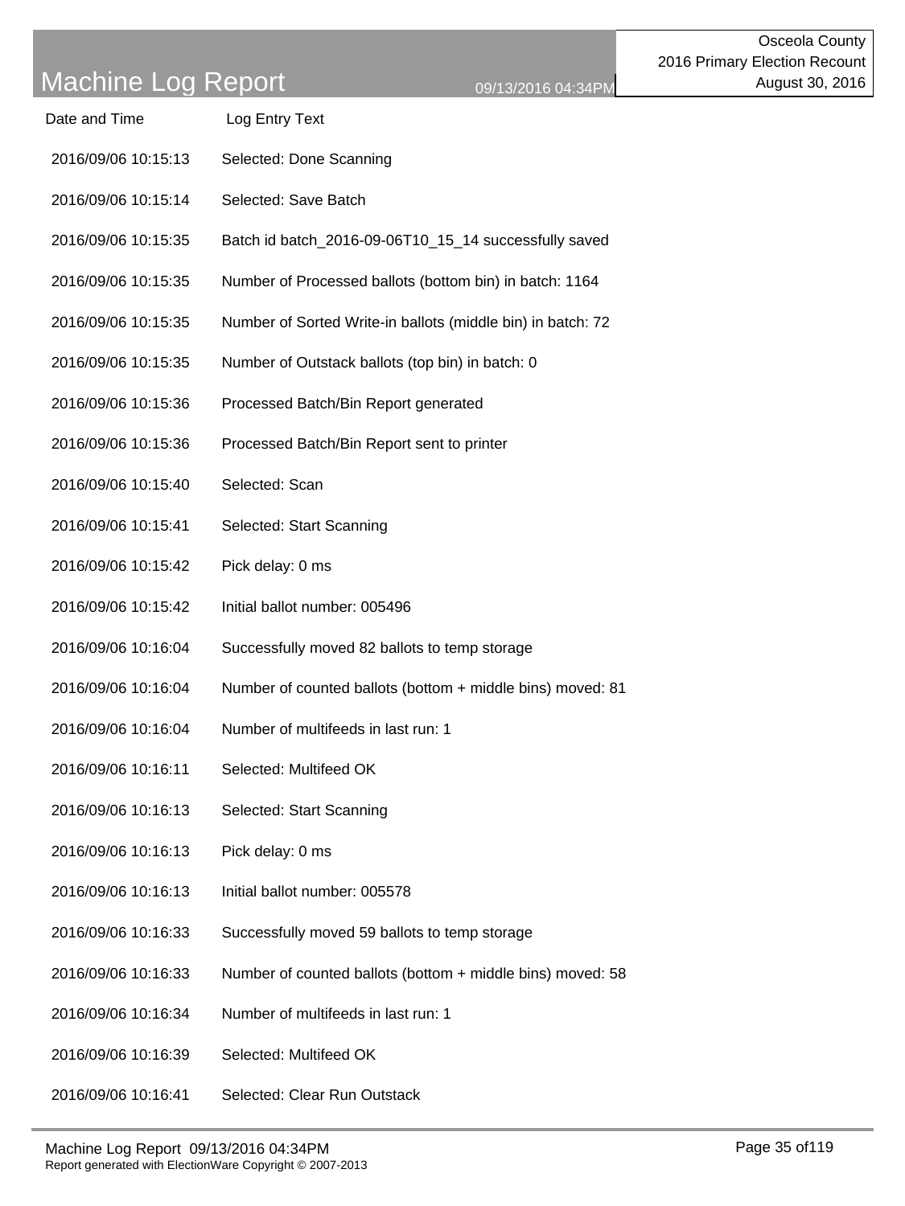# Machine Log Report

09/13/2016 04:34PM

Osceola County
2016 Primary Election Recount
August 30, 2016

| Date and Time | Log Entry Text |
|---|---|
| 2016/09/06 10:15:13 | Selected: Done Scanning |
| 2016/09/06 10:15:14 | Selected: Save Batch |
| 2016/09/06 10:15:35 | Batch id batch_2016-09-06T10_15_14 successfully saved |
| 2016/09/06 10:15:35 | Number of Processed ballots (bottom bin) in batch: 1164 |
| 2016/09/06 10:15:35 | Number of Sorted Write-in ballots (middle bin) in batch: 72 |
| 2016/09/06 10:15:35 | Number of Outstack ballots (top bin) in batch: 0 |
| 2016/09/06 10:15:36 | Processed Batch/Bin Report generated |
| 2016/09/06 10:15:36 | Processed Batch/Bin Report sent to printer |
| 2016/09/06 10:15:40 | Selected: Scan |
| 2016/09/06 10:15:41 | Selected: Start Scanning |
| 2016/09/06 10:15:42 | Pick delay: 0 ms |
| 2016/09/06 10:15:42 | Initial ballot number: 005496 |
| 2016/09/06 10:16:04 | Successfully moved 82 ballots to temp storage |
| 2016/09/06 10:16:04 | Number of counted ballots (bottom + middle bins) moved: 81 |
| 2016/09/06 10:16:04 | Number of multifeeds in last run: 1 |
| 2016/09/06 10:16:11 | Selected: Multifeed OK |
| 2016/09/06 10:16:13 | Selected: Start Scanning |
| 2016/09/06 10:16:13 | Pick delay: 0 ms |
| 2016/09/06 10:16:13 | Initial ballot number: 005578 |
| 2016/09/06 10:16:33 | Successfully moved 59 ballots to temp storage |
| 2016/09/06 10:16:33 | Number of counted ballots (bottom + middle bins) moved: 58 |
| 2016/09/06 10:16:34 | Number of multifeeds in last run: 1 |
| 2016/09/06 10:16:39 | Selected: Multifeed OK |
| 2016/09/06 10:16:41 | Selected: Clear Run Outstack |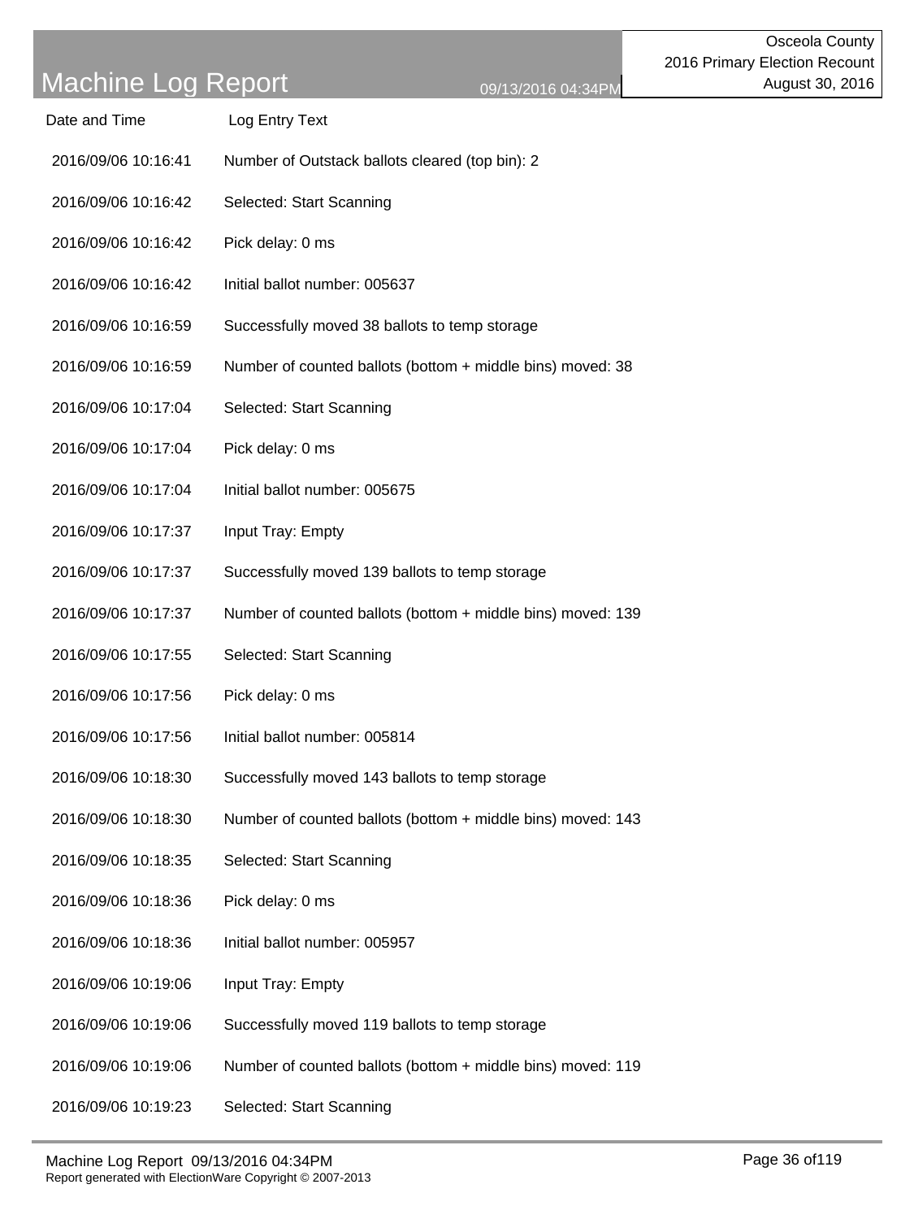# Machine Log Report

09/13/2016 04:34PM

Osceola County
2016 Primary Election Recount
August 30, 2016

| Date and Time | Log Entry Text |
|---|---|
| 2016/09/06 10:16:41 | Number of Outstack ballots cleared (top bin): 2 |
| 2016/09/06 10:16:42 | Selected: Start Scanning |
| 2016/09/06 10:16:42 | Pick delay: 0 ms |
| 2016/09/06 10:16:42 | Initial ballot number: 005637 |
| 2016/09/06 10:16:59 | Successfully moved 38 ballots to temp storage |
| 2016/09/06 10:16:59 | Number of counted ballots (bottom + middle bins) moved: 38 |
| 2016/09/06 10:17:04 | Selected: Start Scanning |
| 2016/09/06 10:17:04 | Pick delay: 0 ms |
| 2016/09/06 10:17:04 | Initial ballot number: 005675 |
| 2016/09/06 10:17:37 | Input Tray: Empty |
| 2016/09/06 10:17:37 | Successfully moved 139 ballots to temp storage |
| 2016/09/06 10:17:37 | Number of counted ballots (bottom + middle bins) moved: 139 |
| 2016/09/06 10:17:55 | Selected: Start Scanning |
| 2016/09/06 10:17:56 | Pick delay: 0 ms |
| 2016/09/06 10:17:56 | Initial ballot number: 005814 |
| 2016/09/06 10:18:30 | Successfully moved 143 ballots to temp storage |
| 2016/09/06 10:18:30 | Number of counted ballots (bottom + middle bins) moved: 143 |
| 2016/09/06 10:18:35 | Selected: Start Scanning |
| 2016/09/06 10:18:36 | Pick delay: 0 ms |
| 2016/09/06 10:18:36 | Initial ballot number: 005957 |
| 2016/09/06 10:19:06 | Input Tray: Empty |
| 2016/09/06 10:19:06 | Successfully moved 119 ballots to temp storage |
| 2016/09/06 10:19:06 | Number of counted ballots (bottom + middle bins) moved: 119 |
| 2016/09/06 10:19:23 | Selected: Start Scanning |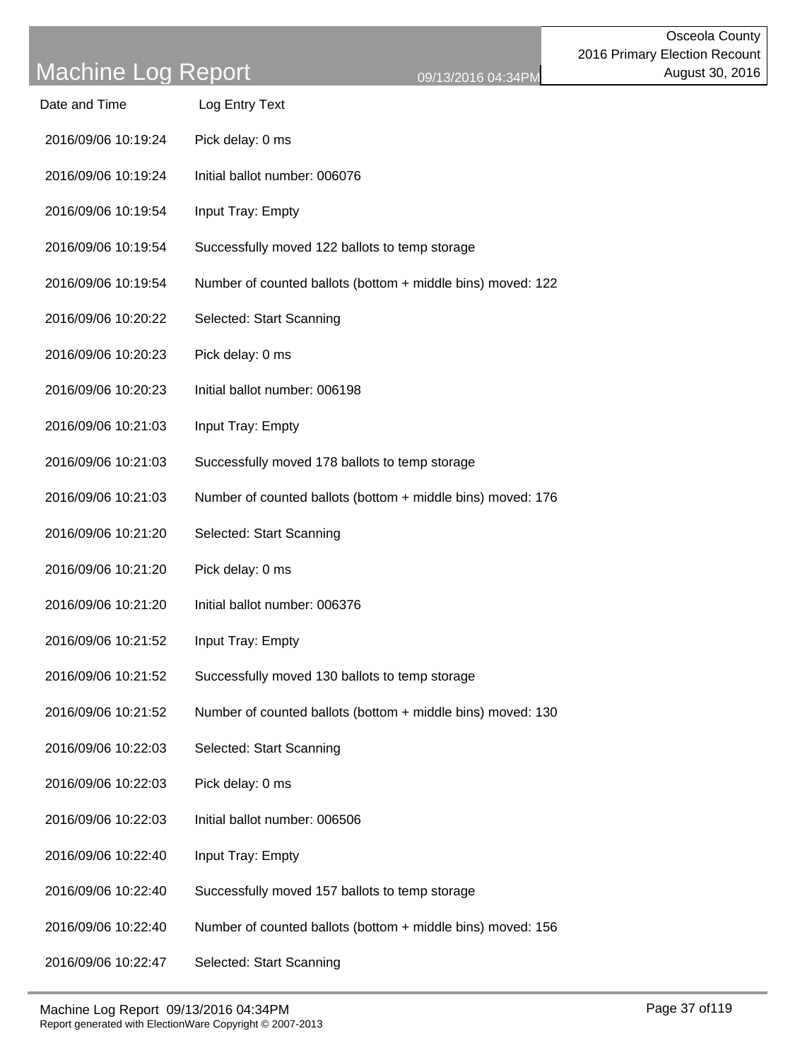# Machine Log Report

09/13/2016 04:34PM

Osceola County
2016 Primary Election Recount
August 30, 2016

| Date and Time | Log Entry Text |
| --- | --- |
| 2016/09/06 10:19:24 | Pick delay: 0 ms |
| 2016/09/06 10:19:24 | Initial ballot number: 006076 |
| 2016/09/06 10:19:54 | Input Tray: Empty |
| 2016/09/06 10:19:54 | Successfully moved 122 ballots to temp storage |
| 2016/09/06 10:19:54 | Number of counted ballots (bottom + middle bins) moved: 122 |
| 2016/09/06 10:20:22 | Selected: Start Scanning |
| 2016/09/06 10:20:23 | Pick delay: 0 ms |
| 2016/09/06 10:20:23 | Initial ballot number: 006198 |
| 2016/09/06 10:21:03 | Input Tray: Empty |
| 2016/09/06 10:21:03 | Successfully moved 178 ballots to temp storage |
| 2016/09/06 10:21:03 | Number of counted ballots (bottom + middle bins) moved: 176 |
| 2016/09/06 10:21:20 | Selected: Start Scanning |
| 2016/09/06 10:21:20 | Pick delay: 0 ms |
| 2016/09/06 10:21:20 | Initial ballot number: 006376 |
| 2016/09/06 10:21:52 | Input Tray: Empty |
| 2016/09/06 10:21:52 | Successfully moved 130 ballots to temp storage |
| 2016/09/06 10:21:52 | Number of counted ballots (bottom + middle bins) moved: 130 |
| 2016/09/06 10:22:03 | Selected: Start Scanning |
| 2016/09/06 10:22:03 | Pick delay: 0 ms |
| 2016/09/06 10:22:03 | Initial ballot number: 006506 |
| 2016/09/06 10:22:40 | Input Tray: Empty |
| 2016/09/06 10:22:40 | Successfully moved 157 ballots to temp storage |
| 2016/09/06 10:22:40 | Number of counted ballots (bottom + middle bins) moved: 156 |
| 2016/09/06 10:22:47 | Selected: Start Scanning |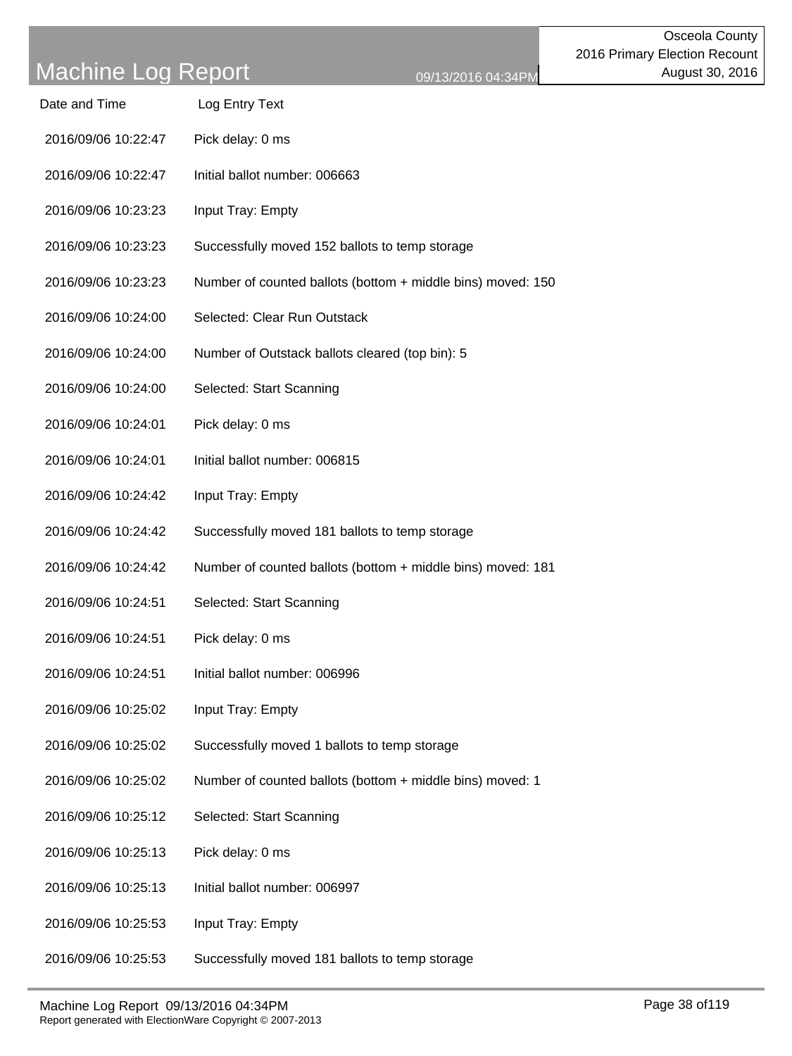# Machine Log Report

Osceola County
2016 Primary Election Recount
August 30, 2016

09/13/2016 04:34PM

| Date and Time | Log Entry Text |
|---|---|
| 2016/09/06 10:22:47 | Pick delay: 0 ms |
| 2016/09/06 10:22:47 | Initial ballot number: 006663 |
| 2016/09/06 10:23:23 | Input Tray: Empty |
| 2016/09/06 10:23:23 | Successfully moved 152 ballots to temp storage |
| 2016/09/06 10:23:23 | Number of counted ballots (bottom + middle bins) moved: 150 |
| 2016/09/06 10:24:00 | Selected: Clear Run Outstack |
| 2016/09/06 10:24:00 | Number of Outstack ballots cleared (top bin): 5 |
| 2016/09/06 10:24:00 | Selected: Start Scanning |
| 2016/09/06 10:24:01 | Pick delay: 0 ms |
| 2016/09/06 10:24:01 | Initial ballot number: 006815 |
| 2016/09/06 10:24:42 | Input Tray: Empty |
| 2016/09/06 10:24:42 | Successfully moved 181 ballots to temp storage |
| 2016/09/06 10:24:42 | Number of counted ballots (bottom + middle bins) moved: 181 |
| 2016/09/06 10:24:51 | Selected: Start Scanning |
| 2016/09/06 10:24:51 | Pick delay: 0 ms |
| 2016/09/06 10:24:51 | Initial ballot number: 006996 |
| 2016/09/06 10:25:02 | Input Tray: Empty |
| 2016/09/06 10:25:02 | Successfully moved 1 ballots to temp storage |
| 2016/09/06 10:25:02 | Number of counted ballots (bottom + middle bins) moved: 1 |
| 2016/09/06 10:25:12 | Selected: Start Scanning |
| 2016/09/06 10:25:13 | Pick delay: 0 ms |
| 2016/09/06 10:25:13 | Initial ballot number: 006997 |
| 2016/09/06 10:25:53 | Input Tray: Empty |
| 2016/09/06 10:25:53 | Successfully moved 181 ballots to temp storage |

Report generated with ElectionWare Copyright © 2007-2013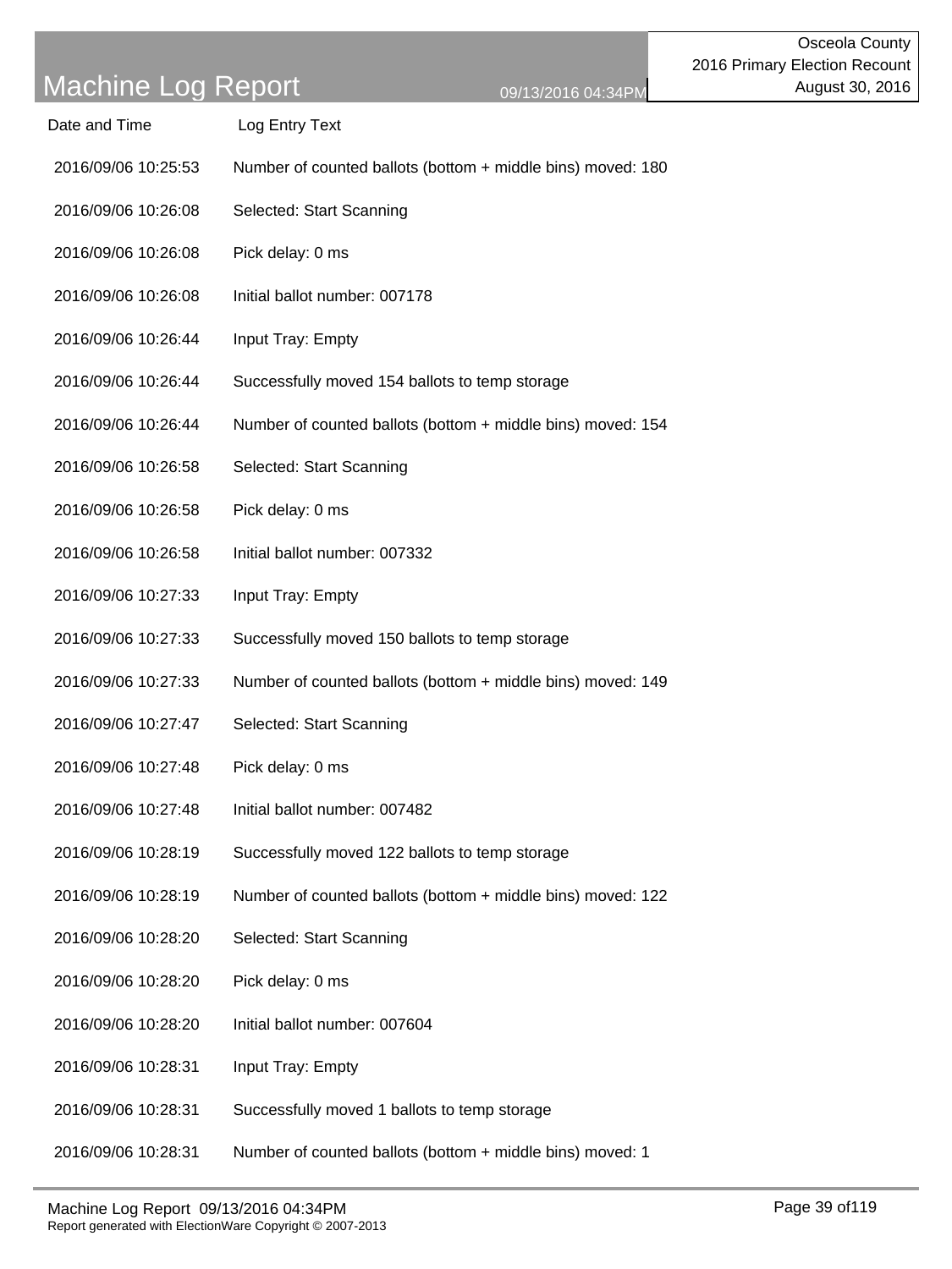# Machine Log Report

Osceola County
2016 Primary Election Recount
August 30, 2016

09/13/2016 04:34PM

| Date and Time | Log Entry Text |
| --- | --- |
| 2016/09/06 10:25:53 | Number of counted ballots (bottom + middle bins) moved: 180 |
| 2016/09/06 10:26:08 | Selected: Start Scanning |
| 2016/09/06 10:26:08 | Pick delay: 0 ms |
| 2016/09/06 10:26:08 | Initial ballot number: 007178 |
| 2016/09/06 10:26:44 | Input Tray: Empty |
| 2016/09/06 10:26:44 | Successfully moved 154 ballots to temp storage |
| 2016/09/06 10:26:44 | Number of counted ballots (bottom + middle bins) moved: 154 |
| 2016/09/06 10:26:58 | Selected: Start Scanning |
| 2016/09/06 10:26:58 | Pick delay: 0 ms |
| 2016/09/06 10:26:58 | Initial ballot number: 007332 |
| 2016/09/06 10:27:33 | Input Tray: Empty |
| 2016/09/06 10:27:33 | Successfully moved 150 ballots to temp storage |
| 2016/09/06 10:27:33 | Number of counted ballots (bottom + middle bins) moved: 149 |
| 2016/09/06 10:27:47 | Selected: Start Scanning |
| 2016/09/06 10:27:48 | Pick delay: 0 ms |
| 2016/09/06 10:27:48 | Initial ballot number: 007482 |
| 2016/09/06 10:28:19 | Successfully moved 122 ballots to temp storage |
| 2016/09/06 10:28:19 | Number of counted ballots (bottom + middle bins) moved: 122 |
| 2016/09/06 10:28:20 | Selected: Start Scanning |
| 2016/09/06 10:28:20 | Pick delay: 0 ms |
| 2016/09/06 10:28:20 | Initial ballot number: 007604 |
| 2016/09/06 10:28:31 | Input Tray: Empty |
| 2016/09/06 10:28:31 | Successfully moved 1 ballots to temp storage |
| 2016/09/06 10:28:31 | Number of counted ballots (bottom + middle bins) moved: 1 |

Report generated with ElectionWare Copyright © 2007-2013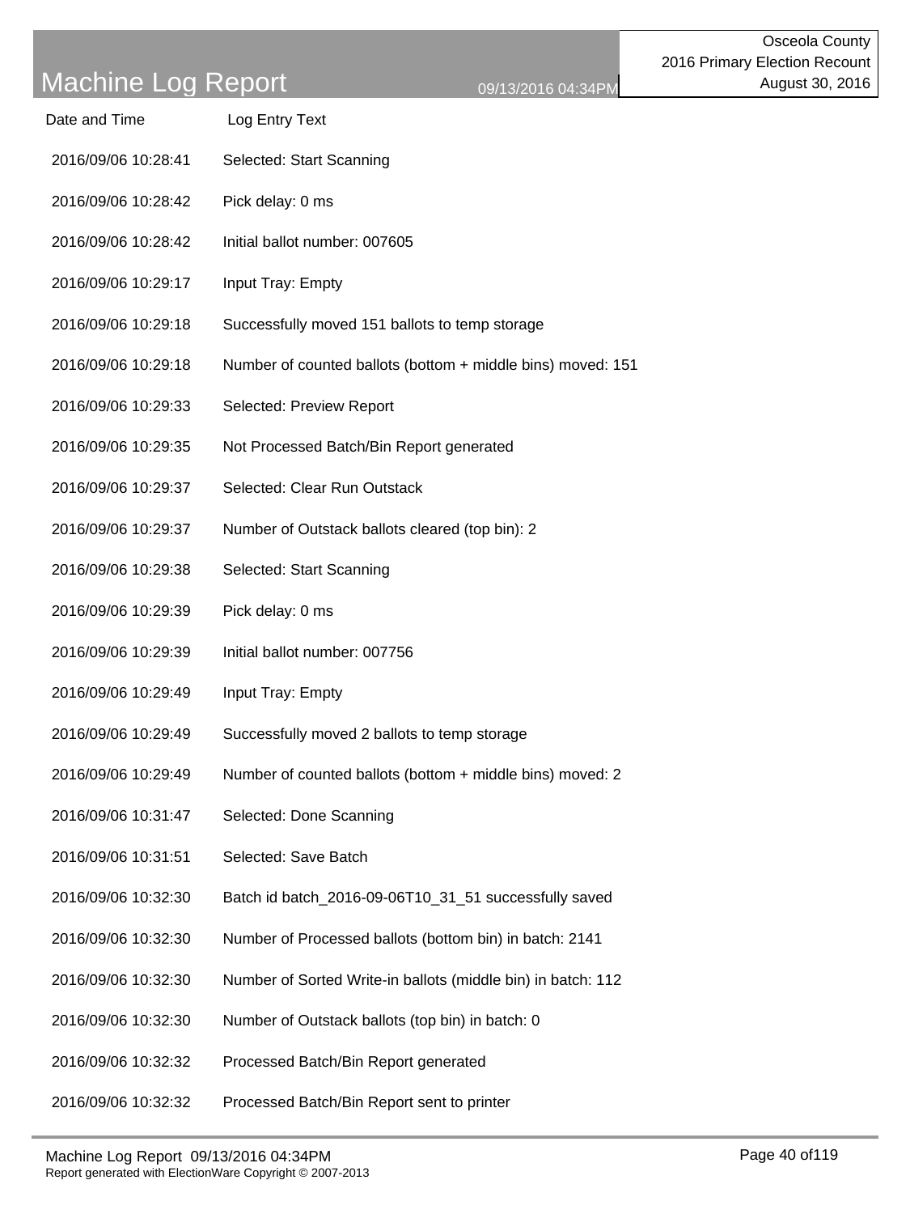# Machine Log Report

09/13/2016 04:34PM

Osceola County
2016 Primary Election Recount
August 30, 2016

| Date and Time | Log Entry Text |
| --- | --- |
| 2016/09/06 10:28:41 | Selected: Start Scanning |
| 2016/09/06 10:28:42 | Pick delay: 0 ms |
| 2016/09/06 10:28:42 | Initial ballot number: 007605 |
| 2016/09/06 10:29:17 | Input Tray: Empty |
| 2016/09/06 10:29:18 | Successfully moved 151 ballots to temp storage |
| 2016/09/06 10:29:18 | Number of counted ballots (bottom + middle bins) moved: 151 |
| 2016/09/06 10:29:33 | Selected: Preview Report |
| 2016/09/06 10:29:35 | Not Processed Batch/Bin Report generated |
| 2016/09/06 10:29:37 | Selected: Clear Run Outstack |
| 2016/09/06 10:29:37 | Number of Outstack ballots cleared (top bin): 2 |
| 2016/09/06 10:29:38 | Selected: Start Scanning |
| 2016/09/06 10:29:39 | Pick delay: 0 ms |
| 2016/09/06 10:29:39 | Initial ballot number: 007756 |
| 2016/09/06 10:29:49 | Input Tray: Empty |
| 2016/09/06 10:29:49 | Successfully moved 2 ballots to temp storage |
| 2016/09/06 10:29:49 | Number of counted ballots (bottom + middle bins) moved: 2 |
| 2016/09/06 10:31:47 | Selected: Done Scanning |
| 2016/09/06 10:31:51 | Selected: Save Batch |
| 2016/09/06 10:32:30 | Batch id batch_2016-09-06T10_31_51 successfully saved |
| 2016/09/06 10:32:30 | Number of Processed ballots (bottom bin) in batch: 2141 |
| 2016/09/06 10:32:30 | Number of Sorted Write-in ballots (middle bin) in batch: 112 |
| 2016/09/06 10:32:30 | Number of Outstack ballots (top bin) in batch: 0 |
| 2016/09/06 10:32:32 | Processed Batch/Bin Report generated |
| 2016/09/06 10:32:32 | Processed Batch/Bin Report sent to printer |

Report generated with ElectionWare Copyright © 2007-2013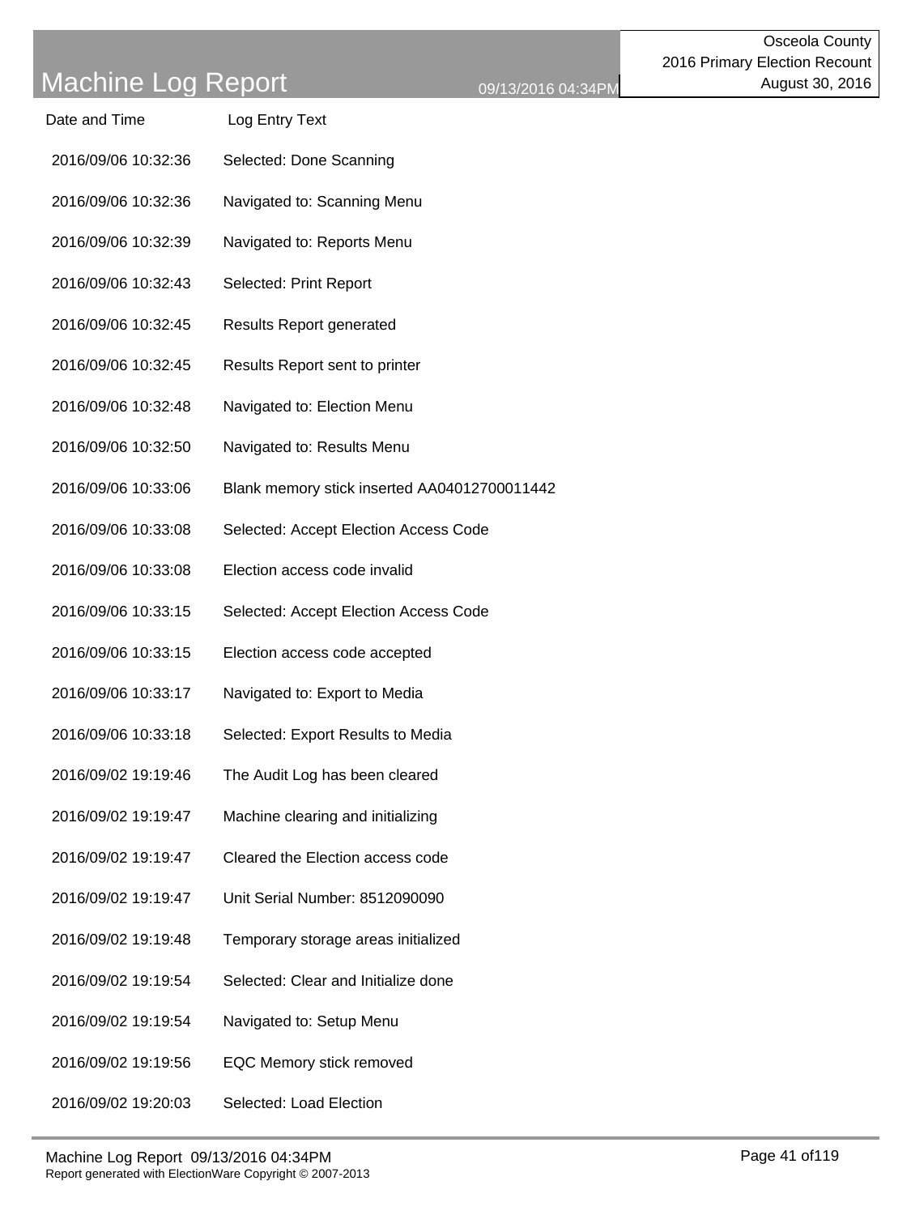# Machine Log Report

09/13/2016 04:34PM

Osceola County
2016 Primary Election Recount
August 30, 2016

| Date and Time | Log Entry Text |
|---|---|
| 2016/09/06 10:32:36 | Selected: Done Scanning |
| 2016/09/06 10:32:36 | Navigated to: Scanning Menu |
| 2016/09/06 10:32:39 | Navigated to: Reports Menu |
| 2016/09/06 10:32:43 | Selected: Print Report |
| 2016/09/06 10:32:45 | Results Report generated |
| 2016/09/06 10:32:45 | Results Report sent to printer |
| 2016/09/06 10:32:48 | Navigated to: Election Menu |
| 2016/09/06 10:32:50 | Navigated to: Results Menu |
| 2016/09/06 10:33:06 | Blank memory stick inserted AA04012700011442 |
| 2016/09/06 10:33:08 | Selected: Accept Election Access Code |
| 2016/09/06 10:33:08 | Election access code invalid |
| 2016/09/06 10:33:15 | Selected: Accept Election Access Code |
| 2016/09/06 10:33:15 | Election access code accepted |
| 2016/09/06 10:33:17 | Navigated to: Export to Media |
| 2016/09/06 10:33:18 | Selected: Export Results to Media |
| 2016/09/02 19:19:46 | The Audit Log has been cleared |
| 2016/09/02 19:19:47 | Machine clearing and initializing |
| 2016/09/02 19:19:47 | Cleared the Election access code |
| 2016/09/02 19:19:47 | Unit Serial Number: 8512090090 |
| 2016/09/02 19:19:48 | Temporary storage areas initialized |
| 2016/09/02 19:19:54 | Selected: Clear and Initialize done |
| 2016/09/02 19:19:54 | Navigated to: Setup Menu |
| 2016/09/02 19:19:56 | EQC Memory stick removed |
| 2016/09/02 19:20:03 | Selected: Load Election |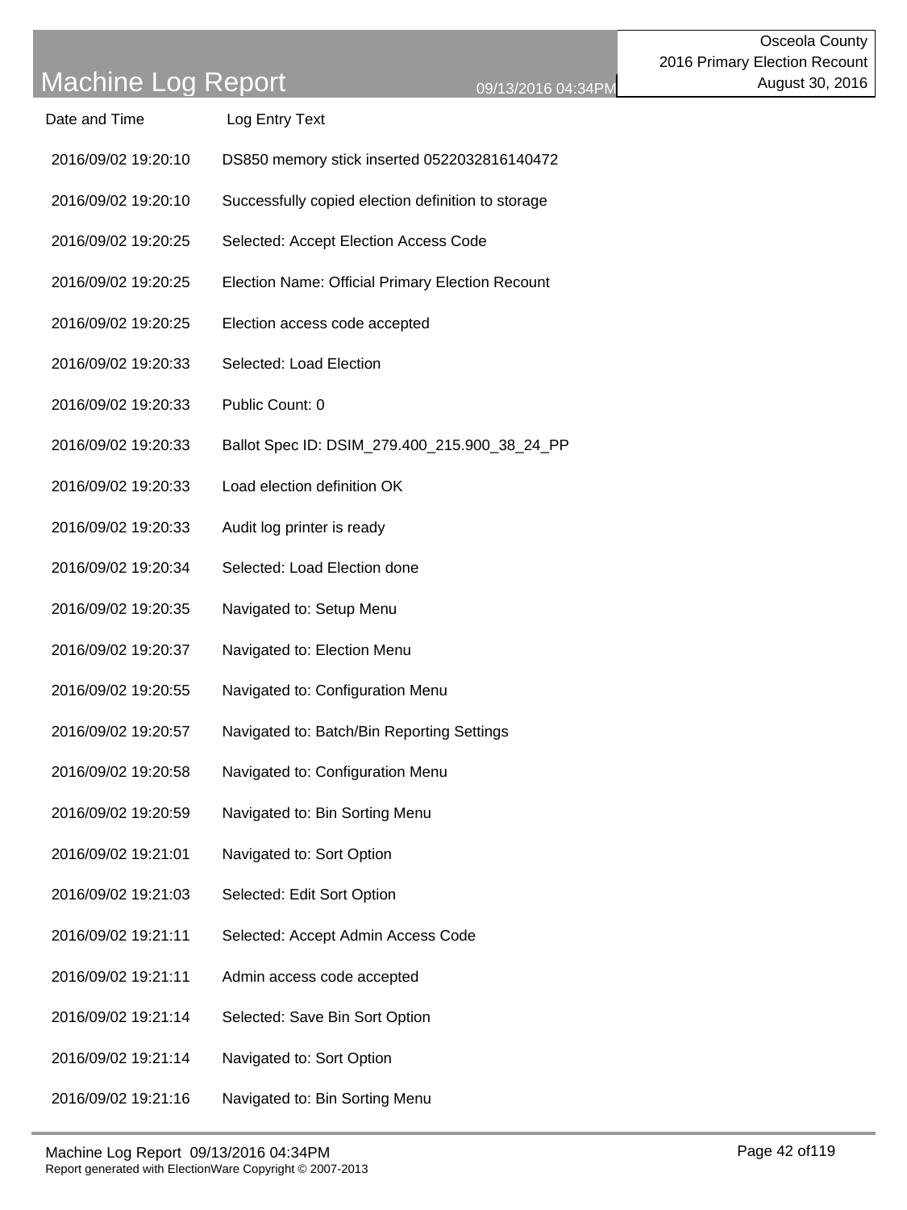| Date and Time | Log Entry Text |
|---|---|
| 2016/09/02 19:20:10 | DS850 memory stick inserted 0522032816140472 |
| 2016/09/02 19:20:10 | Successfully copied election definition to storage |
| 2016/09/02 19:20:25 | Selected: Accept Election Access Code |
| 2016/09/02 19:20:25 | Election Name: Official Primary Election Recount |
| 2016/09/02 19:20:25 | Election access code accepted |
| 2016/09/02 19:20:33 | Selected: Load Election |
| 2016/09/02 19:20:33 | Public Count: 0 |
| 2016/09/02 19:20:33 | Ballot Spec ID: DSIM_279.400_215.900_38_24_PP |
| 2016/09/02 19:20:33 | Load election definition OK |
| 2016/09/02 19:20:33 | Audit log printer is ready |
| 2016/09/02 19:20:34 | Selected: Load Election done |
| 2016/09/02 19:20:35 | Navigated to: Setup Menu |
| 2016/09/02 19:20:37 | Navigated to: Election Menu |
| 2016/09/02 19:20:55 | Navigated to: Configuration Menu |
| 2016/09/02 19:20:57 | Navigated to: Batch/Bin Reporting Settings |
| 2016/09/02 19:20:58 | Navigated to: Configuration Menu |
| 2016/09/02 19:20:59 | Navigated to: Bin Sorting Menu |
| 2016/09/02 19:21:01 | Navigated to: Sort Option |
| 2016/09/02 19:21:03 | Selected: Edit Sort Option |
| 2016/09/02 19:21:11 | Selected: Accept Admin Access Code |
| 2016/09/02 19:21:11 | Admin access code accepted |
| 2016/09/02 19:21:14 | Selected: Save Bin Sort Option |
| 2016/09/02 19:21:14 | Navigated to: Sort Option |
| 2016/09/02 19:21:16 | Navigated to: Bin Sorting Menu |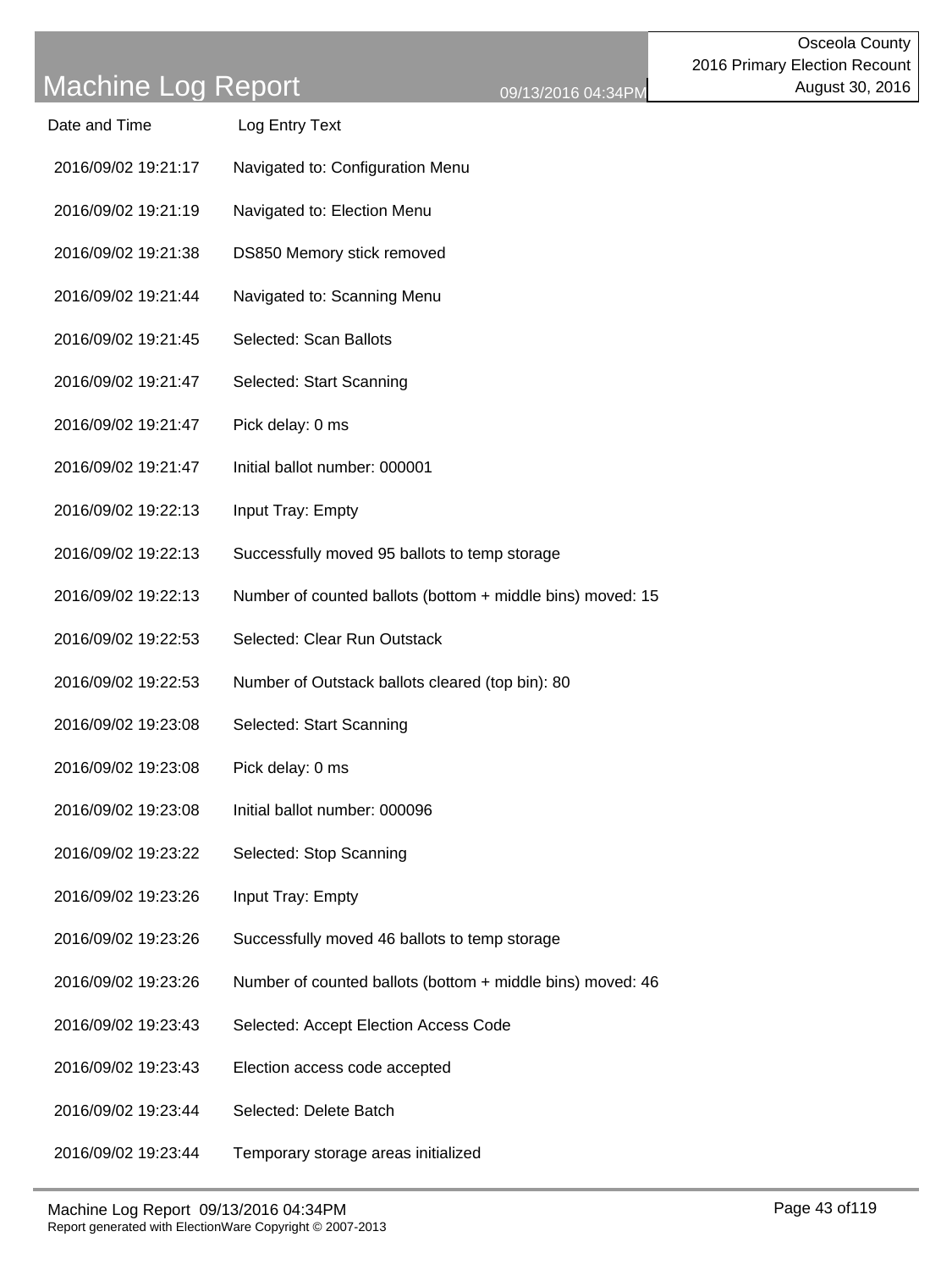| Date and Time | Log Entry Text |
| --- | --- |
| 2016/09/02 19:21:17 | Navigated to: Configuration Menu |
| 2016/09/02 19:21:19 | Navigated to: Election Menu |
| 2016/09/02 19:21:38 | DS850 Memory stick removed |
| 2016/09/02 19:21:44 | Navigated to: Scanning Menu |
| 2016/09/02 19:21:45 | Selected: Scan Ballots |
| 2016/09/02 19:21:47 | Selected: Start Scanning |
| 2016/09/02 19:21:47 | Pick delay: 0 ms |
| 2016/09/02 19:21:47 | Initial ballot number: 000001 |
| 2016/09/02 19:22:13 | Input Tray: Empty |
| 2016/09/02 19:22:13 | Successfully moved 95 ballots to temp storage |
| 2016/09/02 19:22:13 | Number of counted ballots (bottom + middle bins) moved: 15 |
| 2016/09/02 19:22:53 | Selected: Clear Run Outstack |
| 2016/09/02 19:22:53 | Number of Outstack ballots cleared (top bin): 80 |
| 2016/09/02 19:23:08 | Selected: Start Scanning |
| 2016/09/02 19:23:08 | Pick delay: 0 ms |
| 2016/09/02 19:23:08 | Initial ballot number: 000096 |
| 2016/09/02 19:23:22 | Selected: Stop Scanning |
| 2016/09/02 19:23:26 | Input Tray: Empty |
| 2016/09/02 19:23:26 | Successfully moved 46 ballots to temp storage |
| 2016/09/02 19:23:26 | Number of counted ballots (bottom + middle bins) moved: 46 |
| 2016/09/02 19:23:43 | Selected: Accept Election Access Code |
| 2016/09/02 19:23:43 | Election access code accepted |
| 2016/09/02 19:23:44 | Selected: Delete Batch |
| 2016/09/02 19:23:44 | Temporary storage areas initialized |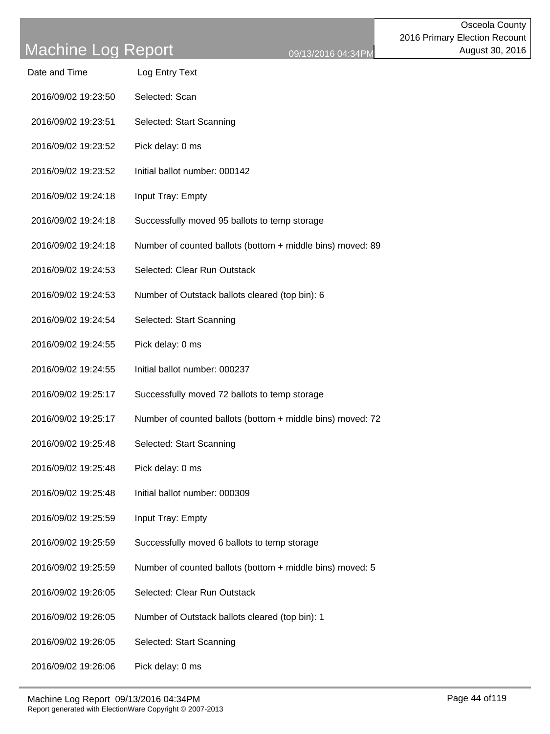# Machine Log Report

Osceola County
2016 Primary Election Recount
August 30, 2016

09/13/2016 04:34PM

| Date and Time | Log Entry Text |
|---|---|
| 2016/09/02 19:23:50 | Selected: Scan |
| 2016/09/02 19:23:51 | Selected: Start Scanning |
| 2016/09/02 19:23:52 | Pick delay: 0 ms |
| 2016/09/02 19:23:52 | Initial ballot number: 000142 |
| 2016/09/02 19:24:18 | Input Tray: Empty |
| 2016/09/02 19:24:18 | Successfully moved 95 ballots to temp storage |
| 2016/09/02 19:24:18 | Number of counted ballots (bottom + middle bins) moved: 89 |
| 2016/09/02 19:24:53 | Selected: Clear Run Outstack |
| 2016/09/02 19:24:53 | Number of Outstack ballots cleared (top bin): 6 |
| 2016/09/02 19:24:54 | Selected: Start Scanning |
| 2016/09/02 19:24:55 | Pick delay: 0 ms |
| 2016/09/02 19:24:55 | Initial ballot number: 000237 |
| 2016/09/02 19:25:17 | Successfully moved 72 ballots to temp storage |
| 2016/09/02 19:25:17 | Number of counted ballots (bottom + middle bins) moved: 72 |
| 2016/09/02 19:25:48 | Selected: Start Scanning |
| 2016/09/02 19:25:48 | Pick delay: 0 ms |
| 2016/09/02 19:25:48 | Initial ballot number: 000309 |
| 2016/09/02 19:25:59 | Input Tray: Empty |
| 2016/09/02 19:25:59 | Successfully moved 6 ballots to temp storage |
| 2016/09/02 19:25:59 | Number of counted ballots (bottom + middle bins) moved: 5 |
| 2016/09/02 19:26:05 | Selected: Clear Run Outstack |
| 2016/09/02 19:26:05 | Number of Outstack ballots cleared (top bin): 1 |
| 2016/09/02 19:26:05 | Selected: Start Scanning |
| 2016/09/02 19:26:06 | Pick delay: 0 ms |

Report generated with ElectionWare Copyright © 2007-2013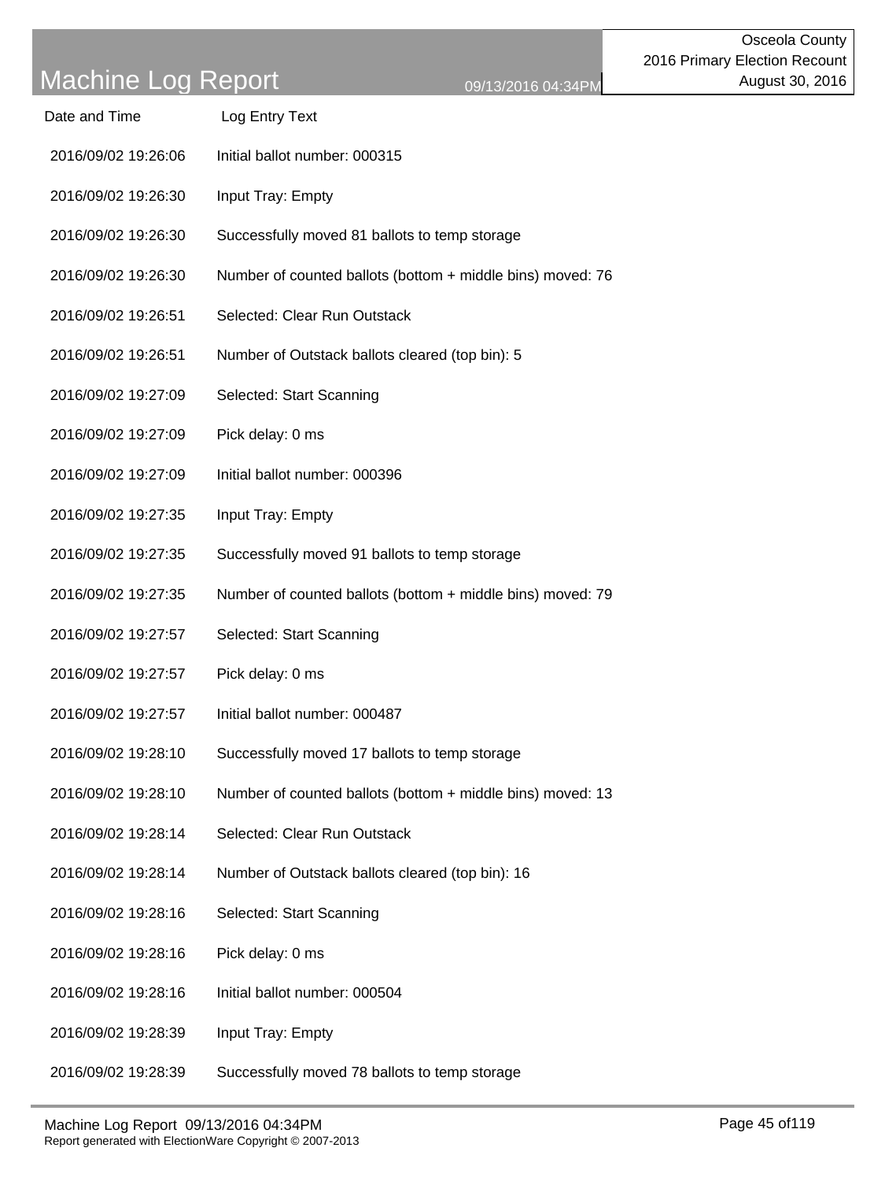| Date and Time | Log Entry Text |
| --- | --- |
| 2016/09/02 19:26:06 | Initial ballot number: 000315 |
| 2016/09/02 19:26:30 | Input Tray: Empty |
| 2016/09/02 19:26:30 | Successfully moved 81 ballots to temp storage |
| 2016/09/02 19:26:30 | Number of counted ballots (bottom + middle bins) moved: 76 |
| 2016/09/02 19:26:51 | Selected: Clear Run Outstack |
| 2016/09/02 19:26:51 | Number of Outstack ballots cleared (top bin): 5 |
| 2016/09/02 19:27:09 | Selected: Start Scanning |
| 2016/09/02 19:27:09 | Pick delay: 0 ms |
| 2016/09/02 19:27:09 | Initial ballot number: 000396 |
| 2016/09/02 19:27:35 | Input Tray: Empty |
| 2016/09/02 19:27:35 | Successfully moved 91 ballots to temp storage |
| 2016/09/02 19:27:35 | Number of counted ballots (bottom + middle bins) moved: 79 |
| 2016/09/02 19:27:57 | Selected: Start Scanning |
| 2016/09/02 19:27:57 | Pick delay: 0 ms |
| 2016/09/02 19:27:57 | Initial ballot number: 000487 |
| 2016/09/02 19:28:10 | Successfully moved 17 ballots to temp storage |
| 2016/09/02 19:28:10 | Number of counted ballots (bottom + middle bins) moved: 13 |
| 2016/09/02 19:28:14 | Selected: Clear Run Outstack |
| 2016/09/02 19:28:14 | Number of Outstack ballots cleared (top bin): 16 |
| 2016/09/02 19:28:16 | Selected: Start Scanning |
| 2016/09/02 19:28:16 | Pick delay: 0 ms |
| 2016/09/02 19:28:16 | Initial ballot number: 000504 |
| 2016/09/02 19:28:39 | Input Tray: Empty |
| 2016/09/02 19:28:39 | Successfully moved 78 ballots to temp storage |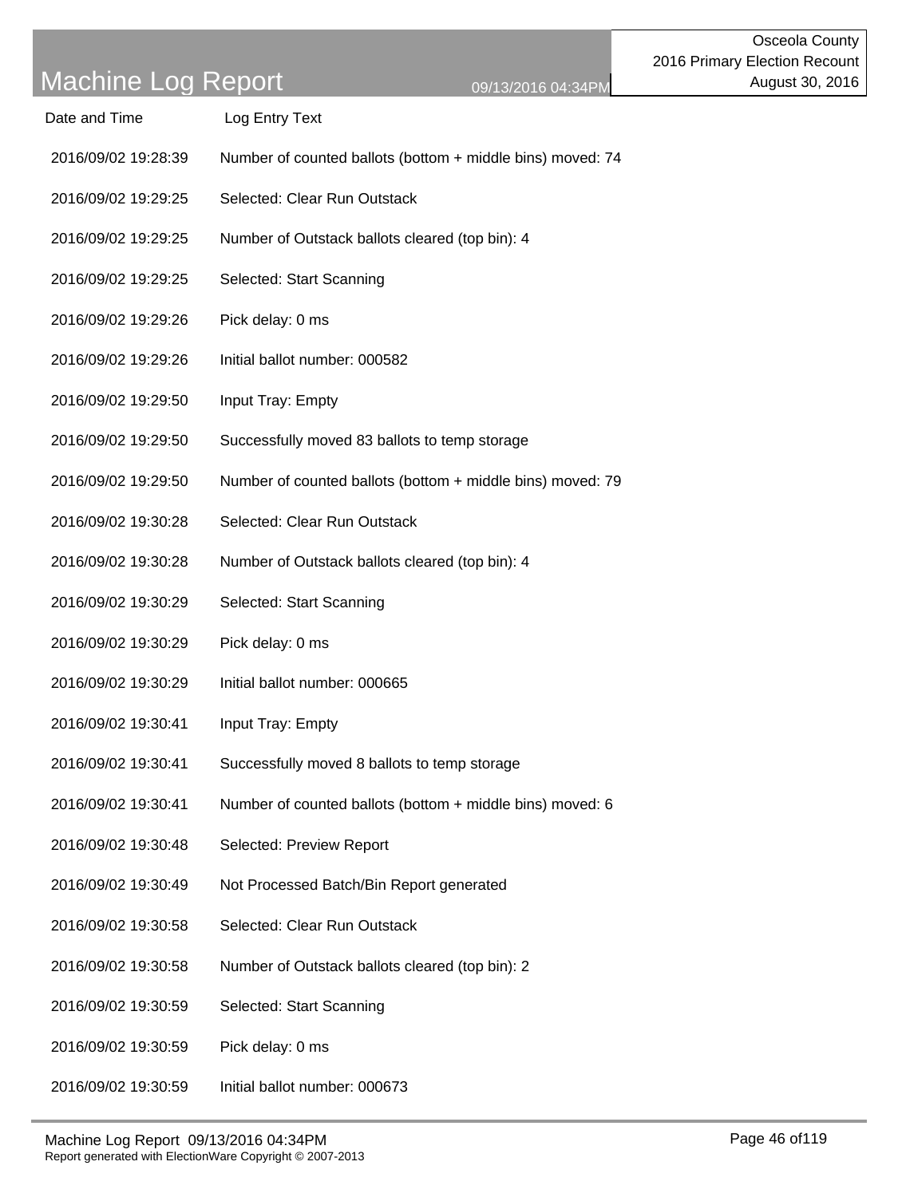# Machine Log Report

09/13/2016 04:34PM

Osceola County
2016 Primary Election Recount
August 30, 2016

| Date and Time | Log Entry Text |
| --- | --- |
| 2016/09/02 19:28:39 | Number of counted ballots (bottom + middle bins) moved: 74 |
| 2016/09/02 19:29:25 | Selected: Clear Run Outstack |
| 2016/09/02 19:29:25 | Number of Outstack ballots cleared (top bin): 4 |
| 2016/09/02 19:29:25 | Selected: Start Scanning |
| 2016/09/02 19:29:26 | Pick delay: 0 ms |
| 2016/09/02 19:29:26 | Initial ballot number: 000582 |
| 2016/09/02 19:29:50 | Input Tray: Empty |
| 2016/09/02 19:29:50 | Successfully moved 83 ballots to temp storage |
| 2016/09/02 19:29:50 | Number of counted ballots (bottom + middle bins) moved: 79 |
| 2016/09/02 19:30:28 | Selected: Clear Run Outstack |
| 2016/09/02 19:30:28 | Number of Outstack ballots cleared (top bin): 4 |
| 2016/09/02 19:30:29 | Selected: Start Scanning |
| 2016/09/02 19:30:29 | Pick delay: 0 ms |
| 2016/09/02 19:30:29 | Initial ballot number: 000665 |
| 2016/09/02 19:30:41 | Input Tray: Empty |
| 2016/09/02 19:30:41 | Successfully moved 8 ballots to temp storage |
| 2016/09/02 19:30:41 | Number of counted ballots (bottom + middle bins) moved: 6 |
| 2016/09/02 19:30:48 | Selected: Preview Report |
| 2016/09/02 19:30:49 | Not Processed Batch/Bin Report generated |
| 2016/09/02 19:30:58 | Selected: Clear Run Outstack |
| 2016/09/02 19:30:58 | Number of Outstack ballots cleared (top bin): 2 |
| 2016/09/02 19:30:59 | Selected: Start Scanning |
| 2016/09/02 19:30:59 | Pick delay: 0 ms |
| 2016/09/02 19:30:59 | Initial ballot number: 000673 |

Report generated with ElectionWare Copyright © 2007-2013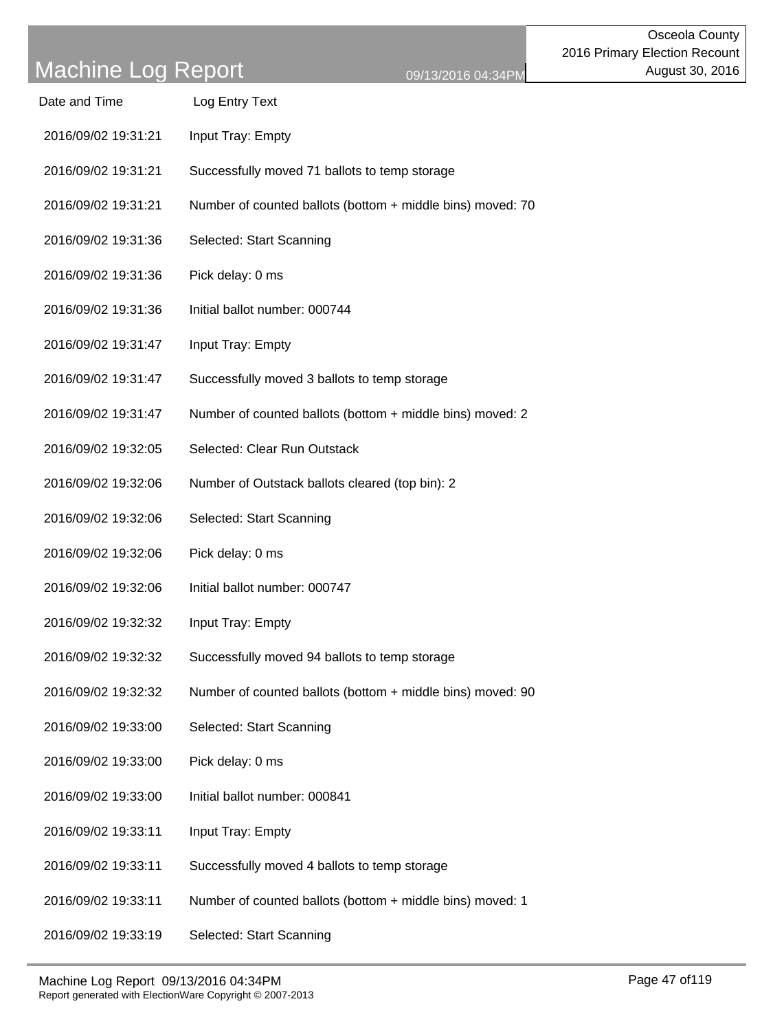| Date and Time | Log Entry Text |
|---|---|
| 2016/09/02 19:31:21 | Input Tray: Empty |
| 2016/09/02 19:31:21 | Successfully moved 71 ballots to temp storage |
| 2016/09/02 19:31:21 | Number of counted ballots (bottom + middle bins) moved: 70 |
| 2016/09/02 19:31:36 | Selected: Start Scanning |
| 2016/09/02 19:31:36 | Pick delay: 0 ms |
| 2016/09/02 19:31:36 | Initial ballot number: 000744 |
| 2016/09/02 19:31:47 | Input Tray: Empty |
| 2016/09/02 19:31:47 | Successfully moved 3 ballots to temp storage |
| 2016/09/02 19:31:47 | Number of counted ballots (bottom + middle bins) moved: 2 |
| 2016/09/02 19:32:05 | Selected: Clear Run Outstack |
| 2016/09/02 19:32:06 | Number of Outstack ballots cleared (top bin): 2 |
| 2016/09/02 19:32:06 | Selected: Start Scanning |
| 2016/09/02 19:32:06 | Pick delay: 0 ms |
| 2016/09/02 19:32:06 | Initial ballot number: 000747 |
| 2016/09/02 19:32:32 | Input Tray: Empty |
| 2016/09/02 19:32:32 | Successfully moved 94 ballots to temp storage |
| 2016/09/02 19:32:32 | Number of counted ballots (bottom + middle bins) moved: 90 |
| 2016/09/02 19:33:00 | Selected: Start Scanning |
| 2016/09/02 19:33:00 | Pick delay: 0 ms |
| 2016/09/02 19:33:00 | Initial ballot number: 000841 |
| 2016/09/02 19:33:11 | Input Tray: Empty |
| 2016/09/02 19:33:11 | Successfully moved 4 ballots to temp storage |
| 2016/09/02 19:33:11 | Number of counted ballots (bottom + middle bins) moved: 1 |
| 2016/09/02 19:33:19 | Selected: Start Scanning |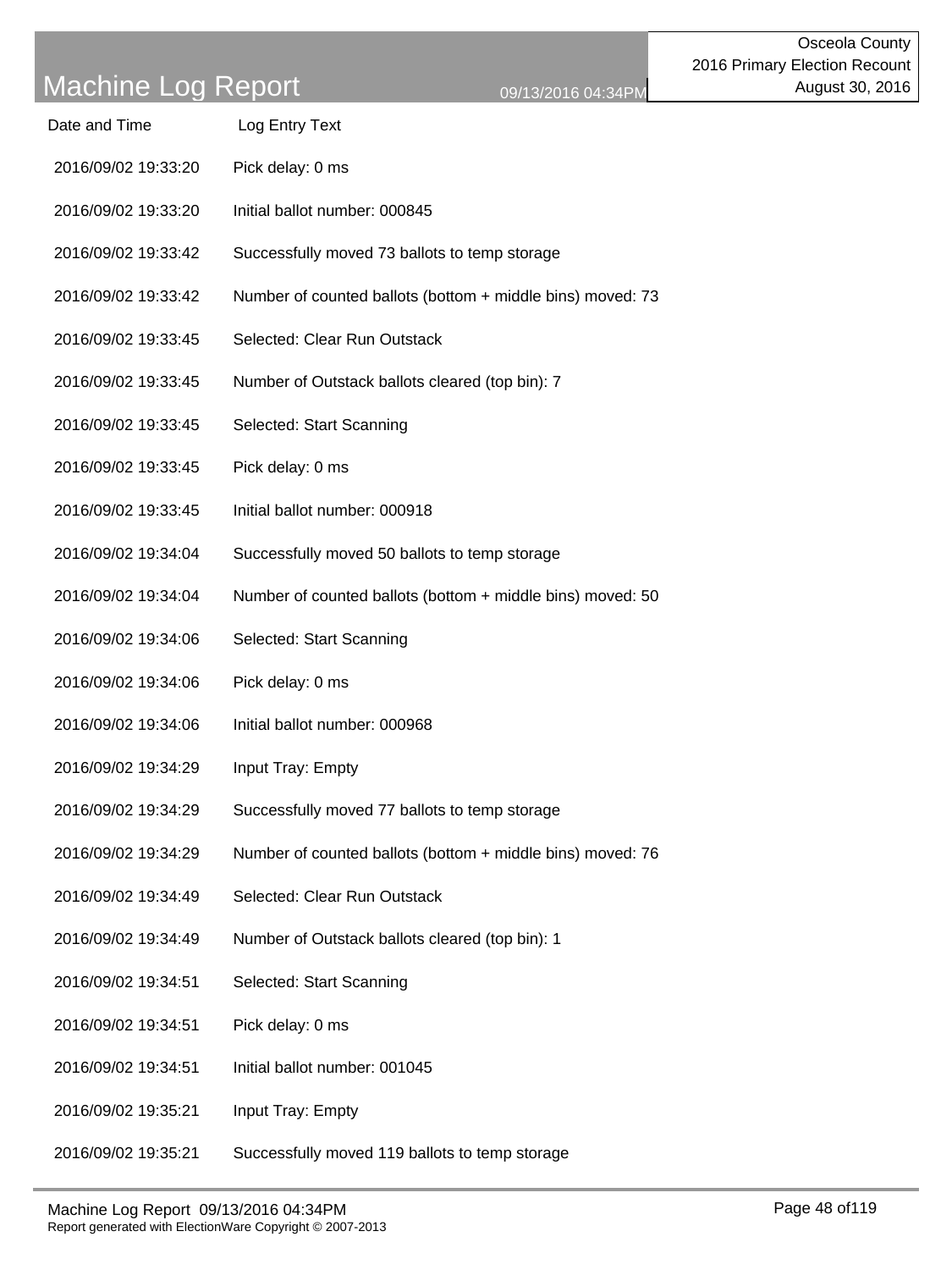# Machine Log Report

09/13/2016 04:34PM

Osceola County
2016 Primary Election Recount
August 30, 2016

| Date and Time | Log Entry Text |
|---|---|
| 2016/09/02 19:33:20 | Pick delay: 0 ms |
| 2016/09/02 19:33:20 | Initial ballot number: 000845 |
| 2016/09/02 19:33:42 | Successfully moved 73 ballots to temp storage |
| 2016/09/02 19:33:42 | Number of counted ballots (bottom + middle bins) moved: 73 |
| 2016/09/02 19:33:45 | Selected: Clear Run Outstack |
| 2016/09/02 19:33:45 | Number of Outstack ballots cleared (top bin): 7 |
| 2016/09/02 19:33:45 | Selected: Start Scanning |
| 2016/09/02 19:33:45 | Pick delay: 0 ms |
| 2016/09/02 19:33:45 | Initial ballot number: 000918 |
| 2016/09/02 19:34:04 | Successfully moved 50 ballots to temp storage |
| 2016/09/02 19:34:04 | Number of counted ballots (bottom + middle bins) moved: 50 |
| 2016/09/02 19:34:06 | Selected: Start Scanning |
| 2016/09/02 19:34:06 | Pick delay: 0 ms |
| 2016/09/02 19:34:06 | Initial ballot number: 000968 |
| 2016/09/02 19:34:29 | Input Tray: Empty |
| 2016/09/02 19:34:29 | Successfully moved 77 ballots to temp storage |
| 2016/09/02 19:34:29 | Number of counted ballots (bottom + middle bins) moved: 76 |
| 2016/09/02 19:34:49 | Selected: Clear Run Outstack |
| 2016/09/02 19:34:49 | Number of Outstack ballots cleared (top bin): 1 |
| 2016/09/02 19:34:51 | Selected: Start Scanning |
| 2016/09/02 19:34:51 | Pick delay: 0 ms |
| 2016/09/02 19:34:51 | Initial ballot number: 001045 |
| 2016/09/02 19:35:21 | Input Tray: Empty |
| 2016/09/02 19:35:21 | Successfully moved 119 ballots to temp storage |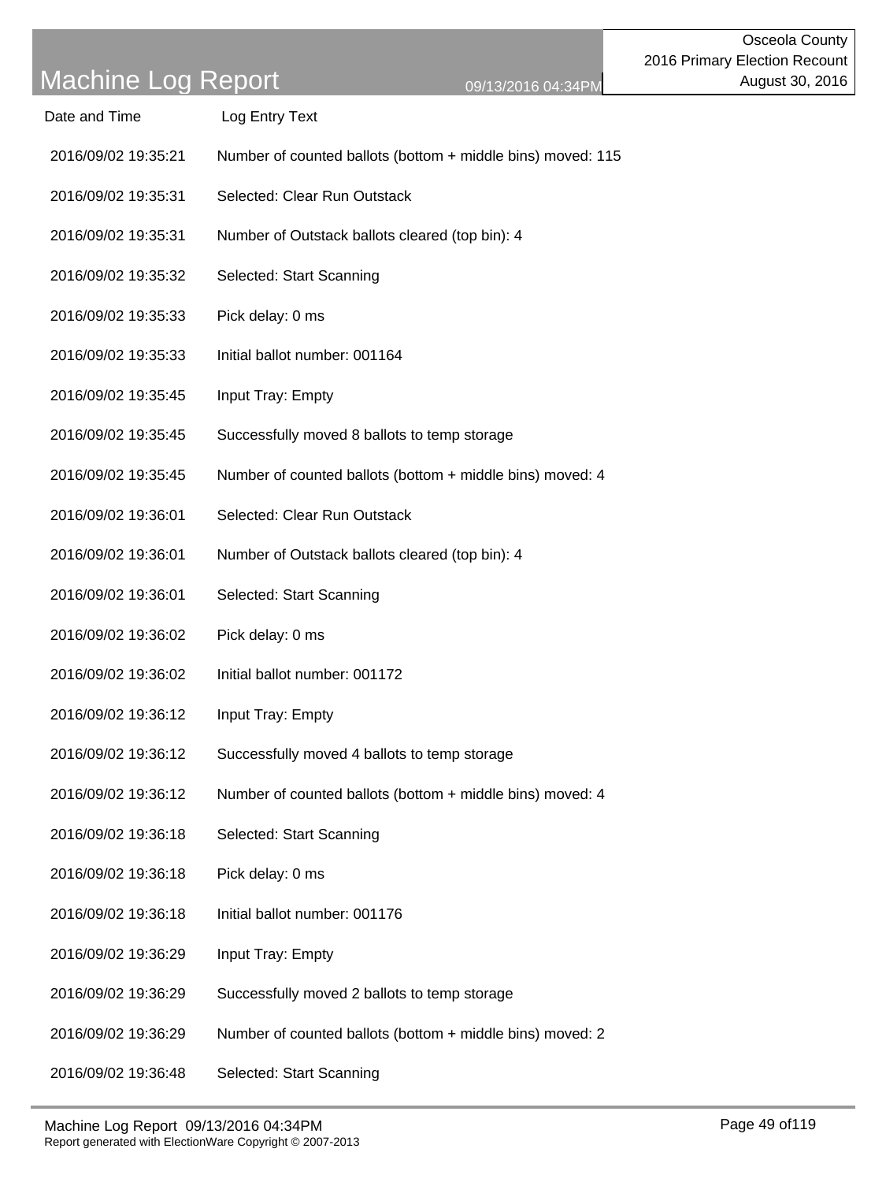# Machine Log Report

Osceola County
2016 Primary Election Recount
August 30, 2016

| Date and Time | Log Entry Text |
| --- | --- |
| 2016/09/02 19:35:21 | Number of counted ballots (bottom + middle bins) moved: 115 |
| 2016/09/02 19:35:31 | Selected: Clear Run Outstack |
| 2016/09/02 19:35:31 | Number of Outstack ballots cleared (top bin): 4 |
| 2016/09/02 19:35:32 | Selected: Start Scanning |
| 2016/09/02 19:35:33 | Pick delay: 0 ms |
| 2016/09/02 19:35:33 | Initial ballot number: 001164 |
| 2016/09/02 19:35:45 | Input Tray: Empty |
| 2016/09/02 19:35:45 | Successfully moved 8 ballots to temp storage |
| 2016/09/02 19:35:45 | Number of counted ballots (bottom + middle bins) moved: 4 |
| 2016/09/02 19:36:01 | Selected: Clear Run Outstack |
| 2016/09/02 19:36:01 | Number of Outstack ballots cleared (top bin): 4 |
| 2016/09/02 19:36:01 | Selected: Start Scanning |
| 2016/09/02 19:36:02 | Pick delay: 0 ms |
| 2016/09/02 19:36:02 | Initial ballot number: 001172 |
| 2016/09/02 19:36:12 | Input Tray: Empty |
| 2016/09/02 19:36:12 | Successfully moved 4 ballots to temp storage |
| 2016/09/02 19:36:12 | Number of counted ballots (bottom + middle bins) moved: 4 |
| 2016/09/02 19:36:18 | Selected: Start Scanning |
| 2016/09/02 19:36:18 | Pick delay: 0 ms |
| 2016/09/02 19:36:18 | Initial ballot number: 001176 |
| 2016/09/02 19:36:29 | Input Tray: Empty |
| 2016/09/02 19:36:29 | Successfully moved 2 ballots to temp storage |
| 2016/09/02 19:36:29 | Number of counted ballots (bottom + middle bins) moved: 2 |
| 2016/09/02 19:36:48 | Selected: Start Scanning |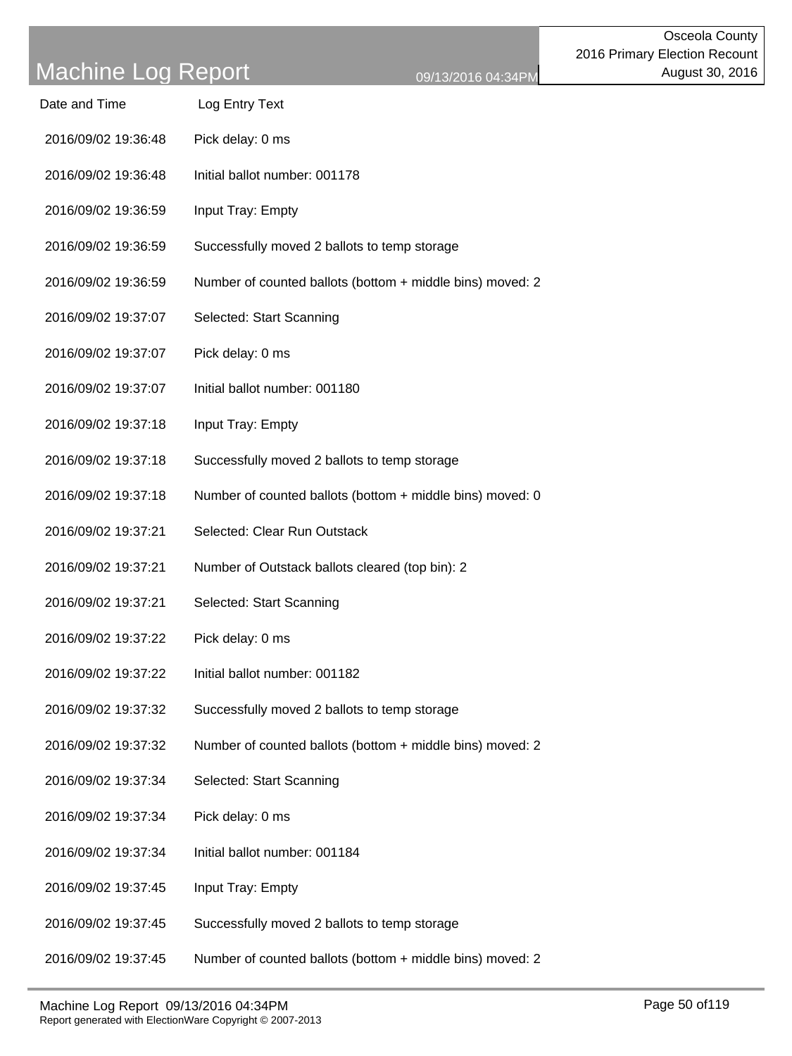| Date and Time | Log Entry Text |
|---|---|
| 2016/09/02 19:36:48 | Pick delay: 0 ms |
| 2016/09/02 19:36:48 | Initial ballot number: 001178 |
| 2016/09/02 19:36:59 | Input Tray: Empty |
| 2016/09/02 19:36:59 | Successfully moved 2 ballots to temp storage |
| 2016/09/02 19:36:59 | Number of counted ballots (bottom + middle bins) moved: 2 |
| 2016/09/02 19:37:07 | Selected: Start Scanning |
| 2016/09/02 19:37:07 | Pick delay: 0 ms |
| 2016/09/02 19:37:07 | Initial ballot number: 001180 |
| 2016/09/02 19:37:18 | Input Tray: Empty |
| 2016/09/02 19:37:18 | Successfully moved 2 ballots to temp storage |
| 2016/09/02 19:37:18 | Number of counted ballots (bottom + middle bins) moved: 0 |
| 2016/09/02 19:37:21 | Selected: Clear Run Outstack |
| 2016/09/02 19:37:21 | Number of Outstack ballots cleared (top bin): 2 |
| 2016/09/02 19:37:21 | Selected: Start Scanning |
| 2016/09/02 19:37:22 | Pick delay: 0 ms |
| 2016/09/02 19:37:22 | Initial ballot number: 001182 |
| 2016/09/02 19:37:32 | Successfully moved 2 ballots to temp storage |
| 2016/09/02 19:37:32 | Number of counted ballots (bottom + middle bins) moved: 2 |
| 2016/09/02 19:37:34 | Selected: Start Scanning |
| 2016/09/02 19:37:34 | Pick delay: 0 ms |
| 2016/09/02 19:37:34 | Initial ballot number: 001184 |
| 2016/09/02 19:37:45 | Input Tray: Empty |
| 2016/09/02 19:37:45 | Successfully moved 2 ballots to temp storage |
| 2016/09/02 19:37:45 | Number of counted ballots (bottom + middle bins) moved: 2 |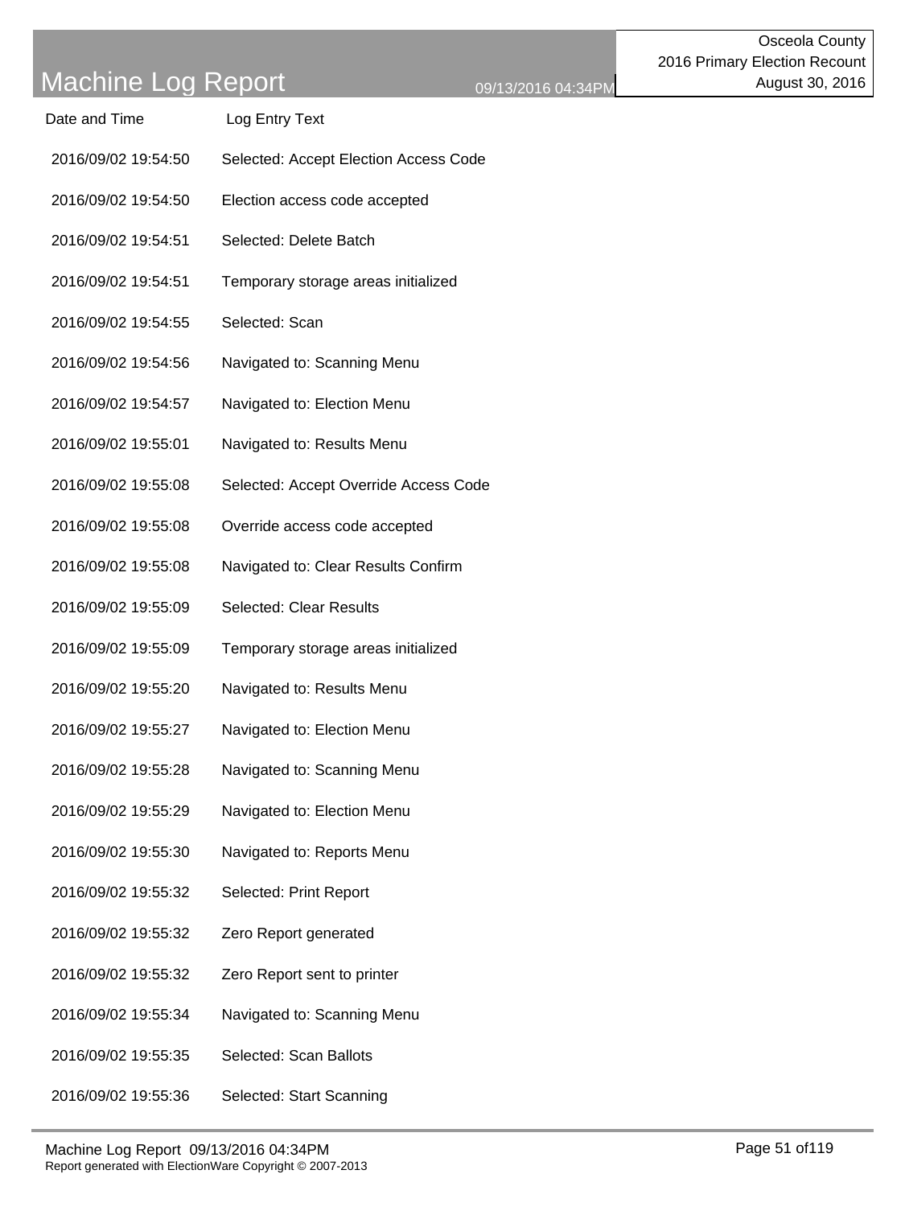| Date and Time | Log Entry Text |
| --- | --- |
| 2016/09/02 19:54:50 | Selected: Accept Election Access Code |
| 2016/09/02 19:54:50 | Election access code accepted |
| 2016/09/02 19:54:51 | Selected: Delete Batch |
| 2016/09/02 19:54:51 | Temporary storage areas initialized |
| 2016/09/02 19:54:55 | Selected: Scan |
| 2016/09/02 19:54:56 | Navigated to: Scanning Menu |
| 2016/09/02 19:54:57 | Navigated to: Election Menu |
| 2016/09/02 19:55:01 | Navigated to: Results Menu |
| 2016/09/02 19:55:08 | Selected: Accept Override Access Code |
| 2016/09/02 19:55:08 | Override access code accepted |
| 2016/09/02 19:55:08 | Navigated to: Clear Results Confirm |
| 2016/09/02 19:55:09 | Selected: Clear Results |
| 2016/09/02 19:55:09 | Temporary storage areas initialized |
| 2016/09/02 19:55:20 | Navigated to: Results Menu |
| 2016/09/02 19:55:27 | Navigated to: Election Menu |
| 2016/09/02 19:55:28 | Navigated to: Scanning Menu |
| 2016/09/02 19:55:29 | Navigated to: Election Menu |
| 2016/09/02 19:55:30 | Navigated to: Reports Menu |
| 2016/09/02 19:55:32 | Selected: Print Report |
| 2016/09/02 19:55:32 | Zero Report generated |
| 2016/09/02 19:55:32 | Zero Report sent to printer |
| 2016/09/02 19:55:34 | Navigated to: Scanning Menu |
| 2016/09/02 19:55:35 | Selected: Scan Ballots |
| 2016/09/02 19:55:36 | Selected: Start Scanning |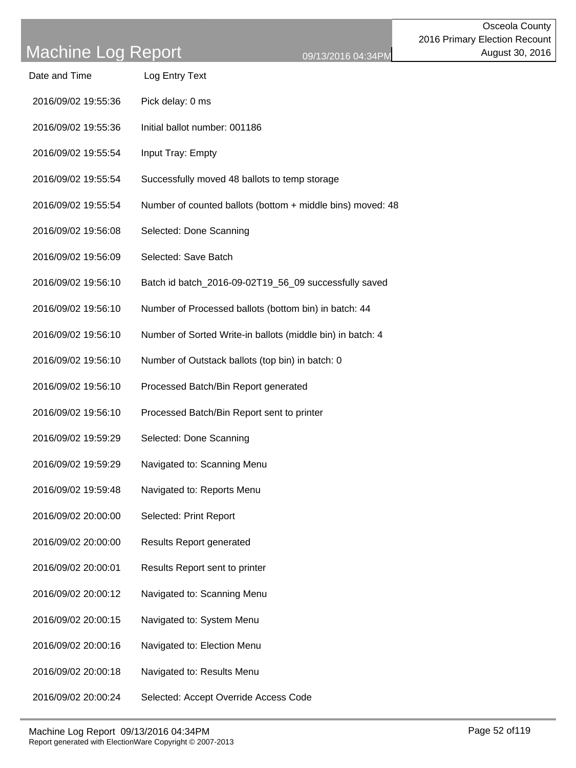# Machine Log Report

09/13/2016 04:34PM

Osceola County
2016 Primary Election Recount
August 30, 2016

| Date and Time | Log Entry Text |
|---|---|
| 2016/09/02 19:55:36 | Pick delay: 0 ms |
| 2016/09/02 19:55:36 | Initial ballot number: 001186 |
| 2016/09/02 19:55:54 | Input Tray: Empty |
| 2016/09/02 19:55:54 | Successfully moved 48 ballots to temp storage |
| 2016/09/02 19:55:54 | Number of counted ballots (bottom + middle bins) moved: 48 |
| 2016/09/02 19:56:08 | Selected: Done Scanning |
| 2016/09/02 19:56:09 | Selected: Save Batch |
| 2016/09/02 19:56:10 | Batch id batch_2016-09-02T19_56_09 successfully saved |
| 2016/09/02 19:56:10 | Number of Processed ballots (bottom bin) in batch: 44 |
| 2016/09/02 19:56:10 | Number of Sorted Write-in ballots (middle bin) in batch: 4 |
| 2016/09/02 19:56:10 | Number of Outstack ballots (top bin) in batch: 0 |
| 2016/09/02 19:56:10 | Processed Batch/Bin Report generated |
| 2016/09/02 19:56:10 | Processed Batch/Bin Report sent to printer |
| 2016/09/02 19:59:29 | Selected: Done Scanning |
| 2016/09/02 19:59:29 | Navigated to: Scanning Menu |
| 2016/09/02 19:59:48 | Navigated to: Reports Menu |
| 2016/09/02 20:00:00 | Selected: Print Report |
| 2016/09/02 20:00:00 | Results Report generated |
| 2016/09/02 20:00:01 | Results Report sent to printer |
| 2016/09/02 20:00:12 | Navigated to: Scanning Menu |
| 2016/09/02 20:00:15 | Navigated to: System Menu |
| 2016/09/02 20:00:16 | Navigated to: Election Menu |
| 2016/09/02 20:00:18 | Navigated to: Results Menu |
| 2016/09/02 20:00:24 | Selected: Accept Override Access Code |

Report generated with ElectionWare Copyright © 2007-2013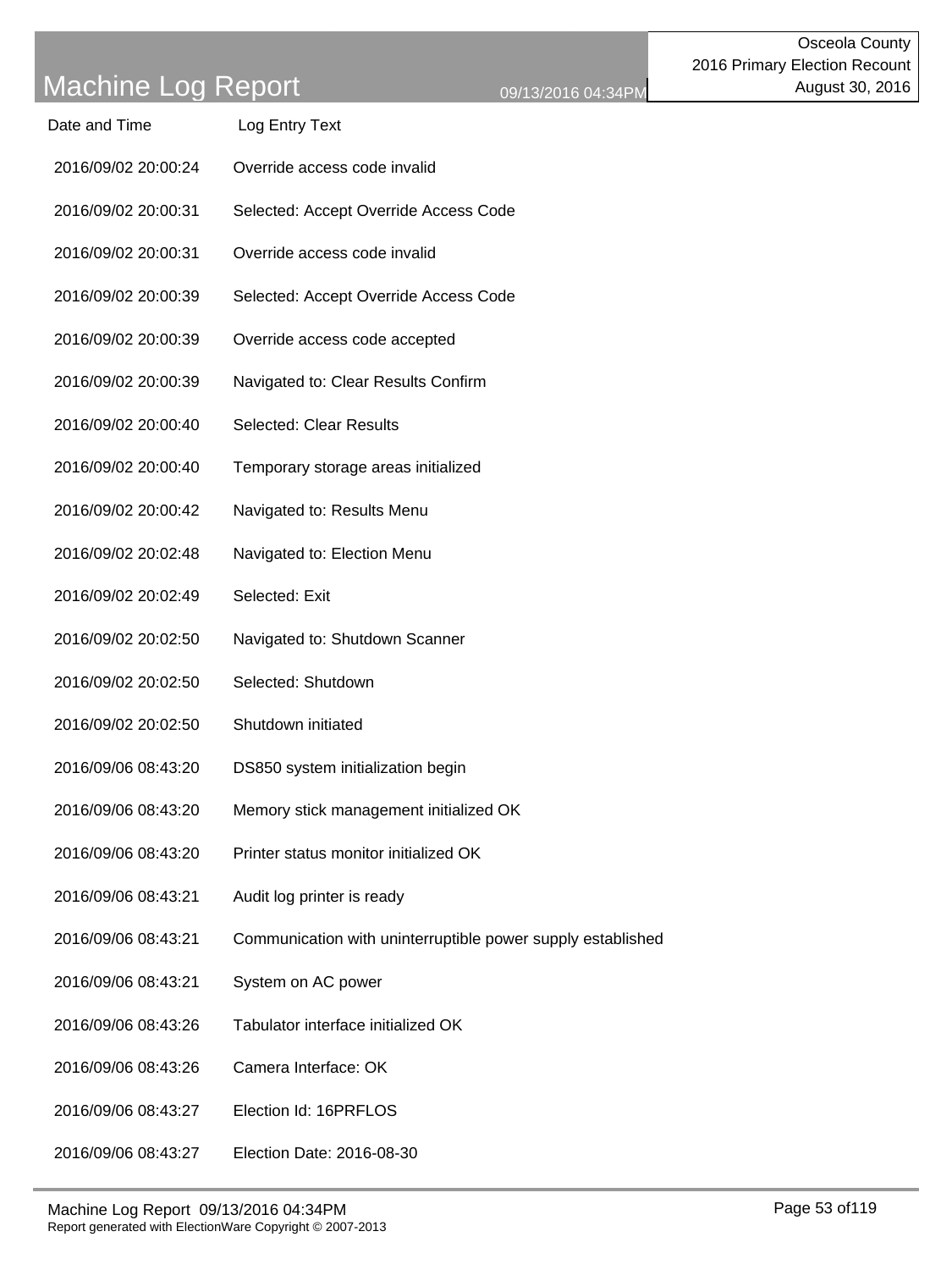| Date and Time | Log Entry Text |
|---|---|
| 2016/09/02 20:00:24 | Override access code invalid |
| 2016/09/02 20:00:31 | Selected: Accept Override Access Code |
| 2016/09/02 20:00:31 | Override access code invalid |
| 2016/09/02 20:00:39 | Selected: Accept Override Access Code |
| 2016/09/02 20:00:39 | Override access code accepted |
| 2016/09/02 20:00:39 | Navigated to: Clear Results Confirm |
| 2016/09/02 20:00:40 | Selected: Clear Results |
| 2016/09/02 20:00:40 | Temporary storage areas initialized |
| 2016/09/02 20:00:42 | Navigated to: Results Menu |
| 2016/09/02 20:02:48 | Navigated to: Election Menu |
| 2016/09/02 20:02:49 | Selected: Exit |
| 2016/09/02 20:02:50 | Navigated to: Shutdown Scanner |
| 2016/09/02 20:02:50 | Selected: Shutdown |
| 2016/09/02 20:02:50 | Shutdown initiated |
| 2016/09/06 08:43:20 | DS850 system initialization begin |
| 2016/09/06 08:43:20 | Memory stick management initialized OK |
| 2016/09/06 08:43:20 | Printer status monitor initialized OK |
| 2016/09/06 08:43:21 | Audit log printer is ready |
| 2016/09/06 08:43:21 | Communication with uninterruptible power supply established |
| 2016/09/06 08:43:21 | System on AC power |
| 2016/09/06 08:43:26 | Tabulator interface initialized OK |
| 2016/09/06 08:43:26 | Camera Interface: OK |
| 2016/09/06 08:43:27 | Election Id: 16PRFLOS |
| 2016/09/06 08:43:27 | Election Date: 2016-08-30 |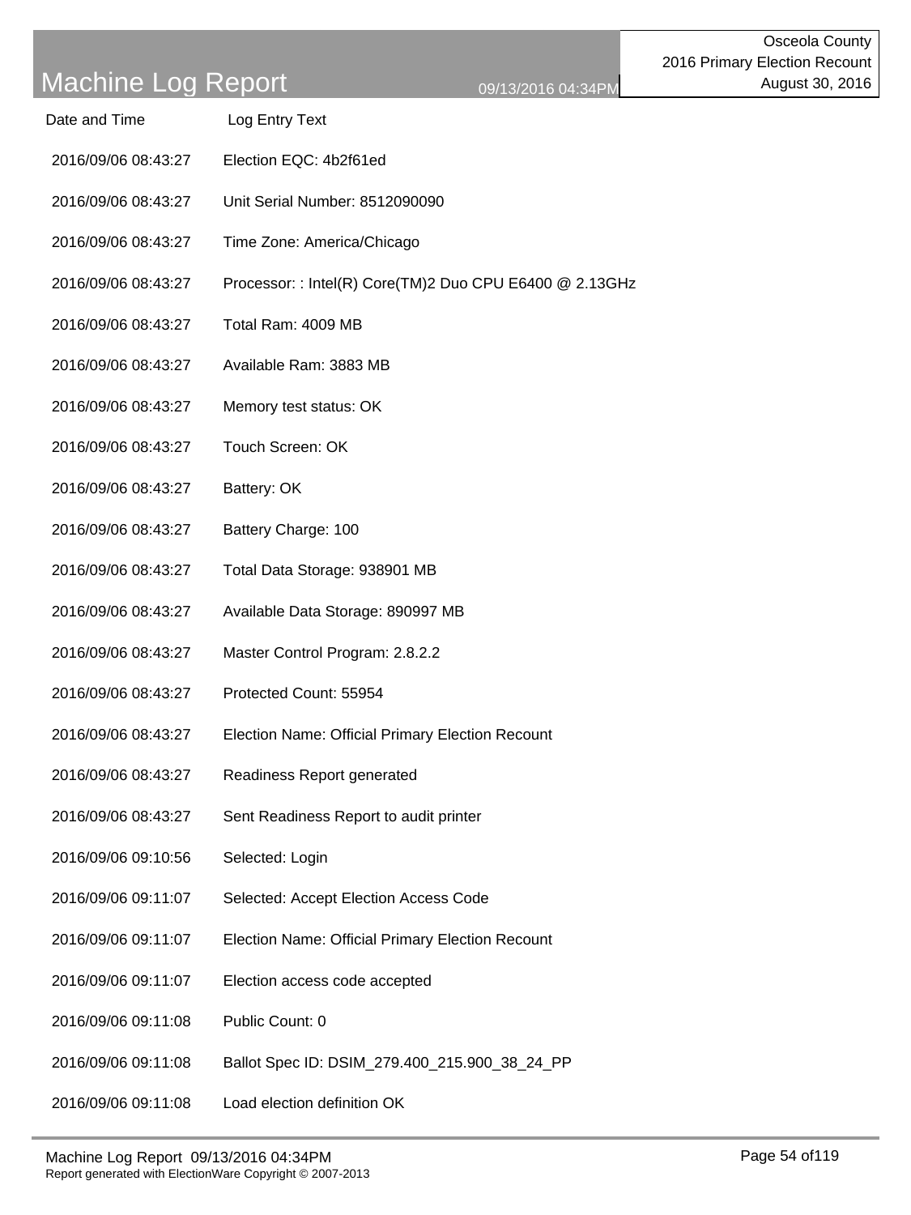| Date and Time | Log Entry Text |
|---|---|
| 2016/09/06 08:43:27 | Election EQC: 4b2f61ed |
| 2016/09/06 08:43:27 | Unit Serial Number: 8512090090 |
| 2016/09/06 08:43:27 | Time Zone: America/Chicago |
| 2016/09/06 08:43:27 | Processor: : Intel(R) Core(TM)2 Duo CPU E6400 @ 2.13GHz |
| 2016/09/06 08:43:27 | Total Ram: 4009 MB |
| 2016/09/06 08:43:27 | Available Ram: 3883 MB |
| 2016/09/06 08:43:27 | Memory test status: OK |
| 2016/09/06 08:43:27 | Touch Screen: OK |
| 2016/09/06 08:43:27 | Battery: OK |
| 2016/09/06 08:43:27 | Battery Charge: 100 |
| 2016/09/06 08:43:27 | Total Data Storage: 938901 MB |
| 2016/09/06 08:43:27 | Available Data Storage: 890997 MB |
| 2016/09/06 08:43:27 | Master Control Program: 2.8.2.2 |
| 2016/09/06 08:43:27 | Protected Count: 55954 |
| 2016/09/06 08:43:27 | Election Name: Official Primary Election Recount |
| 2016/09/06 08:43:27 | Readiness Report generated |
| 2016/09/06 08:43:27 | Sent Readiness Report to audit printer |
| 2016/09/06 09:10:56 | Selected: Login |
| 2016/09/06 09:11:07 | Selected: Accept Election Access Code |
| 2016/09/06 09:11:07 | Election Name: Official Primary Election Recount |
| 2016/09/06 09:11:07 | Election access code accepted |
| 2016/09/06 09:11:08 | Public Count: 0 |
| 2016/09/06 09:11:08 | Ballot Spec ID: DSIM_279.400_215.900_38_24_PP |
| 2016/09/06 09:11:08 | Load election definition OK |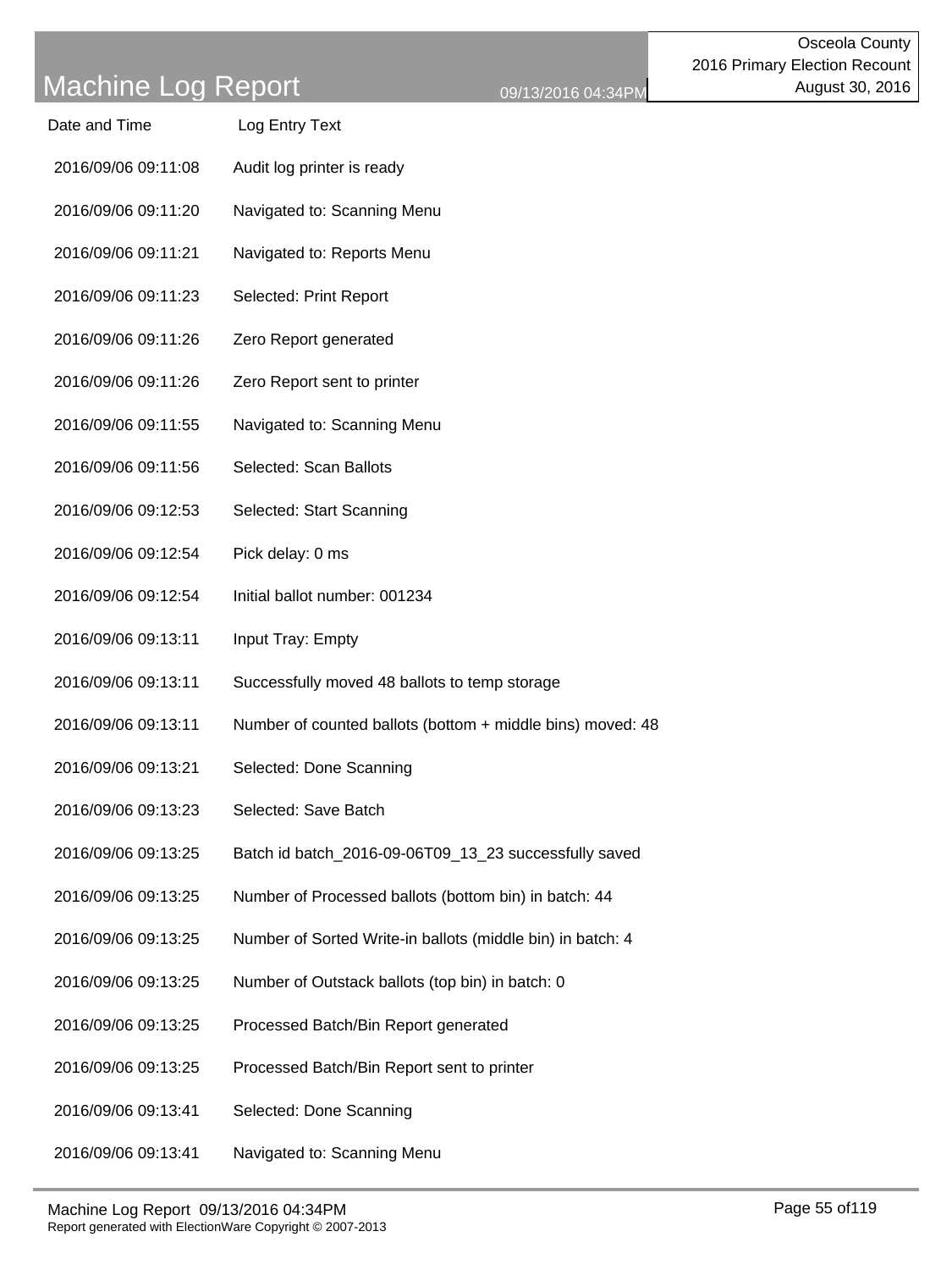# Machine Log Report

09/13/2016 04:34PM

Osceola County
2016 Primary Election Recount
August 30, 2016

| Date and Time | Log Entry Text |
|---|---|
| 2016/09/06 09:11:08 | Audit log printer is ready |
| 2016/09/06 09:11:20 | Navigated to: Scanning Menu |
| 2016/09/06 09:11:21 | Navigated to: Reports Menu |
| 2016/09/06 09:11:23 | Selected: Print Report |
| 2016/09/06 09:11:26 | Zero Report generated |
| 2016/09/06 09:11:26 | Zero Report sent to printer |
| 2016/09/06 09:11:55 | Navigated to: Scanning Menu |
| 2016/09/06 09:11:56 | Selected: Scan Ballots |
| 2016/09/06 09:12:53 | Selected: Start Scanning |
| 2016/09/06 09:12:54 | Pick delay: 0 ms |
| 2016/09/06 09:12:54 | Initial ballot number: 001234 |
| 2016/09/06 09:13:11 | Input Tray: Empty |
| 2016/09/06 09:13:11 | Successfully moved 48 ballots to temp storage |
| 2016/09/06 09:13:11 | Number of counted ballots (bottom + middle bins) moved: 48 |
| 2016/09/06 09:13:21 | Selected: Done Scanning |
| 2016/09/06 09:13:23 | Selected: Save Batch |
| 2016/09/06 09:13:25 | Batch id batch_2016-09-06T09_13_23 successfully saved |
| 2016/09/06 09:13:25 | Number of Processed ballots (bottom bin) in batch: 44 |
| 2016/09/06 09:13:25 | Number of Sorted Write-in ballots (middle bin) in batch: 4 |
| 2016/09/06 09:13:25 | Number of Outstack ballots (top bin) in batch: 0 |
| 2016/09/06 09:13:25 | Processed Batch/Bin Report generated |
| 2016/09/06 09:13:25 | Processed Batch/Bin Report sent to printer |
| 2016/09/06 09:13:41 | Selected: Done Scanning |
| 2016/09/06 09:13:41 | Navigated to: Scanning Menu |

Report generated with ElectionWare Copyright © 2007-2013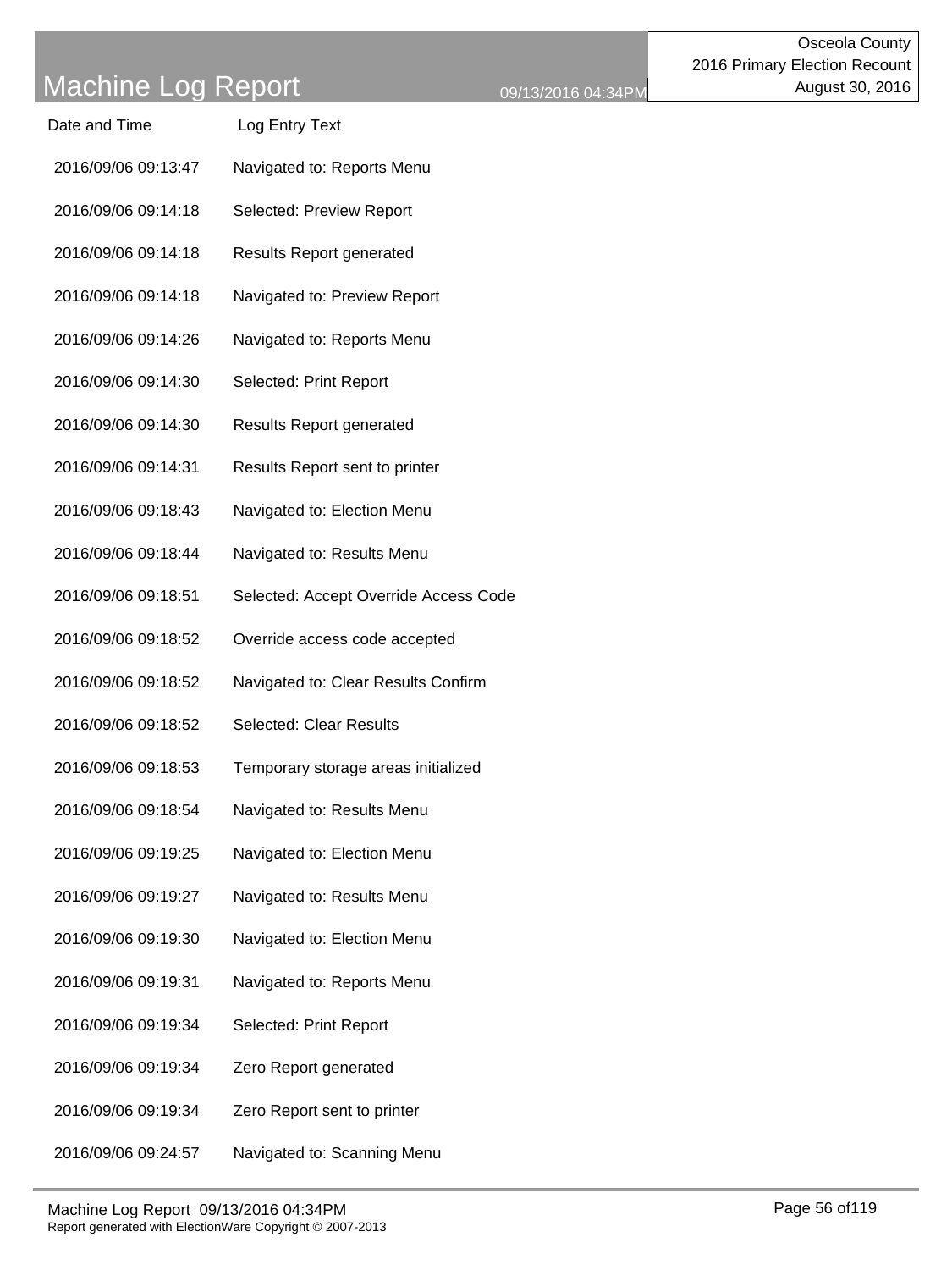# Machine Log Report

Osceola County
2016 Primary Election Recount
August 30, 2016

09/13/2016 04:34PM

| Date and Time | Log Entry Text |
|---|---|
| 2016/09/06 09:13:47 | Navigated to: Reports Menu |
| 2016/09/06 09:14:18 | Selected: Preview Report |
| 2016/09/06 09:14:18 | Results Report generated |
| 2016/09/06 09:14:18 | Navigated to: Preview Report |
| 2016/09/06 09:14:26 | Navigated to: Reports Menu |
| 2016/09/06 09:14:30 | Selected: Print Report |
| 2016/09/06 09:14:30 | Results Report generated |
| 2016/09/06 09:14:31 | Results Report sent to printer |
| 2016/09/06 09:18:43 | Navigated to: Election Menu |
| 2016/09/06 09:18:44 | Navigated to: Results Menu |
| 2016/09/06 09:18:51 | Selected: Accept Override Access Code |
| 2016/09/06 09:18:52 | Override access code accepted |
| 2016/09/06 09:18:52 | Navigated to: Clear Results Confirm |
| 2016/09/06 09:18:52 | Selected: Clear Results |
| 2016/09/06 09:18:53 | Temporary storage areas initialized |
| 2016/09/06 09:18:54 | Navigated to: Results Menu |
| 2016/09/06 09:19:25 | Navigated to: Election Menu |
| 2016/09/06 09:19:27 | Navigated to: Results Menu |
| 2016/09/06 09:19:30 | Navigated to: Election Menu |
| 2016/09/06 09:19:31 | Navigated to: Reports Menu |
| 2016/09/06 09:19:34 | Selected: Print Report |
| 2016/09/06 09:19:34 | Zero Report generated |
| 2016/09/06 09:19:34 | Zero Report sent to printer |
| 2016/09/06 09:24:57 | Navigated to: Scanning Menu |

Report generated with ElectionWare Copyright © 2007-2013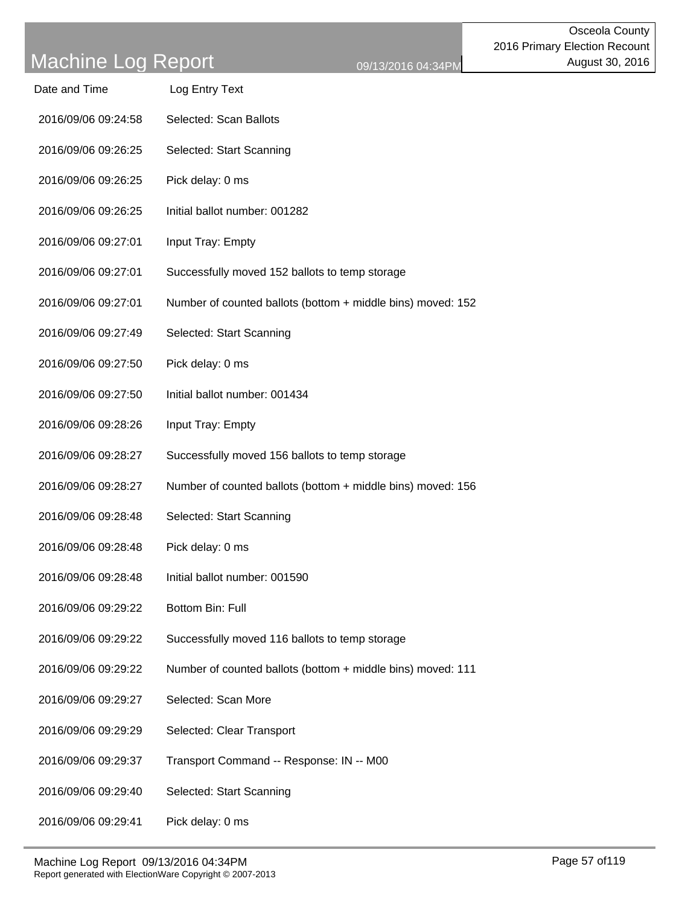# Machine Log Report

09/13/2016 04:34PM

Osceola County
2016 Primary Election Recount
August 30, 2016

| Date and Time | Log Entry Text |
|---|---|
| 2016/09/06 09:24:58 | Selected: Scan Ballots |
| 2016/09/06 09:26:25 | Selected: Start Scanning |
| 2016/09/06 09:26:25 | Pick delay: 0 ms |
| 2016/09/06 09:26:25 | Initial ballot number: 001282 |
| 2016/09/06 09:27:01 | Input Tray: Empty |
| 2016/09/06 09:27:01 | Successfully moved 152 ballots to temp storage |
| 2016/09/06 09:27:01 | Number of counted ballots (bottom + middle bins) moved: 152 |
| 2016/09/06 09:27:49 | Selected: Start Scanning |
| 2016/09/06 09:27:50 | Pick delay: 0 ms |
| 2016/09/06 09:27:50 | Initial ballot number: 001434 |
| 2016/09/06 09:28:26 | Input Tray: Empty |
| 2016/09/06 09:28:27 | Successfully moved 156 ballots to temp storage |
| 2016/09/06 09:28:27 | Number of counted ballots (bottom + middle bins) moved: 156 |
| 2016/09/06 09:28:48 | Selected: Start Scanning |
| 2016/09/06 09:28:48 | Pick delay: 0 ms |
| 2016/09/06 09:28:48 | Initial ballot number: 001590 |
| 2016/09/06 09:29:22 | Bottom Bin: Full |
| 2016/09/06 09:29:22 | Successfully moved 116 ballots to temp storage |
| 2016/09/06 09:29:22 | Number of counted ballots (bottom + middle bins) moved: 111 |
| 2016/09/06 09:29:27 | Selected: Scan More |
| 2016/09/06 09:29:29 | Selected: Clear Transport |
| 2016/09/06 09:29:37 | Transport Command -- Response: IN -- M00 |
| 2016/09/06 09:29:40 | Selected: Start Scanning |
| 2016/09/06 09:29:41 | Pick delay: 0 ms |

Report generated with ElectionWare Copyright © 2007-2013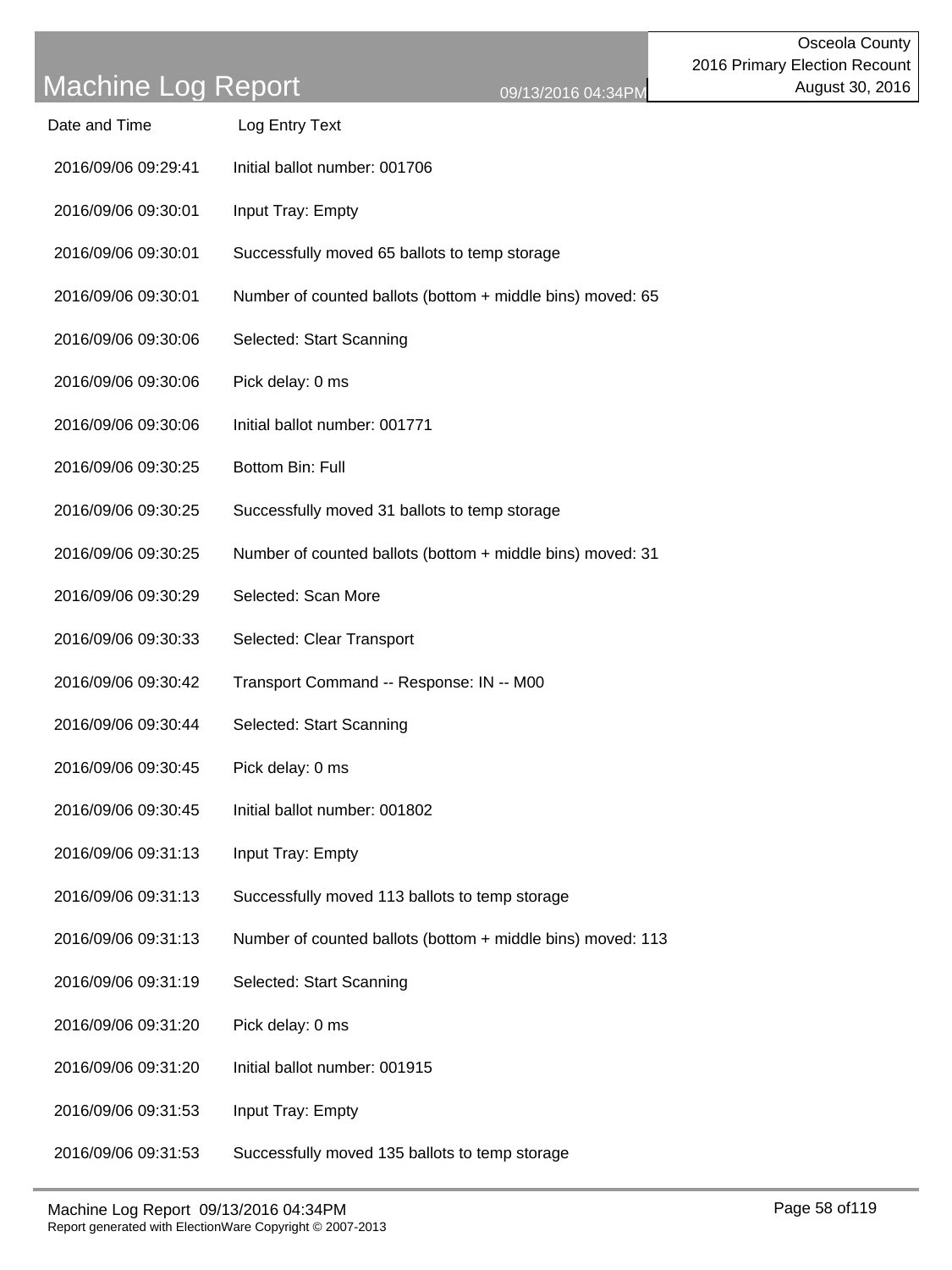| Date and Time | Log Entry Text |
|---|---|
| 2016/09/06 09:29:41 | Initial ballot number: 001706 |
| 2016/09/06 09:30:01 | Input Tray: Empty |
| 2016/09/06 09:30:01 | Successfully moved 65 ballots to temp storage |
| 2016/09/06 09:30:01 | Number of counted ballots (bottom + middle bins) moved: 65 |
| 2016/09/06 09:30:06 | Selected: Start Scanning |
| 2016/09/06 09:30:06 | Pick delay: 0 ms |
| 2016/09/06 09:30:06 | Initial ballot number: 001771 |
| 2016/09/06 09:30:25 | Bottom Bin: Full |
| 2016/09/06 09:30:25 | Successfully moved 31 ballots to temp storage |
| 2016/09/06 09:30:25 | Number of counted ballots (bottom + middle bins) moved: 31 |
| 2016/09/06 09:30:29 | Selected: Scan More |
| 2016/09/06 09:30:33 | Selected: Clear Transport |
| 2016/09/06 09:30:42 | Transport Command -- Response: IN -- M00 |
| 2016/09/06 09:30:44 | Selected: Start Scanning |
| 2016/09/06 09:30:45 | Pick delay: 0 ms |
| 2016/09/06 09:30:45 | Initial ballot number: 001802 |
| 2016/09/06 09:31:13 | Input Tray: Empty |
| 2016/09/06 09:31:13 | Successfully moved 113 ballots to temp storage |
| 2016/09/06 09:31:13 | Number of counted ballots (bottom + middle bins) moved: 113 |
| 2016/09/06 09:31:19 | Selected: Start Scanning |
| 2016/09/06 09:31:20 | Pick delay: 0 ms |
| 2016/09/06 09:31:20 | Initial ballot number: 001915 |
| 2016/09/06 09:31:53 | Input Tray: Empty |
| 2016/09/06 09:31:53 | Successfully moved 135 ballots to temp storage |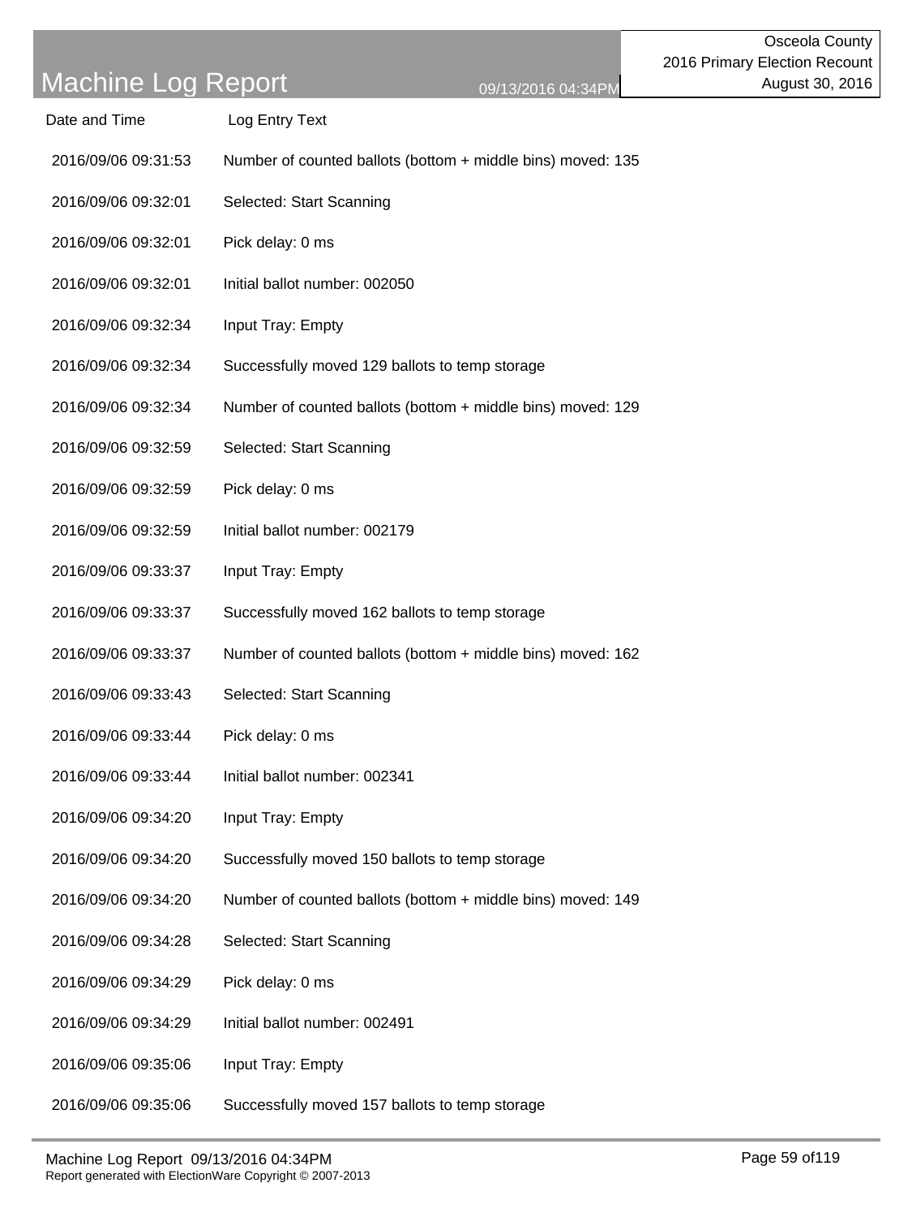# Machine Log Report

09/13/2016 04:34PM

Osceola County
2016 Primary Election Recount
August 30, 2016

| Date and Time | Log Entry Text |
| --- | --- |
| 2016/09/06 09:31:53 | Number of counted ballots (bottom + middle bins) moved: 135 |
| 2016/09/06 09:32:01 | Selected: Start Scanning |
| 2016/09/06 09:32:01 | Pick delay: 0 ms |
| 2016/09/06 09:32:01 | Initial ballot number: 002050 |
| 2016/09/06 09:32:34 | Input Tray: Empty |
| 2016/09/06 09:32:34 | Successfully moved 129 ballots to temp storage |
| 2016/09/06 09:32:34 | Number of counted ballots (bottom + middle bins) moved: 129 |
| 2016/09/06 09:32:59 | Selected: Start Scanning |
| 2016/09/06 09:32:59 | Pick delay: 0 ms |
| 2016/09/06 09:32:59 | Initial ballot number: 002179 |
| 2016/09/06 09:33:37 | Input Tray: Empty |
| 2016/09/06 09:33:37 | Successfully moved 162 ballots to temp storage |
| 2016/09/06 09:33:37 | Number of counted ballots (bottom + middle bins) moved: 162 |
| 2016/09/06 09:33:43 | Selected: Start Scanning |
| 2016/09/06 09:33:44 | Pick delay: 0 ms |
| 2016/09/06 09:33:44 | Initial ballot number: 002341 |
| 2016/09/06 09:34:20 | Input Tray: Empty |
| 2016/09/06 09:34:20 | Successfully moved 150 ballots to temp storage |
| 2016/09/06 09:34:20 | Number of counted ballots (bottom + middle bins) moved: 149 |
| 2016/09/06 09:34:28 | Selected: Start Scanning |
| 2016/09/06 09:34:29 | Pick delay: 0 ms |
| 2016/09/06 09:34:29 | Initial ballot number: 002491 |
| 2016/09/06 09:35:06 | Input Tray: Empty |
| 2016/09/06 09:35:06 | Successfully moved 157 ballots to temp storage |

Report generated with ElectionWare Copyright © 2007-2013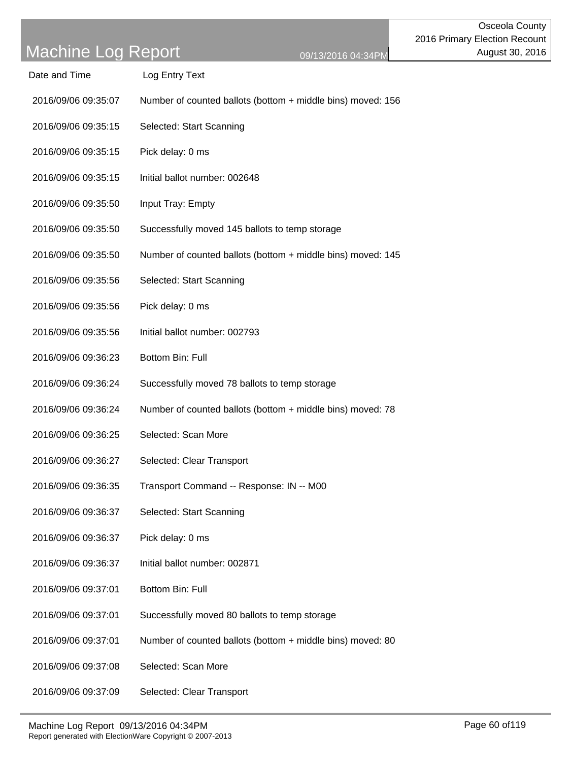# Machine Log Report

09/13/2016 04:34PM

Osceola County
2016 Primary Election Recount
August 30, 2016

| Date and Time | Log Entry Text |
|---|---|
| 2016/09/06 09:35:07 | Number of counted ballots (bottom + middle bins) moved: 156 |
| 2016/09/06 09:35:15 | Selected: Start Scanning |
| 2016/09/06 09:35:15 | Pick delay: 0 ms |
| 2016/09/06 09:35:15 | Initial ballot number: 002648 |
| 2016/09/06 09:35:50 | Input Tray: Empty |
| 2016/09/06 09:35:50 | Successfully moved 145 ballots to temp storage |
| 2016/09/06 09:35:50 | Number of counted ballots (bottom + middle bins) moved: 145 |
| 2016/09/06 09:35:56 | Selected: Start Scanning |
| 2016/09/06 09:35:56 | Pick delay: 0 ms |
| 2016/09/06 09:35:56 | Initial ballot number: 002793 |
| 2016/09/06 09:36:23 | Bottom Bin: Full |
| 2016/09/06 09:36:24 | Successfully moved 78 ballots to temp storage |
| 2016/09/06 09:36:24 | Number of counted ballots (bottom + middle bins) moved: 78 |
| 2016/09/06 09:36:25 | Selected: Scan More |
| 2016/09/06 09:36:27 | Selected: Clear Transport |
| 2016/09/06 09:36:35 | Transport Command -- Response: IN -- M00 |
| 2016/09/06 09:36:37 | Selected: Start Scanning |
| 2016/09/06 09:36:37 | Pick delay: 0 ms |
| 2016/09/06 09:36:37 | Initial ballot number: 002871 |
| 2016/09/06 09:37:01 | Bottom Bin: Full |
| 2016/09/06 09:37:01 | Successfully moved 80 ballots to temp storage |
| 2016/09/06 09:37:01 | Number of counted ballots (bottom + middle bins) moved: 80 |
| 2016/09/06 09:37:08 | Selected: Scan More |
| 2016/09/06 09:37:09 | Selected: Clear Transport |

Report generated with ElectionWare Copyright © 2007-2013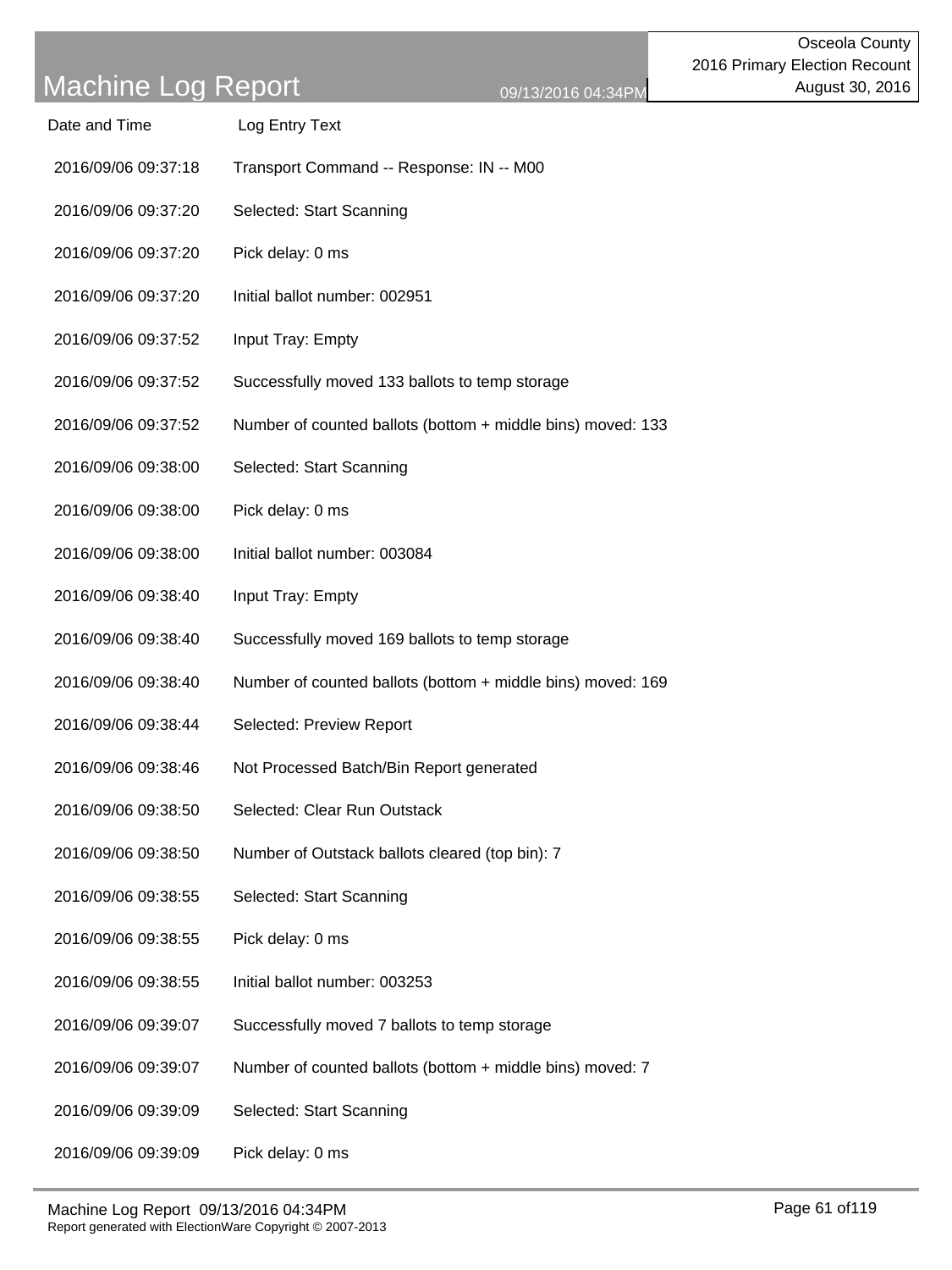# Machine Log Report

Osceola County
2016 Primary Election Recount
August 30, 2016

| Date and Time | Log Entry Text |
| --- | --- |
| 2016/09/06 09:37:18 | Transport Command -- Response: IN -- M00 |
| 2016/09/06 09:37:20 | Selected: Start Scanning |
| 2016/09/06 09:37:20 | Pick delay: 0 ms |
| 2016/09/06 09:37:20 | Initial ballot number: 002951 |
| 2016/09/06 09:37:52 | Input Tray: Empty |
| 2016/09/06 09:37:52 | Successfully moved 133 ballots to temp storage |
| 2016/09/06 09:37:52 | Number of counted ballots (bottom + middle bins) moved: 133 |
| 2016/09/06 09:38:00 | Selected: Start Scanning |
| 2016/09/06 09:38:00 | Pick delay: 0 ms |
| 2016/09/06 09:38:00 | Initial ballot number: 003084 |
| 2016/09/06 09:38:40 | Input Tray: Empty |
| 2016/09/06 09:38:40 | Successfully moved 169 ballots to temp storage |
| 2016/09/06 09:38:40 | Number of counted ballots (bottom + middle bins) moved: 169 |
| 2016/09/06 09:38:44 | Selected: Preview Report |
| 2016/09/06 09:38:46 | Not Processed Batch/Bin Report generated |
| 2016/09/06 09:38:50 | Selected: Clear Run Outstack |
| 2016/09/06 09:38:50 | Number of Outstack ballots cleared (top bin): 7 |
| 2016/09/06 09:38:55 | Selected: Start Scanning |
| 2016/09/06 09:38:55 | Pick delay: 0 ms |
| 2016/09/06 09:38:55 | Initial ballot number: 003253 |
| 2016/09/06 09:39:07 | Successfully moved 7 ballots to temp storage |
| 2016/09/06 09:39:07 | Number of counted ballots (bottom + middle bins) moved: 7 |
| 2016/09/06 09:39:09 | Selected: Start Scanning |
| 2016/09/06 09:39:09 | Pick delay: 0 ms |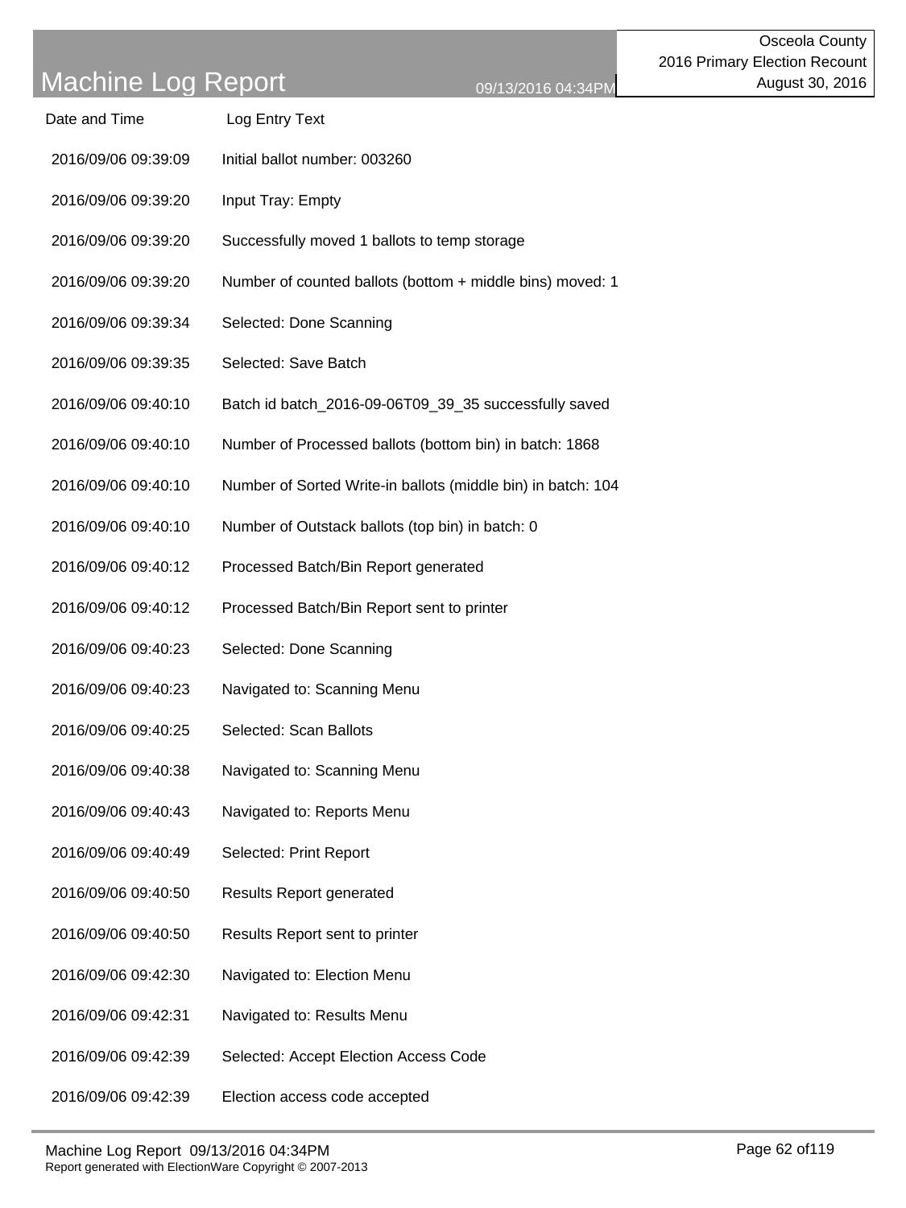| Date and Time | Log Entry Text |
| --- | --- |
| 2016/09/06 09:39:09 | Initial ballot number: 003260 |
| 2016/09/06 09:39:20 | Input Tray: Empty |
| 2016/09/06 09:39:20 | Successfully moved 1 ballots to temp storage |
| 2016/09/06 09:39:20 | Number of counted ballots (bottom + middle bins) moved: 1 |
| 2016/09/06 09:39:34 | Selected: Done Scanning |
| 2016/09/06 09:39:35 | Selected: Save Batch |
| 2016/09/06 09:40:10 | Batch id batch_2016-09-06T09_39_35 successfully saved |
| 2016/09/06 09:40:10 | Number of Processed ballots (bottom bin) in batch: 1868 |
| 2016/09/06 09:40:10 | Number of Sorted Write-in ballots (middle bin) in batch: 104 |
| 2016/09/06 09:40:10 | Number of Outstack ballots (top bin) in batch: 0 |
| 2016/09/06 09:40:12 | Processed Batch/Bin Report generated |
| 2016/09/06 09:40:12 | Processed Batch/Bin Report sent to printer |
| 2016/09/06 09:40:23 | Selected: Done Scanning |
| 2016/09/06 09:40:23 | Navigated to: Scanning Menu |
| 2016/09/06 09:40:25 | Selected: Scan Ballots |
| 2016/09/06 09:40:38 | Navigated to: Scanning Menu |
| 2016/09/06 09:40:43 | Navigated to: Reports Menu |
| 2016/09/06 09:40:49 | Selected: Print Report |
| 2016/09/06 09:40:50 | Results Report generated |
| 2016/09/06 09:40:50 | Results Report sent to printer |
| 2016/09/06 09:42:30 | Navigated to: Election Menu |
| 2016/09/06 09:42:31 | Navigated to: Results Menu |
| 2016/09/06 09:42:39 | Selected: Accept Election Access Code |
| 2016/09/06 09:42:39 | Election access code accepted |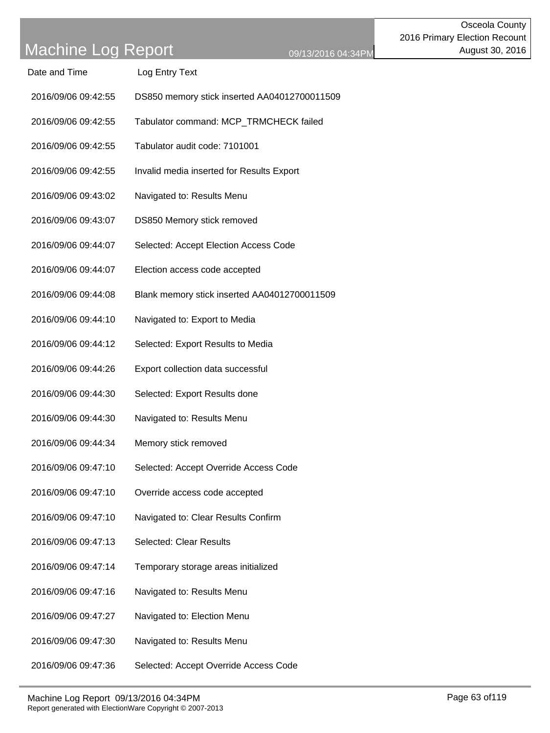# Machine Log Report

Osceola County
2016 Primary Election Recount
August 30, 2016

09/13/2016 04:34PM

| Date and Time | Log Entry Text |
| --- | --- |
| 2016/09/06 09:42:55 | DS850 memory stick inserted AA04012700011509 |
| 2016/09/06 09:42:55 | Tabulator command: MCP_TRMCHECK failed |
| 2016/09/06 09:42:55 | Tabulator audit code: 7101001 |
| 2016/09/06 09:42:55 | Invalid media inserted for Results Export |
| 2016/09/06 09:43:02 | Navigated to: Results Menu |
| 2016/09/06 09:43:07 | DS850 Memory stick removed |
| 2016/09/06 09:44:07 | Selected: Accept Election Access Code |
| 2016/09/06 09:44:07 | Election access code accepted |
| 2016/09/06 09:44:08 | Blank memory stick inserted AA04012700011509 |
| 2016/09/06 09:44:10 | Navigated to: Export to Media |
| 2016/09/06 09:44:12 | Selected: Export Results to Media |
| 2016/09/06 09:44:26 | Export collection data successful |
| 2016/09/06 09:44:30 | Selected: Export Results done |
| 2016/09/06 09:44:30 | Navigated to: Results Menu |
| 2016/09/06 09:44:34 | Memory stick removed |
| 2016/09/06 09:47:10 | Selected: Accept Override Access Code |
| 2016/09/06 09:47:10 | Override access code accepted |
| 2016/09/06 09:47:10 | Navigated to: Clear Results Confirm |
| 2016/09/06 09:47:13 | Selected: Clear Results |
| 2016/09/06 09:47:14 | Temporary storage areas initialized |
| 2016/09/06 09:47:16 | Navigated to: Results Menu |
| 2016/09/06 09:47:27 | Navigated to: Election Menu |
| 2016/09/06 09:47:30 | Navigated to: Results Menu |
| 2016/09/06 09:47:36 | Selected: Accept Override Access Code |

Report generated with ElectionWare Copyright © 2007-2013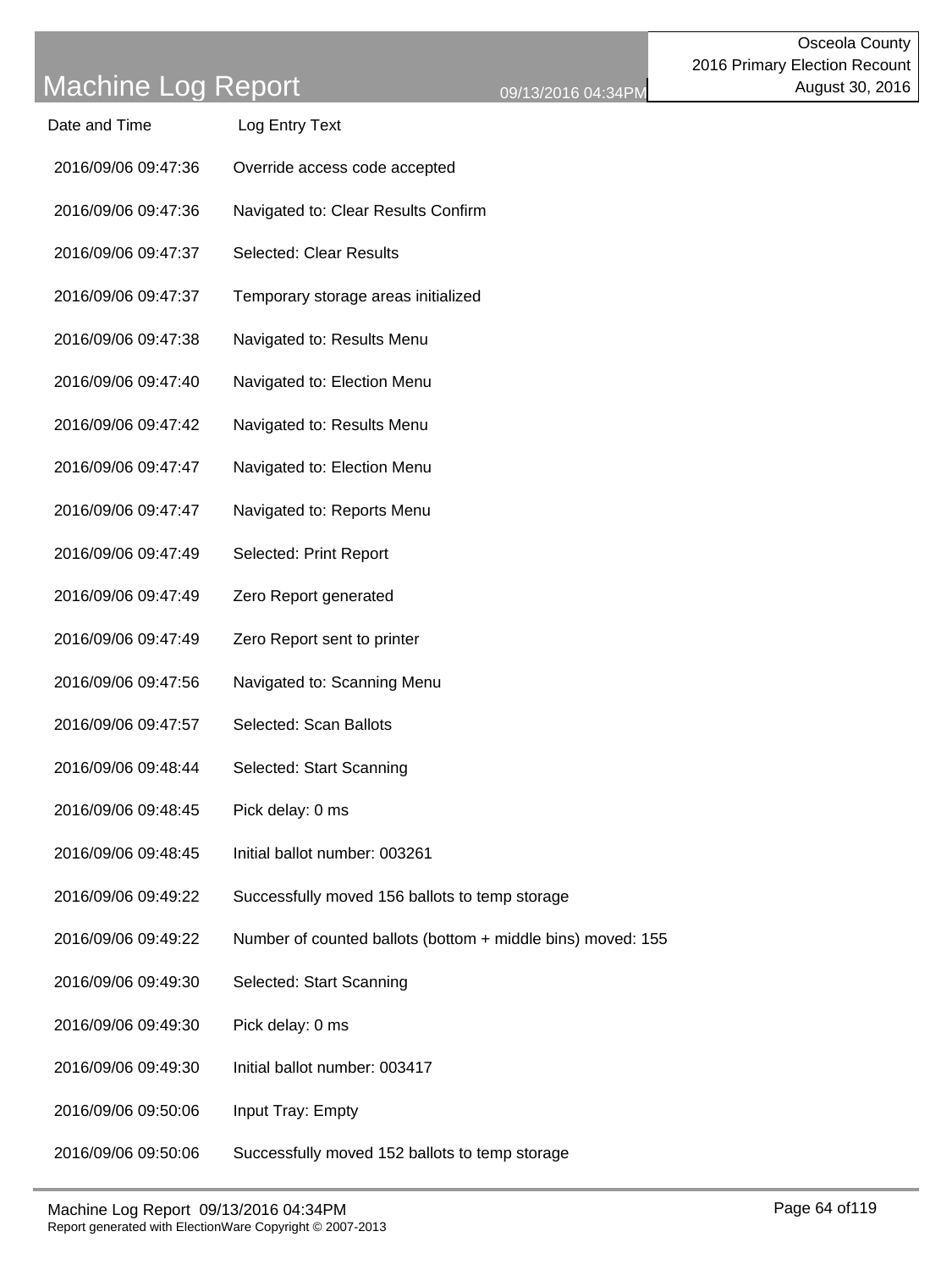# Machine Log Report

Osceola County
2016 Primary Election Recount
August 30, 2016

09/13/2016 04:34PM

| Date and Time | Log Entry Text |
|---|---|
| 2016/09/06 09:47:36 | Override access code accepted |
| 2016/09/06 09:47:36 | Navigated to: Clear Results Confirm |
| 2016/09/06 09:47:37 | Selected: Clear Results |
| 2016/09/06 09:47:37 | Temporary storage areas initialized |
| 2016/09/06 09:47:38 | Navigated to: Results Menu |
| 2016/09/06 09:47:40 | Navigated to: Election Menu |
| 2016/09/06 09:47:42 | Navigated to: Results Menu |
| 2016/09/06 09:47:47 | Navigated to: Election Menu |
| 2016/09/06 09:47:47 | Navigated to: Reports Menu |
| 2016/09/06 09:47:49 | Selected: Print Report |
| 2016/09/06 09:47:49 | Zero Report generated |
| 2016/09/06 09:47:49 | Zero Report sent to printer |
| 2016/09/06 09:47:56 | Navigated to: Scanning Menu |
| 2016/09/06 09:47:57 | Selected: Scan Ballots |
| 2016/09/06 09:48:44 | Selected: Start Scanning |
| 2016/09/06 09:48:45 | Pick delay: 0 ms |
| 2016/09/06 09:48:45 | Initial ballot number: 003261 |
| 2016/09/06 09:49:22 | Successfully moved 156 ballots to temp storage |
| 2016/09/06 09:49:22 | Number of counted ballots (bottom + middle bins) moved: 155 |
| 2016/09/06 09:49:30 | Selected: Start Scanning |
| 2016/09/06 09:49:30 | Pick delay: 0 ms |
| 2016/09/06 09:49:30 | Initial ballot number: 003417 |
| 2016/09/06 09:50:06 | Input Tray: Empty |
| 2016/09/06 09:50:06 | Successfully moved 152 ballots to temp storage |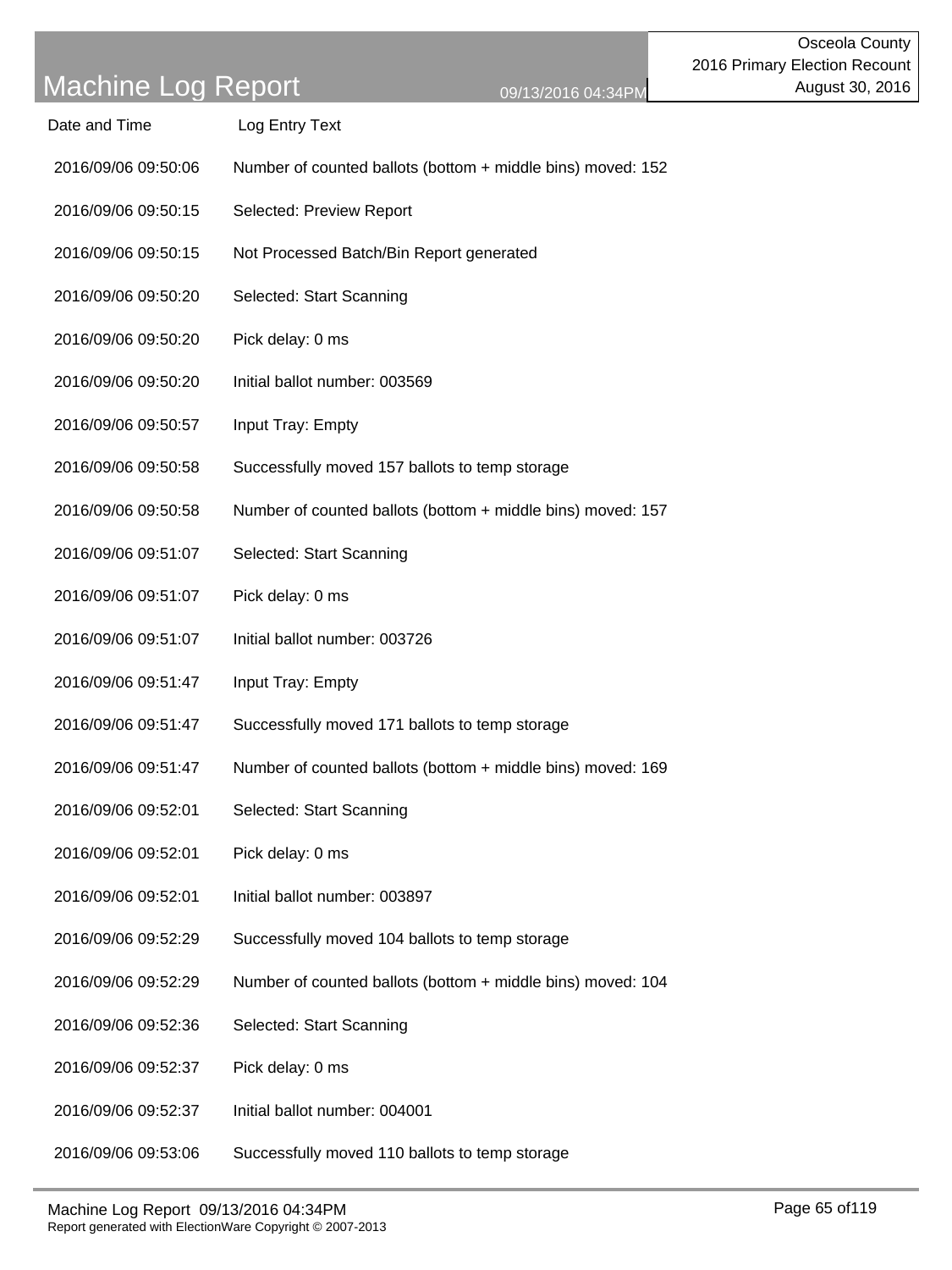# Machine Log Report

Osceola County
2016 Primary Election Recount
August 30, 2016

| Date and Time | Log Entry Text |
| --- | --- |
| 2016/09/06 09:50:06 | Number of counted ballots (bottom + middle bins) moved: 152 |
| 2016/09/06 09:50:15 | Selected: Preview Report |
| 2016/09/06 09:50:15 | Not Processed Batch/Bin Report generated |
| 2016/09/06 09:50:20 | Selected: Start Scanning |
| 2016/09/06 09:50:20 | Pick delay: 0 ms |
| 2016/09/06 09:50:20 | Initial ballot number: 003569 |
| 2016/09/06 09:50:57 | Input Tray: Empty |
| 2016/09/06 09:50:58 | Successfully moved 157 ballots to temp storage |
| 2016/09/06 09:50:58 | Number of counted ballots (bottom + middle bins) moved: 157 |
| 2016/09/06 09:51:07 | Selected: Start Scanning |
| 2016/09/06 09:51:07 | Pick delay: 0 ms |
| 2016/09/06 09:51:07 | Initial ballot number: 003726 |
| 2016/09/06 09:51:47 | Input Tray: Empty |
| 2016/09/06 09:51:47 | Successfully moved 171 ballots to temp storage |
| 2016/09/06 09:51:47 | Number of counted ballots (bottom + middle bins) moved: 169 |
| 2016/09/06 09:52:01 | Selected: Start Scanning |
| 2016/09/06 09:52:01 | Pick delay: 0 ms |
| 2016/09/06 09:52:01 | Initial ballot number: 003897 |
| 2016/09/06 09:52:29 | Successfully moved 104 ballots to temp storage |
| 2016/09/06 09:52:29 | Number of counted ballots (bottom + middle bins) moved: 104 |
| 2016/09/06 09:52:36 | Selected: Start Scanning |
| 2016/09/06 09:52:37 | Pick delay: 0 ms |
| 2016/09/06 09:52:37 | Initial ballot number: 004001 |
| 2016/09/06 09:53:06 | Successfully moved 110 ballots to temp storage |

Report generated with ElectionWare Copyright © 2007-2013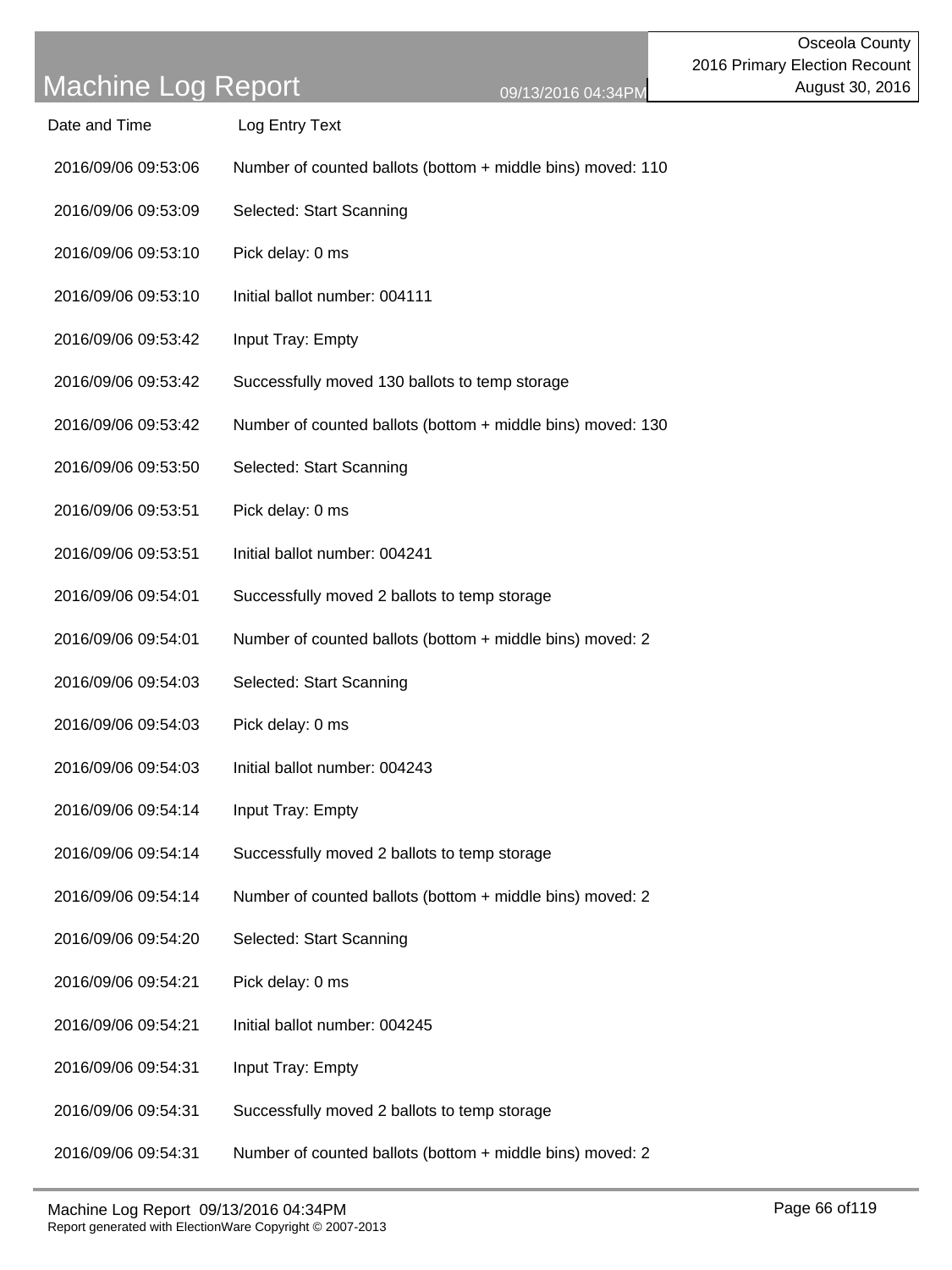# Machine Log Report

09/13/2016 04:34PM

Osceola County
2016 Primary Election Recount
August 30, 2016

| Date and Time | Log Entry Text |
| --- | --- |
| 2016/09/06 09:53:06 | Number of counted ballots (bottom + middle bins) moved: 110 |
| 2016/09/06 09:53:09 | Selected: Start Scanning |
| 2016/09/06 09:53:10 | Pick delay: 0 ms |
| 2016/09/06 09:53:10 | Initial ballot number: 004111 |
| 2016/09/06 09:53:42 | Input Tray: Empty |
| 2016/09/06 09:53:42 | Successfully moved 130 ballots to temp storage |
| 2016/09/06 09:53:42 | Number of counted ballots (bottom + middle bins) moved: 130 |
| 2016/09/06 09:53:50 | Selected: Start Scanning |
| 2016/09/06 09:53:51 | Pick delay: 0 ms |
| 2016/09/06 09:53:51 | Initial ballot number: 004241 |
| 2016/09/06 09:54:01 | Successfully moved 2 ballots to temp storage |
| 2016/09/06 09:54:01 | Number of counted ballots (bottom + middle bins) moved: 2 |
| 2016/09/06 09:54:03 | Selected: Start Scanning |
| 2016/09/06 09:54:03 | Pick delay: 0 ms |
| 2016/09/06 09:54:03 | Initial ballot number: 004243 |
| 2016/09/06 09:54:14 | Input Tray: Empty |
| 2016/09/06 09:54:14 | Successfully moved 2 ballots to temp storage |
| 2016/09/06 09:54:14 | Number of counted ballots (bottom + middle bins) moved: 2 |
| 2016/09/06 09:54:20 | Selected: Start Scanning |
| 2016/09/06 09:54:21 | Pick delay: 0 ms |
| 2016/09/06 09:54:21 | Initial ballot number: 004245 |
| 2016/09/06 09:54:31 | Input Tray: Empty |
| 2016/09/06 09:54:31 | Successfully moved 2 ballots to temp storage |
| 2016/09/06 09:54:31 | Number of counted ballots (bottom + middle bins) moved: 2 |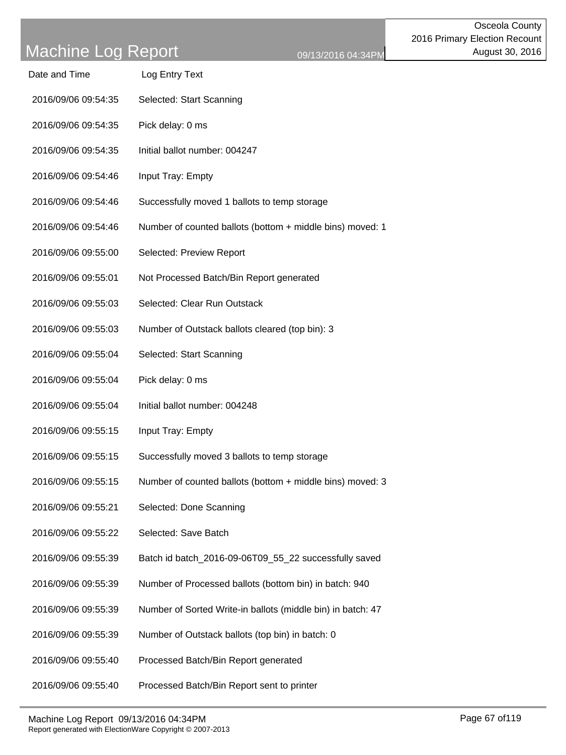# Machine Log Report

Osceola County
2016 Primary Election Recount
August 30, 2016

| Date and Time | Log Entry Text |
|---|---|
| 2016/09/06 09:54:35 | Selected: Start Scanning |
| 2016/09/06 09:54:35 | Pick delay: 0 ms |
| 2016/09/06 09:54:35 | Initial ballot number: 004247 |
| 2016/09/06 09:54:46 | Input Tray: Empty |
| 2016/09/06 09:54:46 | Successfully moved 1 ballots to temp storage |
| 2016/09/06 09:54:46 | Number of counted ballots (bottom + middle bins) moved: 1 |
| 2016/09/06 09:55:00 | Selected: Preview Report |
| 2016/09/06 09:55:01 | Not Processed Batch/Bin Report generated |
| 2016/09/06 09:55:03 | Selected: Clear Run Outstack |
| 2016/09/06 09:55:03 | Number of Outstack ballots cleared (top bin): 3 |
| 2016/09/06 09:55:04 | Selected: Start Scanning |
| 2016/09/06 09:55:04 | Pick delay: 0 ms |
| 2016/09/06 09:55:04 | Initial ballot number: 004248 |
| 2016/09/06 09:55:15 | Input Tray: Empty |
| 2016/09/06 09:55:15 | Successfully moved 3 ballots to temp storage |
| 2016/09/06 09:55:15 | Number of counted ballots (bottom + middle bins) moved: 3 |
| 2016/09/06 09:55:21 | Selected: Done Scanning |
| 2016/09/06 09:55:22 | Selected: Save Batch |
| 2016/09/06 09:55:39 | Batch id batch_2016-09-06T09_55_22 successfully saved |
| 2016/09/06 09:55:39 | Number of Processed ballots (bottom bin) in batch: 940 |
| 2016/09/06 09:55:39 | Number of Sorted Write-in ballots (middle bin) in batch: 47 |
| 2016/09/06 09:55:39 | Number of Outstack ballots (top bin) in batch: 0 |
| 2016/09/06 09:55:40 | Processed Batch/Bin Report generated |
| 2016/09/06 09:55:40 | Processed Batch/Bin Report sent to printer |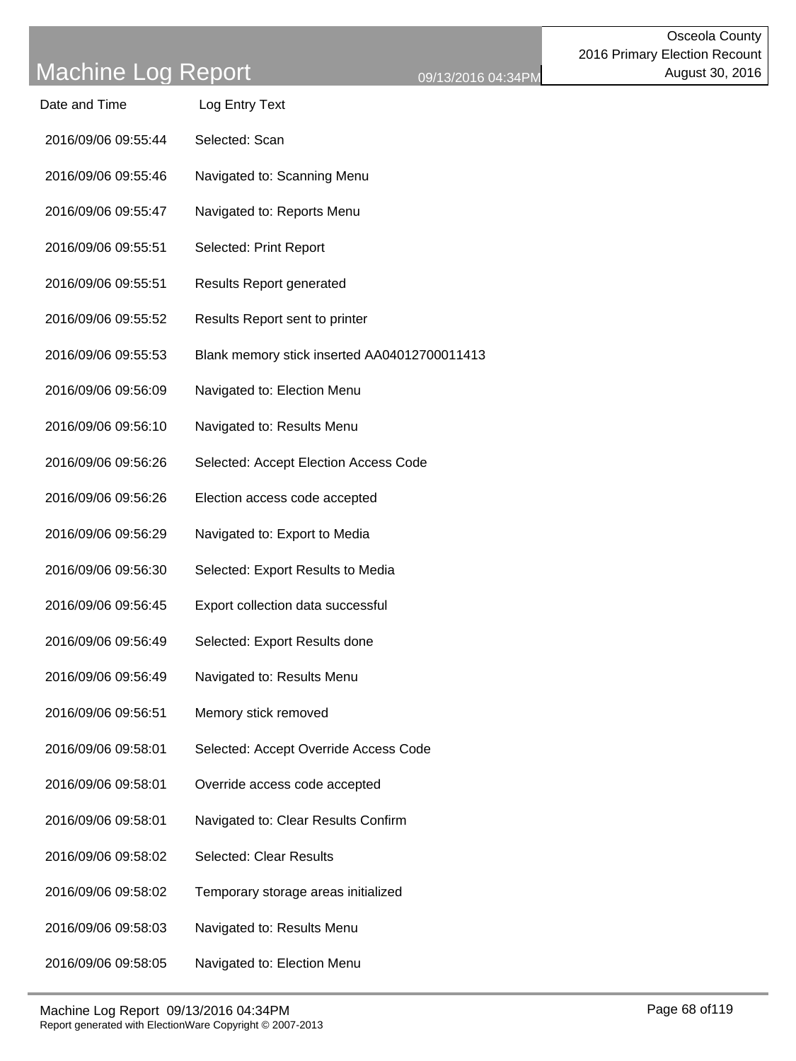# Machine Log Report

09/13/2016 04:34PM

Osceola County
2016 Primary Election Recount
August 30, 2016

| Date and Time | Log Entry Text |
|---|---|
| 2016/09/06 09:55:44 | Selected: Scan |
| 2016/09/06 09:55:46 | Navigated to: Scanning Menu |
| 2016/09/06 09:55:47 | Navigated to: Reports Menu |
| 2016/09/06 09:55:51 | Selected: Print Report |
| 2016/09/06 09:55:51 | Results Report generated |
| 2016/09/06 09:55:52 | Results Report sent to printer |
| 2016/09/06 09:55:53 | Blank memory stick inserted AA04012700011413 |
| 2016/09/06 09:56:09 | Navigated to: Election Menu |
| 2016/09/06 09:56:10 | Navigated to: Results Menu |
| 2016/09/06 09:56:26 | Selected: Accept Election Access Code |
| 2016/09/06 09:56:26 | Election access code accepted |
| 2016/09/06 09:56:29 | Navigated to: Export to Media |
| 2016/09/06 09:56:30 | Selected: Export Results to Media |
| 2016/09/06 09:56:45 | Export collection data successful |
| 2016/09/06 09:56:49 | Selected: Export Results done |
| 2016/09/06 09:56:49 | Navigated to: Results Menu |
| 2016/09/06 09:56:51 | Memory stick removed |
| 2016/09/06 09:58:01 | Selected: Accept Override Access Code |
| 2016/09/06 09:58:01 | Override access code accepted |
| 2016/09/06 09:58:01 | Navigated to: Clear Results Confirm |
| 2016/09/06 09:58:02 | Selected: Clear Results |
| 2016/09/06 09:58:02 | Temporary storage areas initialized |
| 2016/09/06 09:58:03 | Navigated to: Results Menu |
| 2016/09/06 09:58:05 | Navigated to: Election Menu |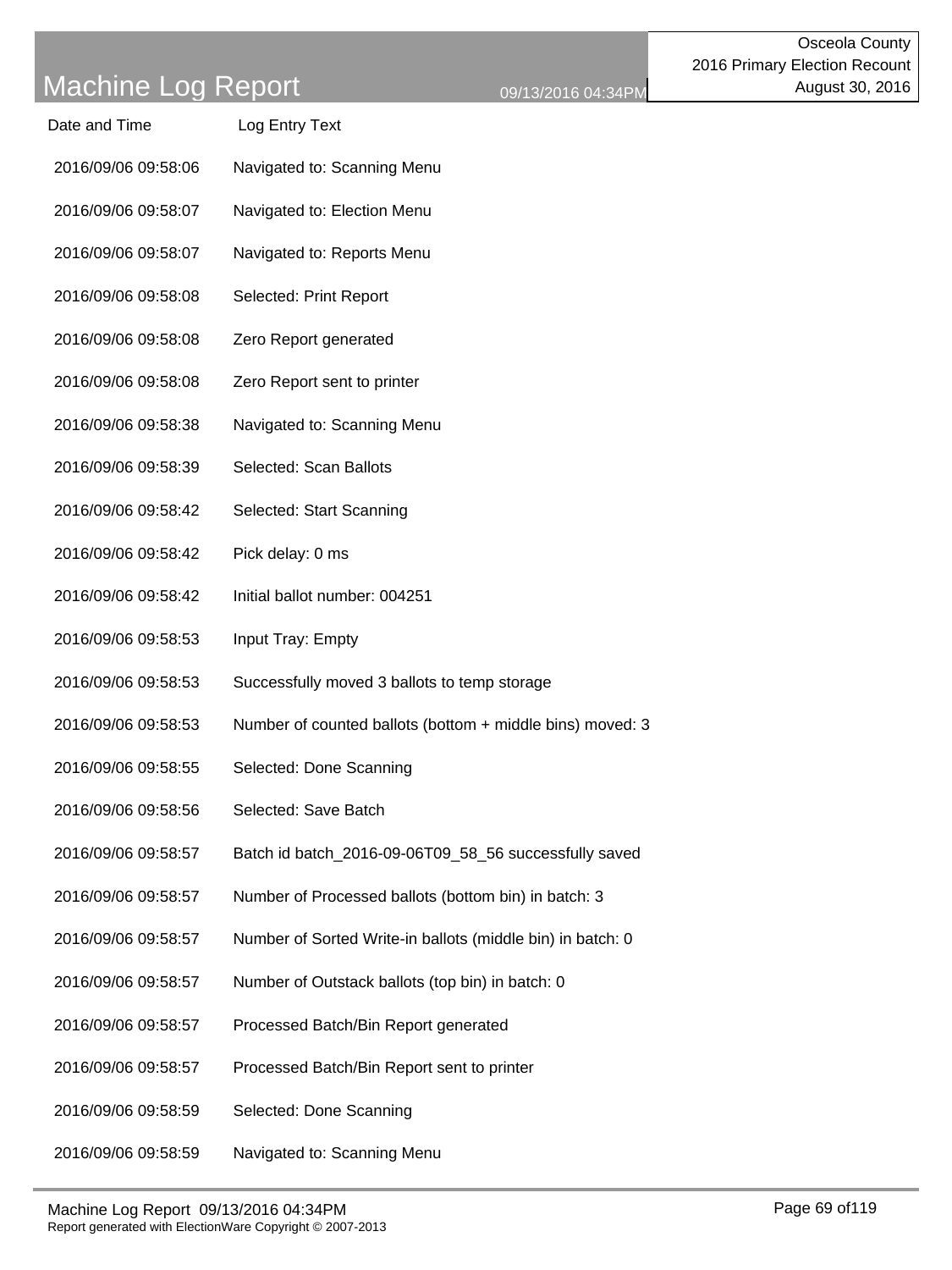| Date and Time | Log Entry Text |
| --- | --- |
| 2016/09/06 09:58:06 | Navigated to: Scanning Menu |
| 2016/09/06 09:58:07 | Navigated to: Election Menu |
| 2016/09/06 09:58:07 | Navigated to: Reports Menu |
| 2016/09/06 09:58:08 | Selected: Print Report |
| 2016/09/06 09:58:08 | Zero Report generated |
| 2016/09/06 09:58:08 | Zero Report sent to printer |
| 2016/09/06 09:58:38 | Navigated to: Scanning Menu |
| 2016/09/06 09:58:39 | Selected: Scan Ballots |
| 2016/09/06 09:58:42 | Selected: Start Scanning |
| 2016/09/06 09:58:42 | Pick delay: 0 ms |
| 2016/09/06 09:58:42 | Initial ballot number: 004251 |
| 2016/09/06 09:58:53 | Input Tray: Empty |
| 2016/09/06 09:58:53 | Successfully moved 3 ballots to temp storage |
| 2016/09/06 09:58:53 | Number of counted ballots (bottom + middle bins) moved: 3 |
| 2016/09/06 09:58:55 | Selected: Done Scanning |
| 2016/09/06 09:58:56 | Selected: Save Batch |
| 2016/09/06 09:58:57 | Batch id batch_2016-09-06T09_58_56 successfully saved |
| 2016/09/06 09:58:57 | Number of Processed ballots (bottom bin) in batch: 3 |
| 2016/09/06 09:58:57 | Number of Sorted Write-in ballots (middle bin) in batch: 0 |
| 2016/09/06 09:58:57 | Number of Outstack ballots (top bin) in batch: 0 |
| 2016/09/06 09:58:57 | Processed Batch/Bin Report generated |
| 2016/09/06 09:58:57 | Processed Batch/Bin Report sent to printer |
| 2016/09/06 09:58:59 | Selected: Done Scanning |
| 2016/09/06 09:58:59 | Navigated to: Scanning Menu |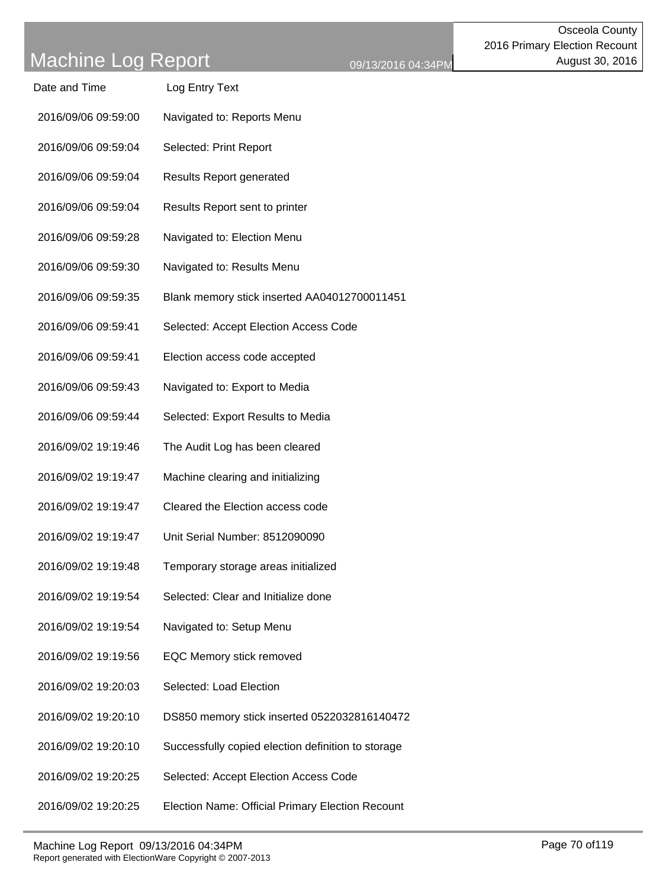| Date and Time | Log Entry Text |
|---|---|
| 2016/09/06 09:59:00 | Navigated to: Reports Menu |
| 2016/09/06 09:59:04 | Selected: Print Report |
| 2016/09/06 09:59:04 | Results Report generated |
| 2016/09/06 09:59:04 | Results Report sent to printer |
| 2016/09/06 09:59:28 | Navigated to: Election Menu |
| 2016/09/06 09:59:30 | Navigated to: Results Menu |
| 2016/09/06 09:59:35 | Blank memory stick inserted AA04012700011451 |
| 2016/09/06 09:59:41 | Selected: Accept Election Access Code |
| 2016/09/06 09:59:41 | Election access code accepted |
| 2016/09/06 09:59:43 | Navigated to: Export to Media |
| 2016/09/06 09:59:44 | Selected: Export Results to Media |
| 2016/09/02 19:19:46 | The Audit Log has been cleared |
| 2016/09/02 19:19:47 | Machine clearing and initializing |
| 2016/09/02 19:19:47 | Cleared the Election access code |
| 2016/09/02 19:19:47 | Unit Serial Number: 8512090090 |
| 2016/09/02 19:19:48 | Temporary storage areas initialized |
| 2016/09/02 19:19:54 | Selected: Clear and Initialize done |
| 2016/09/02 19:19:54 | Navigated to: Setup Menu |
| 2016/09/02 19:19:56 | EQC Memory stick removed |
| 2016/09/02 19:20:03 | Selected: Load Election |
| 2016/09/02 19:20:10 | DS850 memory stick inserted 0522032816140472 |
| 2016/09/02 19:20:10 | Successfully copied election definition to storage |
| 2016/09/02 19:20:25 | Selected: Accept Election Access Code |
| 2016/09/02 19:20:25 | Election Name: Official Primary Election Recount |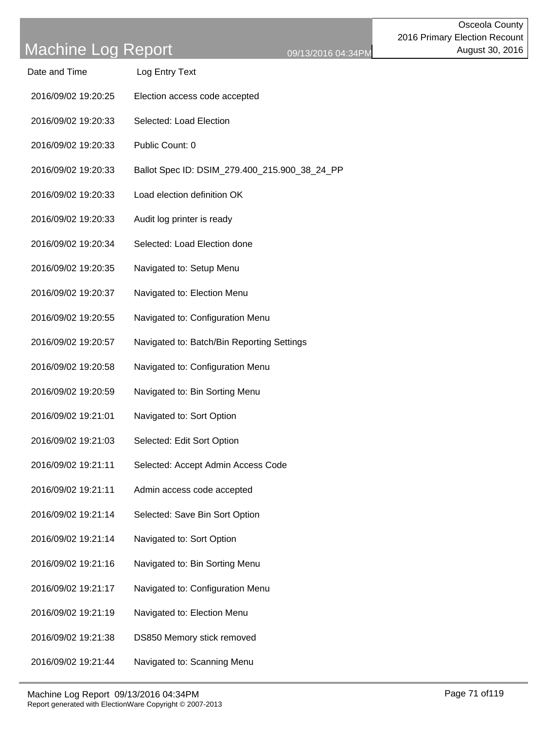| Date and Time | Log Entry Text |
|---|---|
| 2016/09/02 19:20:25 | Election access code accepted |
| 2016/09/02 19:20:33 | Selected: Load Election |
| 2016/09/02 19:20:33 | Public Count: 0 |
| 2016/09/02 19:20:33 | Ballot Spec ID: DSIM_279.400_215.900_38_24_PP |
| 2016/09/02 19:20:33 | Load election definition OK |
| 2016/09/02 19:20:33 | Audit log printer is ready |
| 2016/09/02 19:20:34 | Selected: Load Election done |
| 2016/09/02 19:20:35 | Navigated to: Setup Menu |
| 2016/09/02 19:20:37 | Navigated to: Election Menu |
| 2016/09/02 19:20:55 | Navigated to: Configuration Menu |
| 2016/09/02 19:20:57 | Navigated to: Batch/Bin Reporting Settings |
| 2016/09/02 19:20:58 | Navigated to: Configuration Menu |
| 2016/09/02 19:20:59 | Navigated to: Bin Sorting Menu |
| 2016/09/02 19:21:01 | Navigated to: Sort Option |
| 2016/09/02 19:21:03 | Selected: Edit Sort Option |
| 2016/09/02 19:21:11 | Selected: Accept Admin Access Code |
| 2016/09/02 19:21:11 | Admin access code accepted |
| 2016/09/02 19:21:14 | Selected: Save Bin Sort Option |
| 2016/09/02 19:21:14 | Navigated to: Sort Option |
| 2016/09/02 19:21:16 | Navigated to: Bin Sorting Menu |
| 2016/09/02 19:21:17 | Navigated to: Configuration Menu |
| 2016/09/02 19:21:19 | Navigated to: Election Menu |
| 2016/09/02 19:21:38 | DS850 Memory stick removed |
| 2016/09/02 19:21:44 | Navigated to: Scanning Menu |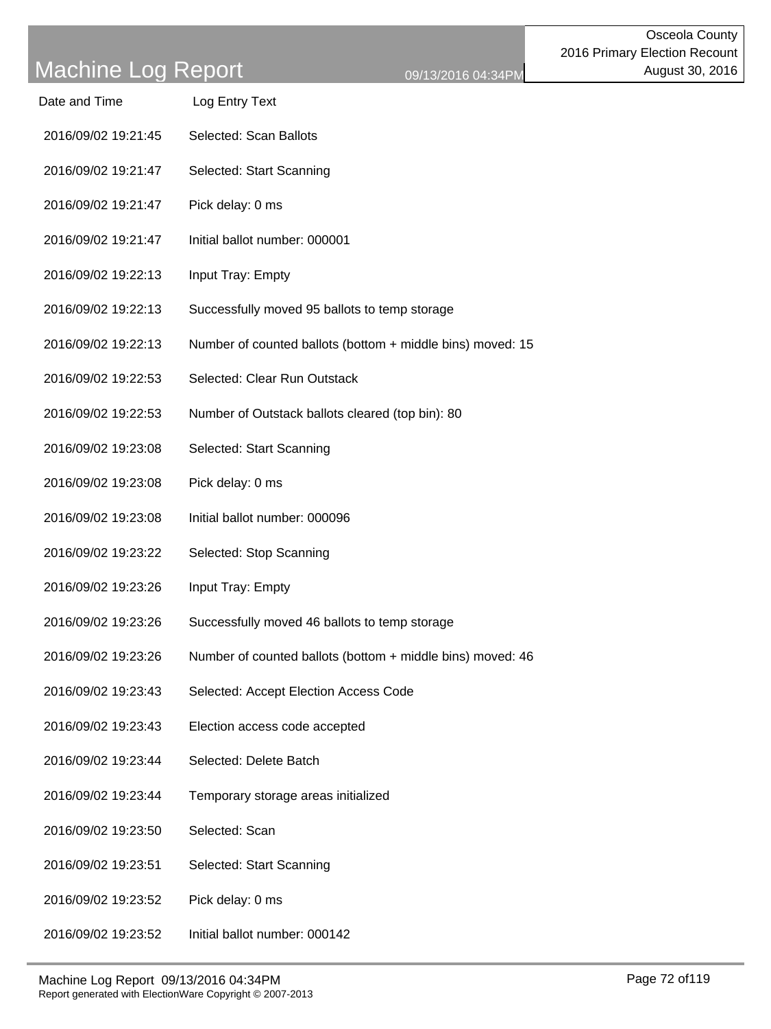# Machine Log Report

09/13/2016 04:34PM

Osceola County
2016 Primary Election Recount
August 30, 2016

| Date and Time | Log Entry Text |
|---|---|
| 2016/09/02 19:21:45 | Selected: Scan Ballots |
| 2016/09/02 19:21:47 | Selected: Start Scanning |
| 2016/09/02 19:21:47 | Pick delay: 0 ms |
| 2016/09/02 19:21:47 | Initial ballot number: 000001 |
| 2016/09/02 19:22:13 | Input Tray: Empty |
| 2016/09/02 19:22:13 | Successfully moved 95 ballots to temp storage |
| 2016/09/02 19:22:13 | Number of counted ballots (bottom + middle bins) moved: 15 |
| 2016/09/02 19:22:53 | Selected: Clear Run Outstack |
| 2016/09/02 19:22:53 | Number of Outstack ballots cleared (top bin): 80 |
| 2016/09/02 19:23:08 | Selected: Start Scanning |
| 2016/09/02 19:23:08 | Pick delay: 0 ms |
| 2016/09/02 19:23:08 | Initial ballot number: 000096 |
| 2016/09/02 19:23:22 | Selected: Stop Scanning |
| 2016/09/02 19:23:26 | Input Tray: Empty |
| 2016/09/02 19:23:26 | Successfully moved 46 ballots to temp storage |
| 2016/09/02 19:23:26 | Number of counted ballots (bottom + middle bins) moved: 46 |
| 2016/09/02 19:23:43 | Selected: Accept Election Access Code |
| 2016/09/02 19:23:43 | Election access code accepted |
| 2016/09/02 19:23:44 | Selected: Delete Batch |
| 2016/09/02 19:23:44 | Temporary storage areas initialized |
| 2016/09/02 19:23:50 | Selected: Scan |
| 2016/09/02 19:23:51 | Selected: Start Scanning |
| 2016/09/02 19:23:52 | Pick delay: 0 ms |
| 2016/09/02 19:23:52 | Initial ballot number: 000142 |

Report generated with ElectionWare Copyright © 2007-2013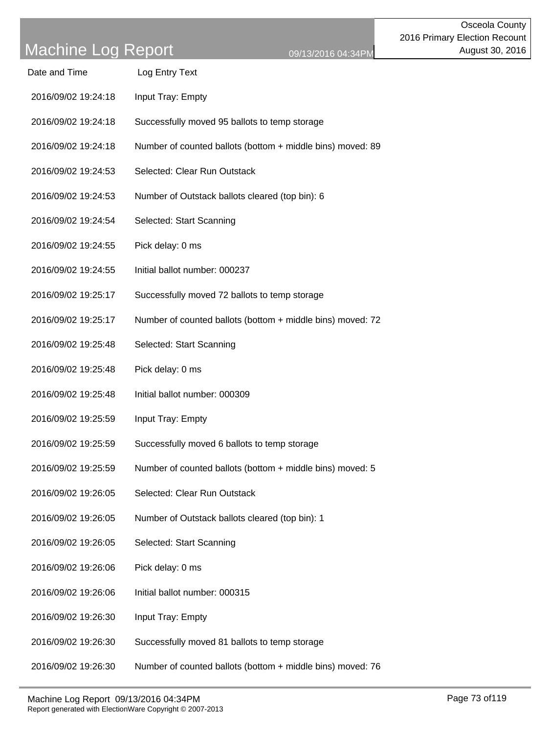# Machine Log Report

09/13/2016 04:34PM

Osceola County
2016 Primary Election Recount
August 30, 2016

| Date and Time | Log Entry Text |
|---|---|
| 2016/09/02 19:24:18 | Input Tray: Empty |
| 2016/09/02 19:24:18 | Successfully moved 95 ballots to temp storage |
| 2016/09/02 19:24:18 | Number of counted ballots (bottom + middle bins) moved: 89 |
| 2016/09/02 19:24:53 | Selected: Clear Run Outstack |
| 2016/09/02 19:24:53 | Number of Outstack ballots cleared (top bin): 6 |
| 2016/09/02 19:24:54 | Selected: Start Scanning |
| 2016/09/02 19:24:55 | Pick delay: 0 ms |
| 2016/09/02 19:24:55 | Initial ballot number: 000237 |
| 2016/09/02 19:25:17 | Successfully moved 72 ballots to temp storage |
| 2016/09/02 19:25:17 | Number of counted ballots (bottom + middle bins) moved: 72 |
| 2016/09/02 19:25:48 | Selected: Start Scanning |
| 2016/09/02 19:25:48 | Pick delay: 0 ms |
| 2016/09/02 19:25:48 | Initial ballot number: 000309 |
| 2016/09/02 19:25:59 | Input Tray: Empty |
| 2016/09/02 19:25:59 | Successfully moved 6 ballots to temp storage |
| 2016/09/02 19:25:59 | Number of counted ballots (bottom + middle bins) moved: 5 |
| 2016/09/02 19:26:05 | Selected: Clear Run Outstack |
| 2016/09/02 19:26:05 | Number of Outstack ballots cleared (top bin): 1 |
| 2016/09/02 19:26:05 | Selected: Start Scanning |
| 2016/09/02 19:26:06 | Pick delay: 0 ms |
| 2016/09/02 19:26:06 | Initial ballot number: 000315 |
| 2016/09/02 19:26:30 | Input Tray: Empty |
| 2016/09/02 19:26:30 | Successfully moved 81 ballots to temp storage |
| 2016/09/02 19:26:30 | Number of counted ballots (bottom + middle bins) moved: 76 |

Report generated with ElectionWare Copyright © 2007-2013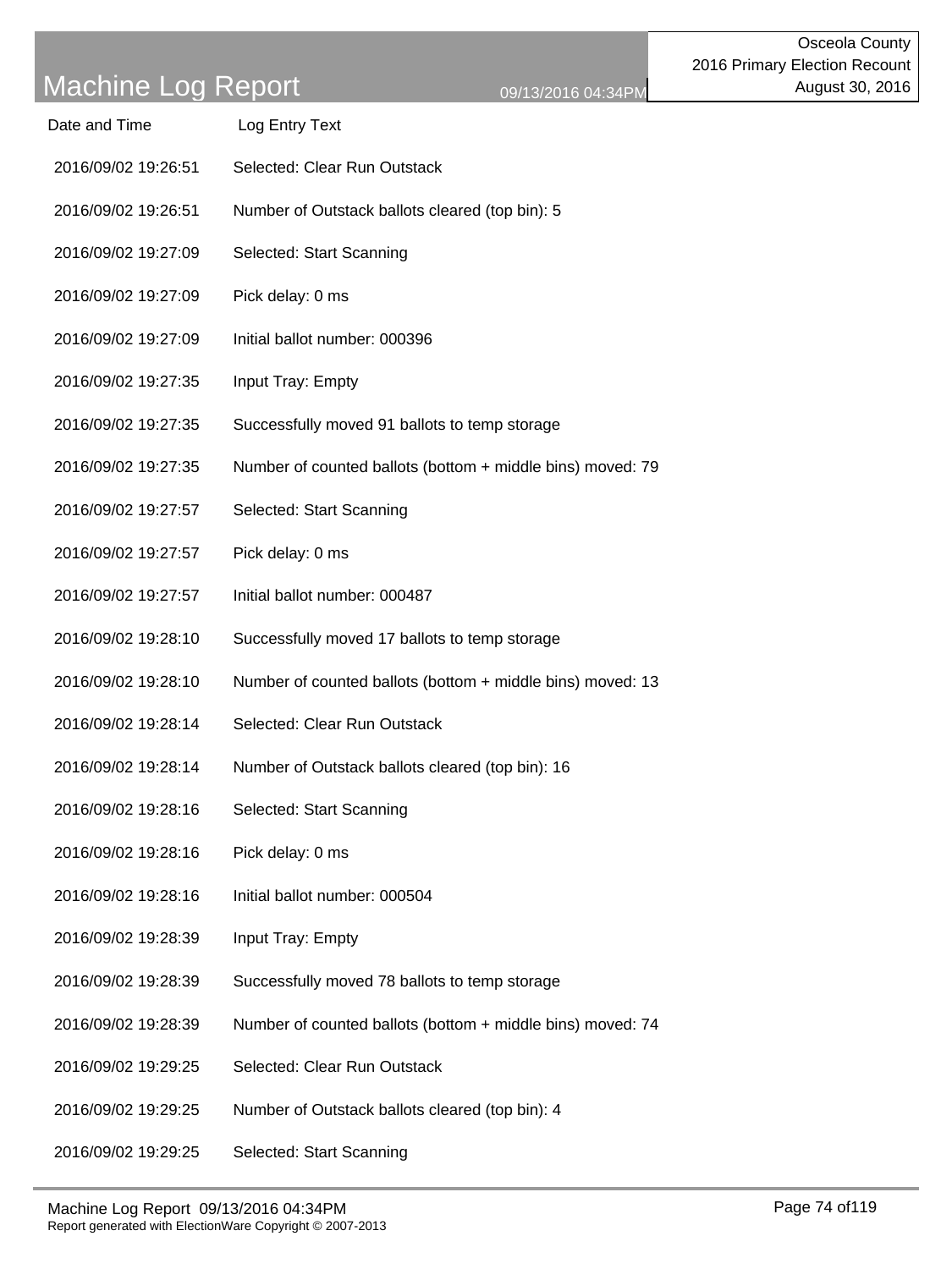# Machine Log Report

09/13/2016 04:34PM

Osceola County
2016 Primary Election Recount
August 30, 2016

| Date and Time | Log Entry Text |
|---|---|
| 2016/09/02 19:26:51 | Selected: Clear Run Outstack |
| 2016/09/02 19:26:51 | Number of Outstack ballots cleared (top bin): 5 |
| 2016/09/02 19:27:09 | Selected: Start Scanning |
| 2016/09/02 19:27:09 | Pick delay: 0 ms |
| 2016/09/02 19:27:09 | Initial ballot number: 000396 |
| 2016/09/02 19:27:35 | Input Tray: Empty |
| 2016/09/02 19:27:35 | Successfully moved 91 ballots to temp storage |
| 2016/09/02 19:27:35 | Number of counted ballots (bottom + middle bins) moved: 79 |
| 2016/09/02 19:27:57 | Selected: Start Scanning |
| 2016/09/02 19:27:57 | Pick delay: 0 ms |
| 2016/09/02 19:27:57 | Initial ballot number: 000487 |
| 2016/09/02 19:28:10 | Successfully moved 17 ballots to temp storage |
| 2016/09/02 19:28:10 | Number of counted ballots (bottom + middle bins) moved: 13 |
| 2016/09/02 19:28:14 | Selected: Clear Run Outstack |
| 2016/09/02 19:28:14 | Number of Outstack ballots cleared (top bin): 16 |
| 2016/09/02 19:28:16 | Selected: Start Scanning |
| 2016/09/02 19:28:16 | Pick delay: 0 ms |
| 2016/09/02 19:28:16 | Initial ballot number: 000504 |
| 2016/09/02 19:28:39 | Input Tray: Empty |
| 2016/09/02 19:28:39 | Successfully moved 78 ballots to temp storage |
| 2016/09/02 19:28:39 | Number of counted ballots (bottom + middle bins) moved: 74 |
| 2016/09/02 19:29:25 | Selected: Clear Run Outstack |
| 2016/09/02 19:29:25 | Number of Outstack ballots cleared (top bin): 4 |
| 2016/09/02 19:29:25 | Selected: Start Scanning |

Machine Log Report 09/13/2016 04:34PM
Report generated with ElectionWare Copyright © 2007-2013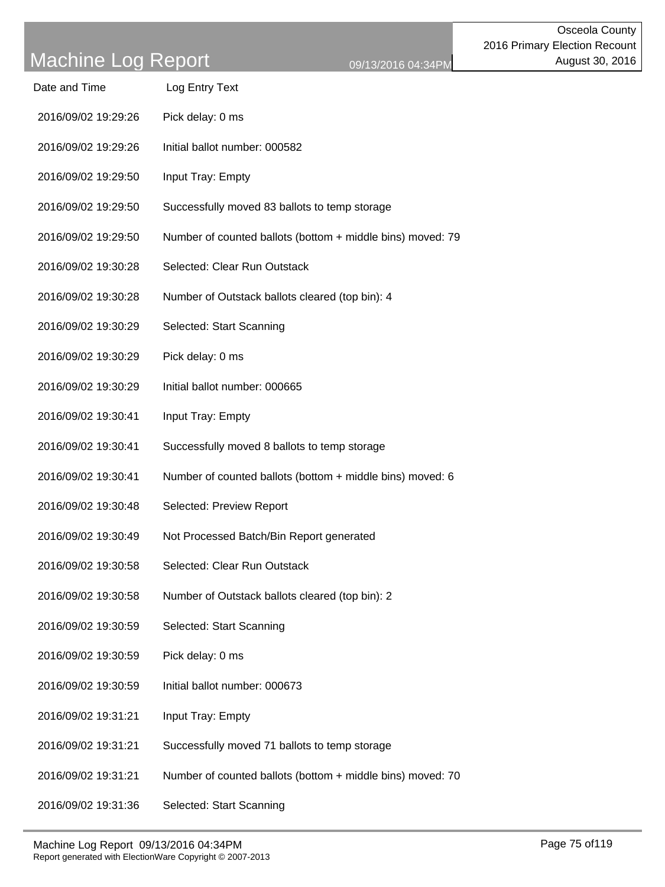| Date and Time | Log Entry Text |
| --- | --- |
| 2016/09/02 19:29:26 | Pick delay: 0 ms |
| 2016/09/02 19:29:26 | Initial ballot number: 000582 |
| 2016/09/02 19:29:50 | Input Tray: Empty |
| 2016/09/02 19:29:50 | Successfully moved 83 ballots to temp storage |
| 2016/09/02 19:29:50 | Number of counted ballots (bottom + middle bins) moved: 79 |
| 2016/09/02 19:30:28 | Selected: Clear Run Outstack |
| 2016/09/02 19:30:28 | Number of Outstack ballots cleared (top bin): 4 |
| 2016/09/02 19:30:29 | Selected: Start Scanning |
| 2016/09/02 19:30:29 | Pick delay: 0 ms |
| 2016/09/02 19:30:29 | Initial ballot number: 000665 |
| 2016/09/02 19:30:41 | Input Tray: Empty |
| 2016/09/02 19:30:41 | Successfully moved 8 ballots to temp storage |
| 2016/09/02 19:30:41 | Number of counted ballots (bottom + middle bins) moved: 6 |
| 2016/09/02 19:30:48 | Selected: Preview Report |
| 2016/09/02 19:30:49 | Not Processed Batch/Bin Report generated |
| 2016/09/02 19:30:58 | Selected: Clear Run Outstack |
| 2016/09/02 19:30:58 | Number of Outstack ballots cleared (top bin): 2 |
| 2016/09/02 19:30:59 | Selected: Start Scanning |
| 2016/09/02 19:30:59 | Pick delay: 0 ms |
| 2016/09/02 19:30:59 | Initial ballot number: 000673 |
| 2016/09/02 19:31:21 | Input Tray: Empty |
| 2016/09/02 19:31:21 | Successfully moved 71 ballots to temp storage |
| 2016/09/02 19:31:21 | Number of counted ballots (bottom + middle bins) moved: 70 |
| 2016/09/02 19:31:36 | Selected: Start Scanning |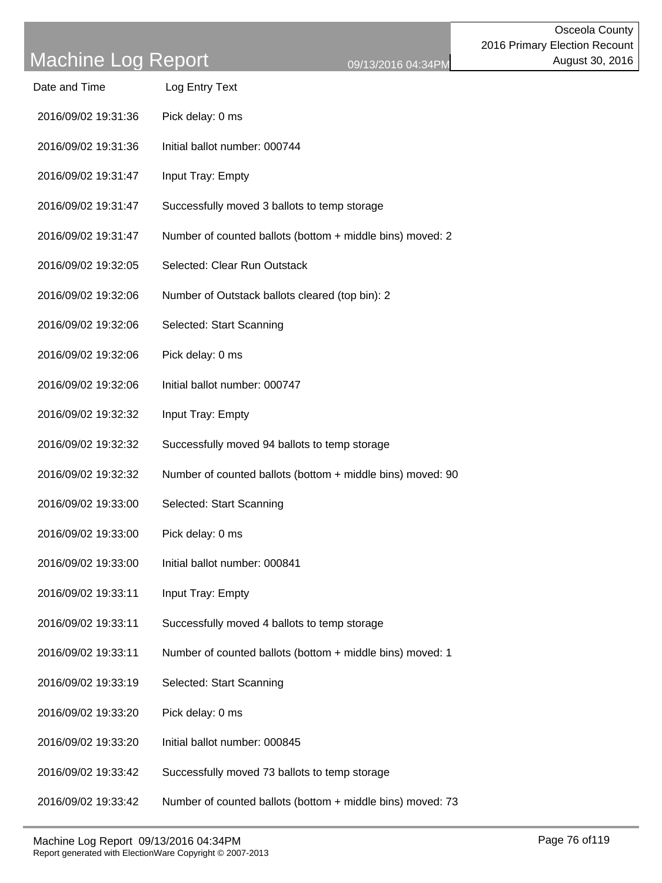# Machine Log Report

Osceola County
2016 Primary Election Recount
August 30, 2016

09/13/2016 04:34PM

| Date and Time | Log Entry Text |
| --- | --- |
| 2016/09/02 19:31:36 | Pick delay: 0 ms |
| 2016/09/02 19:31:36 | Initial ballot number: 000744 |
| 2016/09/02 19:31:47 | Input Tray: Empty |
| 2016/09/02 19:31:47 | Successfully moved 3 ballots to temp storage |
| 2016/09/02 19:31:47 | Number of counted ballots (bottom + middle bins) moved: 2 |
| 2016/09/02 19:32:05 | Selected: Clear Run Outstack |
| 2016/09/02 19:32:06 | Number of Outstack ballots cleared (top bin): 2 |
| 2016/09/02 19:32:06 | Selected: Start Scanning |
| 2016/09/02 19:32:06 | Pick delay: 0 ms |
| 2016/09/02 19:32:06 | Initial ballot number: 000747 |
| 2016/09/02 19:32:32 | Input Tray: Empty |
| 2016/09/02 19:32:32 | Successfully moved 94 ballots to temp storage |
| 2016/09/02 19:32:32 | Number of counted ballots (bottom + middle bins) moved: 90 |
| 2016/09/02 19:33:00 | Selected: Start Scanning |
| 2016/09/02 19:33:00 | Pick delay: 0 ms |
| 2016/09/02 19:33:00 | Initial ballot number: 000841 |
| 2016/09/02 19:33:11 | Input Tray: Empty |
| 2016/09/02 19:33:11 | Successfully moved 4 ballots to temp storage |
| 2016/09/02 19:33:11 | Number of counted ballots (bottom + middle bins) moved: 1 |
| 2016/09/02 19:33:19 | Selected: Start Scanning |
| 2016/09/02 19:33:20 | Pick delay: 0 ms |
| 2016/09/02 19:33:20 | Initial ballot number: 000845 |
| 2016/09/02 19:33:42 | Successfully moved 73 ballots to temp storage |
| 2016/09/02 19:33:42 | Number of counted ballots (bottom + middle bins) moved: 73 |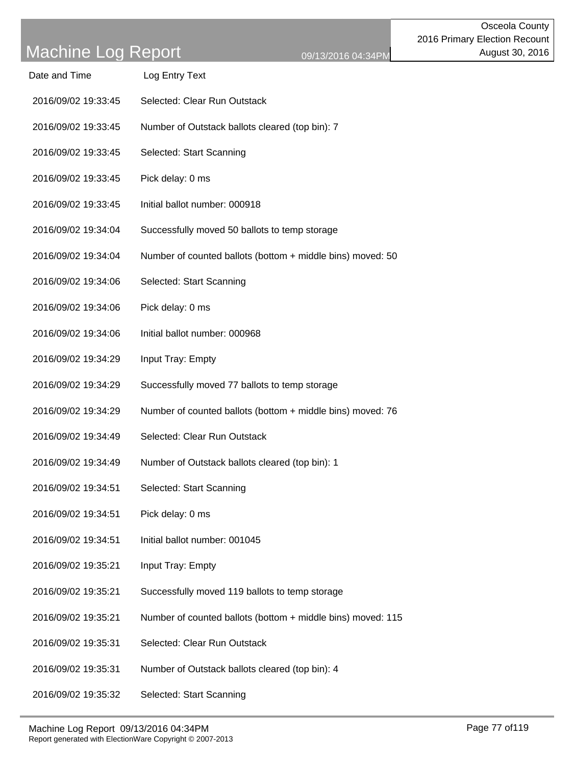# Machine Log Report

Osceola County
2016 Primary Election Recount
August 30, 2016

| Date and Time | Log Entry Text |
| --- | --- |
| 2016/09/02 19:33:45 | Selected: Clear Run Outstack |
| 2016/09/02 19:33:45 | Number of Outstack ballots cleared (top bin): 7 |
| 2016/09/02 19:33:45 | Selected: Start Scanning |
| 2016/09/02 19:33:45 | Pick delay: 0 ms |
| 2016/09/02 19:33:45 | Initial ballot number: 000918 |
| 2016/09/02 19:34:04 | Successfully moved 50 ballots to temp storage |
| 2016/09/02 19:34:04 | Number of counted ballots (bottom + middle bins) moved: 50 |
| 2016/09/02 19:34:06 | Selected: Start Scanning |
| 2016/09/02 19:34:06 | Pick delay: 0 ms |
| 2016/09/02 19:34:06 | Initial ballot number: 000968 |
| 2016/09/02 19:34:29 | Input Tray: Empty |
| 2016/09/02 19:34:29 | Successfully moved 77 ballots to temp storage |
| 2016/09/02 19:34:29 | Number of counted ballots (bottom + middle bins) moved: 76 |
| 2016/09/02 19:34:49 | Selected: Clear Run Outstack |
| 2016/09/02 19:34:49 | Number of Outstack ballots cleared (top bin): 1 |
| 2016/09/02 19:34:51 | Selected: Start Scanning |
| 2016/09/02 19:34:51 | Pick delay: 0 ms |
| 2016/09/02 19:34:51 | Initial ballot number: 001045 |
| 2016/09/02 19:35:21 | Input Tray: Empty |
| 2016/09/02 19:35:21 | Successfully moved 119 ballots to temp storage |
| 2016/09/02 19:35:21 | Number of counted ballots (bottom + middle bins) moved: 115 |
| 2016/09/02 19:35:31 | Selected: Clear Run Outstack |
| 2016/09/02 19:35:31 | Number of Outstack ballots cleared (top bin): 4 |
| 2016/09/02 19:35:32 | Selected: Start Scanning |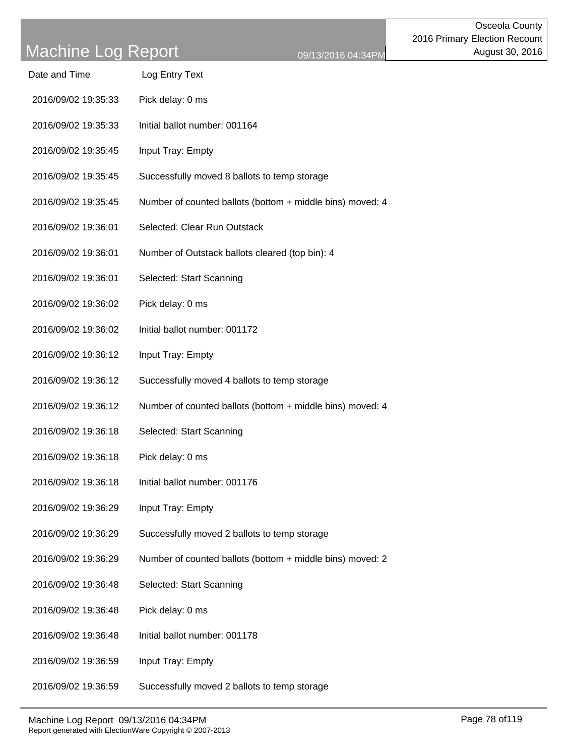# Machine Log Report

Osceola County
2016 Primary Election Recount
August 30, 2016

09/13/2016 04:34PM

| Date and Time | Log Entry Text |
| --- | --- |
| 2016/09/02 19:35:33 | Pick delay: 0 ms |
| 2016/09/02 19:35:33 | Initial ballot number: 001164 |
| 2016/09/02 19:35:45 | Input Tray: Empty |
| 2016/09/02 19:35:45 | Successfully moved 8 ballots to temp storage |
| 2016/09/02 19:35:45 | Number of counted ballots (bottom + middle bins) moved: 4 |
| 2016/09/02 19:36:01 | Selected: Clear Run Outstack |
| 2016/09/02 19:36:01 | Number of Outstack ballots cleared (top bin): 4 |
| 2016/09/02 19:36:01 | Selected: Start Scanning |
| 2016/09/02 19:36:02 | Pick delay: 0 ms |
| 2016/09/02 19:36:02 | Initial ballot number: 001172 |
| 2016/09/02 19:36:12 | Input Tray: Empty |
| 2016/09/02 19:36:12 | Successfully moved 4 ballots to temp storage |
| 2016/09/02 19:36:12 | Number of counted ballots (bottom + middle bins) moved: 4 |
| 2016/09/02 19:36:18 | Selected: Start Scanning |
| 2016/09/02 19:36:18 | Pick delay: 0 ms |
| 2016/09/02 19:36:18 | Initial ballot number: 001176 |
| 2016/09/02 19:36:29 | Input Tray: Empty |
| 2016/09/02 19:36:29 | Successfully moved 2 ballots to temp storage |
| 2016/09/02 19:36:29 | Number of counted ballots (bottom + middle bins) moved: 2 |
| 2016/09/02 19:36:48 | Selected: Start Scanning |
| 2016/09/02 19:36:48 | Pick delay: 0 ms |
| 2016/09/02 19:36:48 | Initial ballot number: 001178 |
| 2016/09/02 19:36:59 | Input Tray: Empty |
| 2016/09/02 19:36:59 | Successfully moved 2 ballots to temp storage |

Report generated with ElectionWare Copyright © 2007-2013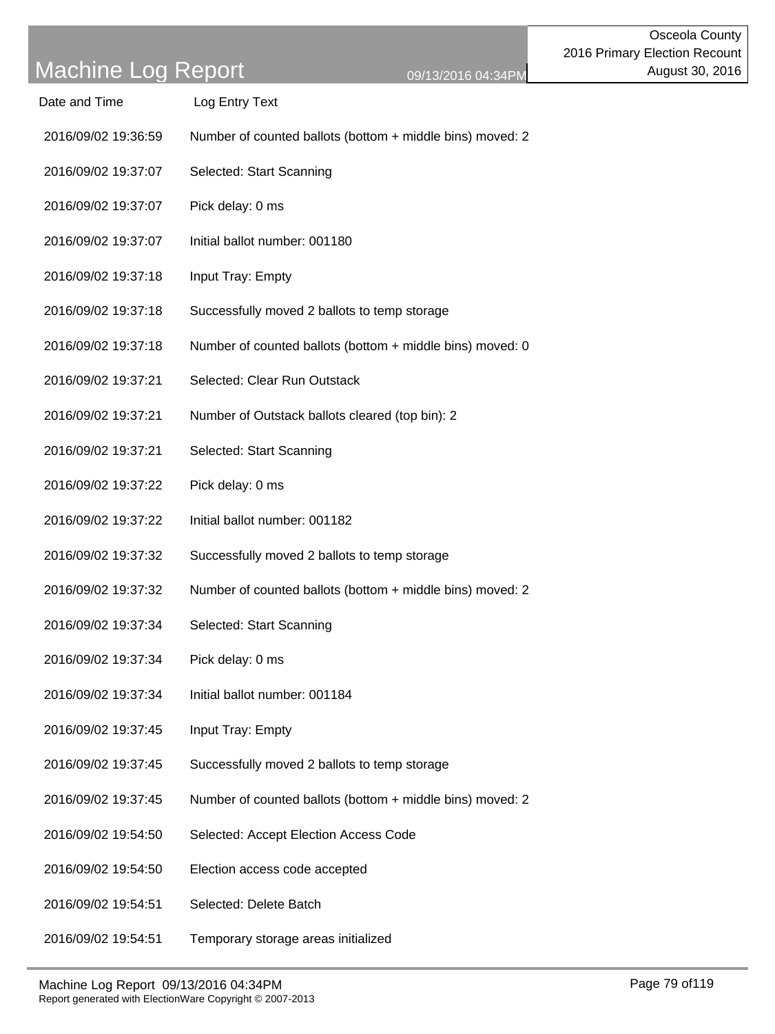# Machine Log Report

09/13/2016 04:34PM

Osceola County
2016 Primary Election Recount
August 30, 2016

| Date and Time | Log Entry Text |
|---|---|
| 2016/09/02 19:36:59 | Number of counted ballots (bottom + middle bins) moved: 2 |
| 2016/09/02 19:37:07 | Selected: Start Scanning |
| 2016/09/02 19:37:07 | Pick delay: 0 ms |
| 2016/09/02 19:37:07 | Initial ballot number: 001180 |
| 2016/09/02 19:37:18 | Input Tray: Empty |
| 2016/09/02 19:37:18 | Successfully moved 2 ballots to temp storage |
| 2016/09/02 19:37:18 | Number of counted ballots (bottom + middle bins) moved: 0 |
| 2016/09/02 19:37:21 | Selected: Clear Run Outstack |
| 2016/09/02 19:37:21 | Number of Outstack ballots cleared (top bin): 2 |
| 2016/09/02 19:37:21 | Selected: Start Scanning |
| 2016/09/02 19:37:22 | Pick delay: 0 ms |
| 2016/09/02 19:37:22 | Initial ballot number: 001182 |
| 2016/09/02 19:37:32 | Successfully moved 2 ballots to temp storage |
| 2016/09/02 19:37:32 | Number of counted ballots (bottom + middle bins) moved: 2 |
| 2016/09/02 19:37:34 | Selected: Start Scanning |
| 2016/09/02 19:37:34 | Pick delay: 0 ms |
| 2016/09/02 19:37:34 | Initial ballot number: 001184 |
| 2016/09/02 19:37:45 | Input Tray: Empty |
| 2016/09/02 19:37:45 | Successfully moved 2 ballots to temp storage |
| 2016/09/02 19:37:45 | Number of counted ballots (bottom + middle bins) moved: 2 |
| 2016/09/02 19:54:50 | Selected: Accept Election Access Code |
| 2016/09/02 19:54:50 | Election access code accepted |
| 2016/09/02 19:54:51 | Selected: Delete Batch |
| 2016/09/02 19:54:51 | Temporary storage areas initialized |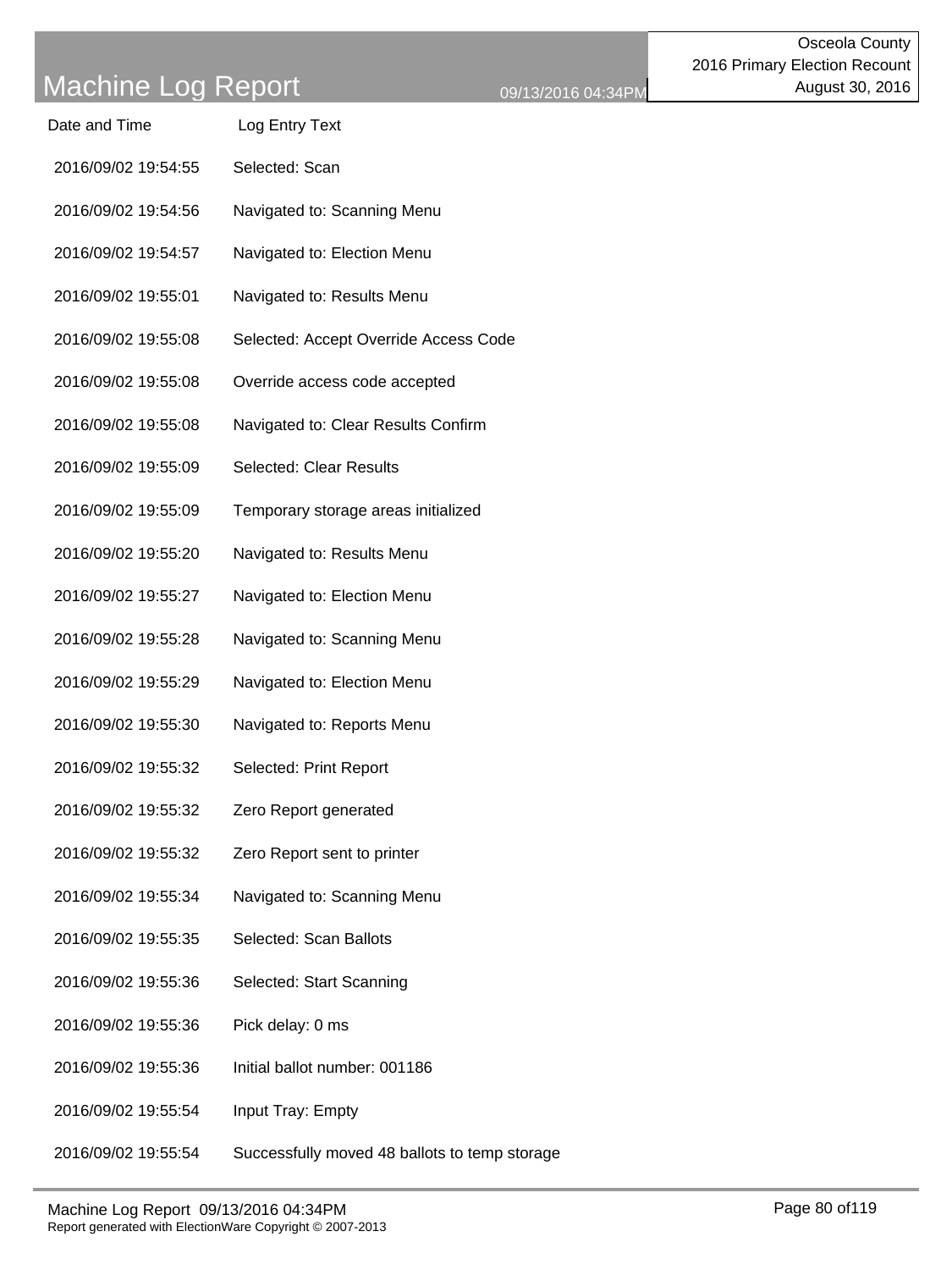# Machine Log Report

09/13/2016 04:34PM

Osceola County
2016 Primary Election Recount
August 30, 2016

| Date and Time | Log Entry Text |
| --- | --- |
| 2016/09/02 19:54:55 | Selected: Scan |
| 2016/09/02 19:54:56 | Navigated to: Scanning Menu |
| 2016/09/02 19:54:57 | Navigated to: Election Menu |
| 2016/09/02 19:55:01 | Navigated to: Results Menu |
| 2016/09/02 19:55:08 | Selected: Accept Override Access Code |
| 2016/09/02 19:55:08 | Override access code accepted |
| 2016/09/02 19:55:08 | Navigated to: Clear Results Confirm |
| 2016/09/02 19:55:09 | Selected: Clear Results |
| 2016/09/02 19:55:09 | Temporary storage areas initialized |
| 2016/09/02 19:55:20 | Navigated to: Results Menu |
| 2016/09/02 19:55:27 | Navigated to: Election Menu |
| 2016/09/02 19:55:28 | Navigated to: Scanning Menu |
| 2016/09/02 19:55:29 | Navigated to: Election Menu |
| 2016/09/02 19:55:30 | Navigated to: Reports Menu |
| 2016/09/02 19:55:32 | Selected: Print Report |
| 2016/09/02 19:55:32 | Zero Report generated |
| 2016/09/02 19:55:32 | Zero Report sent to printer |
| 2016/09/02 19:55:34 | Navigated to: Scanning Menu |
| 2016/09/02 19:55:35 | Selected: Scan Ballots |
| 2016/09/02 19:55:36 | Selected: Start Scanning |
| 2016/09/02 19:55:36 | Pick delay: 0 ms |
| 2016/09/02 19:55:36 | Initial ballot number: 001186 |
| 2016/09/02 19:55:54 | Input Tray: Empty |
| 2016/09/02 19:55:54 | Successfully moved 48 ballots to temp storage |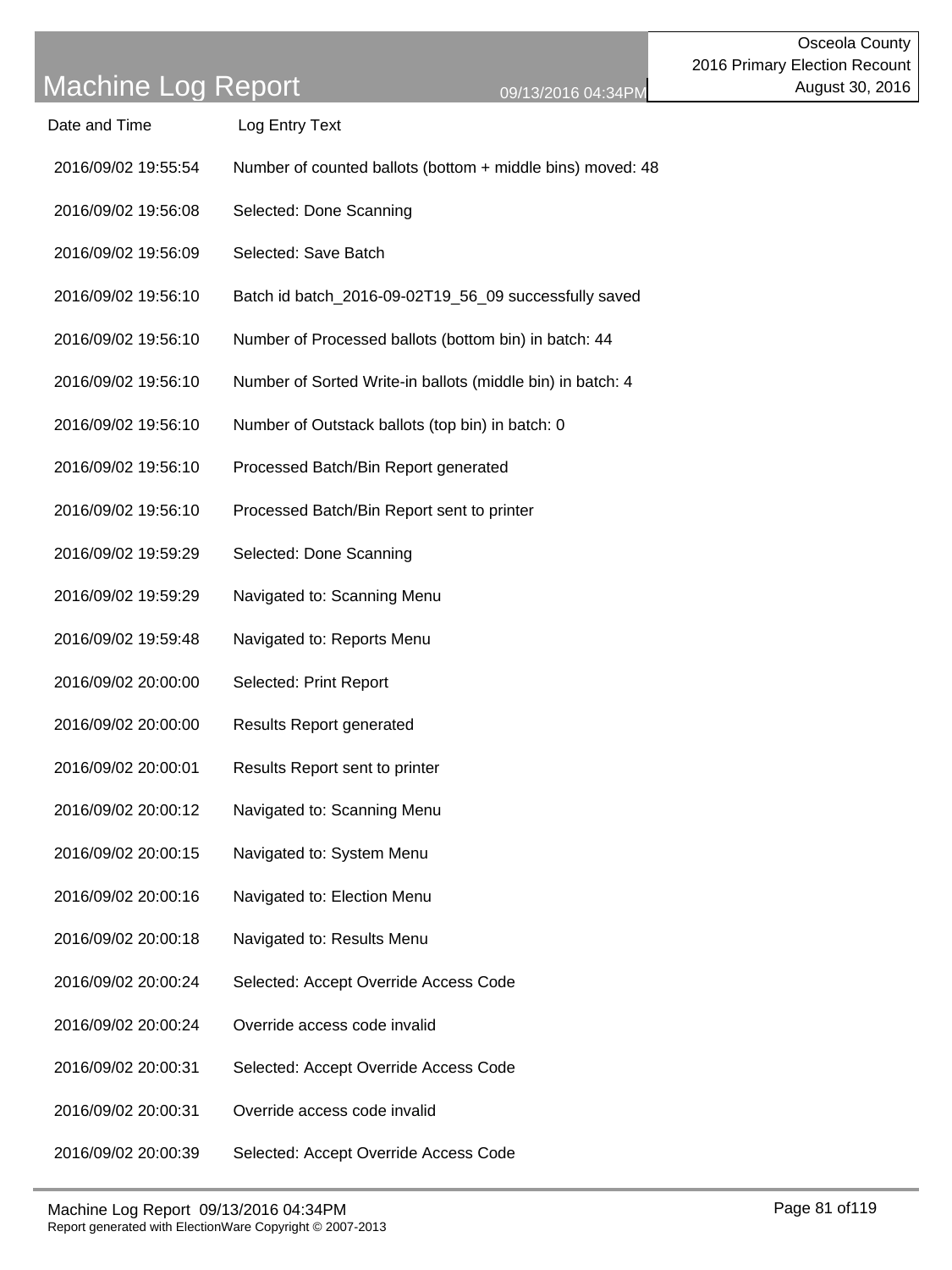# Machine Log Report

09/13/2016 04:34PM

Osceola County
2016 Primary Election Recount
August 30, 2016

| Date and Time | Log Entry Text |
|---|---|
| 2016/09/02 19:55:54 | Number of counted ballots (bottom + middle bins) moved: 48 |
| 2016/09/02 19:56:08 | Selected: Done Scanning |
| 2016/09/02 19:56:09 | Selected: Save Batch |
| 2016/09/02 19:56:10 | Batch id batch_2016-09-02T19_56_09 successfully saved |
| 2016/09/02 19:56:10 | Number of Processed ballots (bottom bin) in batch: 44 |
| 2016/09/02 19:56:10 | Number of Sorted Write-in ballots (middle bin) in batch: 4 |
| 2016/09/02 19:56:10 | Number of Outstack ballots (top bin) in batch: 0 |
| 2016/09/02 19:56:10 | Processed Batch/Bin Report generated |
| 2016/09/02 19:56:10 | Processed Batch/Bin Report sent to printer |
| 2016/09/02 19:59:29 | Selected: Done Scanning |
| 2016/09/02 19:59:29 | Navigated to: Scanning Menu |
| 2016/09/02 19:59:48 | Navigated to: Reports Menu |
| 2016/09/02 20:00:00 | Selected: Print Report |
| 2016/09/02 20:00:00 | Results Report generated |
| 2016/09/02 20:00:01 | Results Report sent to printer |
| 2016/09/02 20:00:12 | Navigated to: Scanning Menu |
| 2016/09/02 20:00:15 | Navigated to: System Menu |
| 2016/09/02 20:00:16 | Navigated to: Election Menu |
| 2016/09/02 20:00:18 | Navigated to: Results Menu |
| 2016/09/02 20:00:24 | Selected: Accept Override Access Code |
| 2016/09/02 20:00:24 | Override access code invalid |
| 2016/09/02 20:00:31 | Selected: Accept Override Access Code |
| 2016/09/02 20:00:31 | Override access code invalid |
| 2016/09/02 20:00:39 | Selected: Accept Override Access Code |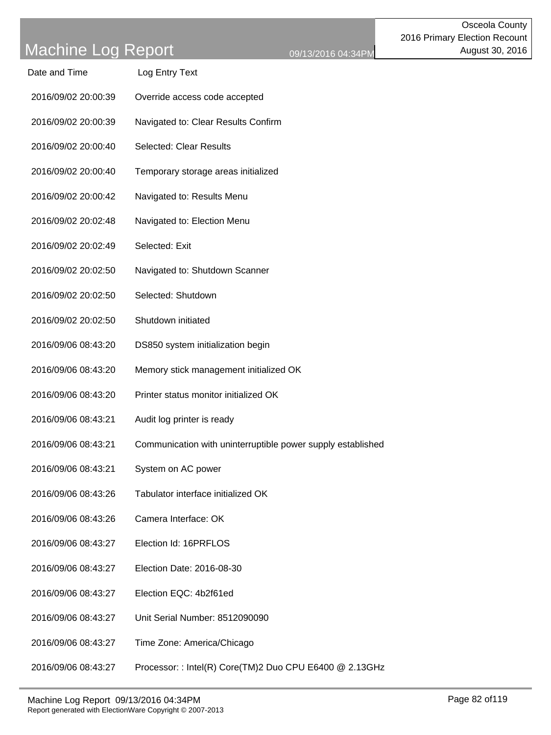# Machine Log Report

Osceola County
2016 Primary Election Recount
August 30, 2016

| Date and Time | Log Entry Text |
| --- | --- |
| 2016/09/02 20:00:39 | Override access code accepted |
| 2016/09/02 20:00:39 | Navigated to: Clear Results Confirm |
| 2016/09/02 20:00:40 | Selected: Clear Results |
| 2016/09/02 20:00:40 | Temporary storage areas initialized |
| 2016/09/02 20:00:42 | Navigated to: Results Menu |
| 2016/09/02 20:02:48 | Navigated to: Election Menu |
| 2016/09/02 20:02:49 | Selected: Exit |
| 2016/09/02 20:02:50 | Navigated to: Shutdown Scanner |
| 2016/09/02 20:02:50 | Selected: Shutdown |
| 2016/09/02 20:02:50 | Shutdown initiated |
| 2016/09/06 08:43:20 | DS850 system initialization begin |
| 2016/09/06 08:43:20 | Memory stick management initialized OK |
| 2016/09/06 08:43:20 | Printer status monitor initialized OK |
| 2016/09/06 08:43:21 | Audit log printer is ready |
| 2016/09/06 08:43:21 | Communication with uninterruptible power supply established |
| 2016/09/06 08:43:21 | System on AC power |
| 2016/09/06 08:43:26 | Tabulator interface initialized OK |
| 2016/09/06 08:43:26 | Camera Interface: OK |
| 2016/09/06 08:43:27 | Election Id: 16PRFLOS |
| 2016/09/06 08:43:27 | Election Date: 2016-08-30 |
| 2016/09/06 08:43:27 | Election EQC: 4b2f61ed |
| 2016/09/06 08:43:27 | Unit Serial Number: 8512090090 |
| 2016/09/06 08:43:27 | Time Zone: America/Chicago |
| 2016/09/06 08:43:27 | Processor: : Intel(R) Core(TM)2 Duo CPU E6400 @ 2.13GHz |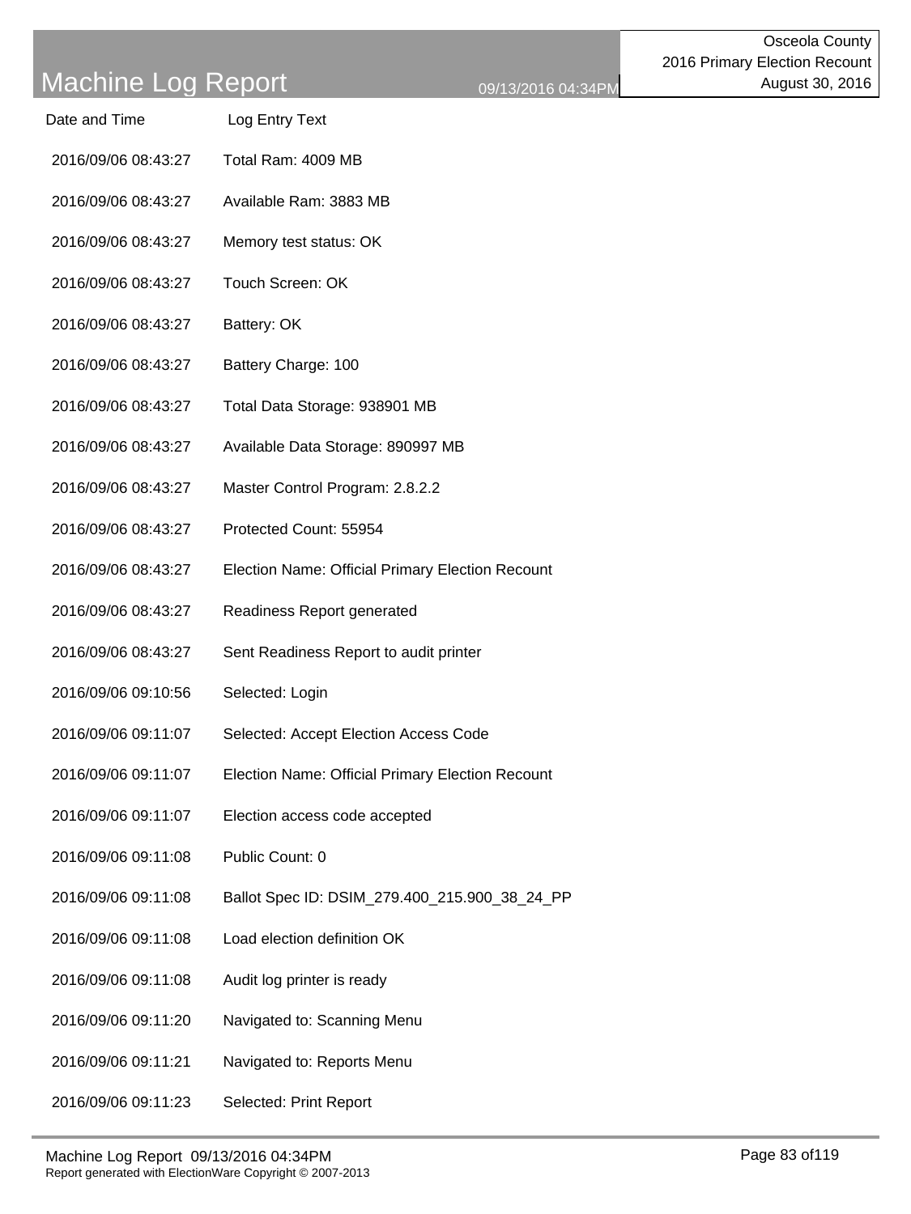# Machine Log Report

Osceola County
2016 Primary Election Recount
August 30, 2016

09/13/2016 04:34PM

| Date and Time | Log Entry Text |
|---|---|
| 2016/09/06 08:43:27 | Total Ram: 4009 MB |
| 2016/09/06 08:43:27 | Available Ram: 3883 MB |
| 2016/09/06 08:43:27 | Memory test status: OK |
| 2016/09/06 08:43:27 | Touch Screen: OK |
| 2016/09/06 08:43:27 | Battery: OK |
| 2016/09/06 08:43:27 | Battery Charge: 100 |
| 2016/09/06 08:43:27 | Total Data Storage: 938901 MB |
| 2016/09/06 08:43:27 | Available Data Storage: 890997 MB |
| 2016/09/06 08:43:27 | Master Control Program: 2.8.2.2 |
| 2016/09/06 08:43:27 | Protected Count: 55954 |
| 2016/09/06 08:43:27 | Election Name: Official Primary Election Recount |
| 2016/09/06 08:43:27 | Readiness Report generated |
| 2016/09/06 08:43:27 | Sent Readiness Report to audit printer |
| 2016/09/06 09:10:56 | Selected: Login |
| 2016/09/06 09:11:07 | Selected: Accept Election Access Code |
| 2016/09/06 09:11:07 | Election Name: Official Primary Election Recount |
| 2016/09/06 09:11:07 | Election access code accepted |
| 2016/09/06 09:11:08 | Public Count: 0 |
| 2016/09/06 09:11:08 | Ballot Spec ID: DSIM_279.400_215.900_38_24_PP |
| 2016/09/06 09:11:08 | Load election definition OK |
| 2016/09/06 09:11:08 | Audit log printer is ready |
| 2016/09/06 09:11:20 | Navigated to: Scanning Menu |
| 2016/09/06 09:11:21 | Navigated to: Reports Menu |
| 2016/09/06 09:11:23 | Selected: Print Report |

Report generated with ElectionWare Copyright © 2007-2013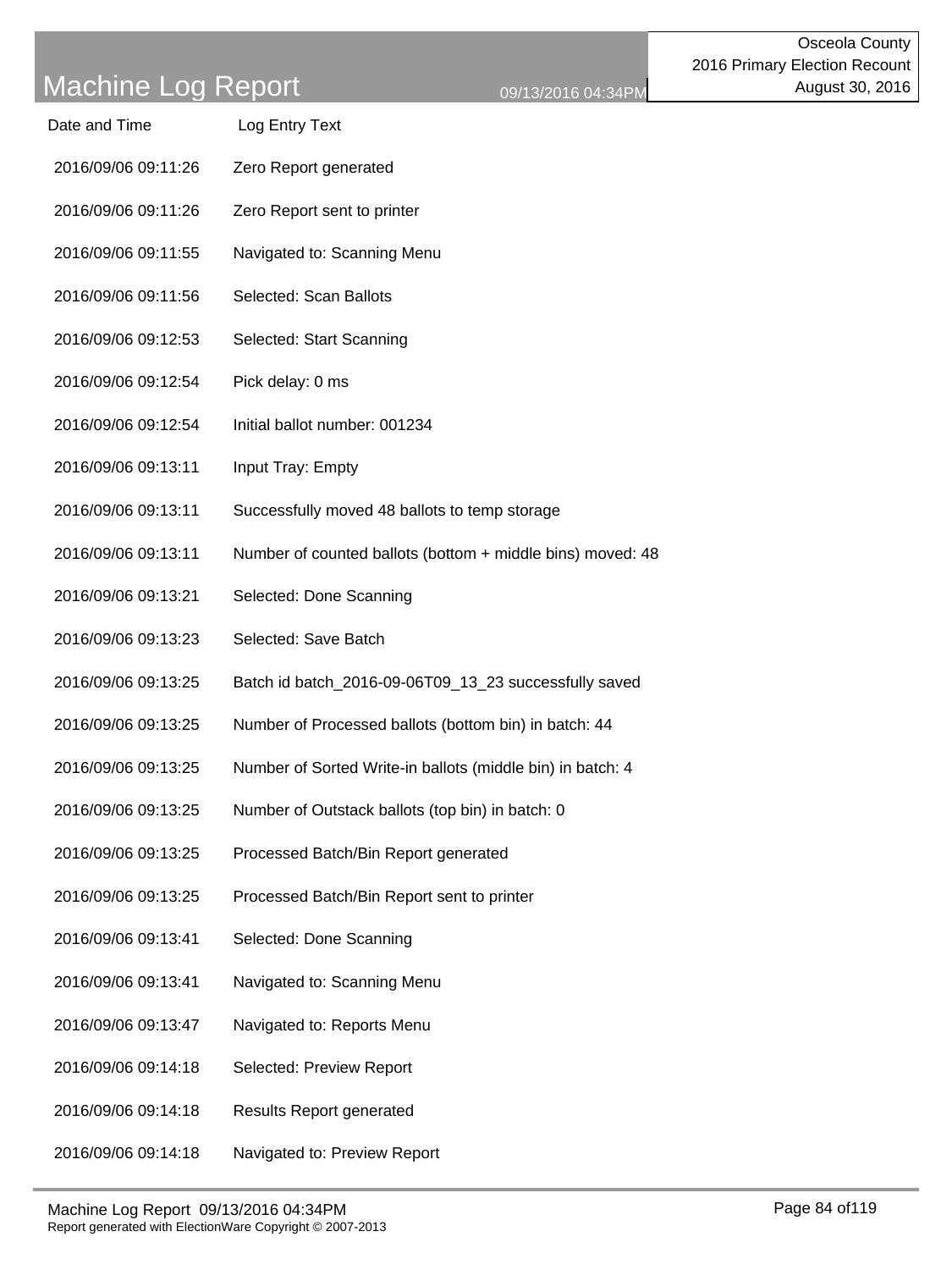| Date and Time | Log Entry Text |
| --- | --- |
| 2016/09/06 09:11:26 | Zero Report generated |
| 2016/09/06 09:11:26 | Zero Report sent to printer |
| 2016/09/06 09:11:55 | Navigated to: Scanning Menu |
| 2016/09/06 09:11:56 | Selected: Scan Ballots |
| 2016/09/06 09:12:53 | Selected: Start Scanning |
| 2016/09/06 09:12:54 | Pick delay: 0 ms |
| 2016/09/06 09:12:54 | Initial ballot number: 001234 |
| 2016/09/06 09:13:11 | Input Tray: Empty |
| 2016/09/06 09:13:11 | Successfully moved 48 ballots to temp storage |
| 2016/09/06 09:13:11 | Number of counted ballots (bottom + middle bins) moved: 48 |
| 2016/09/06 09:13:21 | Selected: Done Scanning |
| 2016/09/06 09:13:23 | Selected: Save Batch |
| 2016/09/06 09:13:25 | Batch id batch_2016-09-06T09_13_23 successfully saved |
| 2016/09/06 09:13:25 | Number of Processed ballots (bottom bin) in batch: 44 |
| 2016/09/06 09:13:25 | Number of Sorted Write-in ballots (middle bin) in batch: 4 |
| 2016/09/06 09:13:25 | Number of Outstack ballots (top bin) in batch: 0 |
| 2016/09/06 09:13:25 | Processed Batch/Bin Report generated |
| 2016/09/06 09:13:25 | Processed Batch/Bin Report sent to printer |
| 2016/09/06 09:13:41 | Selected: Done Scanning |
| 2016/09/06 09:13:41 | Navigated to: Scanning Menu |
| 2016/09/06 09:13:47 | Navigated to: Reports Menu |
| 2016/09/06 09:14:18 | Selected: Preview Report |
| 2016/09/06 09:14:18 | Results Report generated |
| 2016/09/06 09:14:18 | Navigated to: Preview Report |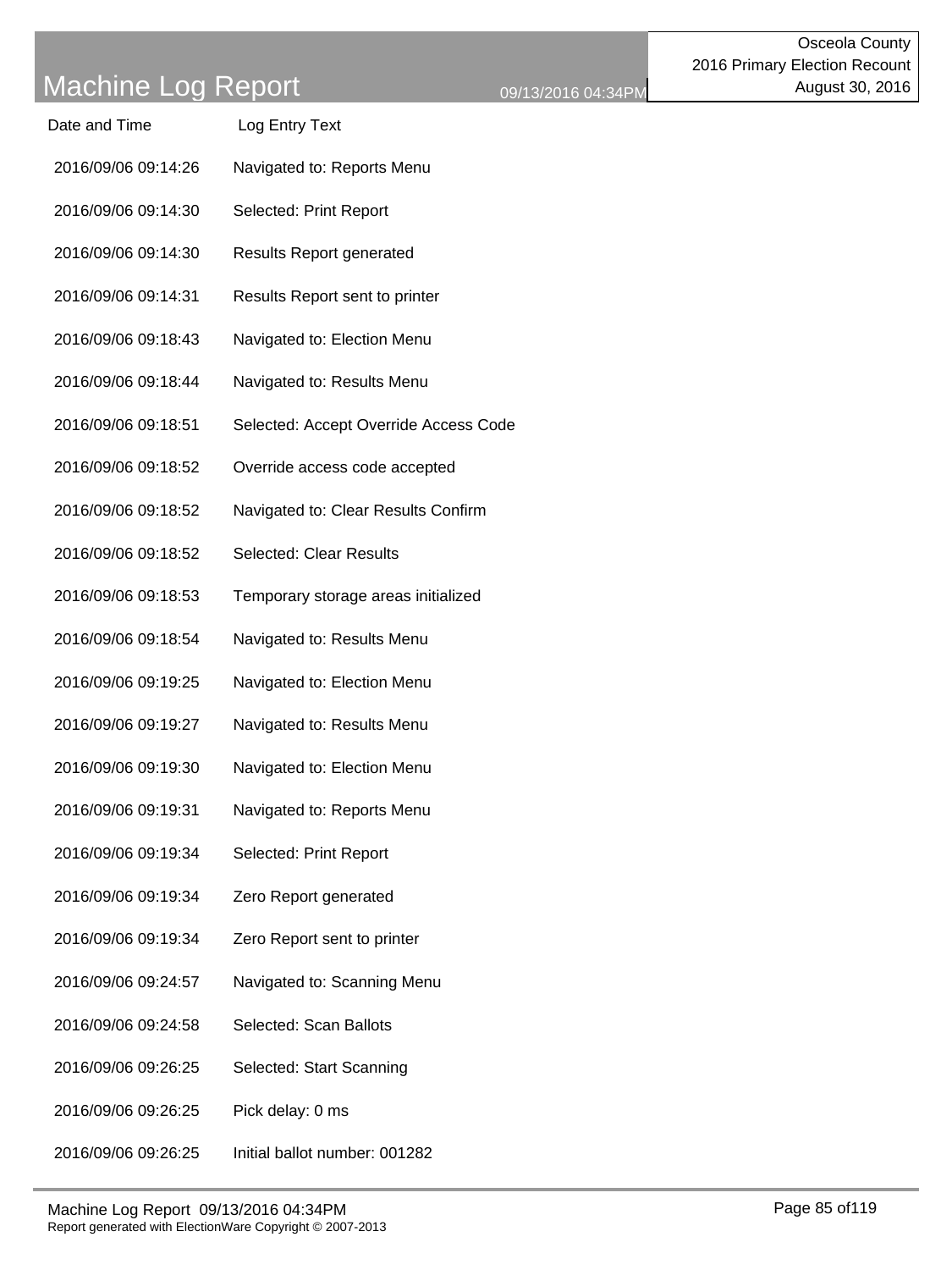| Date and Time | Log Entry Text |
|---|---|
| 2016/09/06 09:14:26 | Navigated to: Reports Menu |
| 2016/09/06 09:14:30 | Selected: Print Report |
| 2016/09/06 09:14:30 | Results Report generated |
| 2016/09/06 09:14:31 | Results Report sent to printer |
| 2016/09/06 09:18:43 | Navigated to: Election Menu |
| 2016/09/06 09:18:44 | Navigated to: Results Menu |
| 2016/09/06 09:18:51 | Selected: Accept Override Access Code |
| 2016/09/06 09:18:52 | Override access code accepted |
| 2016/09/06 09:18:52 | Navigated to: Clear Results Confirm |
| 2016/09/06 09:18:52 | Selected: Clear Results |
| 2016/09/06 09:18:53 | Temporary storage areas initialized |
| 2016/09/06 09:18:54 | Navigated to: Results Menu |
| 2016/09/06 09:19:25 | Navigated to: Election Menu |
| 2016/09/06 09:19:27 | Navigated to: Results Menu |
| 2016/09/06 09:19:30 | Navigated to: Election Menu |
| 2016/09/06 09:19:31 | Navigated to: Reports Menu |
| 2016/09/06 09:19:34 | Selected: Print Report |
| 2016/09/06 09:19:34 | Zero Report generated |
| 2016/09/06 09:19:34 | Zero Report sent to printer |
| 2016/09/06 09:24:57 | Navigated to: Scanning Menu |
| 2016/09/06 09:24:58 | Selected: Scan Ballots |
| 2016/09/06 09:26:25 | Selected: Start Scanning |
| 2016/09/06 09:26:25 | Pick delay: 0 ms |
| 2016/09/06 09:26:25 | Initial ballot number: 001282 |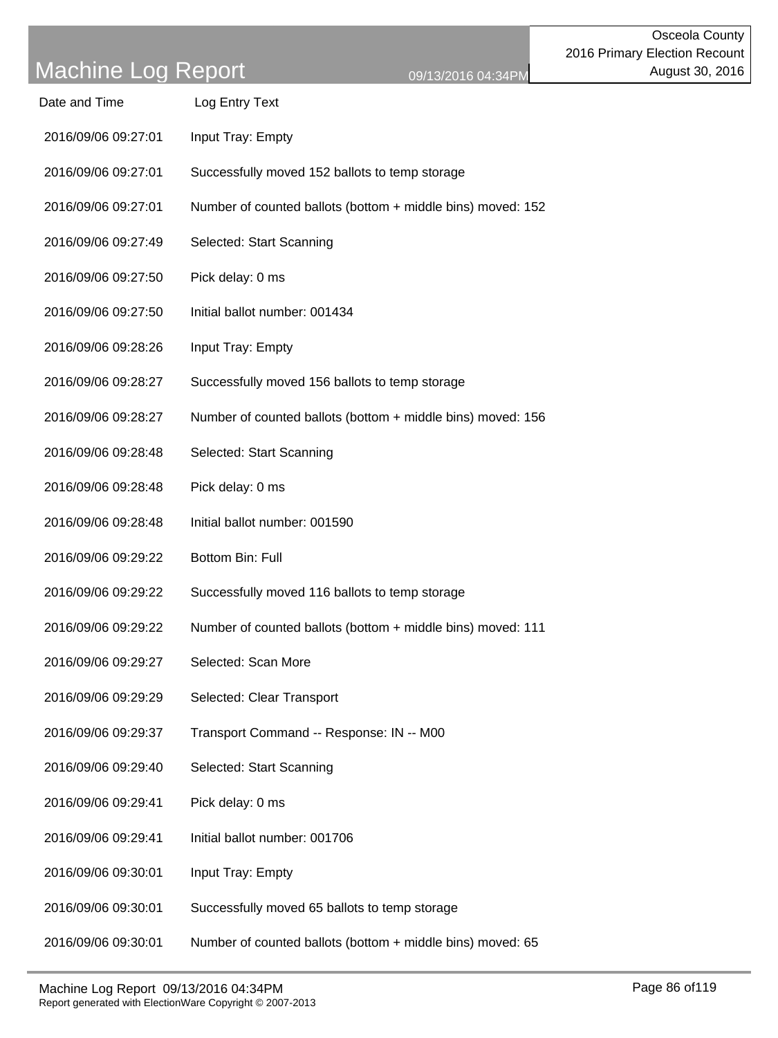| Date and Time | Log Entry Text |
| --- | --- |
| 2016/09/06 09:27:01 | Input Tray: Empty |
| 2016/09/06 09:27:01 | Successfully moved 152 ballots to temp storage |
| 2016/09/06 09:27:01 | Number of counted ballots (bottom + middle bins) moved: 152 |
| 2016/09/06 09:27:49 | Selected: Start Scanning |
| 2016/09/06 09:27:50 | Pick delay: 0 ms |
| 2016/09/06 09:27:50 | Initial ballot number: 001434 |
| 2016/09/06 09:28:26 | Input Tray: Empty |
| 2016/09/06 09:28:27 | Successfully moved 156 ballots to temp storage |
| 2016/09/06 09:28:27 | Number of counted ballots (bottom + middle bins) moved: 156 |
| 2016/09/06 09:28:48 | Selected: Start Scanning |
| 2016/09/06 09:28:48 | Pick delay: 0 ms |
| 2016/09/06 09:28:48 | Initial ballot number: 001590 |
| 2016/09/06 09:29:22 | Bottom Bin: Full |
| 2016/09/06 09:29:22 | Successfully moved 116 ballots to temp storage |
| 2016/09/06 09:29:22 | Number of counted ballots (bottom + middle bins) moved: 111 |
| 2016/09/06 09:29:27 | Selected: Scan More |
| 2016/09/06 09:29:29 | Selected: Clear Transport |
| 2016/09/06 09:29:37 | Transport Command -- Response: IN -- M00 |
| 2016/09/06 09:29:40 | Selected: Start Scanning |
| 2016/09/06 09:29:41 | Pick delay: 0 ms |
| 2016/09/06 09:29:41 | Initial ballot number: 001706 |
| 2016/09/06 09:30:01 | Input Tray: Empty |
| 2016/09/06 09:30:01 | Successfully moved 65 ballots to temp storage |
| 2016/09/06 09:30:01 | Number of counted ballots (bottom + middle bins) moved: 65 |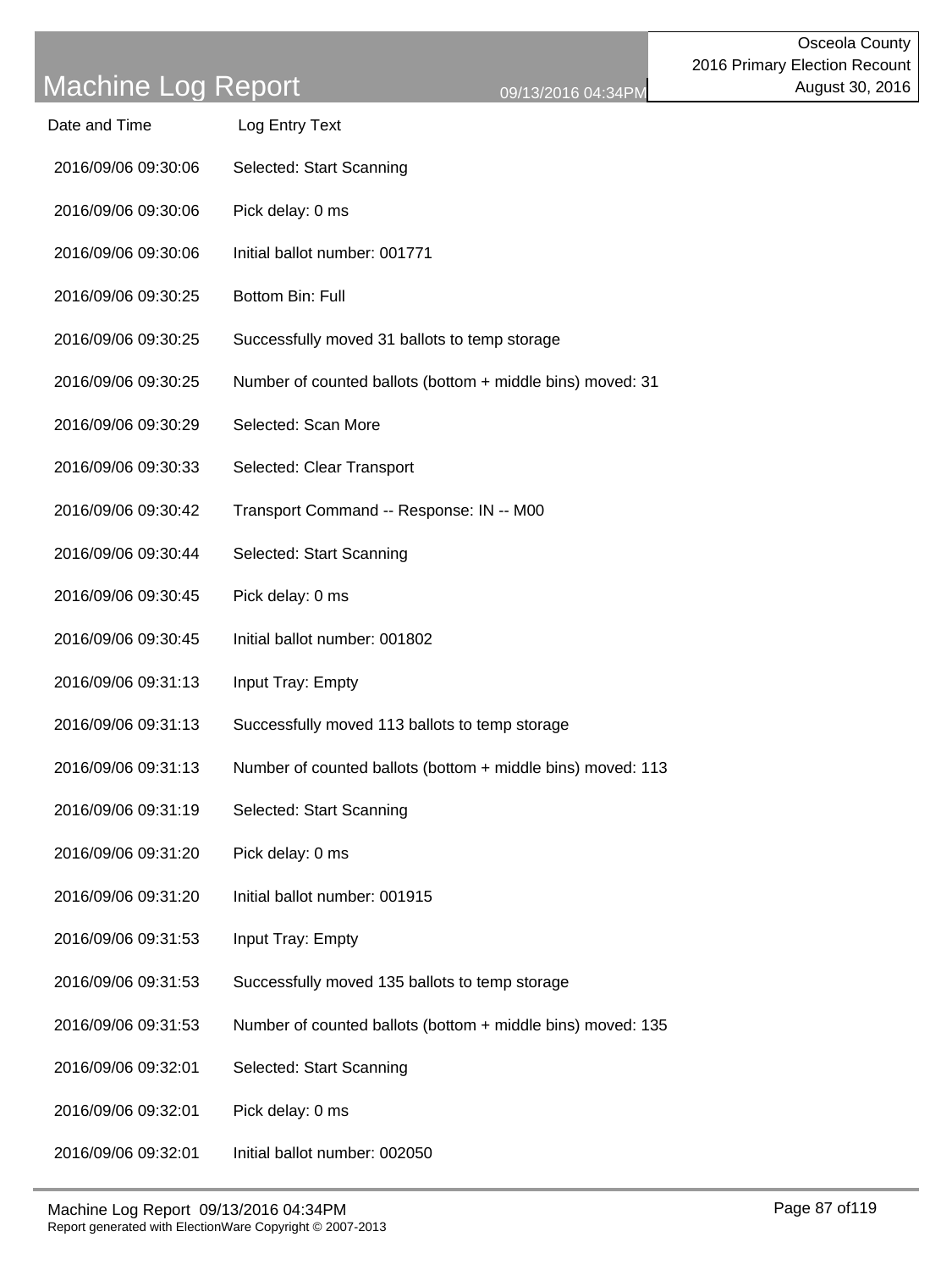# Machine Log Report

Osceola County
2016 Primary Election Recount
August 30, 2016

09/13/2016 04:34PM

| Date and Time | Log Entry Text |
| --- | --- |
| 2016/09/06 09:30:06 | Selected: Start Scanning |
| 2016/09/06 09:30:06 | Pick delay: 0 ms |
| 2016/09/06 09:30:06 | Initial ballot number: 001771 |
| 2016/09/06 09:30:25 | Bottom Bin: Full |
| 2016/09/06 09:30:25 | Successfully moved 31 ballots to temp storage |
| 2016/09/06 09:30:25 | Number of counted ballots (bottom + middle bins) moved: 31 |
| 2016/09/06 09:30:29 | Selected: Scan More |
| 2016/09/06 09:30:33 | Selected: Clear Transport |
| 2016/09/06 09:30:42 | Transport Command -- Response: IN -- M00 |
| 2016/09/06 09:30:44 | Selected: Start Scanning |
| 2016/09/06 09:30:45 | Pick delay: 0 ms |
| 2016/09/06 09:30:45 | Initial ballot number: 001802 |
| 2016/09/06 09:31:13 | Input Tray: Empty |
| 2016/09/06 09:31:13 | Successfully moved 113 ballots to temp storage |
| 2016/09/06 09:31:13 | Number of counted ballots (bottom + middle bins) moved: 113 |
| 2016/09/06 09:31:19 | Selected: Start Scanning |
| 2016/09/06 09:31:20 | Pick delay: 0 ms |
| 2016/09/06 09:31:20 | Initial ballot number: 001915 |
| 2016/09/06 09:31:53 | Input Tray: Empty |
| 2016/09/06 09:31:53 | Successfully moved 135 ballots to temp storage |
| 2016/09/06 09:31:53 | Number of counted ballots (bottom + middle bins) moved: 135 |
| 2016/09/06 09:32:01 | Selected: Start Scanning |
| 2016/09/06 09:32:01 | Pick delay: 0 ms |
| 2016/09/06 09:32:01 | Initial ballot number: 002050 |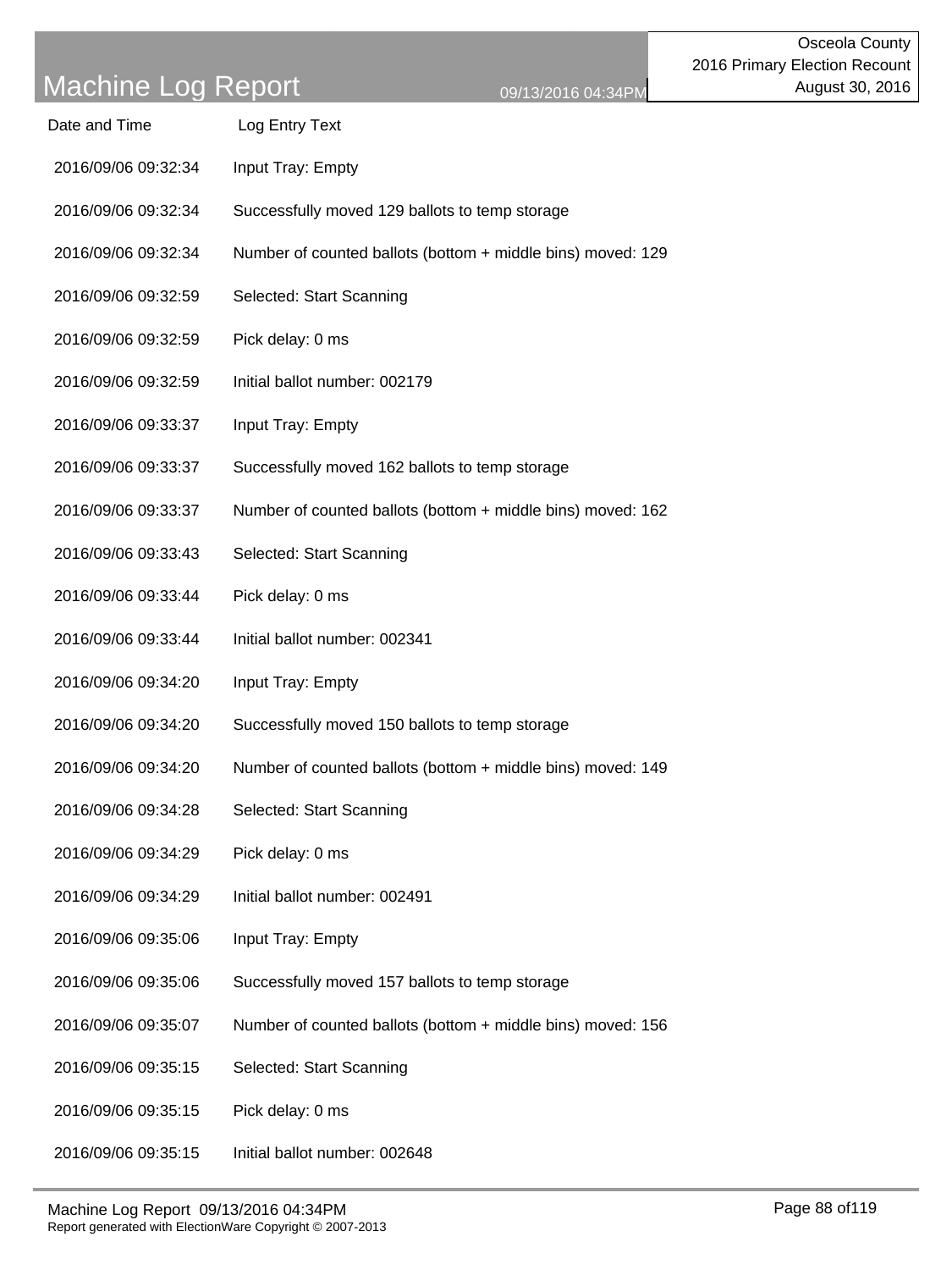# Machine Log Report

09/13/2016 04:34PM

Osceola County
2016 Primary Election Recount
August 30, 2016

| Date and Time | Log Entry Text |
|---|---|
| 2016/09/06 09:32:34 | Input Tray: Empty |
| 2016/09/06 09:32:34 | Successfully moved 129 ballots to temp storage |
| 2016/09/06 09:32:34 | Number of counted ballots (bottom + middle bins) moved: 129 |
| 2016/09/06 09:32:59 | Selected: Start Scanning |
| 2016/09/06 09:32:59 | Pick delay: 0 ms |
| 2016/09/06 09:32:59 | Initial ballot number: 002179 |
| 2016/09/06 09:33:37 | Input Tray: Empty |
| 2016/09/06 09:33:37 | Successfully moved 162 ballots to temp storage |
| 2016/09/06 09:33:37 | Number of counted ballots (bottom + middle bins) moved: 162 |
| 2016/09/06 09:33:43 | Selected: Start Scanning |
| 2016/09/06 09:33:44 | Pick delay: 0 ms |
| 2016/09/06 09:33:44 | Initial ballot number: 002341 |
| 2016/09/06 09:34:20 | Input Tray: Empty |
| 2016/09/06 09:34:20 | Successfully moved 150 ballots to temp storage |
| 2016/09/06 09:34:20 | Number of counted ballots (bottom + middle bins) moved: 149 |
| 2016/09/06 09:34:28 | Selected: Start Scanning |
| 2016/09/06 09:34:29 | Pick delay: 0 ms |
| 2016/09/06 09:34:29 | Initial ballot number: 002491 |
| 2016/09/06 09:35:06 | Input Tray: Empty |
| 2016/09/06 09:35:06 | Successfully moved 157 ballots to temp storage |
| 2016/09/06 09:35:07 | Number of counted ballots (bottom + middle bins) moved: 156 |
| 2016/09/06 09:35:15 | Selected: Start Scanning |
| 2016/09/06 09:35:15 | Pick delay: 0 ms |
| 2016/09/06 09:35:15 | Initial ballot number: 002648 |

Report generated with ElectionWare Copyright © 2007-2013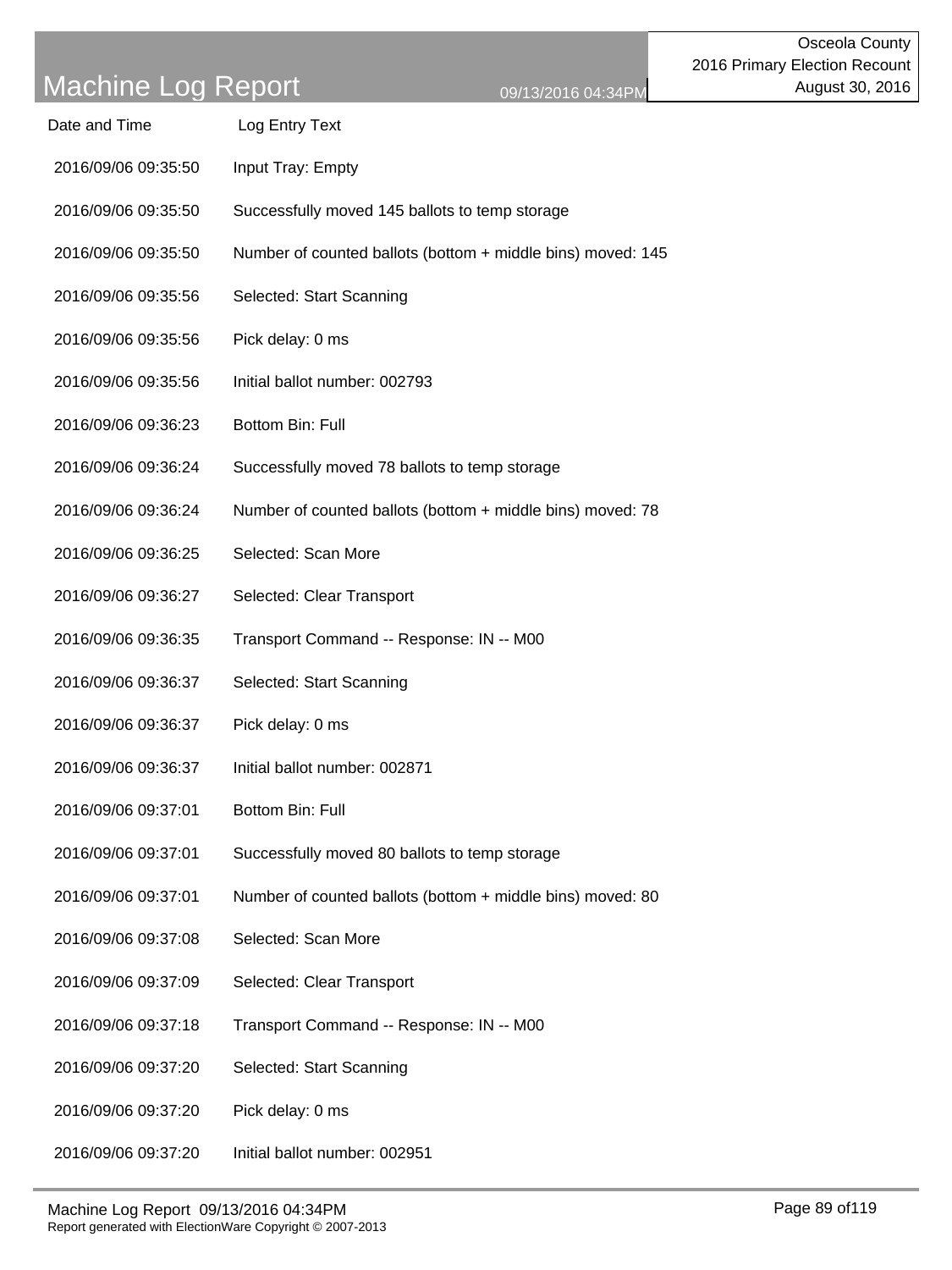# Machine Log Report

Osceola County
2016 Primary Election Recount
August 30, 2016

09/13/2016 04:34PM

| Date and Time | Log Entry Text |
| --- | --- |
| 2016/09/06 09:35:50 | Input Tray: Empty |
| 2016/09/06 09:35:50 | Successfully moved 145 ballots to temp storage |
| 2016/09/06 09:35:50 | Number of counted ballots (bottom + middle bins) moved: 145 |
| 2016/09/06 09:35:56 | Selected: Start Scanning |
| 2016/09/06 09:35:56 | Pick delay: 0 ms |
| 2016/09/06 09:35:56 | Initial ballot number: 002793 |
| 2016/09/06 09:36:23 | Bottom Bin: Full |
| 2016/09/06 09:36:24 | Successfully moved 78 ballots to temp storage |
| 2016/09/06 09:36:24 | Number of counted ballots (bottom + middle bins) moved: 78 |
| 2016/09/06 09:36:25 | Selected: Scan More |
| 2016/09/06 09:36:27 | Selected: Clear Transport |
| 2016/09/06 09:36:35 | Transport Command -- Response: IN -- M00 |
| 2016/09/06 09:36:37 | Selected: Start Scanning |
| 2016/09/06 09:36:37 | Pick delay: 0 ms |
| 2016/09/06 09:36:37 | Initial ballot number: 002871 |
| 2016/09/06 09:37:01 | Bottom Bin: Full |
| 2016/09/06 09:37:01 | Successfully moved 80 ballots to temp storage |
| 2016/09/06 09:37:01 | Number of counted ballots (bottom + middle bins) moved: 80 |
| 2016/09/06 09:37:08 | Selected: Scan More |
| 2016/09/06 09:37:09 | Selected: Clear Transport |
| 2016/09/06 09:37:18 | Transport Command -- Response: IN -- M00 |
| 2016/09/06 09:37:20 | Selected: Start Scanning |
| 2016/09/06 09:37:20 | Pick delay: 0 ms |
| 2016/09/06 09:37:20 | Initial ballot number: 002951 |

Report generated with ElectionWare Copyright © 2007-2013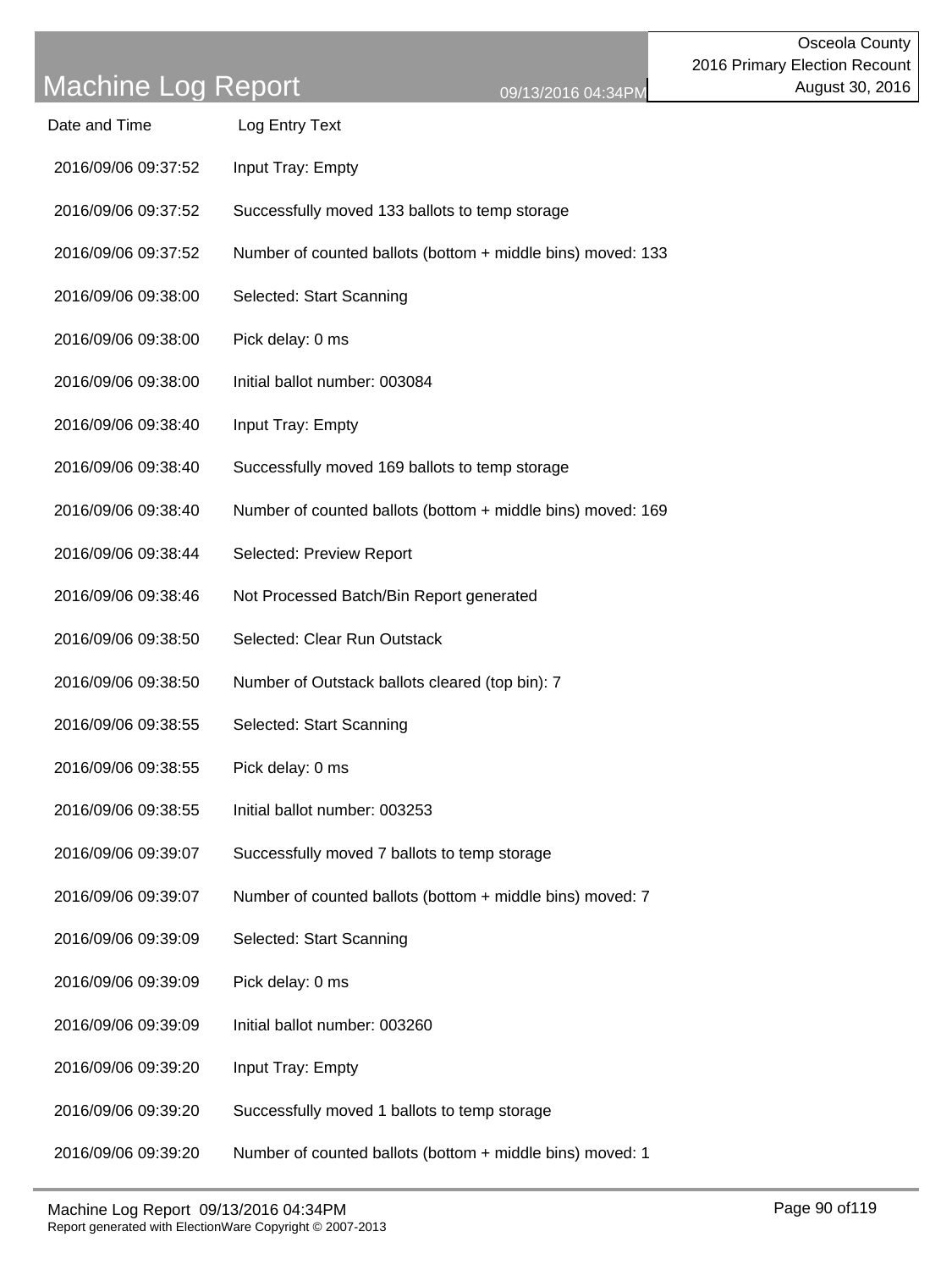# Machine Log Report

09/13/2016 04:34PM

Osceola County
2016 Primary Election Recount
August 30, 2016

| Date and Time | Log Entry Text |
| --- | --- |
| 2016/09/06 09:37:52 | Input Tray: Empty |
| 2016/09/06 09:37:52 | Successfully moved 133 ballots to temp storage |
| 2016/09/06 09:37:52 | Number of counted ballots (bottom + middle bins) moved: 133 |
| 2016/09/06 09:38:00 | Selected: Start Scanning |
| 2016/09/06 09:38:00 | Pick delay: 0 ms |
| 2016/09/06 09:38:00 | Initial ballot number: 003084 |
| 2016/09/06 09:38:40 | Input Tray: Empty |
| 2016/09/06 09:38:40 | Successfully moved 169 ballots to temp storage |
| 2016/09/06 09:38:40 | Number of counted ballots (bottom + middle bins) moved: 169 |
| 2016/09/06 09:38:44 | Selected: Preview Report |
| 2016/09/06 09:38:46 | Not Processed Batch/Bin Report generated |
| 2016/09/06 09:38:50 | Selected: Clear Run Outstack |
| 2016/09/06 09:38:50 | Number of Outstack ballots cleared (top bin): 7 |
| 2016/09/06 09:38:55 | Selected: Start Scanning |
| 2016/09/06 09:38:55 | Pick delay: 0 ms |
| 2016/09/06 09:38:55 | Initial ballot number: 003253 |
| 2016/09/06 09:39:07 | Successfully moved 7 ballots to temp storage |
| 2016/09/06 09:39:07 | Number of counted ballots (bottom + middle bins) moved: 7 |
| 2016/09/06 09:39:09 | Selected: Start Scanning |
| 2016/09/06 09:39:09 | Pick delay: 0 ms |
| 2016/09/06 09:39:09 | Initial ballot number: 003260 |
| 2016/09/06 09:39:20 | Input Tray: Empty |
| 2016/09/06 09:39:20 | Successfully moved 1 ballots to temp storage |
| 2016/09/06 09:39:20 | Number of counted ballots (bottom + middle bins) moved: 1 |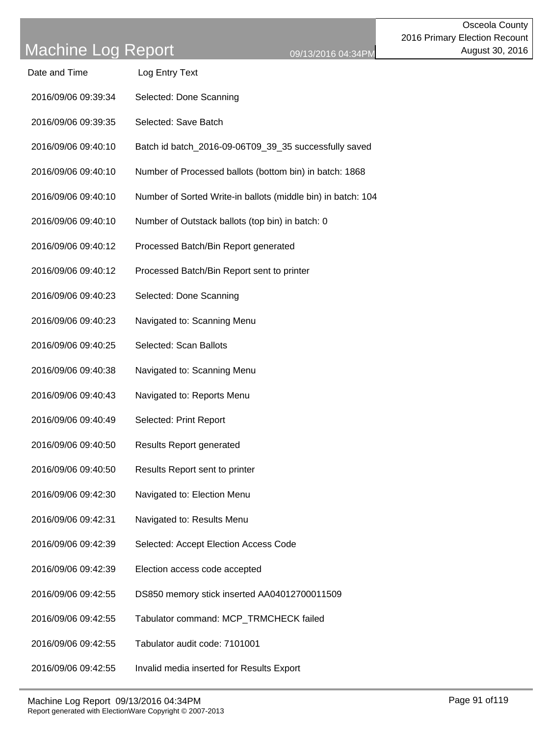| Date and Time | Log Entry Text |
|---|---|
| 2016/09/06 09:39:34 | Selected: Done Scanning |
| 2016/09/06 09:39:35 | Selected: Save Batch |
| 2016/09/06 09:40:10 | Batch id batch_2016-09-06T09_39_35 successfully saved |
| 2016/09/06 09:40:10 | Number of Processed ballots (bottom bin) in batch: 1868 |
| 2016/09/06 09:40:10 | Number of Sorted Write-in ballots (middle bin) in batch: 104 |
| 2016/09/06 09:40:10 | Number of Outstack ballots (top bin) in batch: 0 |
| 2016/09/06 09:40:12 | Processed Batch/Bin Report generated |
| 2016/09/06 09:40:12 | Processed Batch/Bin Report sent to printer |
| 2016/09/06 09:40:23 | Selected: Done Scanning |
| 2016/09/06 09:40:23 | Navigated to: Scanning Menu |
| 2016/09/06 09:40:25 | Selected: Scan Ballots |
| 2016/09/06 09:40:38 | Navigated to: Scanning Menu |
| 2016/09/06 09:40:43 | Navigated to: Reports Menu |
| 2016/09/06 09:40:49 | Selected: Print Report |
| 2016/09/06 09:40:50 | Results Report generated |
| 2016/09/06 09:40:50 | Results Report sent to printer |
| 2016/09/06 09:42:30 | Navigated to: Election Menu |
| 2016/09/06 09:42:31 | Navigated to: Results Menu |
| 2016/09/06 09:42:39 | Selected: Accept Election Access Code |
| 2016/09/06 09:42:39 | Election access code accepted |
| 2016/09/06 09:42:55 | DS850 memory stick inserted AA04012700011509 |
| 2016/09/06 09:42:55 | Tabulator command: MCP_TRMCHECK failed |
| 2016/09/06 09:42:55 | Tabulator audit code: 7101001 |
| 2016/09/06 09:42:55 | Invalid media inserted for Results Export |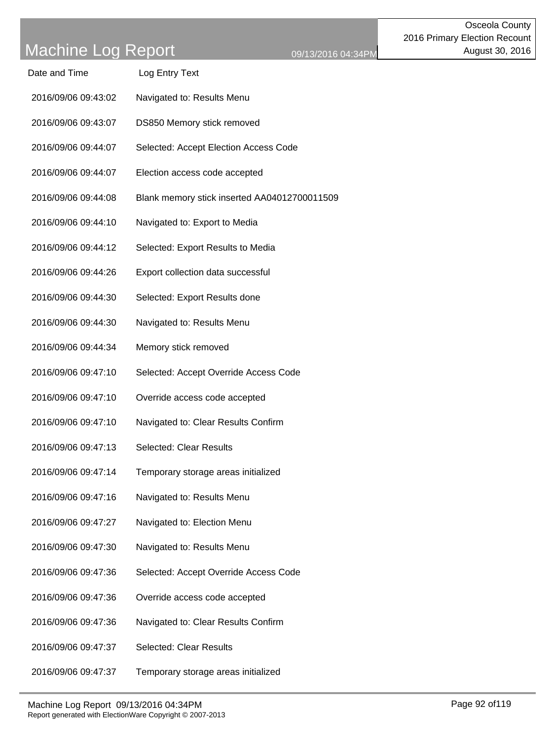# Machine Log Report

09/13/2016 04:34PM

Osceola County
2016 Primary Election Recount
August 30, 2016

| Date and Time | Log Entry Text |
|---|---|
| 2016/09/06 09:43:02 | Navigated to: Results Menu |
| 2016/09/06 09:43:07 | DS850 Memory stick removed |
| 2016/09/06 09:44:07 | Selected: Accept Election Access Code |
| 2016/09/06 09:44:07 | Election access code accepted |
| 2016/09/06 09:44:08 | Blank memory stick inserted AA04012700011509 |
| 2016/09/06 09:44:10 | Navigated to: Export to Media |
| 2016/09/06 09:44:12 | Selected: Export Results to Media |
| 2016/09/06 09:44:26 | Export collection data successful |
| 2016/09/06 09:44:30 | Selected: Export Results done |
| 2016/09/06 09:44:30 | Navigated to: Results Menu |
| 2016/09/06 09:44:34 | Memory stick removed |
| 2016/09/06 09:47:10 | Selected: Accept Override Access Code |
| 2016/09/06 09:47:10 | Override access code accepted |
| 2016/09/06 09:47:10 | Navigated to: Clear Results Confirm |
| 2016/09/06 09:47:13 | Selected: Clear Results |
| 2016/09/06 09:47:14 | Temporary storage areas initialized |
| 2016/09/06 09:47:16 | Navigated to: Results Menu |
| 2016/09/06 09:47:27 | Navigated to: Election Menu |
| 2016/09/06 09:47:30 | Navigated to: Results Menu |
| 2016/09/06 09:47:36 | Selected: Accept Override Access Code |
| 2016/09/06 09:47:36 | Override access code accepted |
| 2016/09/06 09:47:36 | Navigated to: Clear Results Confirm |
| 2016/09/06 09:47:37 | Selected: Clear Results |
| 2016/09/06 09:47:37 | Temporary storage areas initialized |

Report generated with ElectionWare Copyright © 2007-2013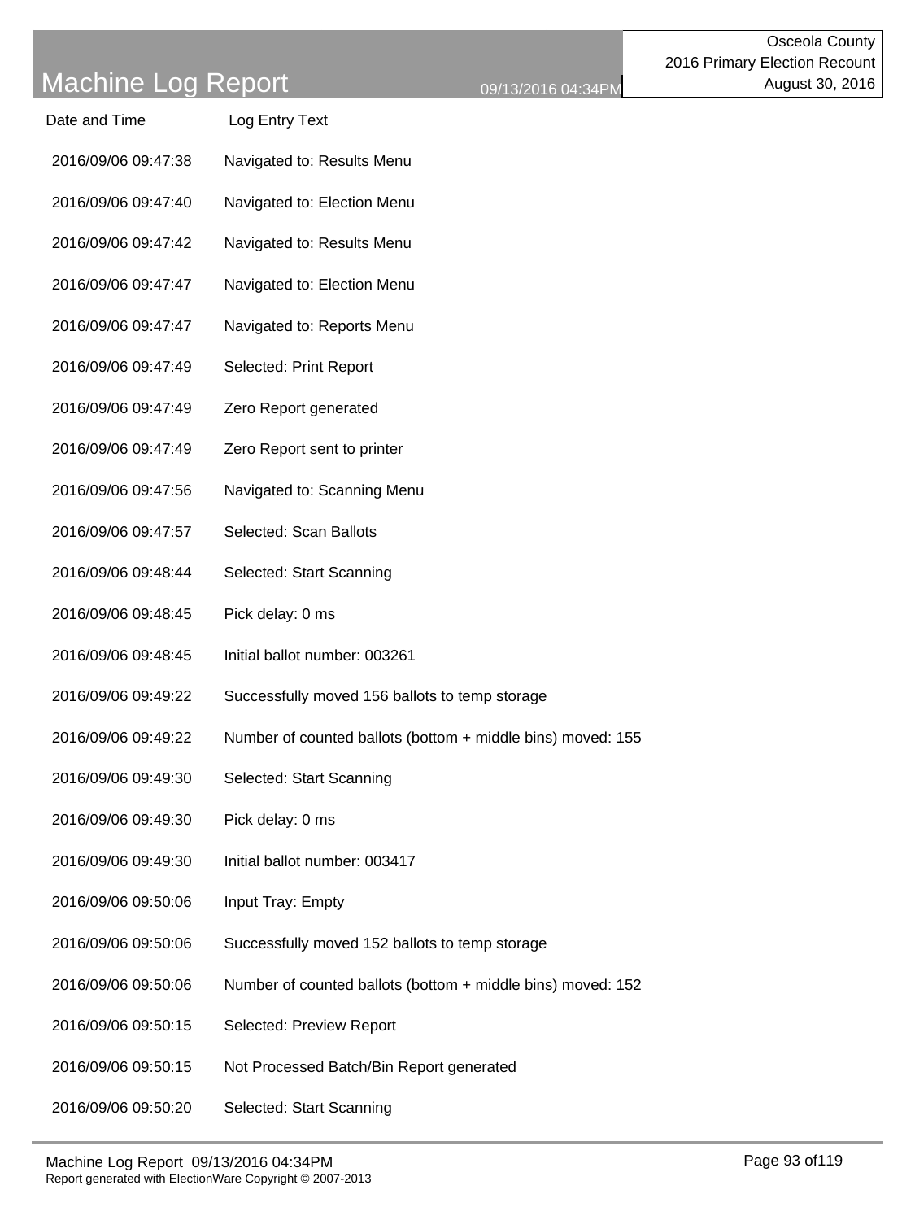# Machine Log Report

09/13/2016 04:34PM

Osceola County
2016 Primary Election Recount
August 30, 2016

| Date and Time | Log Entry Text |
| --- | --- |
| 2016/09/06 09:47:38 | Navigated to: Results Menu |
| 2016/09/06 09:47:40 | Navigated to: Election Menu |
| 2016/09/06 09:47:42 | Navigated to: Results Menu |
| 2016/09/06 09:47:47 | Navigated to: Election Menu |
| 2016/09/06 09:47:47 | Navigated to: Reports Menu |
| 2016/09/06 09:47:49 | Selected: Print Report |
| 2016/09/06 09:47:49 | Zero Report generated |
| 2016/09/06 09:47:49 | Zero Report sent to printer |
| 2016/09/06 09:47:56 | Navigated to: Scanning Menu |
| 2016/09/06 09:47:57 | Selected: Scan Ballots |
| 2016/09/06 09:48:44 | Selected: Start Scanning |
| 2016/09/06 09:48:45 | Pick delay: 0 ms |
| 2016/09/06 09:48:45 | Initial ballot number: 003261 |
| 2016/09/06 09:49:22 | Successfully moved 156 ballots to temp storage |
| 2016/09/06 09:49:22 | Number of counted ballots (bottom + middle bins) moved: 155 |
| 2016/09/06 09:49:30 | Selected: Start Scanning |
| 2016/09/06 09:49:30 | Pick delay: 0 ms |
| 2016/09/06 09:49:30 | Initial ballot number: 003417 |
| 2016/09/06 09:50:06 | Input Tray: Empty |
| 2016/09/06 09:50:06 | Successfully moved 152 ballots to temp storage |
| 2016/09/06 09:50:06 | Number of counted ballots (bottom + middle bins) moved: 152 |
| 2016/09/06 09:50:15 | Selected: Preview Report |
| 2016/09/06 09:50:15 | Not Processed Batch/Bin Report generated |
| 2016/09/06 09:50:20 | Selected: Start Scanning |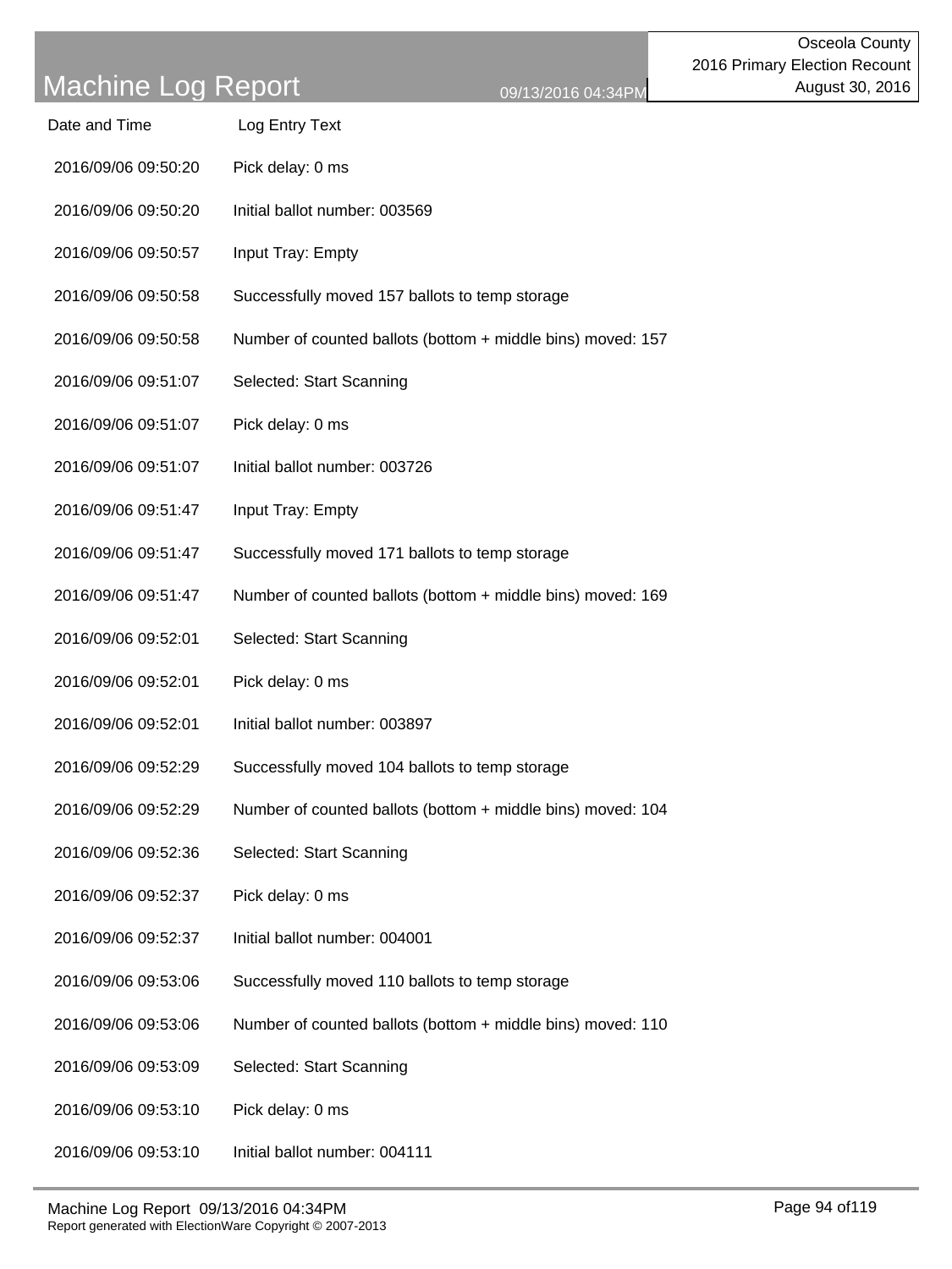# Machine Log Report

09/13/2016 04:34PM

Osceola County
2016 Primary Election Recount
August 30, 2016

| Date and Time | Log Entry Text |
|---|---|
| 2016/09/06 09:50:20 | Pick delay: 0 ms |
| 2016/09/06 09:50:20 | Initial ballot number: 003569 |
| 2016/09/06 09:50:57 | Input Tray: Empty |
| 2016/09/06 09:50:58 | Successfully moved 157 ballots to temp storage |
| 2016/09/06 09:50:58 | Number of counted ballots (bottom + middle bins) moved: 157 |
| 2016/09/06 09:51:07 | Selected: Start Scanning |
| 2016/09/06 09:51:07 | Pick delay: 0 ms |
| 2016/09/06 09:51:07 | Initial ballot number: 003726 |
| 2016/09/06 09:51:47 | Input Tray: Empty |
| 2016/09/06 09:51:47 | Successfully moved 171 ballots to temp storage |
| 2016/09/06 09:51:47 | Number of counted ballots (bottom + middle bins) moved: 169 |
| 2016/09/06 09:52:01 | Selected: Start Scanning |
| 2016/09/06 09:52:01 | Pick delay: 0 ms |
| 2016/09/06 09:52:01 | Initial ballot number: 003897 |
| 2016/09/06 09:52:29 | Successfully moved 104 ballots to temp storage |
| 2016/09/06 09:52:29 | Number of counted ballots (bottom + middle bins) moved: 104 |
| 2016/09/06 09:52:36 | Selected: Start Scanning |
| 2016/09/06 09:52:37 | Pick delay: 0 ms |
| 2016/09/06 09:52:37 | Initial ballot number: 004001 |
| 2016/09/06 09:53:06 | Successfully moved 110 ballots to temp storage |
| 2016/09/06 09:53:06 | Number of counted ballots (bottom + middle bins) moved: 110 |
| 2016/09/06 09:53:09 | Selected: Start Scanning |
| 2016/09/06 09:53:10 | Pick delay: 0 ms |
| 2016/09/06 09:53:10 | Initial ballot number: 004111 |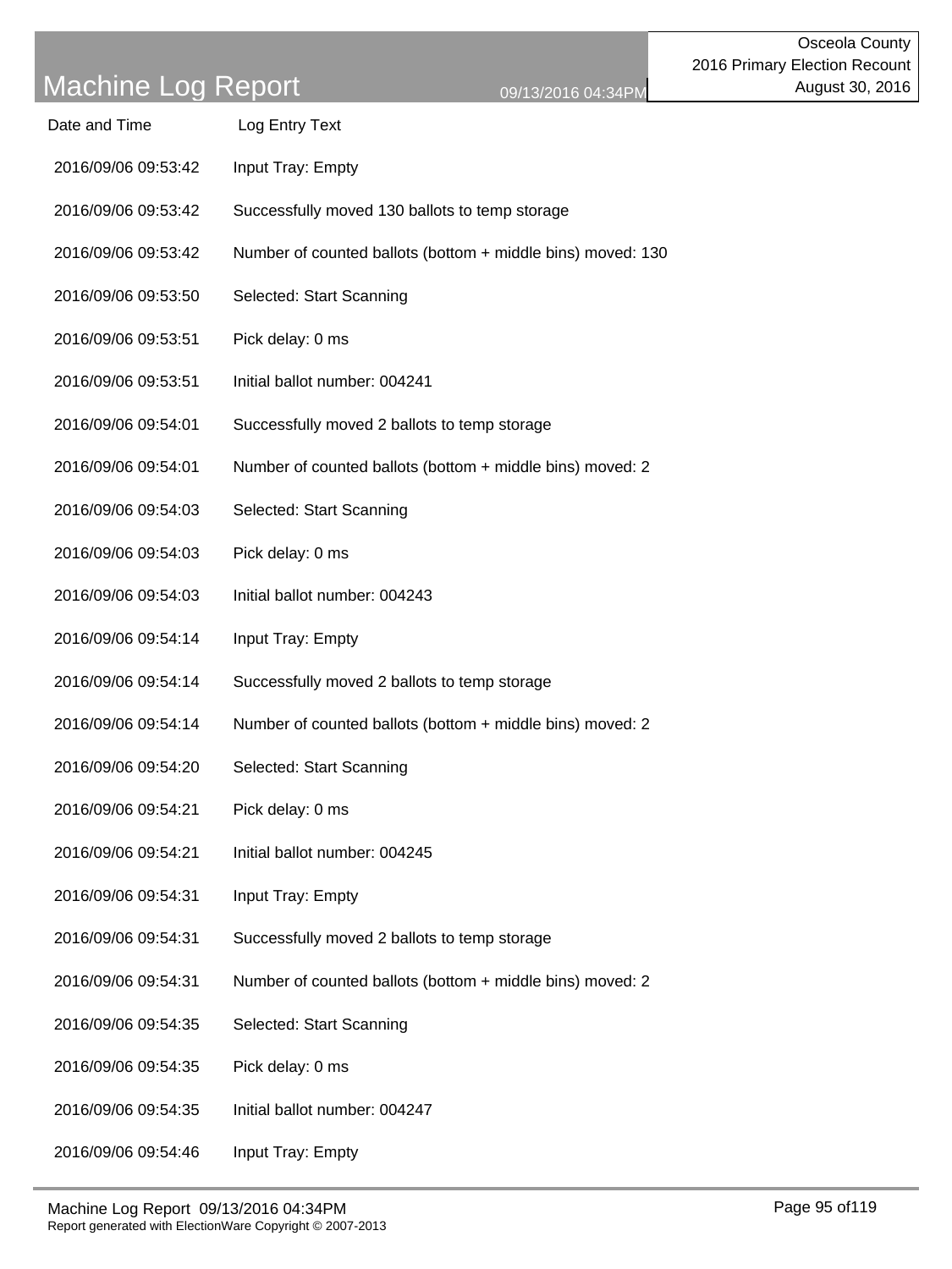# Machine Log Report

09/13/2016 04:34PM

Osceola County
2016 Primary Election Recount
August 30, 2016

| Date and Time | Log Entry Text |
| --- | --- |
| 2016/09/06 09:53:42 | Input Tray: Empty |
| 2016/09/06 09:53:42 | Successfully moved 130 ballots to temp storage |
| 2016/09/06 09:53:42 | Number of counted ballots (bottom + middle bins) moved: 130 |
| 2016/09/06 09:53:50 | Selected: Start Scanning |
| 2016/09/06 09:53:51 | Pick delay: 0 ms |
| 2016/09/06 09:53:51 | Initial ballot number: 004241 |
| 2016/09/06 09:54:01 | Successfully moved 2 ballots to temp storage |
| 2016/09/06 09:54:01 | Number of counted ballots (bottom + middle bins) moved: 2 |
| 2016/09/06 09:54:03 | Selected: Start Scanning |
| 2016/09/06 09:54:03 | Pick delay: 0 ms |
| 2016/09/06 09:54:03 | Initial ballot number: 004243 |
| 2016/09/06 09:54:14 | Input Tray: Empty |
| 2016/09/06 09:54:14 | Successfully moved 2 ballots to temp storage |
| 2016/09/06 09:54:14 | Number of counted ballots (bottom + middle bins) moved: 2 |
| 2016/09/06 09:54:20 | Selected: Start Scanning |
| 2016/09/06 09:54:21 | Pick delay: 0 ms |
| 2016/09/06 09:54:21 | Initial ballot number: 004245 |
| 2016/09/06 09:54:31 | Input Tray: Empty |
| 2016/09/06 09:54:31 | Successfully moved 2 ballots to temp storage |
| 2016/09/06 09:54:31 | Number of counted ballots (bottom + middle bins) moved: 2 |
| 2016/09/06 09:54:35 | Selected: Start Scanning |
| 2016/09/06 09:54:35 | Pick delay: 0 ms |
| 2016/09/06 09:54:35 | Initial ballot number: 004247 |
| 2016/09/06 09:54:46 | Input Tray: Empty |

Report generated with ElectionWare Copyright © 2007-2013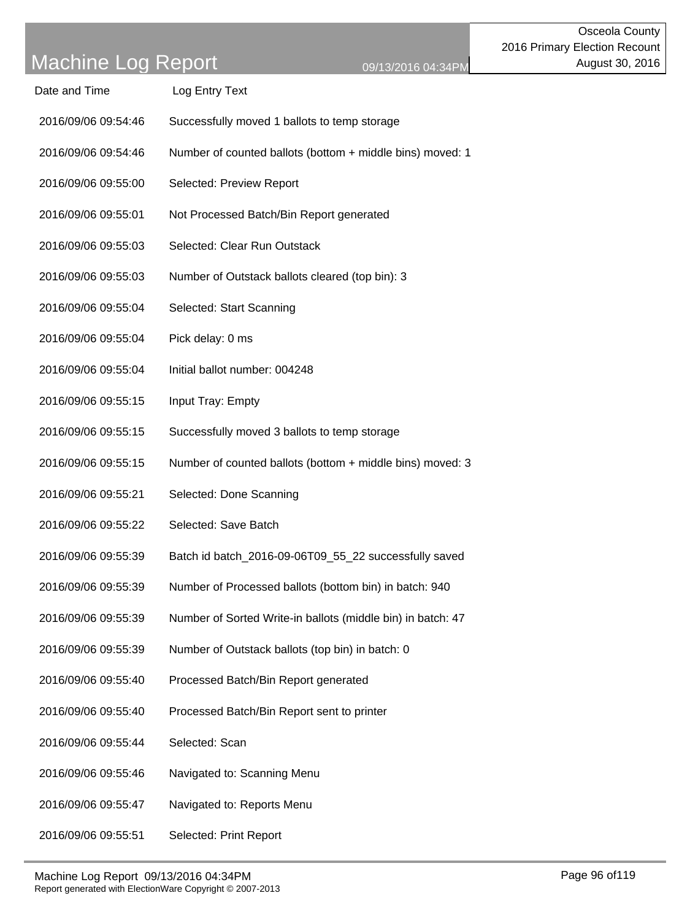| Date and Time | Log Entry Text |
|---|---|
| 2016/09/06 09:54:46 | Successfully moved 1 ballots to temp storage |
| 2016/09/06 09:54:46 | Number of counted ballots (bottom + middle bins) moved: 1 |
| 2016/09/06 09:55:00 | Selected: Preview Report |
| 2016/09/06 09:55:01 | Not Processed Batch/Bin Report generated |
| 2016/09/06 09:55:03 | Selected: Clear Run Outstack |
| 2016/09/06 09:55:03 | Number of Outstack ballots cleared (top bin): 3 |
| 2016/09/06 09:55:04 | Selected: Start Scanning |
| 2016/09/06 09:55:04 | Pick delay: 0 ms |
| 2016/09/06 09:55:04 | Initial ballot number: 004248 |
| 2016/09/06 09:55:15 | Input Tray: Empty |
| 2016/09/06 09:55:15 | Successfully moved 3 ballots to temp storage |
| 2016/09/06 09:55:15 | Number of counted ballots (bottom + middle bins) moved: 3 |
| 2016/09/06 09:55:21 | Selected: Done Scanning |
| 2016/09/06 09:55:22 | Selected: Save Batch |
| 2016/09/06 09:55:39 | Batch id batch_2016-09-06T09_55_22 successfully saved |
| 2016/09/06 09:55:39 | Number of Processed ballots (bottom bin) in batch: 940 |
| 2016/09/06 09:55:39 | Number of Sorted Write-in ballots (middle bin) in batch: 47 |
| 2016/09/06 09:55:39 | Number of Outstack ballots (top bin) in batch: 0 |
| 2016/09/06 09:55:40 | Processed Batch/Bin Report generated |
| 2016/09/06 09:55:40 | Processed Batch/Bin Report sent to printer |
| 2016/09/06 09:55:44 | Selected: Scan |
| 2016/09/06 09:55:46 | Navigated to: Scanning Menu |
| 2016/09/06 09:55:47 | Navigated to: Reports Menu |
| 2016/09/06 09:55:51 | Selected: Print Report |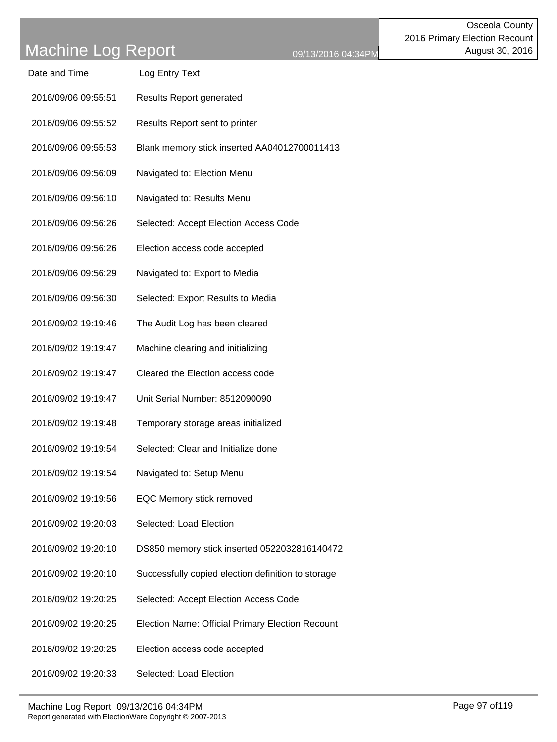# Machine Log Report

Osceola County
2016 Primary Election Recount
August 30, 2016

| Date and Time | Log Entry Text |
| --- | --- |
| 2016/09/06 09:55:51 | Results Report generated |
| 2016/09/06 09:55:52 | Results Report sent to printer |
| 2016/09/06 09:55:53 | Blank memory stick inserted AA04012700011413 |
| 2016/09/06 09:56:09 | Navigated to: Election Menu |
| 2016/09/06 09:56:10 | Navigated to: Results Menu |
| 2016/09/06 09:56:26 | Selected: Accept Election Access Code |
| 2016/09/06 09:56:26 | Election access code accepted |
| 2016/09/06 09:56:29 | Navigated to: Export to Media |
| 2016/09/06 09:56:30 | Selected: Export Results to Media |
| 2016/09/02 19:19:46 | The Audit Log has been cleared |
| 2016/09/02 19:19:47 | Machine clearing and initializing |
| 2016/09/02 19:19:47 | Cleared the Election access code |
| 2016/09/02 19:19:47 | Unit Serial Number: 8512090090 |
| 2016/09/02 19:19:48 | Temporary storage areas initialized |
| 2016/09/02 19:19:54 | Selected: Clear and Initialize done |
| 2016/09/02 19:19:54 | Navigated to: Setup Menu |
| 2016/09/02 19:19:56 | EQC Memory stick removed |
| 2016/09/02 19:20:03 | Selected: Load Election |
| 2016/09/02 19:20:10 | DS850 memory stick inserted 0522032816140472 |
| 2016/09/02 19:20:10 | Successfully copied election definition to storage |
| 2016/09/02 19:20:25 | Selected: Accept Election Access Code |
| 2016/09/02 19:20:25 | Election Name: Official Primary Election Recount |
| 2016/09/02 19:20:25 | Election access code accepted |
| 2016/09/02 19:20:33 | Selected: Load Election |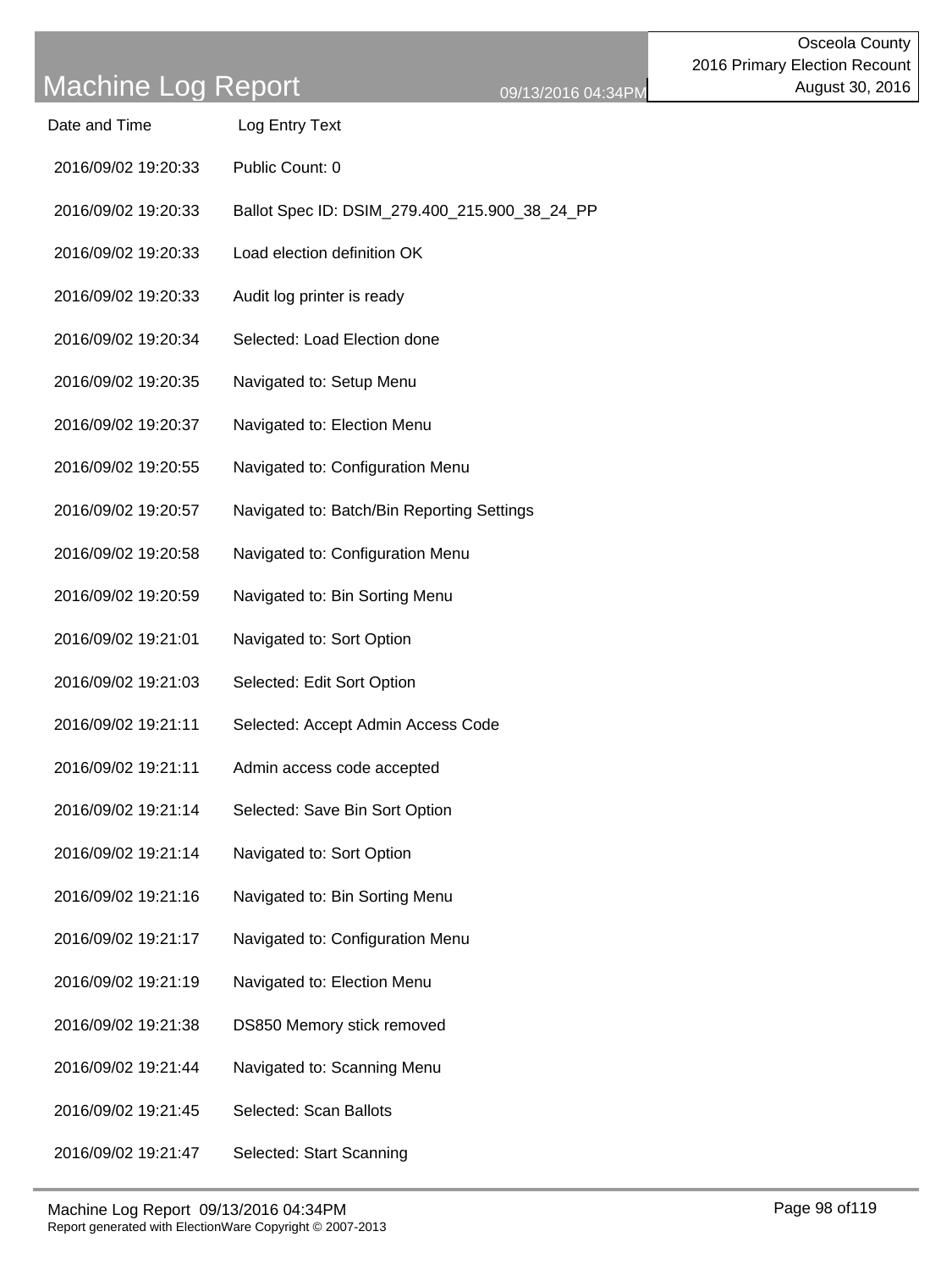# Machine Log Report

Osceola County
2016 Primary Election Recount
August 30, 2016

| Date and Time | Log Entry Text |
|---|---|
| 2016/09/02 19:20:33 | Public Count: 0 |
| 2016/09/02 19:20:33 | Ballot Spec ID: DSIM_279.400_215.900_38_24_PP |
| 2016/09/02 19:20:33 | Load election definition OK |
| 2016/09/02 19:20:33 | Audit log printer is ready |
| 2016/09/02 19:20:34 | Selected: Load Election done |
| 2016/09/02 19:20:35 | Navigated to: Setup Menu |
| 2016/09/02 19:20:37 | Navigated to: Election Menu |
| 2016/09/02 19:20:55 | Navigated to: Configuration Menu |
| 2016/09/02 19:20:57 | Navigated to: Batch/Bin Reporting Settings |
| 2016/09/02 19:20:58 | Navigated to: Configuration Menu |
| 2016/09/02 19:20:59 | Navigated to: Bin Sorting Menu |
| 2016/09/02 19:21:01 | Navigated to: Sort Option |
| 2016/09/02 19:21:03 | Selected: Edit Sort Option |
| 2016/09/02 19:21:11 | Selected: Accept Admin Access Code |
| 2016/09/02 19:21:11 | Admin access code accepted |
| 2016/09/02 19:21:14 | Selected: Save Bin Sort Option |
| 2016/09/02 19:21:14 | Navigated to: Sort Option |
| 2016/09/02 19:21:16 | Navigated to: Bin Sorting Menu |
| 2016/09/02 19:21:17 | Navigated to: Configuration Menu |
| 2016/09/02 19:21:19 | Navigated to: Election Menu |
| 2016/09/02 19:21:38 | DS850 Memory stick removed |
| 2016/09/02 19:21:44 | Navigated to: Scanning Menu |
| 2016/09/02 19:21:45 | Selected: Scan Ballots |
| 2016/09/02 19:21:47 | Selected: Start Scanning |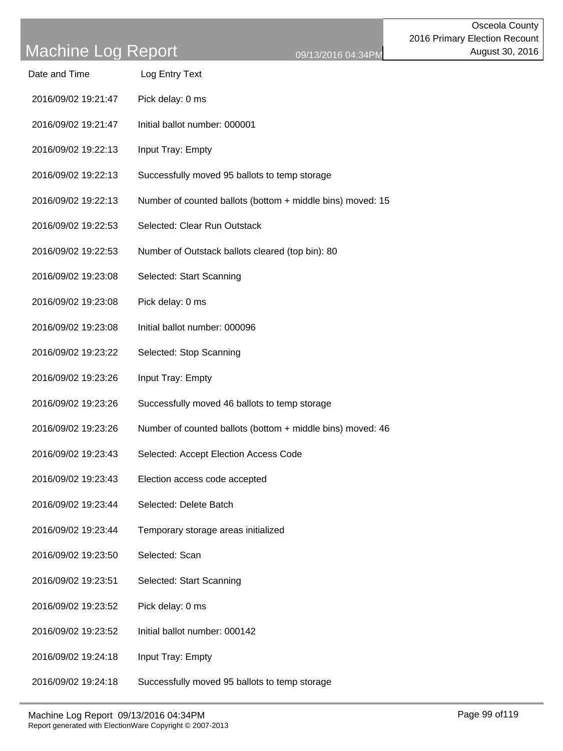# Machine Log Report

09/13/2016 04:34PM

Osceola County
2016 Primary Election Recount
August 30, 2016

| Date and Time | Log Entry Text |
|---|---|
| 2016/09/02 19:21:47 | Pick delay: 0 ms |
| 2016/09/02 19:21:47 | Initial ballot number: 000001 |
| 2016/09/02 19:22:13 | Input Tray: Empty |
| 2016/09/02 19:22:13 | Successfully moved 95 ballots to temp storage |
| 2016/09/02 19:22:13 | Number of counted ballots (bottom + middle bins) moved: 15 |
| 2016/09/02 19:22:53 | Selected: Clear Run Outstack |
| 2016/09/02 19:22:53 | Number of Outstack ballots cleared (top bin): 80 |
| 2016/09/02 19:23:08 | Selected: Start Scanning |
| 2016/09/02 19:23:08 | Pick delay: 0 ms |
| 2016/09/02 19:23:08 | Initial ballot number: 000096 |
| 2016/09/02 19:23:22 | Selected: Stop Scanning |
| 2016/09/02 19:23:26 | Input Tray: Empty |
| 2016/09/02 19:23:26 | Successfully moved 46 ballots to temp storage |
| 2016/09/02 19:23:26 | Number of counted ballots (bottom + middle bins) moved: 46 |
| 2016/09/02 19:23:43 | Selected: Accept Election Access Code |
| 2016/09/02 19:23:43 | Election access code accepted |
| 2016/09/02 19:23:44 | Selected: Delete Batch |
| 2016/09/02 19:23:44 | Temporary storage areas initialized |
| 2016/09/02 19:23:50 | Selected: Scan |
| 2016/09/02 19:23:51 | Selected: Start Scanning |
| 2016/09/02 19:23:52 | Pick delay: 0 ms |
| 2016/09/02 19:23:52 | Initial ballot number: 000142 |
| 2016/09/02 19:24:18 | Input Tray: Empty |
| 2016/09/02 19:24:18 | Successfully moved 95 ballots to temp storage |

Report generated with ElectionWare Copyright © 2007-2013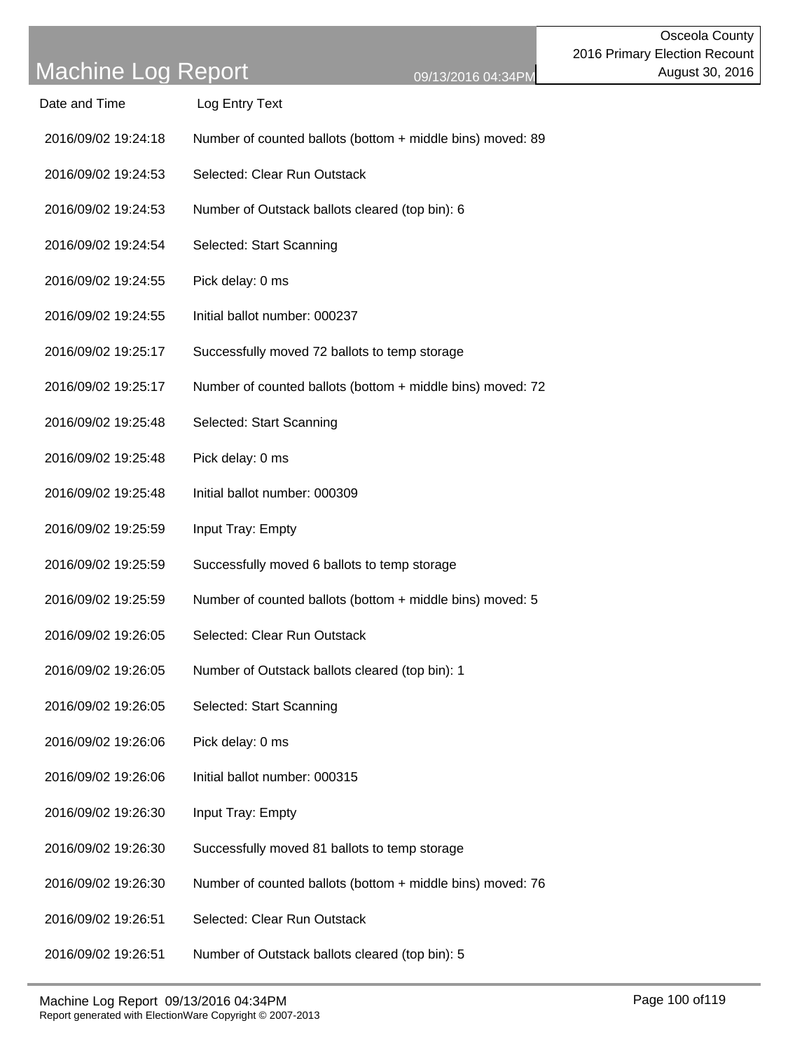# Machine Log Report

09/13/2016 04:34PM

Osceola County
2016 Primary Election Recount
August 30, 2016

| Date and Time | Log Entry Text |
|---|---|
| 2016/09/02 19:24:18 | Number of counted ballots (bottom + middle bins) moved: 89 |
| 2016/09/02 19:24:53 | Selected: Clear Run Outstack |
| 2016/09/02 19:24:53 | Number of Outstack ballots cleared (top bin): 6 |
| 2016/09/02 19:24:54 | Selected: Start Scanning |
| 2016/09/02 19:24:55 | Pick delay: 0 ms |
| 2016/09/02 19:24:55 | Initial ballot number: 000237 |
| 2016/09/02 19:25:17 | Successfully moved 72 ballots to temp storage |
| 2016/09/02 19:25:17 | Number of counted ballots (bottom + middle bins) moved: 72 |
| 2016/09/02 19:25:48 | Selected: Start Scanning |
| 2016/09/02 19:25:48 | Pick delay: 0 ms |
| 2016/09/02 19:25:48 | Initial ballot number: 000309 |
| 2016/09/02 19:25:59 | Input Tray: Empty |
| 2016/09/02 19:25:59 | Successfully moved 6 ballots to temp storage |
| 2016/09/02 19:25:59 | Number of counted ballots (bottom + middle bins) moved: 5 |
| 2016/09/02 19:26:05 | Selected: Clear Run Outstack |
| 2016/09/02 19:26:05 | Number of Outstack ballots cleared (top bin): 1 |
| 2016/09/02 19:26:05 | Selected: Start Scanning |
| 2016/09/02 19:26:06 | Pick delay: 0 ms |
| 2016/09/02 19:26:06 | Initial ballot number: 000315 |
| 2016/09/02 19:26:30 | Input Tray: Empty |
| 2016/09/02 19:26:30 | Successfully moved 81 ballots to temp storage |
| 2016/09/02 19:26:30 | Number of counted ballots (bottom + middle bins) moved: 76 |
| 2016/09/02 19:26:51 | Selected: Clear Run Outstack |
| 2016/09/02 19:26:51 | Number of Outstack ballots cleared (top bin): 5 |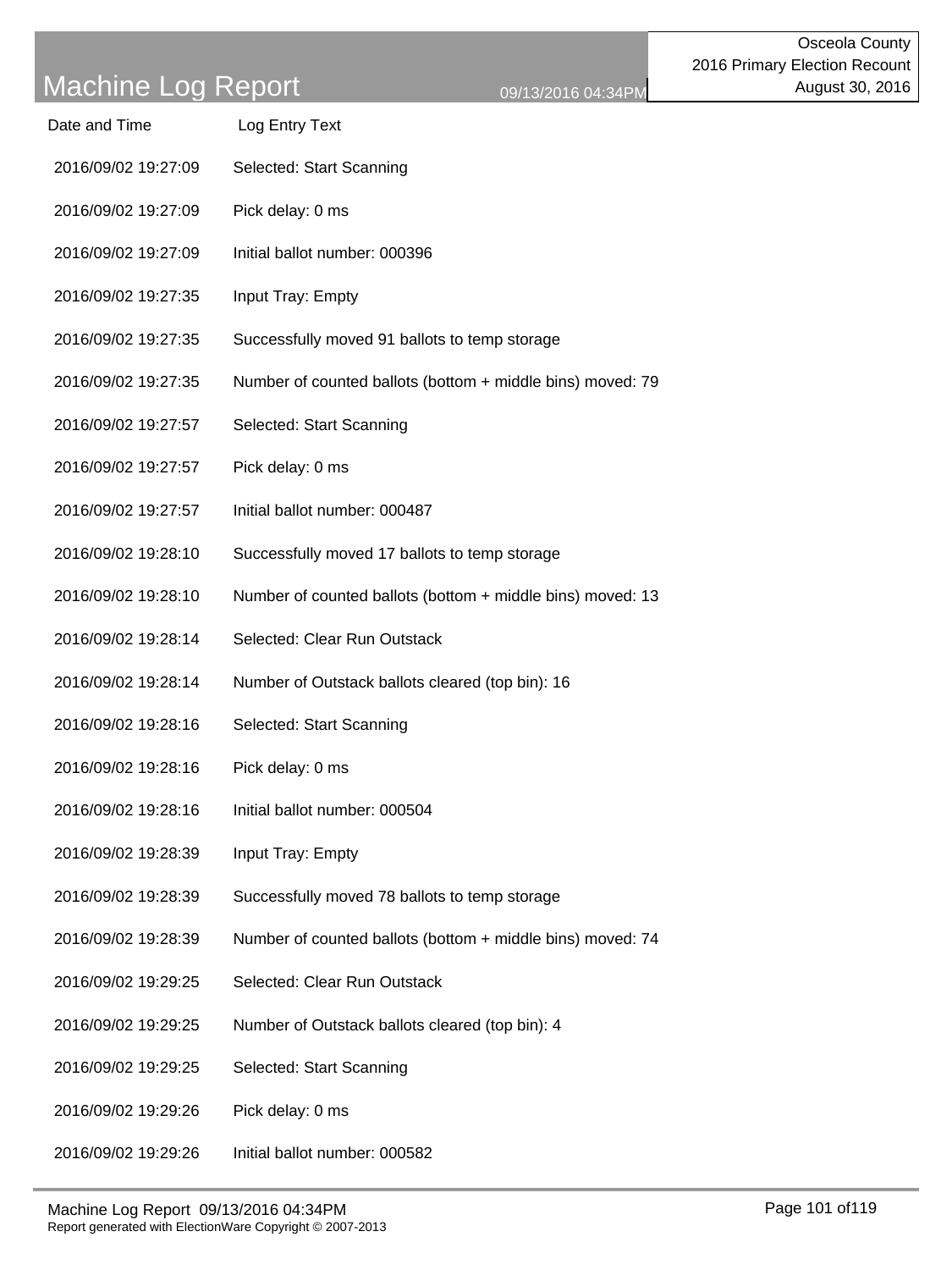# Machine Log Report

Osceola County
2016 Primary Election Recount
August 30, 2016

09/13/2016 04:34PM

| Date and Time | Log Entry Text |
| --- | --- |
| 2016/09/02 19:27:09 | Selected: Start Scanning |
| 2016/09/02 19:27:09 | Pick delay: 0 ms |
| 2016/09/02 19:27:09 | Initial ballot number: 000396 |
| 2016/09/02 19:27:35 | Input Tray: Empty |
| 2016/09/02 19:27:35 | Successfully moved 91 ballots to temp storage |
| 2016/09/02 19:27:35 | Number of counted ballots (bottom + middle bins) moved: 79 |
| 2016/09/02 19:27:57 | Selected: Start Scanning |
| 2016/09/02 19:27:57 | Pick delay: 0 ms |
| 2016/09/02 19:27:57 | Initial ballot number: 000487 |
| 2016/09/02 19:28:10 | Successfully moved 17 ballots to temp storage |
| 2016/09/02 19:28:10 | Number of counted ballots (bottom + middle bins) moved: 13 |
| 2016/09/02 19:28:14 | Selected: Clear Run Outstack |
| 2016/09/02 19:28:14 | Number of Outstack ballots cleared (top bin): 16 |
| 2016/09/02 19:28:16 | Selected: Start Scanning |
| 2016/09/02 19:28:16 | Pick delay: 0 ms |
| 2016/09/02 19:28:16 | Initial ballot number: 000504 |
| 2016/09/02 19:28:39 | Input Tray: Empty |
| 2016/09/02 19:28:39 | Successfully moved 78 ballots to temp storage |
| 2016/09/02 19:28:39 | Number of counted ballots (bottom + middle bins) moved: 74 |
| 2016/09/02 19:29:25 | Selected: Clear Run Outstack |
| 2016/09/02 19:29:25 | Number of Outstack ballots cleared (top bin): 4 |
| 2016/09/02 19:29:25 | Selected: Start Scanning |
| 2016/09/02 19:29:26 | Pick delay: 0 ms |
| 2016/09/02 19:29:26 | Initial ballot number: 000582 |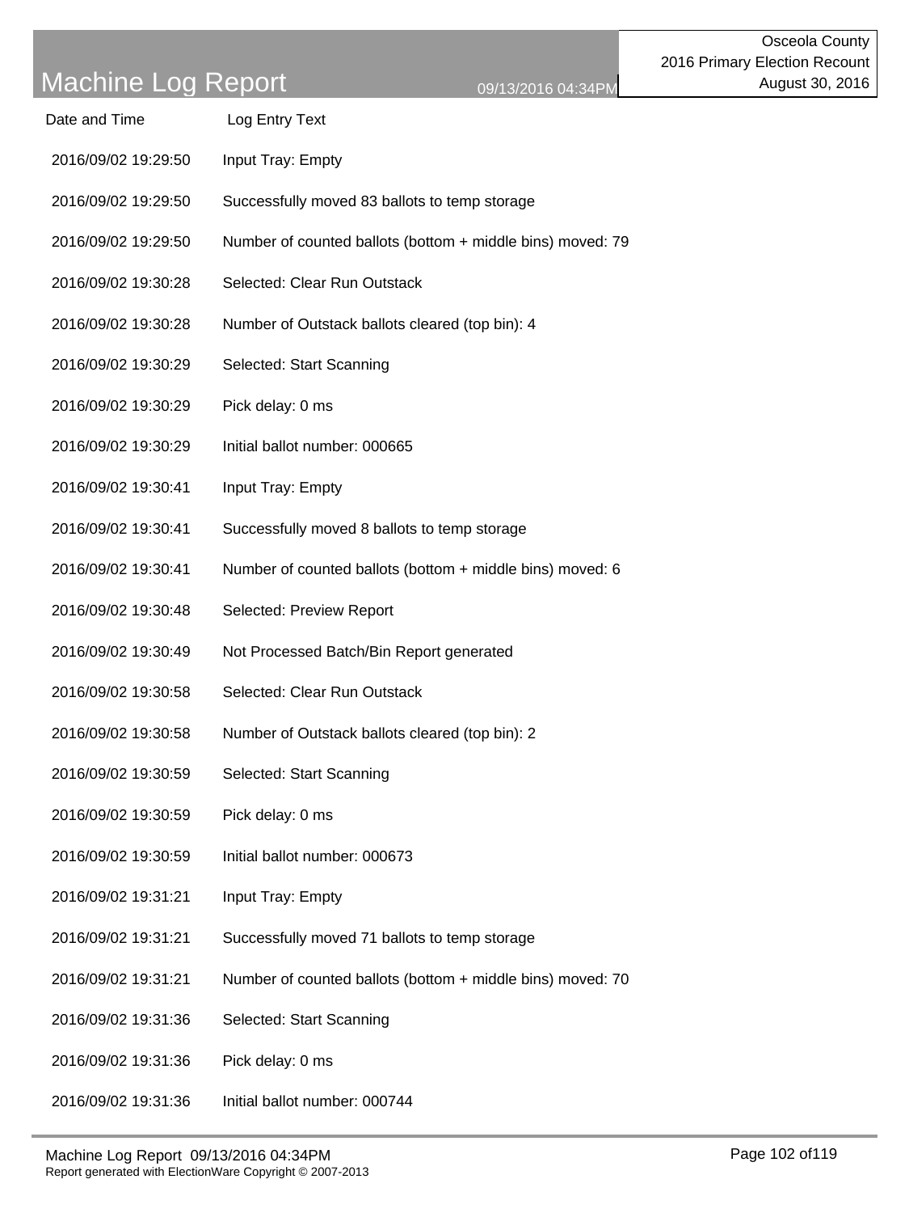# Machine Log Report

09/13/2016 04:34PM

Osceola County
2016 Primary Election Recount
August 30, 2016

| Date and Time | Log Entry Text |
| --- | --- |
| 2016/09/02 19:29:50 | Input Tray: Empty |
| 2016/09/02 19:29:50 | Successfully moved 83 ballots to temp storage |
| 2016/09/02 19:29:50 | Number of counted ballots (bottom + middle bins) moved: 79 |
| 2016/09/02 19:30:28 | Selected: Clear Run Outstack |
| 2016/09/02 19:30:28 | Number of Outstack ballots cleared (top bin): 4 |
| 2016/09/02 19:30:29 | Selected: Start Scanning |
| 2016/09/02 19:30:29 | Pick delay: 0 ms |
| 2016/09/02 19:30:29 | Initial ballot number: 000665 |
| 2016/09/02 19:30:41 | Input Tray: Empty |
| 2016/09/02 19:30:41 | Successfully moved 8 ballots to temp storage |
| 2016/09/02 19:30:41 | Number of counted ballots (bottom + middle bins) moved: 6 |
| 2016/09/02 19:30:48 | Selected: Preview Report |
| 2016/09/02 19:30:49 | Not Processed Batch/Bin Report generated |
| 2016/09/02 19:30:58 | Selected: Clear Run Outstack |
| 2016/09/02 19:30:58 | Number of Outstack ballots cleared (top bin): 2 |
| 2016/09/02 19:30:59 | Selected: Start Scanning |
| 2016/09/02 19:30:59 | Pick delay: 0 ms |
| 2016/09/02 19:30:59 | Initial ballot number: 000673 |
| 2016/09/02 19:31:21 | Input Tray: Empty |
| 2016/09/02 19:31:21 | Successfully moved 71 ballots to temp storage |
| 2016/09/02 19:31:21 | Number of counted ballots (bottom + middle bins) moved: 70 |
| 2016/09/02 19:31:36 | Selected: Start Scanning |
| 2016/09/02 19:31:36 | Pick delay: 0 ms |
| 2016/09/02 19:31:36 | Initial ballot number: 000744 |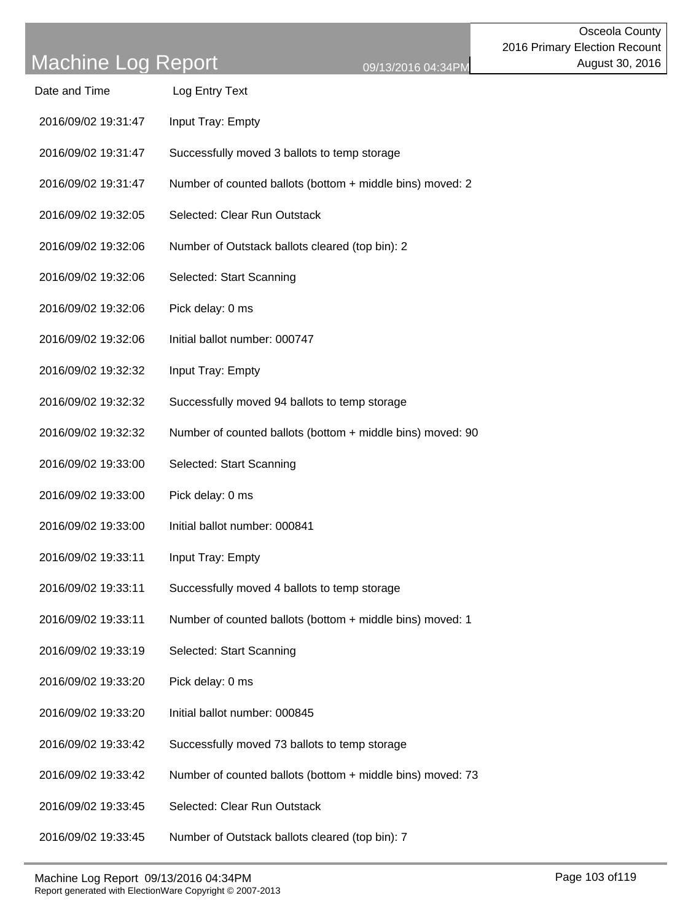# Machine Log Report

09/13/2016 04:34PM

Osceola County
2016 Primary Election Recount
August 30, 2016

| Date and Time | Log Entry Text |
|---|---|
| 2016/09/02 19:31:47 | Input Tray: Empty |
| 2016/09/02 19:31:47 | Successfully moved 3 ballots to temp storage |
| 2016/09/02 19:31:47 | Number of counted ballots (bottom + middle bins) moved: 2 |
| 2016/09/02 19:32:05 | Selected: Clear Run Outstack |
| 2016/09/02 19:32:06 | Number of Outstack ballots cleared (top bin): 2 |
| 2016/09/02 19:32:06 | Selected: Start Scanning |
| 2016/09/02 19:32:06 | Pick delay: 0 ms |
| 2016/09/02 19:32:06 | Initial ballot number: 000747 |
| 2016/09/02 19:32:32 | Input Tray: Empty |
| 2016/09/02 19:32:32 | Successfully moved 94 ballots to temp storage |
| 2016/09/02 19:32:32 | Number of counted ballots (bottom + middle bins) moved: 90 |
| 2016/09/02 19:33:00 | Selected: Start Scanning |
| 2016/09/02 19:33:00 | Pick delay: 0 ms |
| 2016/09/02 19:33:00 | Initial ballot number: 000841 |
| 2016/09/02 19:33:11 | Input Tray: Empty |
| 2016/09/02 19:33:11 | Successfully moved 4 ballots to temp storage |
| 2016/09/02 19:33:11 | Number of counted ballots (bottom + middle bins) moved: 1 |
| 2016/09/02 19:33:19 | Selected: Start Scanning |
| 2016/09/02 19:33:20 | Pick delay: 0 ms |
| 2016/09/02 19:33:20 | Initial ballot number: 000845 |
| 2016/09/02 19:33:42 | Successfully moved 73 ballots to temp storage |
| 2016/09/02 19:33:42 | Number of counted ballots (bottom + middle bins) moved: 73 |
| 2016/09/02 19:33:45 | Selected: Clear Run Outstack |
| 2016/09/02 19:33:45 | Number of Outstack ballots cleared (top bin): 7 |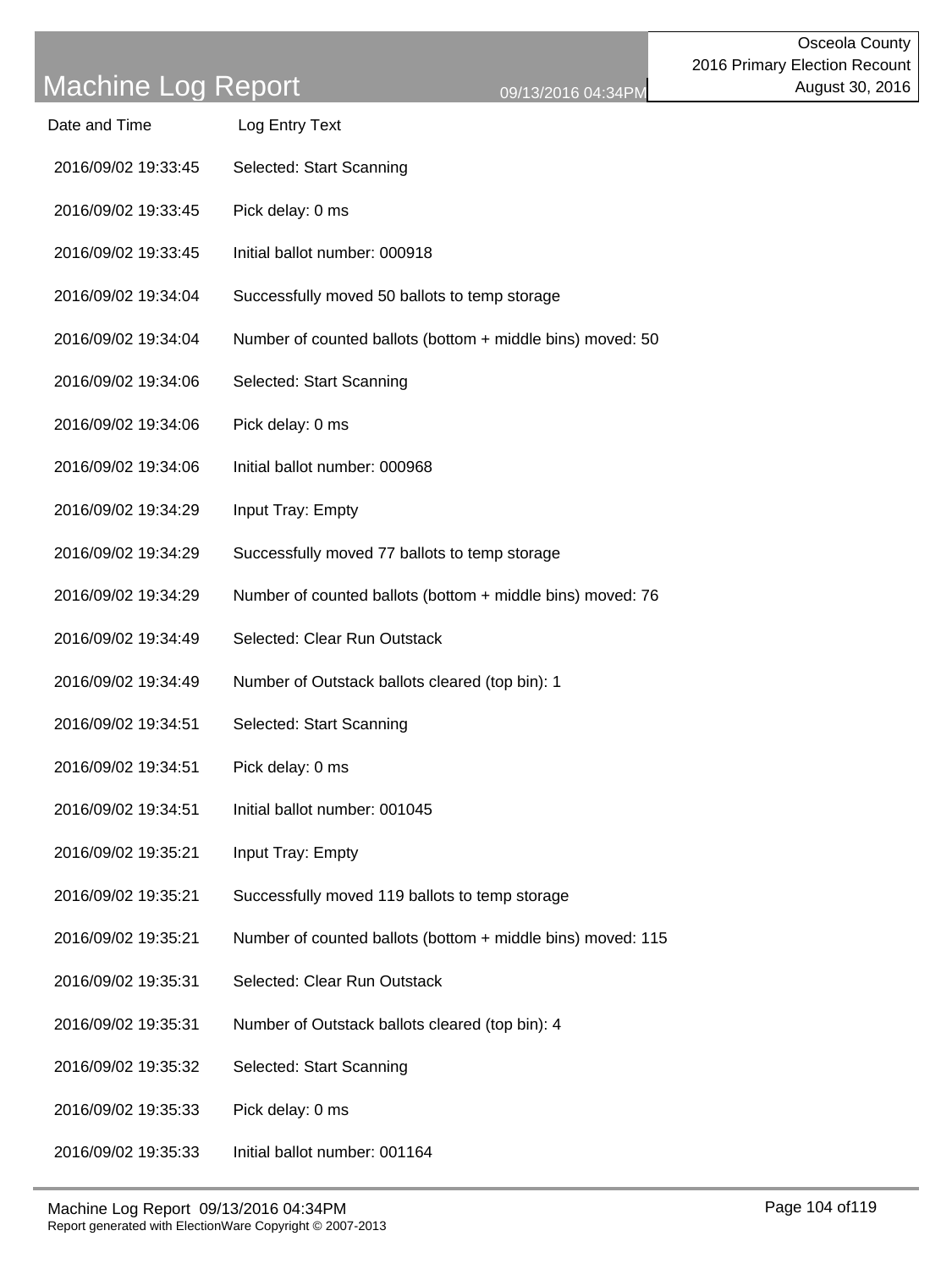# Machine Log Report

09/13/2016 04:34PM

Osceola County
2016 Primary Election Recount
August 30, 2016

| Date and Time | Log Entry Text |
| --- | --- |
| 2016/09/02 19:33:45 | Selected: Start Scanning |
| 2016/09/02 19:33:45 | Pick delay: 0 ms |
| 2016/09/02 19:33:45 | Initial ballot number: 000918 |
| 2016/09/02 19:34:04 | Successfully moved 50 ballots to temp storage |
| 2016/09/02 19:34:04 | Number of counted ballots (bottom + middle bins) moved: 50 |
| 2016/09/02 19:34:06 | Selected: Start Scanning |
| 2016/09/02 19:34:06 | Pick delay: 0 ms |
| 2016/09/02 19:34:06 | Initial ballot number: 000968 |
| 2016/09/02 19:34:29 | Input Tray: Empty |
| 2016/09/02 19:34:29 | Successfully moved 77 ballots to temp storage |
| 2016/09/02 19:34:29 | Number of counted ballots (bottom + middle bins) moved: 76 |
| 2016/09/02 19:34:49 | Selected: Clear Run Outstack |
| 2016/09/02 19:34:49 | Number of Outstack ballots cleared (top bin): 1 |
| 2016/09/02 19:34:51 | Selected: Start Scanning |
| 2016/09/02 19:34:51 | Pick delay: 0 ms |
| 2016/09/02 19:34:51 | Initial ballot number: 001045 |
| 2016/09/02 19:35:21 | Input Tray: Empty |
| 2016/09/02 19:35:21 | Successfully moved 119 ballots to temp storage |
| 2016/09/02 19:35:21 | Number of counted ballots (bottom + middle bins) moved: 115 |
| 2016/09/02 19:35:31 | Selected: Clear Run Outstack |
| 2016/09/02 19:35:31 | Number of Outstack ballots cleared (top bin): 4 |
| 2016/09/02 19:35:32 | Selected: Start Scanning |
| 2016/09/02 19:35:33 | Pick delay: 0 ms |
| 2016/09/02 19:35:33 | Initial ballot number: 001164 |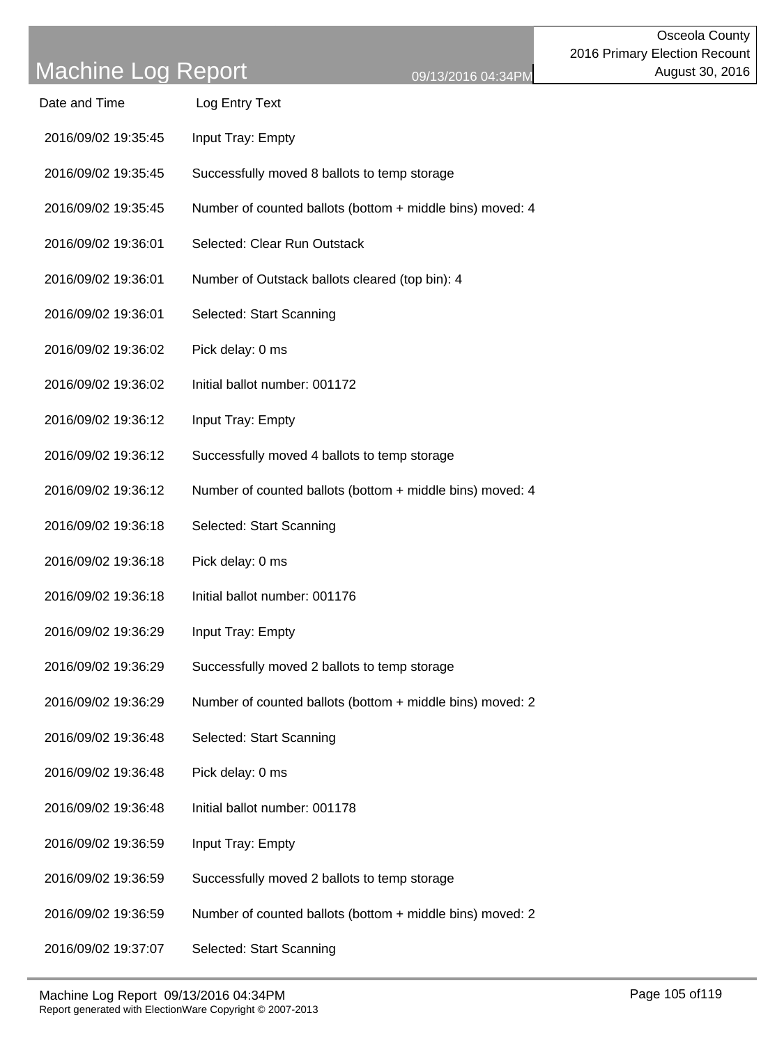# Machine Log Report

09/13/2016 04:34PM

Osceola County
2016 Primary Election Recount
August 30, 2016

| Date and Time | Log Entry Text |
|---|---|
| 2016/09/02 19:35:45 | Input Tray: Empty |
| 2016/09/02 19:35:45 | Successfully moved 8 ballots to temp storage |
| 2016/09/02 19:35:45 | Number of counted ballots (bottom + middle bins) moved: 4 |
| 2016/09/02 19:36:01 | Selected: Clear Run Outstack |
| 2016/09/02 19:36:01 | Number of Outstack ballots cleared (top bin): 4 |
| 2016/09/02 19:36:01 | Selected: Start Scanning |
| 2016/09/02 19:36:02 | Pick delay: 0 ms |
| 2016/09/02 19:36:02 | Initial ballot number: 001172 |
| 2016/09/02 19:36:12 | Input Tray: Empty |
| 2016/09/02 19:36:12 | Successfully moved 4 ballots to temp storage |
| 2016/09/02 19:36:12 | Number of counted ballots (bottom + middle bins) moved: 4 |
| 2016/09/02 19:36:18 | Selected: Start Scanning |
| 2016/09/02 19:36:18 | Pick delay: 0 ms |
| 2016/09/02 19:36:18 | Initial ballot number: 001176 |
| 2016/09/02 19:36:29 | Input Tray: Empty |
| 2016/09/02 19:36:29 | Successfully moved 2 ballots to temp storage |
| 2016/09/02 19:36:29 | Number of counted ballots (bottom + middle bins) moved: 2 |
| 2016/09/02 19:36:48 | Selected: Start Scanning |
| 2016/09/02 19:36:48 | Pick delay: 0 ms |
| 2016/09/02 19:36:48 | Initial ballot number: 001178 |
| 2016/09/02 19:36:59 | Input Tray: Empty |
| 2016/09/02 19:36:59 | Successfully moved 2 ballots to temp storage |
| 2016/09/02 19:36:59 | Number of counted ballots (bottom + middle bins) moved: 2 |
| 2016/09/02 19:37:07 | Selected: Start Scanning |

Report generated with ElectionWare Copyright © 2007-2013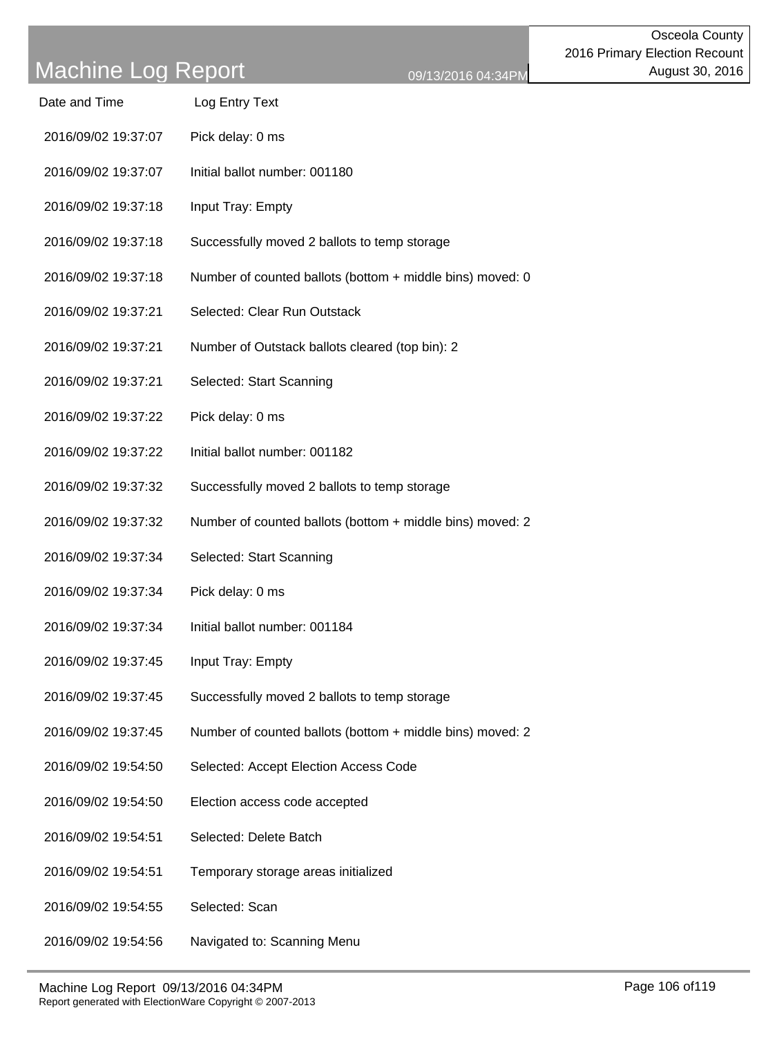# Machine Log Report

09/13/2016 04:34PM

Osceola County
2016 Primary Election Recount
August 30, 2016

| Date and Time | Log Entry Text |
|---|---|
| 2016/09/02 19:37:07 | Pick delay: 0 ms |
| 2016/09/02 19:37:07 | Initial ballot number: 001180 |
| 2016/09/02 19:37:18 | Input Tray: Empty |
| 2016/09/02 19:37:18 | Successfully moved 2 ballots to temp storage |
| 2016/09/02 19:37:18 | Number of counted ballots (bottom + middle bins) moved: 0 |
| 2016/09/02 19:37:21 | Selected: Clear Run Outstack |
| 2016/09/02 19:37:21 | Number of Outstack ballots cleared (top bin): 2 |
| 2016/09/02 19:37:21 | Selected: Start Scanning |
| 2016/09/02 19:37:22 | Pick delay: 0 ms |
| 2016/09/02 19:37:22 | Initial ballot number: 001182 |
| 2016/09/02 19:37:32 | Successfully moved 2 ballots to temp storage |
| 2016/09/02 19:37:32 | Number of counted ballots (bottom + middle bins) moved: 2 |
| 2016/09/02 19:37:34 | Selected: Start Scanning |
| 2016/09/02 19:37:34 | Pick delay: 0 ms |
| 2016/09/02 19:37:34 | Initial ballot number: 001184 |
| 2016/09/02 19:37:45 | Input Tray: Empty |
| 2016/09/02 19:37:45 | Successfully moved 2 ballots to temp storage |
| 2016/09/02 19:37:45 | Number of counted ballots (bottom + middle bins) moved: 2 |
| 2016/09/02 19:54:50 | Selected: Accept Election Access Code |
| 2016/09/02 19:54:50 | Election access code accepted |
| 2016/09/02 19:54:51 | Selected: Delete Batch |
| 2016/09/02 19:54:51 | Temporary storage areas initialized |
| 2016/09/02 19:54:55 | Selected: Scan |
| 2016/09/02 19:54:56 | Navigated to: Scanning Menu |

Report generated with ElectionWare Copyright © 2007-2013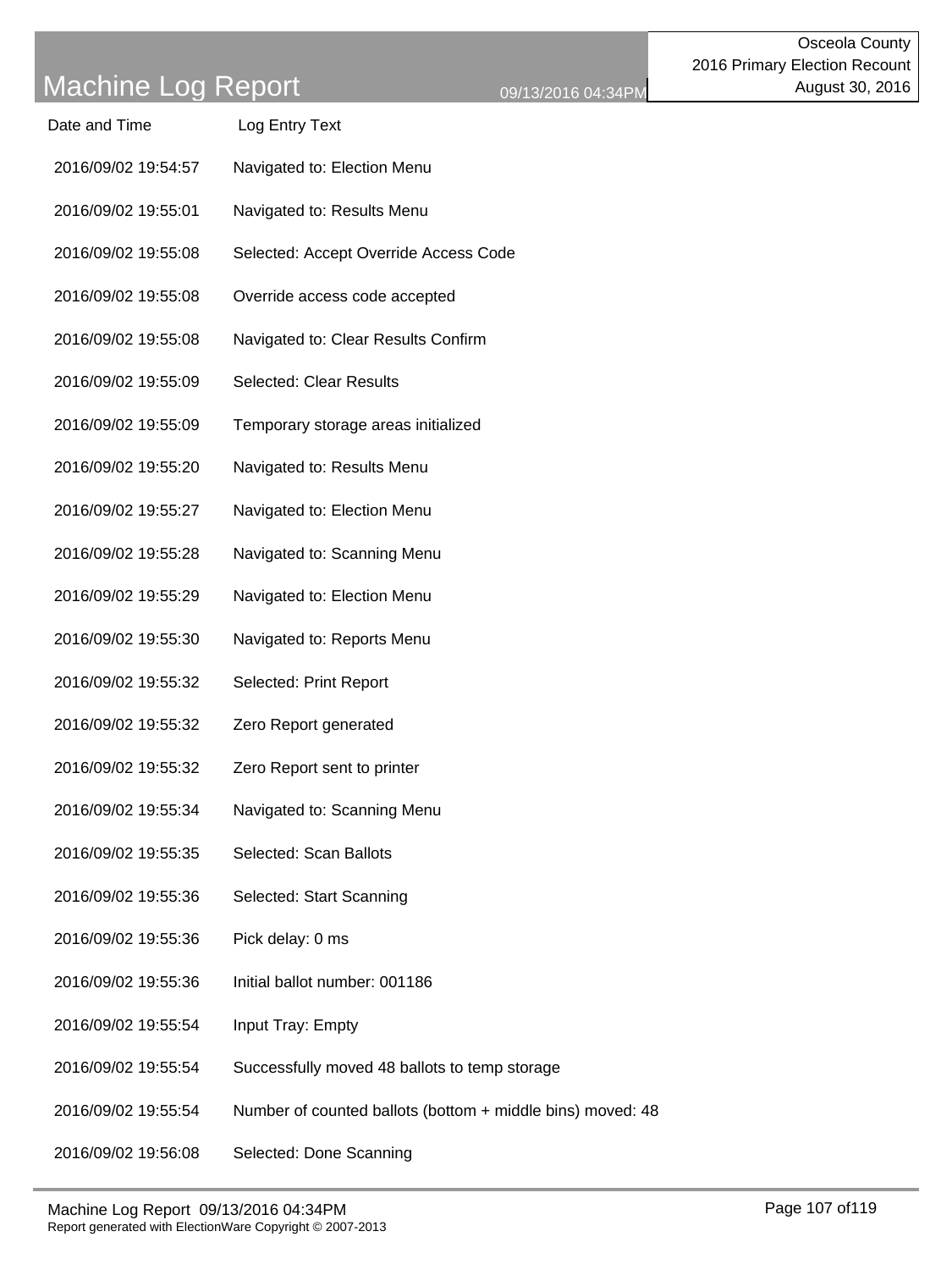# Machine Log Report

09/13/2016 04:34PM

Osceola County
2016 Primary Election Recount
August 30, 2016

| Date and Time | Log Entry Text |
| --- | --- |
| 2016/09/02 19:54:57 | Navigated to: Election Menu |
| 2016/09/02 19:55:01 | Navigated to: Results Menu |
| 2016/09/02 19:55:08 | Selected: Accept Override Access Code |
| 2016/09/02 19:55:08 | Override access code accepted |
| 2016/09/02 19:55:08 | Navigated to: Clear Results Confirm |
| 2016/09/02 19:55:09 | Selected: Clear Results |
| 2016/09/02 19:55:09 | Temporary storage areas initialized |
| 2016/09/02 19:55:20 | Navigated to: Results Menu |
| 2016/09/02 19:55:27 | Navigated to: Election Menu |
| 2016/09/02 19:55:28 | Navigated to: Scanning Menu |
| 2016/09/02 19:55:29 | Navigated to: Election Menu |
| 2016/09/02 19:55:30 | Navigated to: Reports Menu |
| 2016/09/02 19:55:32 | Selected: Print Report |
| 2016/09/02 19:55:32 | Zero Report generated |
| 2016/09/02 19:55:32 | Zero Report sent to printer |
| 2016/09/02 19:55:34 | Navigated to: Scanning Menu |
| 2016/09/02 19:55:35 | Selected: Scan Ballots |
| 2016/09/02 19:55:36 | Selected: Start Scanning |
| 2016/09/02 19:55:36 | Pick delay: 0 ms |
| 2016/09/02 19:55:36 | Initial ballot number: 001186 |
| 2016/09/02 19:55:54 | Input Tray: Empty |
| 2016/09/02 19:55:54 | Successfully moved 48 ballots to temp storage |
| 2016/09/02 19:55:54 | Number of counted ballots (bottom + middle bins) moved: 48 |
| 2016/09/02 19:56:08 | Selected: Done Scanning |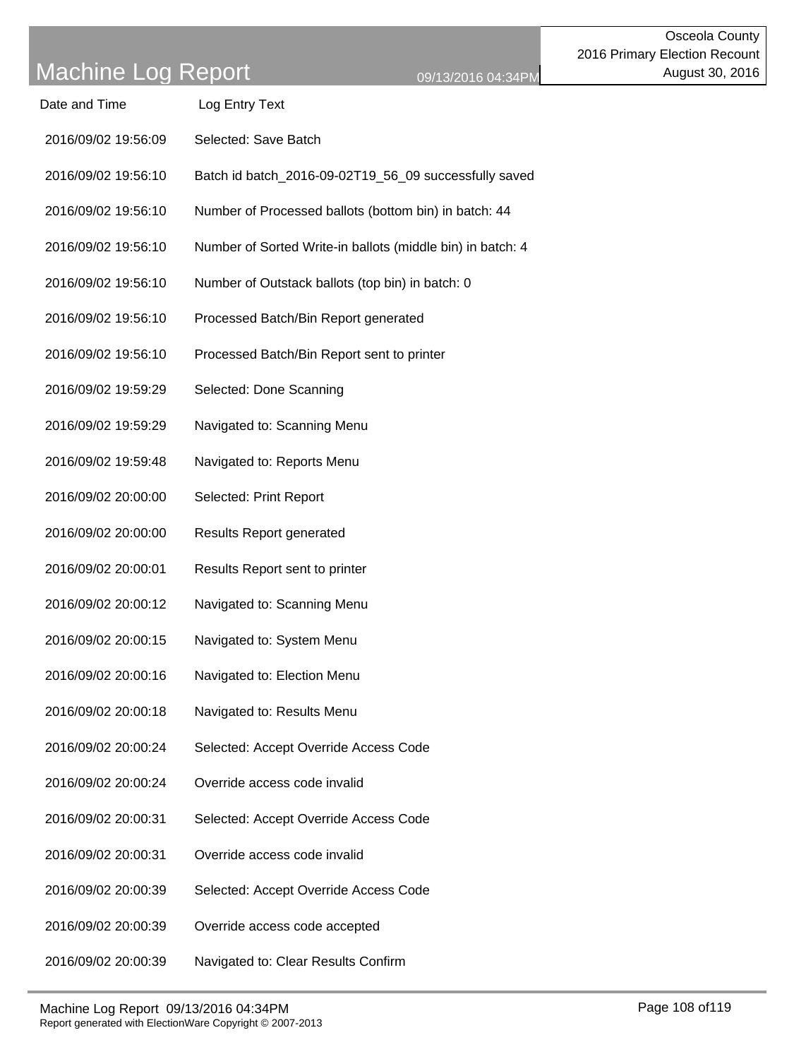# Machine Log Report

09/13/2016 04:34PM

Osceola County
2016 Primary Election Recount
August 30, 2016

| Date and Time | Log Entry Text |
| --- | --- |
| 2016/09/02 19:56:09 | Selected: Save Batch |
| 2016/09/02 19:56:10 | Batch id batch_2016-09-02T19_56_09 successfully saved |
| 2016/09/02 19:56:10 | Number of Processed ballots (bottom bin) in batch: 44 |
| 2016/09/02 19:56:10 | Number of Sorted Write-in ballots (middle bin) in batch: 4 |
| 2016/09/02 19:56:10 | Number of Outstack ballots (top bin) in batch: 0 |
| 2016/09/02 19:56:10 | Processed Batch/Bin Report generated |
| 2016/09/02 19:56:10 | Processed Batch/Bin Report sent to printer |
| 2016/09/02 19:59:29 | Selected: Done Scanning |
| 2016/09/02 19:59:29 | Navigated to: Scanning Menu |
| 2016/09/02 19:59:48 | Navigated to: Reports Menu |
| 2016/09/02 20:00:00 | Selected: Print Report |
| 2016/09/02 20:00:00 | Results Report generated |
| 2016/09/02 20:00:01 | Results Report sent to printer |
| 2016/09/02 20:00:12 | Navigated to: Scanning Menu |
| 2016/09/02 20:00:15 | Navigated to: System Menu |
| 2016/09/02 20:00:16 | Navigated to: Election Menu |
| 2016/09/02 20:00:18 | Navigated to: Results Menu |
| 2016/09/02 20:00:24 | Selected: Accept Override Access Code |
| 2016/09/02 20:00:24 | Override access code invalid |
| 2016/09/02 20:00:31 | Selected: Accept Override Access Code |
| 2016/09/02 20:00:31 | Override access code invalid |
| 2016/09/02 20:00:39 | Selected: Accept Override Access Code |
| 2016/09/02 20:00:39 | Override access code accepted |
| 2016/09/02 20:00:39 | Navigated to: Clear Results Confirm |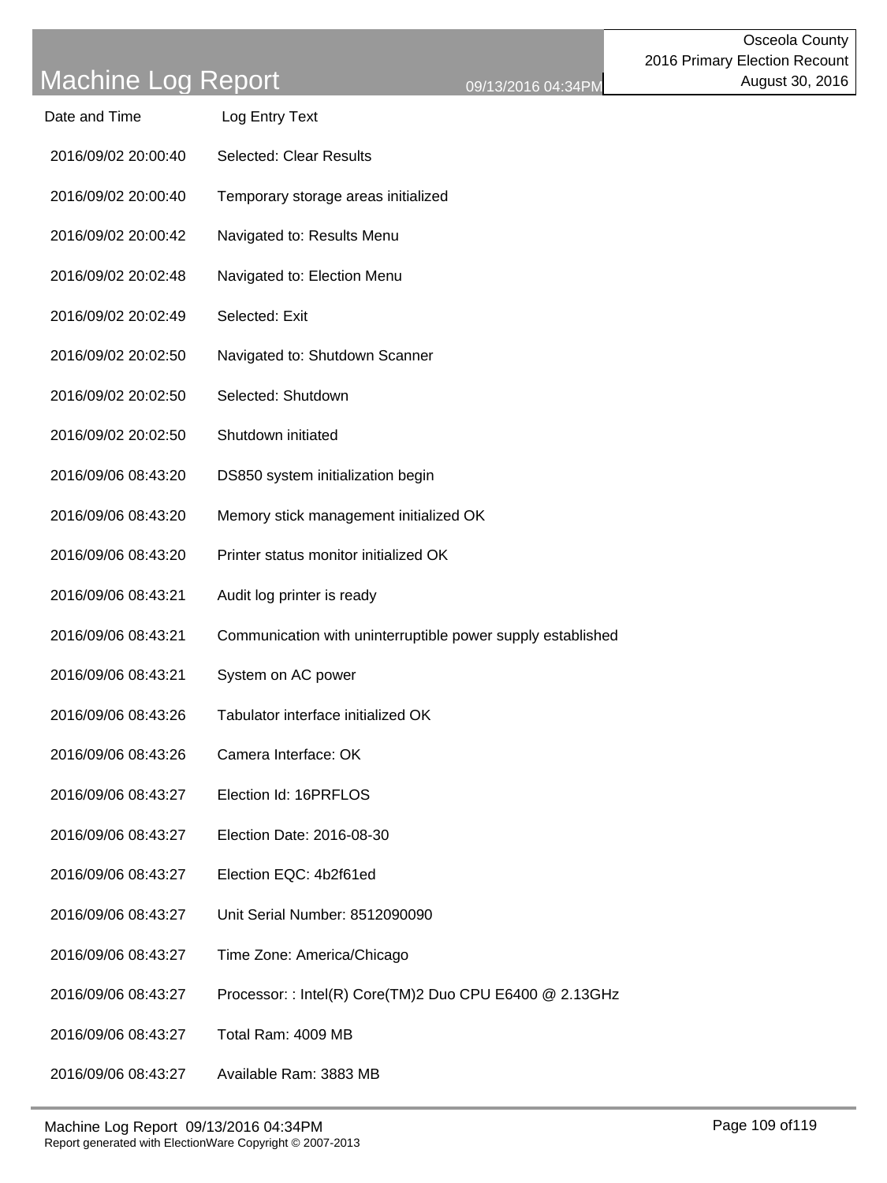| Date and Time | Log Entry Text |
|---|---|
| 2016/09/02 20:00:40 | Selected: Clear Results |
| 2016/09/02 20:00:40 | Temporary storage areas initialized |
| 2016/09/02 20:00:42 | Navigated to: Results Menu |
| 2016/09/02 20:02:48 | Navigated to: Election Menu |
| 2016/09/02 20:02:49 | Selected: Exit |
| 2016/09/02 20:02:50 | Navigated to: Shutdown Scanner |
| 2016/09/02 20:02:50 | Selected: Shutdown |
| 2016/09/02 20:02:50 | Shutdown initiated |
| 2016/09/06 08:43:20 | DS850 system initialization begin |
| 2016/09/06 08:43:20 | Memory stick management initialized OK |
| 2016/09/06 08:43:20 | Printer status monitor initialized OK |
| 2016/09/06 08:43:21 | Audit log printer is ready |
| 2016/09/06 08:43:21 | Communication with uninterruptible power supply established |
| 2016/09/06 08:43:21 | System on AC power |
| 2016/09/06 08:43:26 | Tabulator interface initialized OK |
| 2016/09/06 08:43:26 | Camera Interface: OK |
| 2016/09/06 08:43:27 | Election Id: 16PRFLOS |
| 2016/09/06 08:43:27 | Election Date: 2016-08-30 |
| 2016/09/06 08:43:27 | Election EQC: 4b2f61ed |
| 2016/09/06 08:43:27 | Unit Serial Number: 8512090090 |
| 2016/09/06 08:43:27 | Time Zone: America/Chicago |
| 2016/09/06 08:43:27 | Processor: : Intel(R) Core(TM)2 Duo CPU E6400 @ 2.13GHz |
| 2016/09/06 08:43:27 | Total Ram: 4009 MB |
| 2016/09/06 08:43:27 | Available Ram: 3883 MB |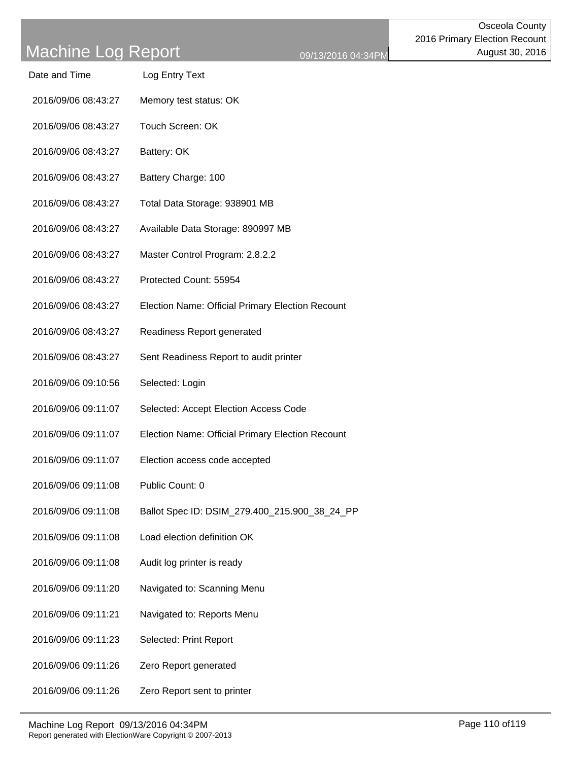# Machine Log Report

09/13/2016 04:34PM

Osceola County
2016 Primary Election Recount
August 30, 2016

| Date and Time | Log Entry Text |
|---|---|
| 2016/09/06 08:43:27 | Memory test status: OK |
| 2016/09/06 08:43:27 | Touch Screen: OK |
| 2016/09/06 08:43:27 | Battery: OK |
| 2016/09/06 08:43:27 | Battery Charge: 100 |
| 2016/09/06 08:43:27 | Total Data Storage: 938901 MB |
| 2016/09/06 08:43:27 | Available Data Storage: 890997 MB |
| 2016/09/06 08:43:27 | Master Control Program: 2.8.2.2 |
| 2016/09/06 08:43:27 | Protected Count: 55954 |
| 2016/09/06 08:43:27 | Election Name: Official Primary Election Recount |
| 2016/09/06 08:43:27 | Readiness Report generated |
| 2016/09/06 08:43:27 | Sent Readiness Report to audit printer |
| 2016/09/06 09:10:56 | Selected: Login |
| 2016/09/06 09:11:07 | Selected: Accept Election Access Code |
| 2016/09/06 09:11:07 | Election Name: Official Primary Election Recount |
| 2016/09/06 09:11:07 | Election access code accepted |
| 2016/09/06 09:11:08 | Public Count: 0 |
| 2016/09/06 09:11:08 | Ballot Spec ID: DSIM_279.400_215.900_38_24_PP |
| 2016/09/06 09:11:08 | Load election definition OK |
| 2016/09/06 09:11:08 | Audit log printer is ready |
| 2016/09/06 09:11:20 | Navigated to: Scanning Menu |
| 2016/09/06 09:11:21 | Navigated to: Reports Menu |
| 2016/09/06 09:11:23 | Selected: Print Report |
| 2016/09/06 09:11:26 | Zero Report generated |
| 2016/09/06 09:11:26 | Zero Report sent to printer |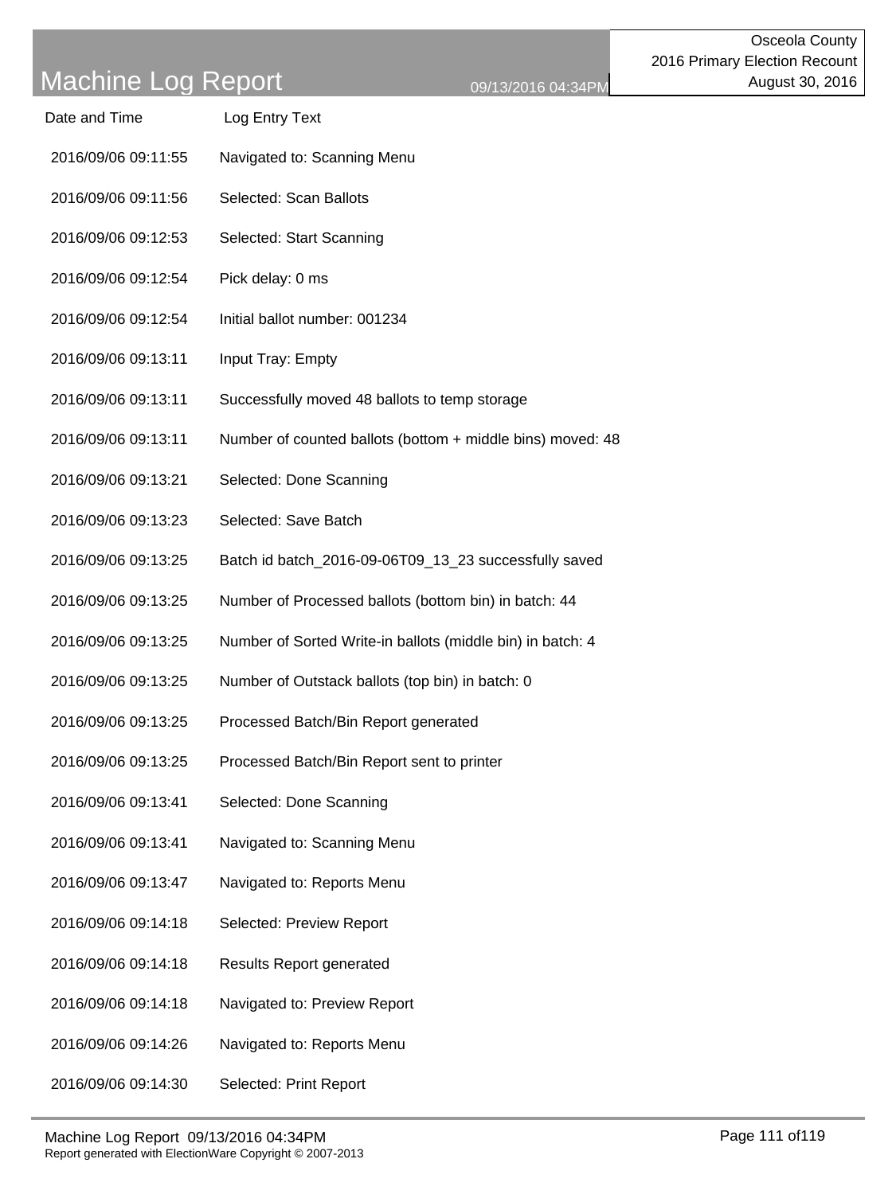# Machine Log Report

Osceola County
2016 Primary Election Recount
August 30, 2016

09/13/2016 04:34PM

| Date and Time | Log Entry Text |
| --- | --- |
| 2016/09/06 09:11:55 | Navigated to: Scanning Menu |
| 2016/09/06 09:11:56 | Selected: Scan Ballots |
| 2016/09/06 09:12:53 | Selected: Start Scanning |
| 2016/09/06 09:12:54 | Pick delay: 0 ms |
| 2016/09/06 09:12:54 | Initial ballot number: 001234 |
| 2016/09/06 09:13:11 | Input Tray: Empty |
| 2016/09/06 09:13:11 | Successfully moved 48 ballots to temp storage |
| 2016/09/06 09:13:11 | Number of counted ballots (bottom + middle bins) moved: 48 |
| 2016/09/06 09:13:21 | Selected: Done Scanning |
| 2016/09/06 09:13:23 | Selected: Save Batch |
| 2016/09/06 09:13:25 | Batch id batch_2016-09-06T09_13_23 successfully saved |
| 2016/09/06 09:13:25 | Number of Processed ballots (bottom bin) in batch: 44 |
| 2016/09/06 09:13:25 | Number of Sorted Write-in ballots (middle bin) in batch: 4 |
| 2016/09/06 09:13:25 | Number of Outstack ballots (top bin) in batch: 0 |
| 2016/09/06 09:13:25 | Processed Batch/Bin Report generated |
| 2016/09/06 09:13:25 | Processed Batch/Bin Report sent to printer |
| 2016/09/06 09:13:41 | Selected: Done Scanning |
| 2016/09/06 09:13:41 | Navigated to: Scanning Menu |
| 2016/09/06 09:13:47 | Navigated to: Reports Menu |
| 2016/09/06 09:14:18 | Selected: Preview Report |
| 2016/09/06 09:14:18 | Results Report generated |
| 2016/09/06 09:14:18 | Navigated to: Preview Report |
| 2016/09/06 09:14:26 | Navigated to: Reports Menu |
| 2016/09/06 09:14:30 | Selected: Print Report |

Report generated with ElectionWare Copyright © 2007-2013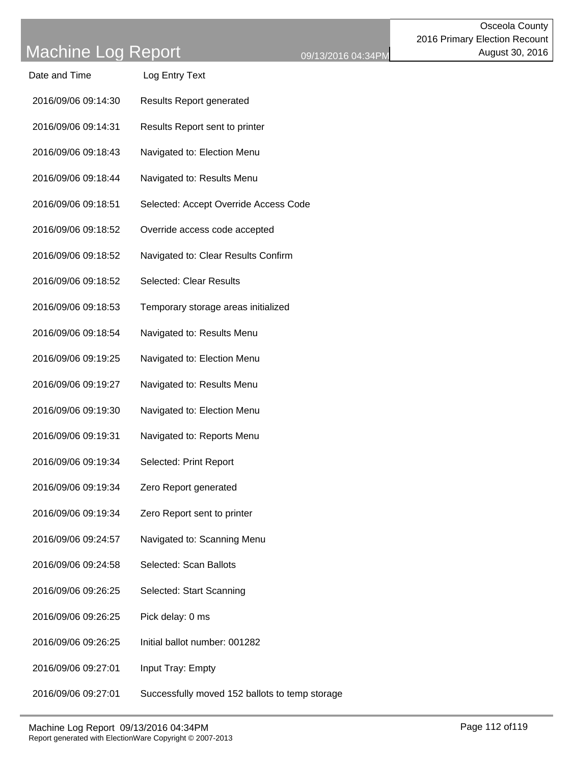# Machine Log Report

09/13/2016 04:34PM

Osceola County
2016 Primary Election Recount
August 30, 2016

| Date and Time | Log Entry Text |
|---|---|
| 2016/09/06 09:14:30 | Results Report generated |
| 2016/09/06 09:14:31 | Results Report sent to printer |
| 2016/09/06 09:18:43 | Navigated to: Election Menu |
| 2016/09/06 09:18:44 | Navigated to: Results Menu |
| 2016/09/06 09:18:51 | Selected: Accept Override Access Code |
| 2016/09/06 09:18:52 | Override access code accepted |
| 2016/09/06 09:18:52 | Navigated to: Clear Results Confirm |
| 2016/09/06 09:18:52 | Selected: Clear Results |
| 2016/09/06 09:18:53 | Temporary storage areas initialized |
| 2016/09/06 09:18:54 | Navigated to: Results Menu |
| 2016/09/06 09:19:25 | Navigated to: Election Menu |
| 2016/09/06 09:19:27 | Navigated to: Results Menu |
| 2016/09/06 09:19:30 | Navigated to: Election Menu |
| 2016/09/06 09:19:31 | Navigated to: Reports Menu |
| 2016/09/06 09:19:34 | Selected: Print Report |
| 2016/09/06 09:19:34 | Zero Report generated |
| 2016/09/06 09:19:34 | Zero Report sent to printer |
| 2016/09/06 09:24:57 | Navigated to: Scanning Menu |
| 2016/09/06 09:24:58 | Selected: Scan Ballots |
| 2016/09/06 09:26:25 | Selected: Start Scanning |
| 2016/09/06 09:26:25 | Pick delay: 0 ms |
| 2016/09/06 09:26:25 | Initial ballot number: 001282 |
| 2016/09/06 09:27:01 | Input Tray: Empty |
| 2016/09/06 09:27:01 | Successfully moved 152 ballots to temp storage |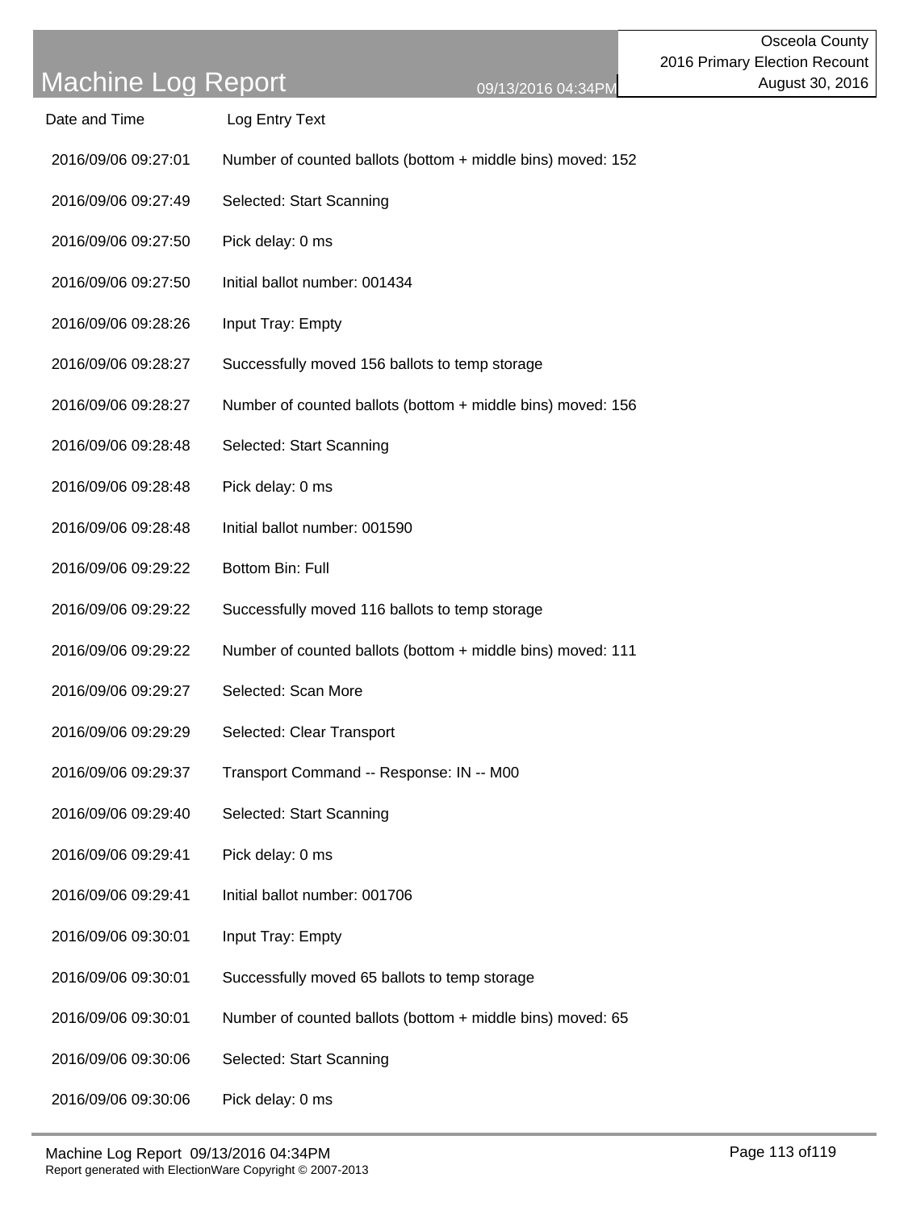# Machine Log Report

Osceola County
2016 Primary Election Recount
August 30, 2016

09/13/2016 04:34PM

| Date and Time | Log Entry Text |
|---|---|
| 2016/09/06 09:27:01 | Number of counted ballots (bottom + middle bins) moved: 152 |
| 2016/09/06 09:27:49 | Selected: Start Scanning |
| 2016/09/06 09:27:50 | Pick delay: 0 ms |
| 2016/09/06 09:27:50 | Initial ballot number: 001434 |
| 2016/09/06 09:28:26 | Input Tray: Empty |
| 2016/09/06 09:28:27 | Successfully moved 156 ballots to temp storage |
| 2016/09/06 09:28:27 | Number of counted ballots (bottom + middle bins) moved: 156 |
| 2016/09/06 09:28:48 | Selected: Start Scanning |
| 2016/09/06 09:28:48 | Pick delay: 0 ms |
| 2016/09/06 09:28:48 | Initial ballot number: 001590 |
| 2016/09/06 09:29:22 | Bottom Bin: Full |
| 2016/09/06 09:29:22 | Successfully moved 116 ballots to temp storage |
| 2016/09/06 09:29:22 | Number of counted ballots (bottom + middle bins) moved: 111 |
| 2016/09/06 09:29:27 | Selected: Scan More |
| 2016/09/06 09:29:29 | Selected: Clear Transport |
| 2016/09/06 09:29:37 | Transport Command -- Response: IN -- M00 |
| 2016/09/06 09:29:40 | Selected: Start Scanning |
| 2016/09/06 09:29:41 | Pick delay: 0 ms |
| 2016/09/06 09:29:41 | Initial ballot number: 001706 |
| 2016/09/06 09:30:01 | Input Tray: Empty |
| 2016/09/06 09:30:01 | Successfully moved 65 ballots to temp storage |
| 2016/09/06 09:30:01 | Number of counted ballots (bottom + middle bins) moved: 65 |
| 2016/09/06 09:30:06 | Selected: Start Scanning |
| 2016/09/06 09:30:06 | Pick delay: 0 ms |

Report generated with ElectionWare Copyright © 2007-2013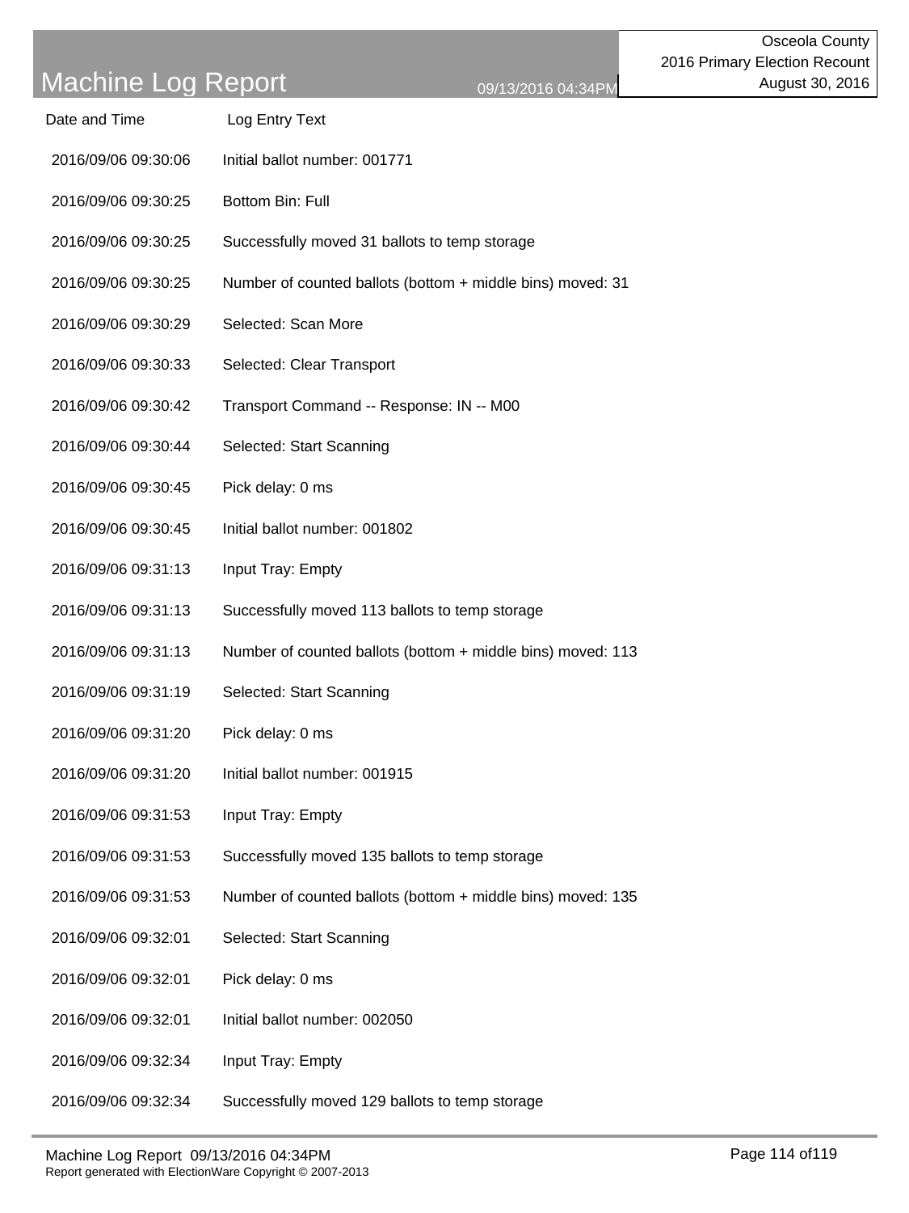# Machine Log Report

09/13/2016 04:34PM

Osceola County
2016 Primary Election Recount
August 30, 2016

| Date and Time | Log Entry Text |
|---|---|
| 2016/09/06 09:30:06 | Initial ballot number: 001771 |
| 2016/09/06 09:30:25 | Bottom Bin: Full |
| 2016/09/06 09:30:25 | Successfully moved 31 ballots to temp storage |
| 2016/09/06 09:30:25 | Number of counted ballots (bottom + middle bins) moved: 31 |
| 2016/09/06 09:30:29 | Selected: Scan More |
| 2016/09/06 09:30:33 | Selected: Clear Transport |
| 2016/09/06 09:30:42 | Transport Command -- Response: IN -- M00 |
| 2016/09/06 09:30:44 | Selected: Start Scanning |
| 2016/09/06 09:30:45 | Pick delay: 0 ms |
| 2016/09/06 09:30:45 | Initial ballot number: 001802 |
| 2016/09/06 09:31:13 | Input Tray: Empty |
| 2016/09/06 09:31:13 | Successfully moved 113 ballots to temp storage |
| 2016/09/06 09:31:13 | Number of counted ballots (bottom + middle bins) moved: 113 |
| 2016/09/06 09:31:19 | Selected: Start Scanning |
| 2016/09/06 09:31:20 | Pick delay: 0 ms |
| 2016/09/06 09:31:20 | Initial ballot number: 001915 |
| 2016/09/06 09:31:53 | Input Tray: Empty |
| 2016/09/06 09:31:53 | Successfully moved 135 ballots to temp storage |
| 2016/09/06 09:31:53 | Number of counted ballots (bottom + middle bins) moved: 135 |
| 2016/09/06 09:32:01 | Selected: Start Scanning |
| 2016/09/06 09:32:01 | Pick delay: 0 ms |
| 2016/09/06 09:32:01 | Initial ballot number: 002050 |
| 2016/09/06 09:32:34 | Input Tray: Empty |
| 2016/09/06 09:32:34 | Successfully moved 129 ballots to temp storage |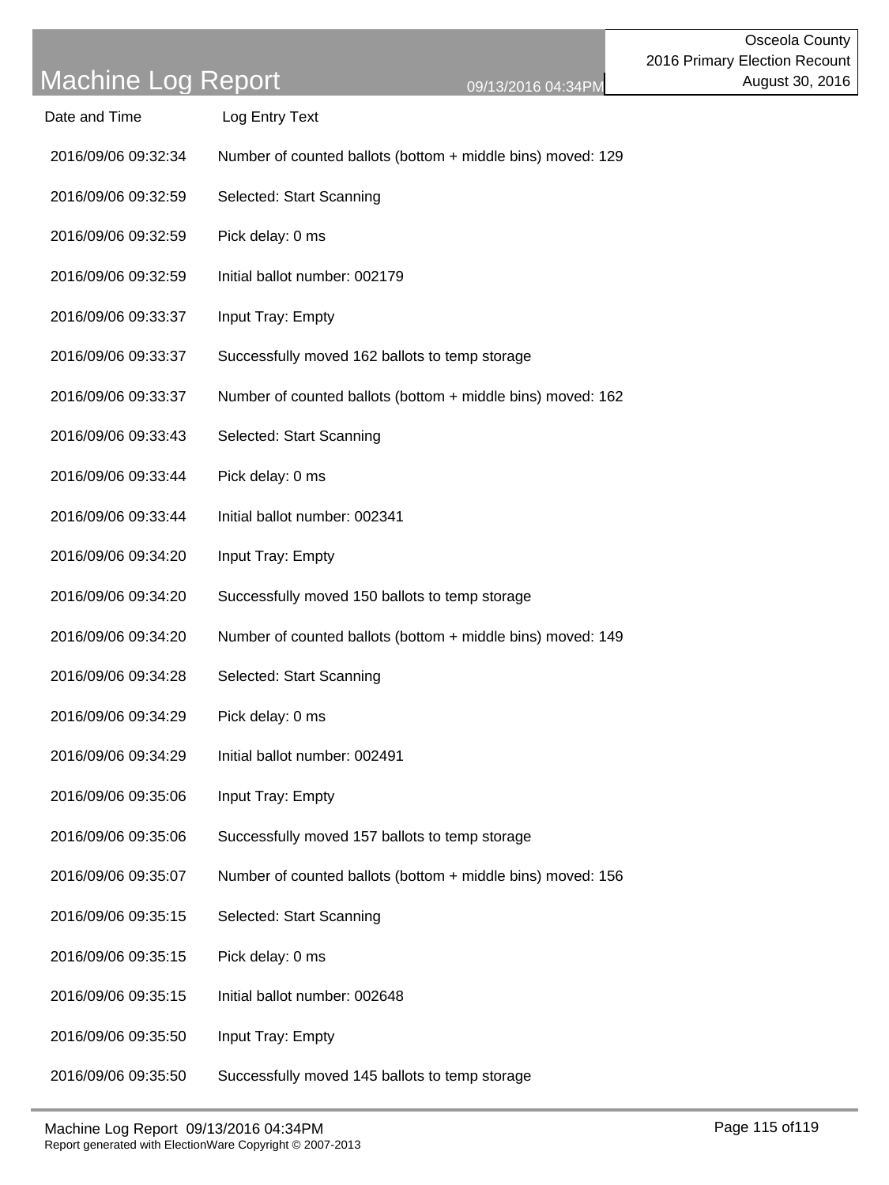| Date and Time | Log Entry Text |
|---|---|
| 2016/09/06 09:32:34 | Number of counted ballots (bottom + middle bins) moved: 129 |
| 2016/09/06 09:32:59 | Selected: Start Scanning |
| 2016/09/06 09:32:59 | Pick delay: 0 ms |
| 2016/09/06 09:32:59 | Initial ballot number: 002179 |
| 2016/09/06 09:33:37 | Input Tray: Empty |
| 2016/09/06 09:33:37 | Successfully moved 162 ballots to temp storage |
| 2016/09/06 09:33:37 | Number of counted ballots (bottom + middle bins) moved: 162 |
| 2016/09/06 09:33:43 | Selected: Start Scanning |
| 2016/09/06 09:33:44 | Pick delay: 0 ms |
| 2016/09/06 09:33:44 | Initial ballot number: 002341 |
| 2016/09/06 09:34:20 | Input Tray: Empty |
| 2016/09/06 09:34:20 | Successfully moved 150 ballots to temp storage |
| 2016/09/06 09:34:20 | Number of counted ballots (bottom + middle bins) moved: 149 |
| 2016/09/06 09:34:28 | Selected: Start Scanning |
| 2016/09/06 09:34:29 | Pick delay: 0 ms |
| 2016/09/06 09:34:29 | Initial ballot number: 002491 |
| 2016/09/06 09:35:06 | Input Tray: Empty |
| 2016/09/06 09:35:06 | Successfully moved 157 ballots to temp storage |
| 2016/09/06 09:35:07 | Number of counted ballots (bottom + middle bins) moved: 156 |
| 2016/09/06 09:35:15 | Selected: Start Scanning |
| 2016/09/06 09:35:15 | Pick delay: 0 ms |
| 2016/09/06 09:35:15 | Initial ballot number: 002648 |
| 2016/09/06 09:35:50 | Input Tray: Empty |
| 2016/09/06 09:35:50 | Successfully moved 145 ballots to temp storage |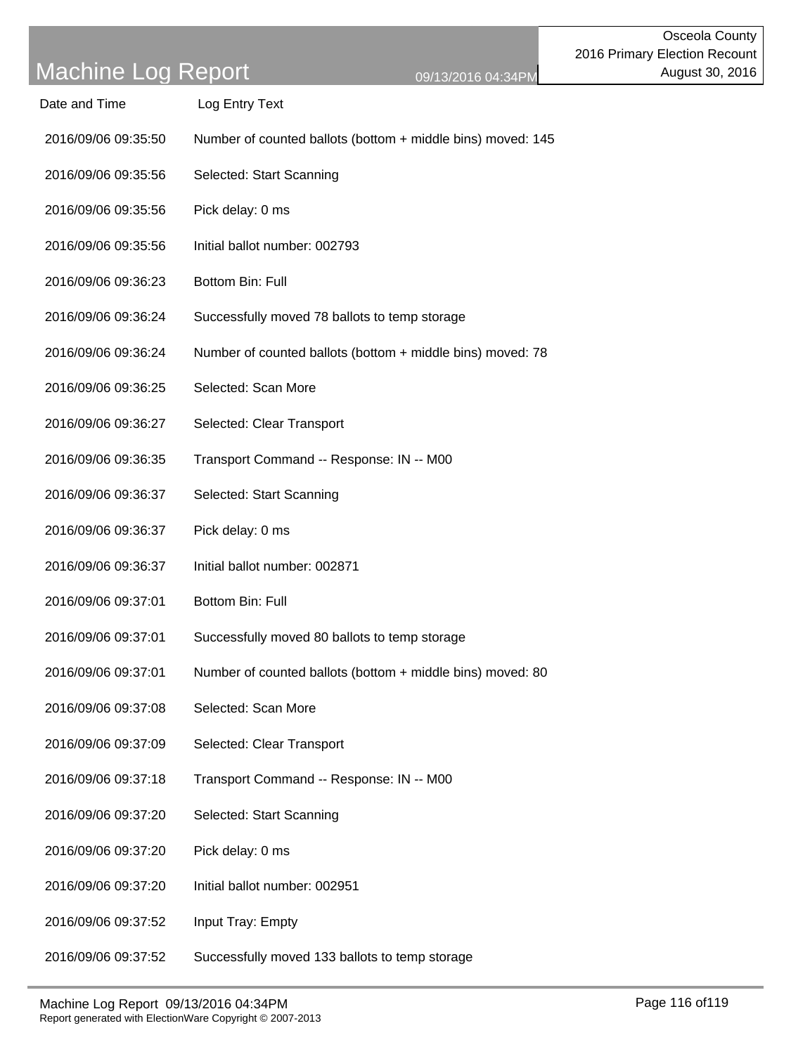# Machine Log Report

09/13/2016 04:34PM

Osceola County
2016 Primary Election Recount
August 30, 2016

| Date and Time | Log Entry Text |
| --- | --- |
| 2016/09/06 09:35:50 | Number of counted ballots (bottom + middle bins) moved: 145 |
| 2016/09/06 09:35:56 | Selected: Start Scanning |
| 2016/09/06 09:35:56 | Pick delay: 0 ms |
| 2016/09/06 09:35:56 | Initial ballot number: 002793 |
| 2016/09/06 09:36:23 | Bottom Bin: Full |
| 2016/09/06 09:36:24 | Successfully moved 78 ballots to temp storage |
| 2016/09/06 09:36:24 | Number of counted ballots (bottom + middle bins) moved: 78 |
| 2016/09/06 09:36:25 | Selected: Scan More |
| 2016/09/06 09:36:27 | Selected: Clear Transport |
| 2016/09/06 09:36:35 | Transport Command -- Response: IN -- M00 |
| 2016/09/06 09:36:37 | Selected: Start Scanning |
| 2016/09/06 09:36:37 | Pick delay: 0 ms |
| 2016/09/06 09:36:37 | Initial ballot number: 002871 |
| 2016/09/06 09:37:01 | Bottom Bin: Full |
| 2016/09/06 09:37:01 | Successfully moved 80 ballots to temp storage |
| 2016/09/06 09:37:01 | Number of counted ballots (bottom + middle bins) moved: 80 |
| 2016/09/06 09:37:08 | Selected: Scan More |
| 2016/09/06 09:37:09 | Selected: Clear Transport |
| 2016/09/06 09:37:18 | Transport Command -- Response: IN -- M00 |
| 2016/09/06 09:37:20 | Selected: Start Scanning |
| 2016/09/06 09:37:20 | Pick delay: 0 ms |
| 2016/09/06 09:37:20 | Initial ballot number: 002951 |
| 2016/09/06 09:37:52 | Input Tray: Empty |
| 2016/09/06 09:37:52 | Successfully moved 133 ballots to temp storage |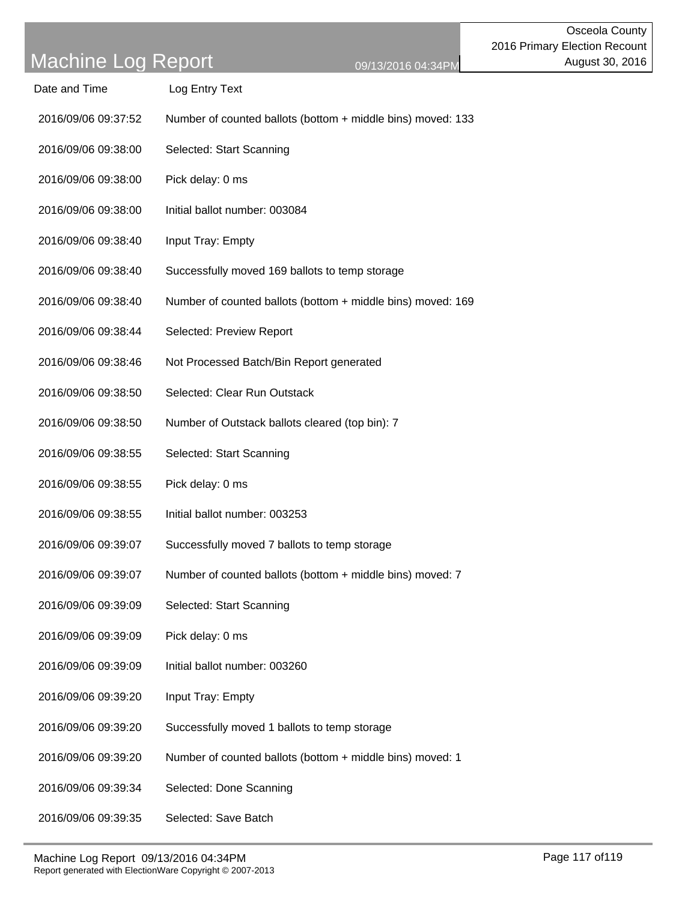# Machine Log Report

09/13/2016 04:34PM

Osceola County
2016 Primary Election Recount
August 30, 2016

| Date and Time | Log Entry Text |
|---|---|
| 2016/09/06 09:37:52 | Number of counted ballots (bottom + middle bins) moved: 133 |
| 2016/09/06 09:38:00 | Selected: Start Scanning |
| 2016/09/06 09:38:00 | Pick delay: 0 ms |
| 2016/09/06 09:38:00 | Initial ballot number: 003084 |
| 2016/09/06 09:38:40 | Input Tray: Empty |
| 2016/09/06 09:38:40 | Successfully moved 169 ballots to temp storage |
| 2016/09/06 09:38:40 | Number of counted ballots (bottom + middle bins) moved: 169 |
| 2016/09/06 09:38:44 | Selected: Preview Report |
| 2016/09/06 09:38:46 | Not Processed Batch/Bin Report generated |
| 2016/09/06 09:38:50 | Selected: Clear Run Outstack |
| 2016/09/06 09:38:50 | Number of Outstack ballots cleared (top bin): 7 |
| 2016/09/06 09:38:55 | Selected: Start Scanning |
| 2016/09/06 09:38:55 | Pick delay: 0 ms |
| 2016/09/06 09:38:55 | Initial ballot number: 003253 |
| 2016/09/06 09:39:07 | Successfully moved 7 ballots to temp storage |
| 2016/09/06 09:39:07 | Number of counted ballots (bottom + middle bins) moved: 7 |
| 2016/09/06 09:39:09 | Selected: Start Scanning |
| 2016/09/06 09:39:09 | Pick delay: 0 ms |
| 2016/09/06 09:39:09 | Initial ballot number: 003260 |
| 2016/09/06 09:39:20 | Input Tray: Empty |
| 2016/09/06 09:39:20 | Successfully moved 1 ballots to temp storage |
| 2016/09/06 09:39:20 | Number of counted ballots (bottom + middle bins) moved: 1 |
| 2016/09/06 09:39:34 | Selected: Done Scanning |
| 2016/09/06 09:39:35 | Selected: Save Batch |

Report generated with ElectionWare Copyright © 2007-2013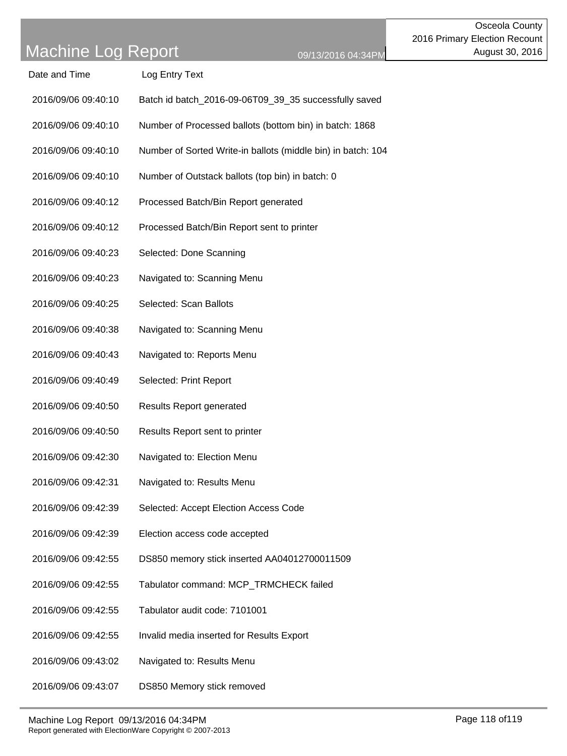# Machine Log Report

09/13/2016 04:34PM

Osceola County
2016 Primary Election Recount
August 30, 2016

| Date and Time | Log Entry Text |
|---|---|
| 2016/09/06 09:40:10 | Batch id batch_2016-09-06T09_39_35 successfully saved |
| 2016/09/06 09:40:10 | Number of Processed ballots (bottom bin) in batch: 1868 |
| 2016/09/06 09:40:10 | Number of Sorted Write-in ballots (middle bin) in batch: 104 |
| 2016/09/06 09:40:10 | Number of Outstack ballots (top bin) in batch: 0 |
| 2016/09/06 09:40:12 | Processed Batch/Bin Report generated |
| 2016/09/06 09:40:12 | Processed Batch/Bin Report sent to printer |
| 2016/09/06 09:40:23 | Selected: Done Scanning |
| 2016/09/06 09:40:23 | Navigated to: Scanning Menu |
| 2016/09/06 09:40:25 | Selected: Scan Ballots |
| 2016/09/06 09:40:38 | Navigated to: Scanning Menu |
| 2016/09/06 09:40:43 | Navigated to: Reports Menu |
| 2016/09/06 09:40:49 | Selected: Print Report |
| 2016/09/06 09:40:50 | Results Report generated |
| 2016/09/06 09:40:50 | Results Report sent to printer |
| 2016/09/06 09:42:30 | Navigated to: Election Menu |
| 2016/09/06 09:42:31 | Navigated to: Results Menu |
| 2016/09/06 09:42:39 | Selected: Accept Election Access Code |
| 2016/09/06 09:42:39 | Election access code accepted |
| 2016/09/06 09:42:55 | DS850 memory stick inserted AA04012700011509 |
| 2016/09/06 09:42:55 | Tabulator command: MCP_TRMCHECK failed |
| 2016/09/06 09:42:55 | Tabulator audit code: 7101001 |
| 2016/09/06 09:42:55 | Invalid media inserted for Results Export |
| 2016/09/06 09:43:02 | Navigated to: Results Menu |
| 2016/09/06 09:43:07 | DS850 Memory stick removed |

Report generated with ElectionWare Copyright © 2007-2013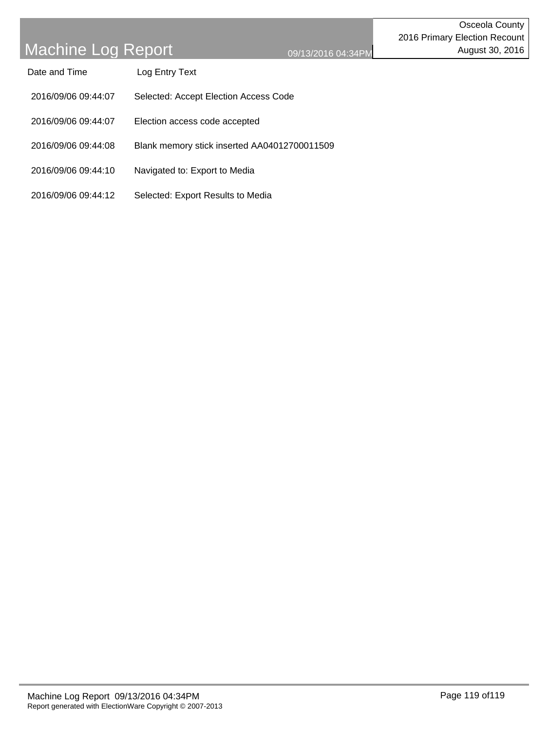# Machine Log Report

09/13/2016 04:34PM

Osceola County
2016 Primary Election Recount
August 30, 2016

| Date and Time | Log Entry Text |
|---|---|
| 2016/09/06 09:44:07 | Selected: Accept Election Access Code |
| 2016/09/06 09:44:07 | Election access code accepted |
| 2016/09/06 09:44:08 | Blank memory stick inserted AA04012700011509 |
| 2016/09/06 09:44:10 | Navigated to: Export to Media |
| 2016/09/06 09:44:12 | Selected: Export Results to Media |